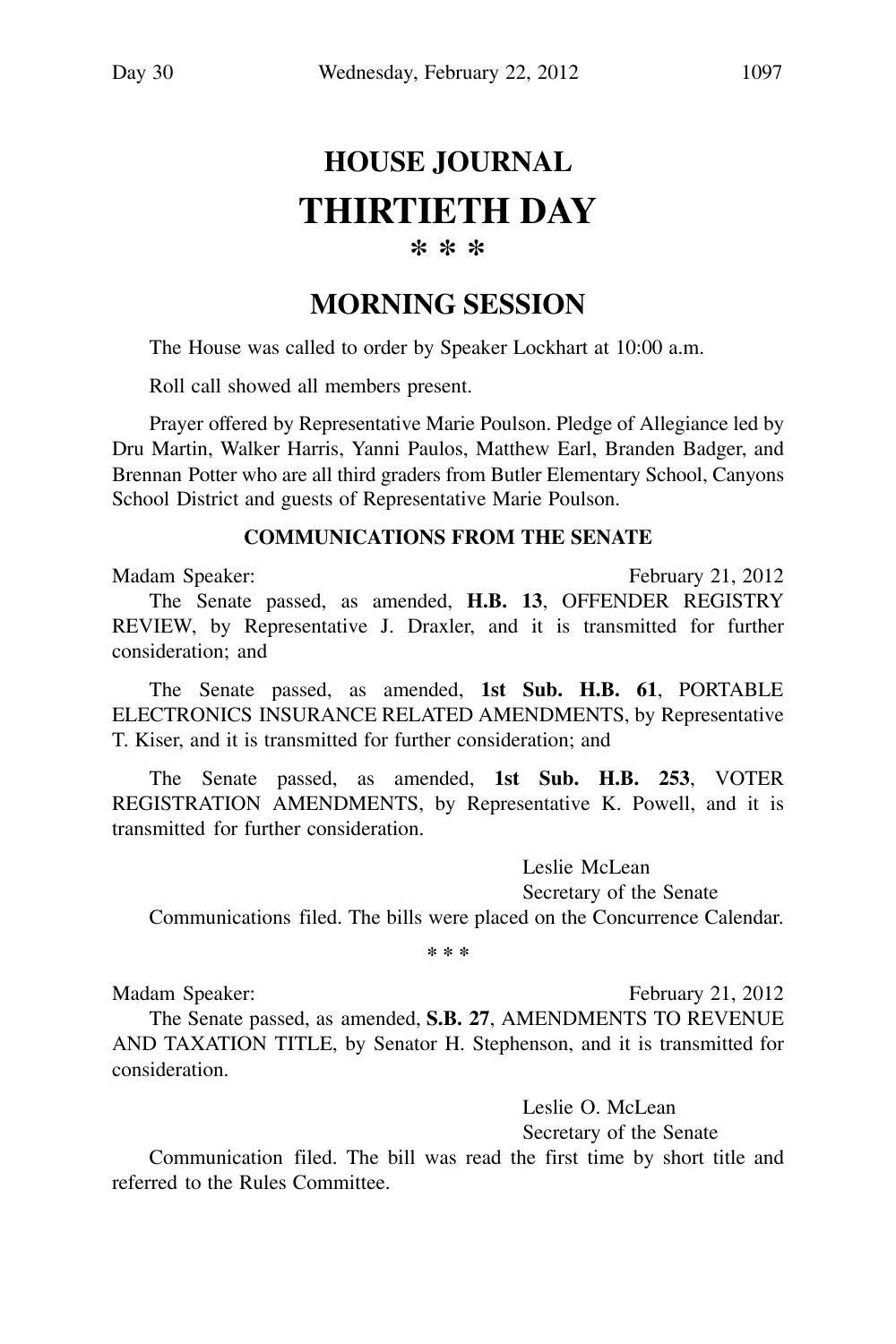# HOUSE JOURNAL

# THIRTIETH DAY

\* \* \*

## MORNING SESSION

The House was called to order by Speaker Lockhart at 10:00 a.m.

Roll call showed all members present.

Prayer offered by Representative Marie Poulson. Pledge of Allegiance led by Dru Martin, Walker Harris, Yanni Paulos, Matthew Earl, Branden Badger, and Brennan Potter who are all third graders from Butler Elementary School, Canyons School District and guests of Representative Marie Poulson.

### COMMUNICATIONS FROM THE SENATE

Madam Speaker: February 21, 2012

The Senate passed, as amended, **H.B. 13**, OFFENDER REGISTRY REVIEW, by Representative J. Draxler, and it is transmitted for further consideration; and

The Senate passed, as amended, **1st Sub. H.B. 61**, PORTABLE ELECTRONICS INSURANCE RELATED AMENDMENTS, by Representative T. Kiser, and it is transmitted for further consideration; and

The Senate passed, as amended, **1st Sub. H.B. 253**, VOTER REGISTRATION AMENDMENTS, by Representative K. Powell, and it is transmitted for further consideration.

Leslie McLean
Secretary of the Senate

Communications filed. The bills were placed on the Concurrence Calendar.

\* \* \*

Madam Speaker: February 21, 2012

The Senate passed, as amended, **S.B. 27**, AMENDMENTS TO REVENUE AND TAXATION TITLE, by Senator H. Stephenson, and it is transmitted for consideration.

Leslie O. McLean
Secretary of the Senate

Communication filed. The bill was read the first time by short title and referred to the Rules Committee.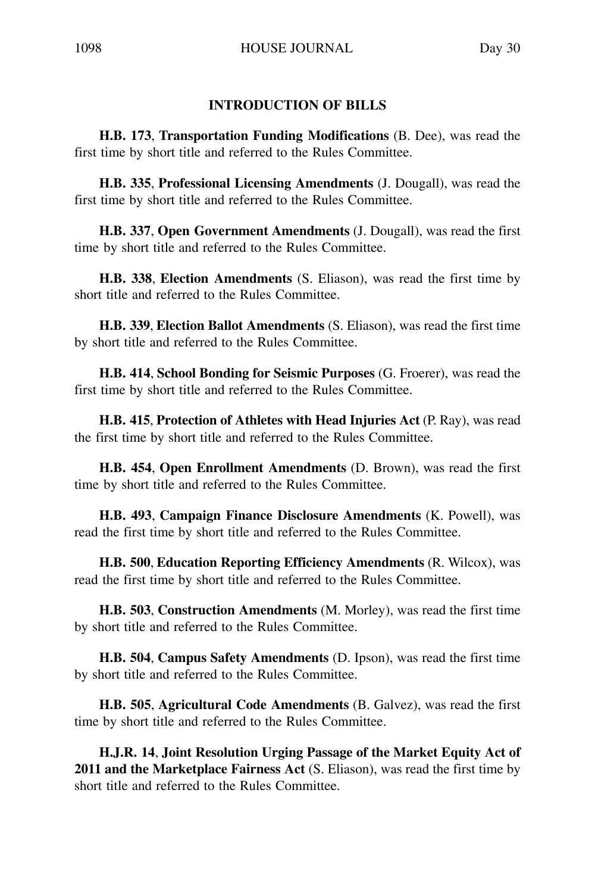## INTRODUCTION OF BILLS

**H.B. 173**, **Transportation Funding Modifications** (B. Dee), was read the first time by short title and referred to the Rules Committee.

**H.B. 335**, **Professional Licensing Amendments** (J. Dougall), was read the first time by short title and referred to the Rules Committee.

**H.B. 337**, **Open Government Amendments** (J. Dougall), was read the first time by short title and referred to the Rules Committee.

**H.B. 338**, **Election Amendments** (S. Eliason), was read the first time by short title and referred to the Rules Committee.

**H.B. 339**, **Election Ballot Amendments** (S. Eliason), was read the first time by short title and referred to the Rules Committee.

**H.B. 414**, **School Bonding for Seismic Purposes** (G. Froerer), was read the first time by short title and referred to the Rules Committee.

**H.B. 415**, **Protection of Athletes with Head Injuries Act** (P. Ray), was read the first time by short title and referred to the Rules Committee.

**H.B. 454**, **Open Enrollment Amendments** (D. Brown), was read the first time by short title and referred to the Rules Committee.

**H.B. 493**, **Campaign Finance Disclosure Amendments** (K. Powell), was read the first time by short title and referred to the Rules Committee.

**H.B. 500**, **Education Reporting Efficiency Amendments** (R. Wilcox), was read the first time by short title and referred to the Rules Committee.

**H.B. 503**, **Construction Amendments** (M. Morley), was read the first time by short title and referred to the Rules Committee.

**H.B. 504**, **Campus Safety Amendments** (D. Ipson), was read the first time by short title and referred to the Rules Committee.

**H.B. 505**, **Agricultural Code Amendments** (B. Galvez), was read the first time by short title and referred to the Rules Committee.

**H.J.R. 14**, **Joint Resolution Urging Passage of the Market Equity Act of 2011 and the Marketplace Fairness Act** (S. Eliason), was read the first time by short title and referred to the Rules Committee.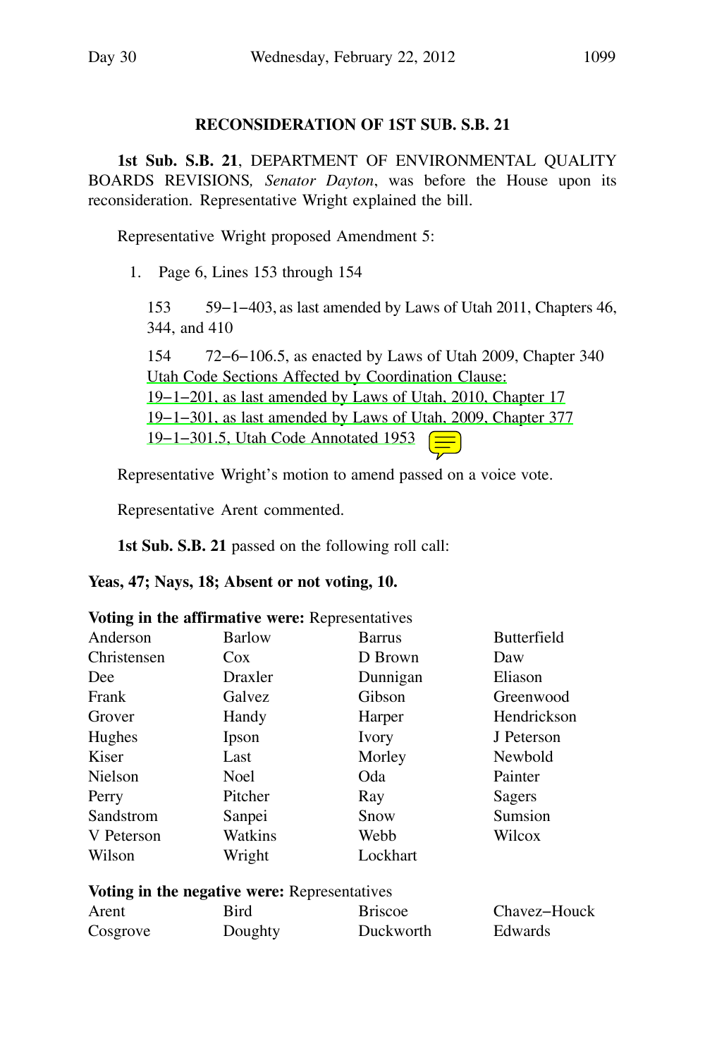## RECONSIDERATION OF 1ST SUB. S.B. 21

**1st Sub. S.B. 21**, DEPARTMENT OF ENVIRONMENTAL QUALITY BOARDS REVISIONS, *Senator Dayton*, was before the House upon its reconsideration. Representative Wright explained the bill.

Representative Wright proposed Amendment 5:

1. Page 6, Lines 153 through 154

   153 59−1−403, as last amended by Laws of Utah 2011, Chapters 46, 344, and 410

   154 72−6−106.5, as enacted by Laws of Utah 2009, Chapter 340
   Utah Code Sections Affected by Coordination Clause:
   19−1−201, as last amended by Laws of Utah, 2010, Chapter 17
   19−1−301, as last amended by Laws of Utah, 2009, Chapter 377
   19−1−301.5, Utah Code Annotated 1953

Representative Wright's motion to amend passed on a voice vote.

Representative Arent commented.

**1st Sub. S.B. 21** passed on the following roll call:

**Yeas, 47; Nays, 18; Absent or not voting, 10.**

**Voting in the affirmative were:** Representatives

| | | | |
|---|---|---|---|
| Anderson | Barlow | Barrus | Butterfield |
| Christensen | Cox | D Brown | Daw |
| Dee | Draxler | Dunnigan | Eliason |
| Frank | Galvez | Gibson | Greenwood |
| Grover | Handy | Harper | Hendrickson |
| Hughes | Ipson | Ivory | J Peterson |
| Kiser | Last | Morley | Newbold |
| Nielson | Noel | Oda | Painter |
| Perry | Pitcher | Ray | Sagers |
| Sandstrom | Sanpei | Snow | Sumsion |
| V Peterson | Watkins | Webb | Wilcox |
| Wilson | Wright | Lockhart | |

**Voting in the negative were:** Representatives

| | | | |
|---|---|---|---|
| Arent | Bird | Briscoe | Chavez−Houck |
| Cosgrove | Doughty | Duckworth | Edwards |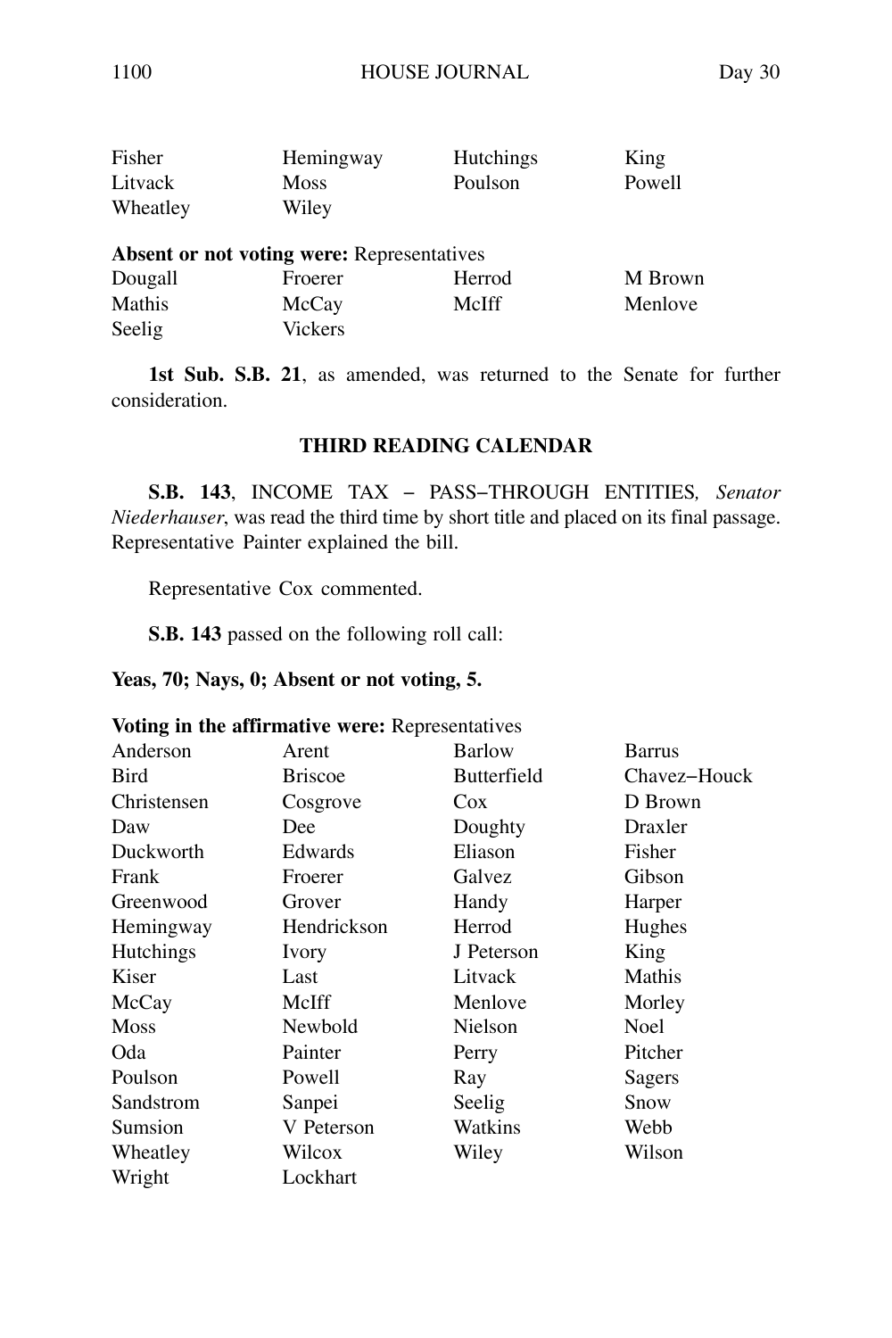| | | | |
|---|---|---|---|
| Fisher | Hemingway | Hutchings | King |
| Litvack | Moss | Poulson | Powell |
| Wheatley | Wiley | | |

**Absent or not voting were:** Representatives

| | | | |
|---|---|---|---|
| Dougall | Froerer | Herrod | M Brown |
| Mathis | McCay | McIff | Menlove |
| Seelig | Vickers | | |

**1st Sub. S.B. 21**, as amended, was returned to the Senate for further consideration.

## THIRD READING CALENDAR

**S.B. 143**, INCOME TAX – PASS–THROUGH ENTITIES, *Senator Niederhauser*, was read the third time by short title and placed on its final passage. Representative Painter explained the bill.

Representative Cox commented.

**S.B. 143** passed on the following roll call:

**Yeas, 70; Nays, 0; Absent or not voting, 5.**

**Voting in the affirmative were:** Representatives

| | | | |
|---|---|---|---|
| Anderson | Arent | Barlow | Barrus |
| Bird | Briscoe | Butterfield | Chavez–Houck |
| Christensen | Cosgrove | Cox | D Brown |
| Daw | Dee | Doughty | Draxler |
| Duckworth | Edwards | Eliason | Fisher |
| Frank | Froerer | Galvez | Gibson |
| Greenwood | Grover | Handy | Harper |
| Hemingway | Hendrickson | Herrod | Hughes |
| Hutchings | Ivory | J Peterson | King |
| Kiser | Last | Litvack | Mathis |
| McCay | McIff | Menlove | Morley |
| Moss | Newbold | Nielson | Noel |
| Oda | Painter | Perry | Pitcher |
| Poulson | Powell | Ray | Sagers |
| Sandstrom | Sanpei | Seelig | Snow |
| Sumsion | V Peterson | Watkins | Webb |
| Wheatley | Wilcox | Wiley | Wilson |
| Wright | Lockhart | | |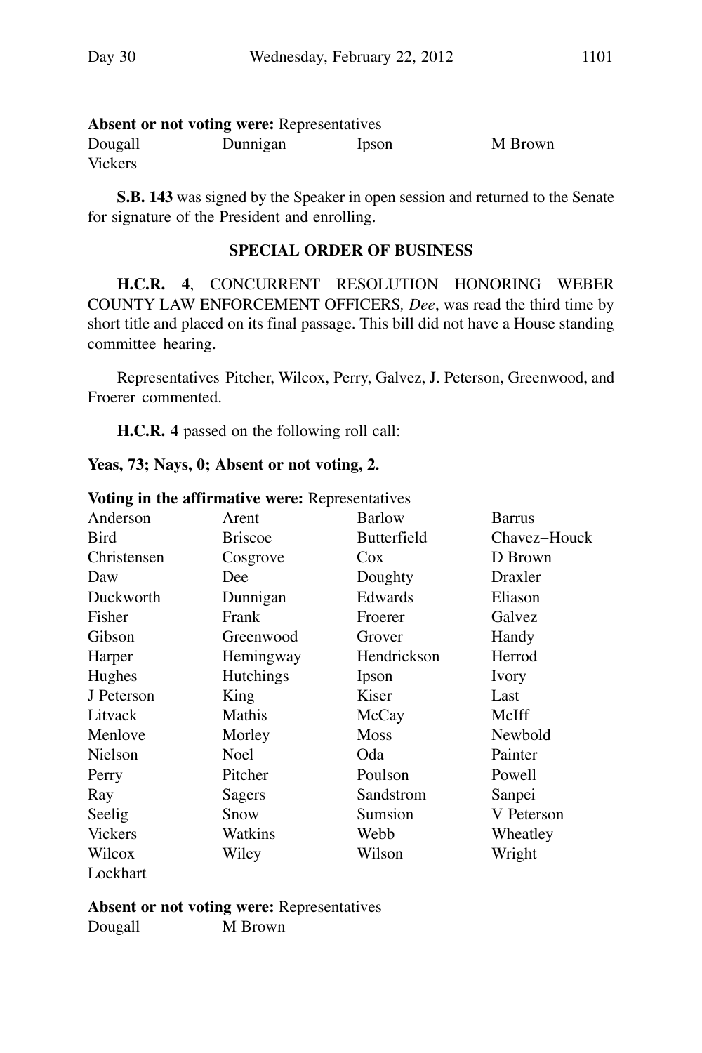**Absent or not voting were:** Representatives

| | | | |
|---|---|---|---|
| Dougall | Dunnigan | Ipson | M Brown |
| Vickers | | | |

**S.B. 143** was signed by the Speaker in open session and returned to the Senate for signature of the President and enrolling.

**SPECIAL ORDER OF BUSINESS**

**H.C.R. 4**, CONCURRENT RESOLUTION HONORING WEBER COUNTY LAW ENFORCEMENT OFFICERS, *Dee*, was read the third time by short title and placed on its final passage. This bill did not have a House standing committee hearing.

Representatives Pitcher, Wilcox, Perry, Galvez, J. Peterson, Greenwood, and Froerer commented.

**H.C.R. 4** passed on the following roll call:

**Yeas, 73; Nays, 0; Absent or not voting, 2.**

**Voting in the affirmative were:** Representatives

| | | | |
|---|---|---|---|
| Anderson | Arent | Barlow | Barrus |
| Bird | Briscoe | Butterfield | Chavez−Houck |
| Christensen | Cosgrove | Cox | D Brown |
| Daw | Dee | Doughty | Draxler |
| Duckworth | Dunnigan | Edwards | Eliason |
| Fisher | Frank | Froerer | Galvez |
| Gibson | Greenwood | Grover | Handy |
| Harper | Hemingway | Hendrickson | Herrod |
| Hughes | Hutchings | Ipson | Ivory |
| J Peterson | King | Kiser | Last |
| Litvack | Mathis | McCay | McIff |
| Menlove | Morley | Moss | Newbold |
| Nielson | Noel | Oda | Painter |
| Perry | Pitcher | Poulson | Powell |
| Ray | Sagers | Sandstrom | Sanpei |
| Seelig | Snow | Sumsion | V Peterson |
| Vickers | Watkins | Webb | Wheatley |
| Wilcox | Wiley | Wilson | Wright |
| Lockhart | | | |

**Absent or not voting were:** Representatives

| | |
|---|---|
| Dougall | M Brown |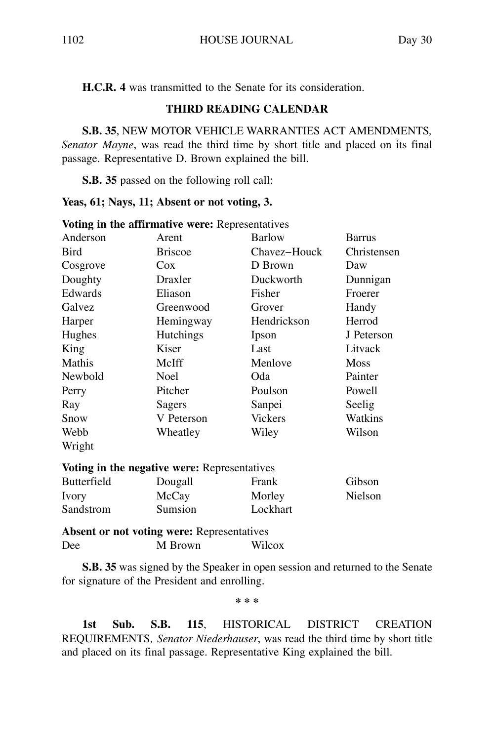**H.C.R. 4** was transmitted to the Senate for its consideration.

## THIRD READING CALENDAR

**S.B. 35**, NEW MOTOR VEHICLE WARRANTIES ACT AMENDMENTS, *Senator Mayne*, was read the third time by short title and placed on its final passage. Representative D. Brown explained the bill.

**S.B. 35** passed on the following roll call:

**Yeas, 61; Nays, 11; Absent or not voting, 3.**

**Voting in the affirmative were:** Representatives

| | | | |
|---|---|---|---|
| Anderson | Arent | Barlow | Barrus |
| Bird | Briscoe | Chavez−Houck | Christensen |
| Cosgrove | Cox | D Brown | Daw |
| Doughty | Draxler | Duckworth | Dunnigan |
| Edwards | Eliason | Fisher | Froerer |
| Galvez | Greenwood | Grover | Handy |
| Harper | Hemingway | Hendrickson | Herrod |
| Hughes | Hutchings | Ipson | J Peterson |
| King | Kiser | Last | Litvack |
| Mathis | McIff | Menlove | Moss |
| Newbold | Noel | Oda | Painter |
| Perry | Pitcher | Poulson | Powell |
| Ray | Sagers | Sanpei | Seelig |
| Snow | V Peterson | Vickers | Watkins |
| Webb | Wheatley | Wiley | Wilson |
| Wright | | | |

**Voting in the negative were:** Representatives

| | | | |
|---|---|---|---|
| Butterfield | Dougall | Frank | Gibson |
| Ivory | McCay | Morley | Nielson |
| Sandstrom | Sumsion | Lockhart | |

**Absent or not voting were:** Representatives

| | | |
|---|---|---|
| Dee | M Brown | Wilcox |

**S.B. 35** was signed by the Speaker in open session and returned to the Senate for signature of the President and enrolling.

\* \* \*

**1st Sub. S.B. 115**, HISTORICAL DISTRICT CREATION REQUIREMENTS, *Senator Niederhauser*, was read the third time by short title and placed on its final passage. Representative King explained the bill.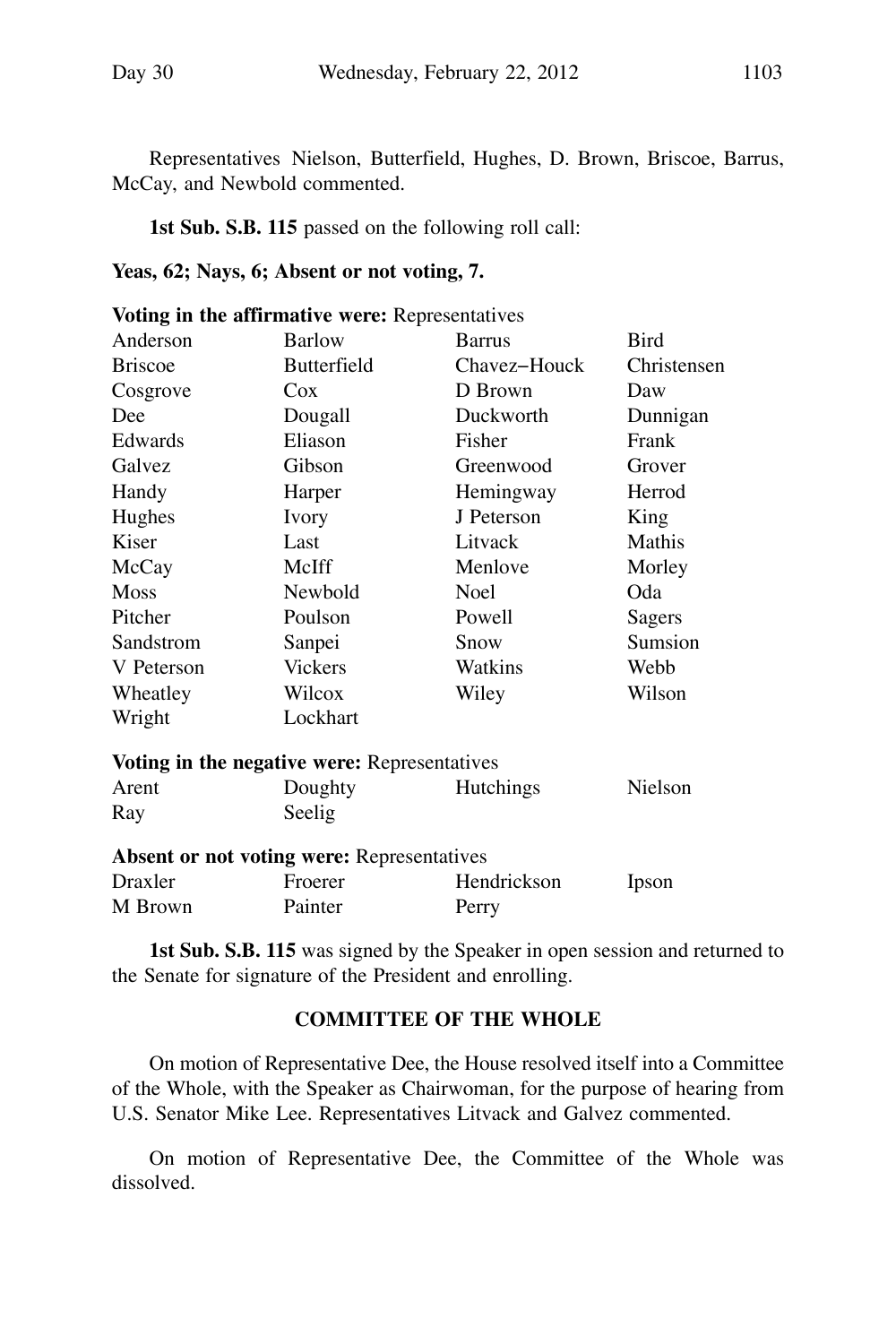Representatives Nielson, Butterfield, Hughes, D. Brown, Briscoe, Barrus, McCay, and Newbold commented.

**1st Sub. S.B. 115** passed on the following roll call:

**Yeas, 62; Nays, 6; Absent or not voting, 7.**

**Voting in the affirmative were:** Representatives

| | | | |
|---|---|---|---|
| Anderson | Barlow | Barrus | Bird |
| Briscoe | Butterfield | Chavez−Houck | Christensen |
| Cosgrove | Cox | D Brown | Daw |
| Dee | Dougall | Duckworth | Dunnigan |
| Edwards | Eliason | Fisher | Frank |
| Galvez | Gibson | Greenwood | Grover |
| Handy | Harper | Hemingway | Herrod |
| Hughes | Ivory | J Peterson | King |
| Kiser | Last | Litvack | Mathis |
| McCay | McIff | Menlove | Morley |
| Moss | Newbold | Noel | Oda |
| Pitcher | Poulson | Powell | Sagers |
| Sandstrom | Sanpei | Snow | Sumsion |
| V Peterson | Vickers | Watkins | Webb |
| Wheatley | Wilcox | Wiley | Wilson |
| Wright | Lockhart | | |

**Voting in the negative were:** Representatives

| | | | |
|---|---|---|---|
| Arent | Doughty | Hutchings | Nielson |
| Ray | Seelig | | |

**Absent or not voting were:** Representatives

| | | | |
|---|---|---|---|
| Draxler | Froerer | Hendrickson | Ipson |
| M Brown | Painter | Perry | |

**1st Sub. S.B. 115** was signed by the Speaker in open session and returned to the Senate for signature of the President and enrolling.

## COMMITTEE OF THE WHOLE

On motion of Representative Dee, the House resolved itself into a Committee of the Whole, with the Speaker as Chairwoman, for the purpose of hearing from U.S. Senator Mike Lee. Representatives Litvack and Galvez commented.

On motion of Representative Dee, the Committee of the Whole was dissolved.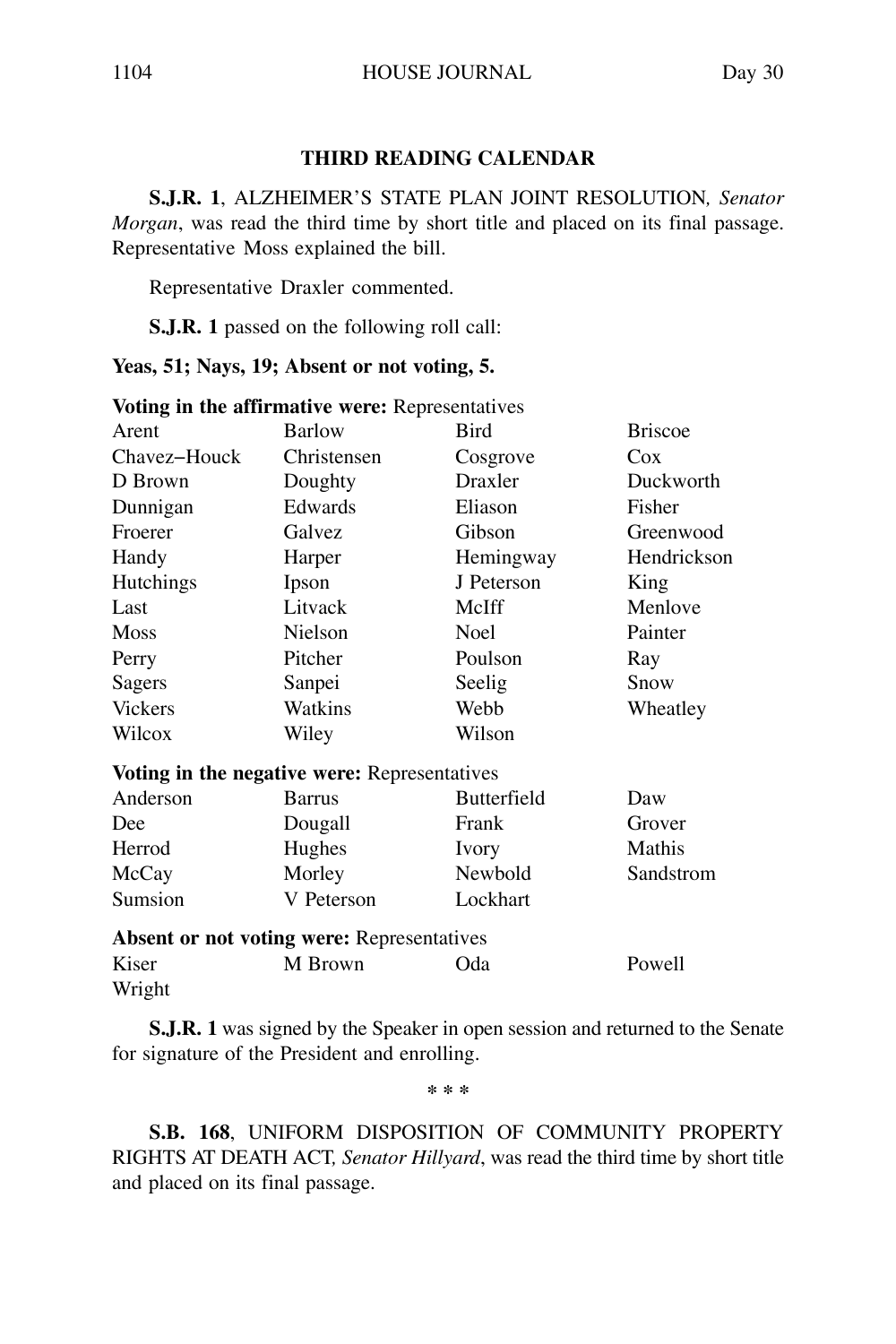## THIRD READING CALENDAR

**S.J.R. 1**, ALZHEIMER'S STATE PLAN JOINT RESOLUTION, *Senator Morgan*, was read the third time by short title and placed on its final passage. Representative Moss explained the bill.

Representative Draxler commented.

**S.J.R. 1** passed on the following roll call:

**Yeas, 51; Nays, 19; Absent or not voting, 5.**

**Voting in the affirmative were:** Representatives

| | | | |
|---|---|---|---|
| Arent | Barlow | Bird | Briscoe |
| Chavez−Houck | Christensen | Cosgrove | Cox |
| D Brown | Doughty | Draxler | Duckworth |
| Dunnigan | Edwards | Eliason | Fisher |
| Froerer | Galvez | Gibson | Greenwood |
| Handy | Harper | Hemingway | Hendrickson |
| Hutchings | Ipson | J Peterson | King |
| Last | Litvack | McIff | Menlove |
| Moss | Nielson | Noel | Painter |
| Perry | Pitcher | Poulson | Ray |
| Sagers | Sanpei | Seelig | Snow |
| Vickers | Watkins | Webb | Wheatley |
| Wilcox | Wiley | Wilson | |

**Voting in the negative were:** Representatives

| | | | |
|---|---|---|---|
| Anderson | Barrus | Butterfield | Daw |
| Dee | Dougall | Frank | Grover |
| Herrod | Hughes | Ivory | Mathis |
| McCay | Morley | Newbold | Sandstrom |
| Sumsion | V Peterson | Lockhart | |

**Absent or not voting were:** Representatives

| | | | |
|---|---|---|---|
| Kiser | M Brown | Oda | Powell |
| Wright | | | |

**S.J.R. 1** was signed by the Speaker in open session and returned to the Senate for signature of the President and enrolling.

* * *

**S.B. 168**, UNIFORM DISPOSITION OF COMMUNITY PROPERTY RIGHTS AT DEATH ACT, *Senator Hillyard*, was read the third time by short title and placed on its final passage.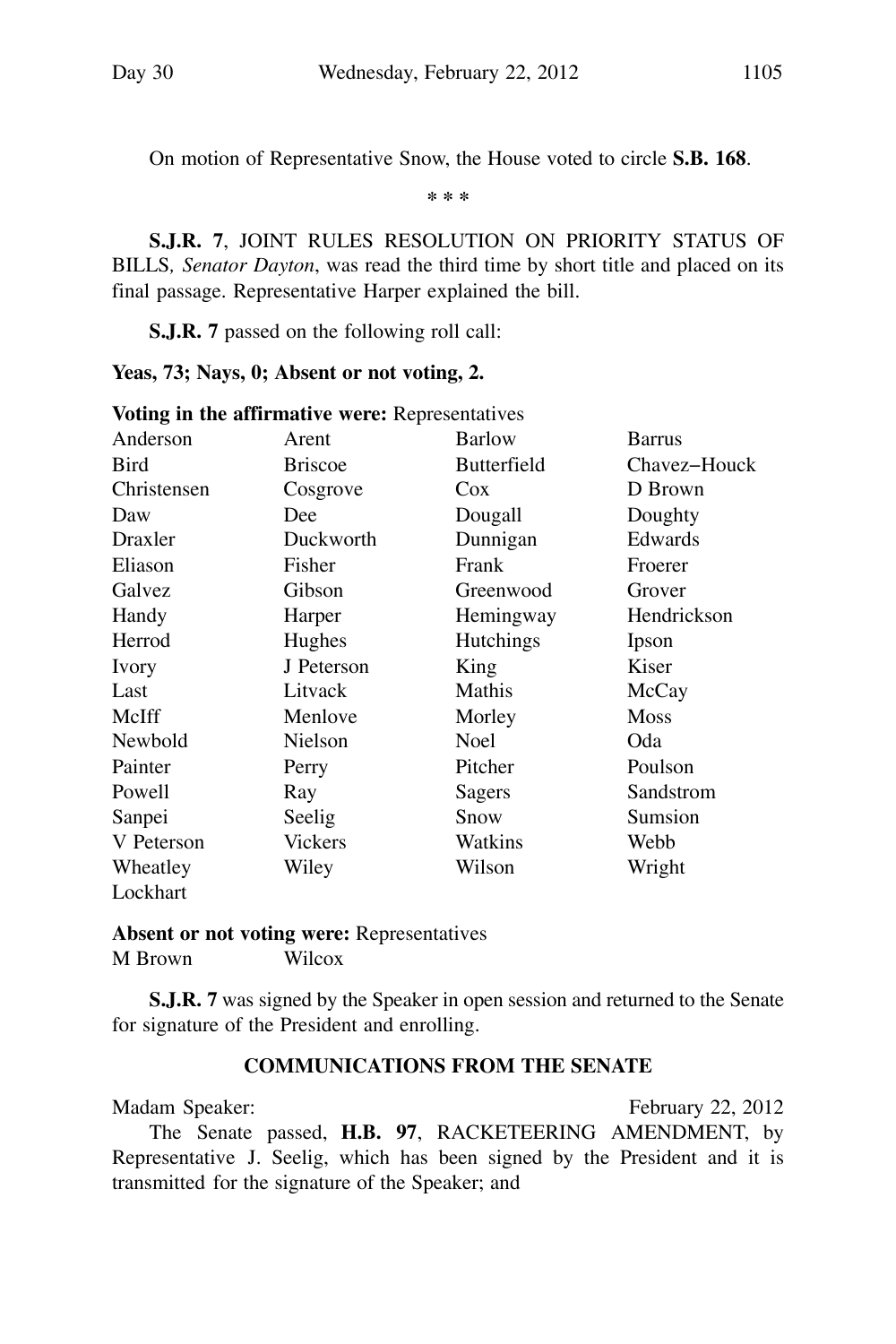On motion of Representative Snow, the House voted to circle **S.B. 168**.

\* \* \*

**S.J.R. 7**, JOINT RULES RESOLUTION ON PRIORITY STATUS OF BILLS, *Senator Dayton*, was read the third time by short title and placed on its final passage. Representative Harper explained the bill.

**S.J.R. 7** passed on the following roll call:

**Yeas, 73; Nays, 0; Absent or not voting, 2.**

**Voting in the affirmative were:** Representatives

| | | | |
|---|---|---|---|
| Anderson | Arent | Barlow | Barrus |
| Bird | Briscoe | Butterfield | Chavez−Houck |
| Christensen | Cosgrove | Cox | D Brown |
| Daw | Dee | Dougall | Doughty |
| Draxler | Duckworth | Dunnigan | Edwards |
| Eliason | Fisher | Frank | Froerer |
| Galvez | Gibson | Greenwood | Grover |
| Handy | Harper | Hemingway | Hendrickson |
| Herrod | Hughes | Hutchings | Ipson |
| Ivory | J Peterson | King | Kiser |
| Last | Litvack | Mathis | McCay |
| McIff | Menlove | Morley | Moss |
| Newbold | Nielson | Noel | Oda |
| Painter | Perry | Pitcher | Poulson |
| Powell | Ray | Sagers | Sandstrom |
| Sanpei | Seelig | Snow | Sumsion |
| V Peterson | Vickers | Watkins | Webb |
| Wheatley | Wiley | Wilson | Wright |
| Lockhart | | | |

**Absent or not voting were:** Representatives

| | |
|---|---|
| M Brown | Wilcox |

**S.J.R. 7** was signed by the Speaker in open session and returned to the Senate for signature of the President and enrolling.

## COMMUNICATIONS FROM THE SENATE

Madam Speaker: February 22, 2012

The Senate passed, **H.B. 97**, RACKETEERING AMENDMENT, by Representative J. Seelig, which has been signed by the President and it is transmitted for the signature of the Speaker; and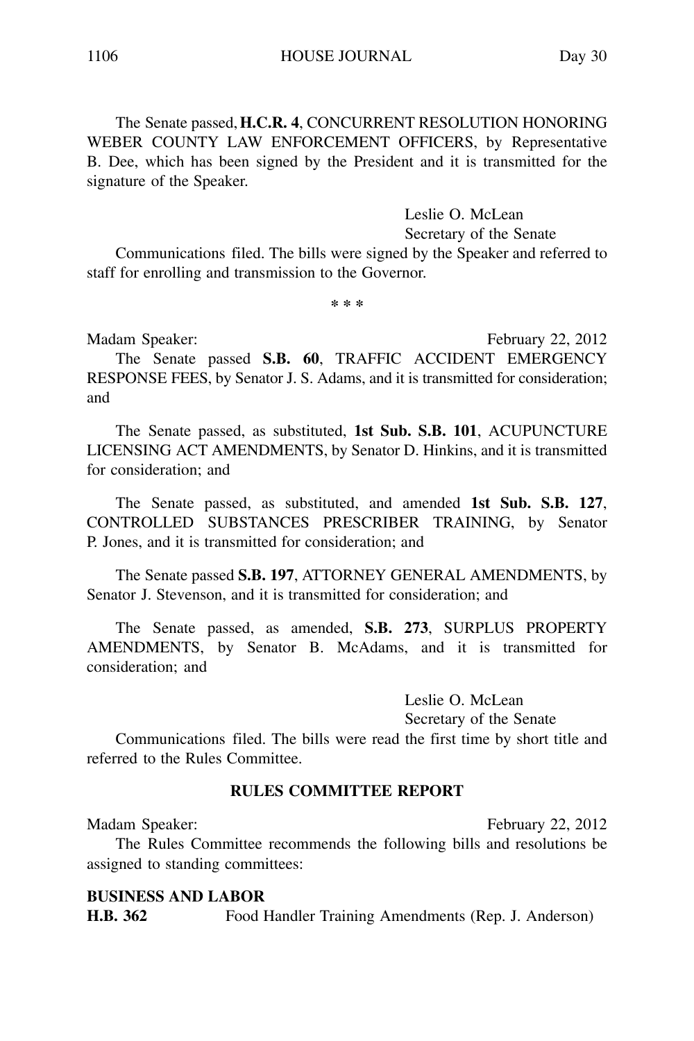The Senate passed, **H.C.R. 4**, CONCURRENT RESOLUTION HONORING WEBER COUNTY LAW ENFORCEMENT OFFICERS, by Representative B. Dee, which has been signed by the President and it is transmitted for the signature of the Speaker.

Leslie O. McLean
Secretary of the Senate

Communications filed. The bills were signed by the Speaker and referred to staff for enrolling and transmission to the Governor.

\* \* \*

Madam Speaker: February 22, 2012

The Senate passed **S.B. 60**, TRAFFIC ACCIDENT EMERGENCY RESPONSE FEES, by Senator J. S. Adams, and it is transmitted for consideration; and

The Senate passed, as substituted, **1st Sub. S.B. 101**, ACUPUNCTURE LICENSING ACT AMENDMENTS, by Senator D. Hinkins, and it is transmitted for consideration; and

The Senate passed, as substituted, and amended **1st Sub. S.B. 127**, CONTROLLED SUBSTANCES PRESCRIBER TRAINING, by Senator P. Jones, and it is transmitted for consideration; and

The Senate passed **S.B. 197**, ATTORNEY GENERAL AMENDMENTS, by Senator J. Stevenson, and it is transmitted for consideration; and

The Senate passed, as amended, **S.B. 273**, SURPLUS PROPERTY AMENDMENTS, by Senator B. McAdams, and it is transmitted for consideration; and

Leslie O. McLean
Secretary of the Senate

Communications filed. The bills were read the first time by short title and referred to the Rules Committee.

## RULES COMMITTEE REPORT

Madam Speaker: February 22, 2012

The Rules Committee recommends the following bills and resolutions be assigned to standing committees:

**BUSINESS AND LABOR**

**H.B. 362** Food Handler Training Amendments (Rep. J. Anderson)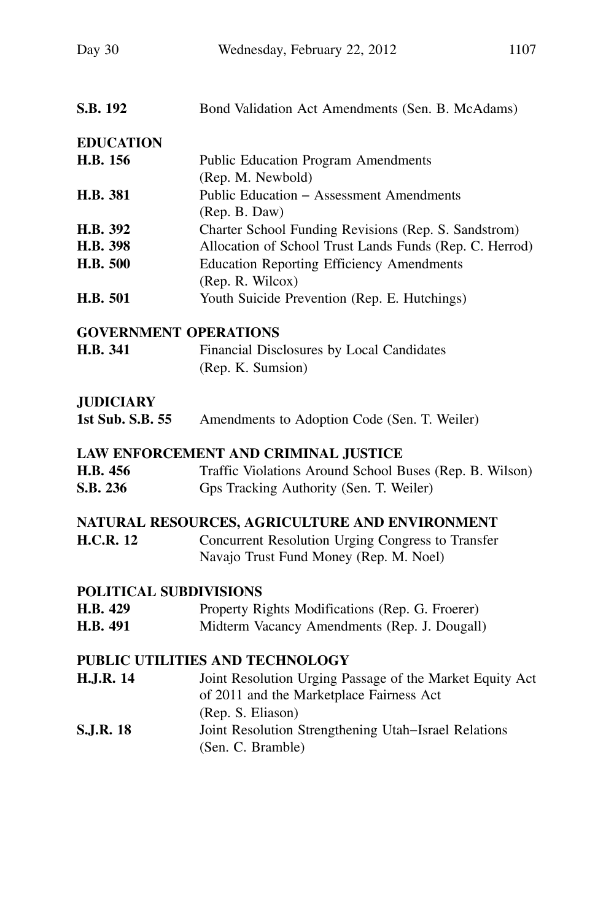| | |
|---|---|
| **S.B. 192** | Bond Validation Act Amendments (Sen. B. McAdams) |

**EDUCATION**

| | |
|---|---|
| **H.B. 156** | Public Education Program Amendments (Rep. M. Newbold) |
| **H.B. 381** | Public Education − Assessment Amendments (Rep. B. Daw) |
| **H.B. 392** | Charter School Funding Revisions (Rep. S. Sandstrom) |
| **H.B. 398** | Allocation of School Trust Lands Funds (Rep. C. Herrod) |
| **H.B. 500** | Education Reporting Efficiency Amendments (Rep. R. Wilcox) |
| **H.B. 501** | Youth Suicide Prevention (Rep. E. Hutchings) |

**GOVERNMENT OPERATIONS**

| | |
|---|---|
| **H.B. 341** | Financial Disclosures by Local Candidates (Rep. K. Sumsion) |

**JUDICIARY**

| | |
|---|---|
| **1st Sub. S.B. 55** | Amendments to Adoption Code (Sen. T. Weiler) |

**LAW ENFORCEMENT AND CRIMINAL JUSTICE**

| | |
|---|---|
| **H.B. 456** | Traffic Violations Around School Buses (Rep. B. Wilson) |
| **S.B. 236** | Gps Tracking Authority (Sen. T. Weiler) |

**NATURAL RESOURCES, AGRICULTURE AND ENVIRONMENT**

| | |
|---|---|
| **H.C.R. 12** | Concurrent Resolution Urging Congress to Transfer Navajo Trust Fund Money (Rep. M. Noel) |

**POLITICAL SUBDIVISIONS**

| | |
|---|---|
| **H.B. 429** | Property Rights Modifications (Rep. G. Froerer) |
| **H.B. 491** | Midterm Vacancy Amendments (Rep. J. Dougall) |

**PUBLIC UTILITIES AND TECHNOLOGY**

| | |
|---|---|
| **H.J.R. 14** | Joint Resolution Urging Passage of the Market Equity Act of 2011 and the Marketplace Fairness Act (Rep. S. Eliason) |
| **S.J.R. 18** | Joint Resolution Strengthening Utah−Israel Relations (Sen. C. Bramble) |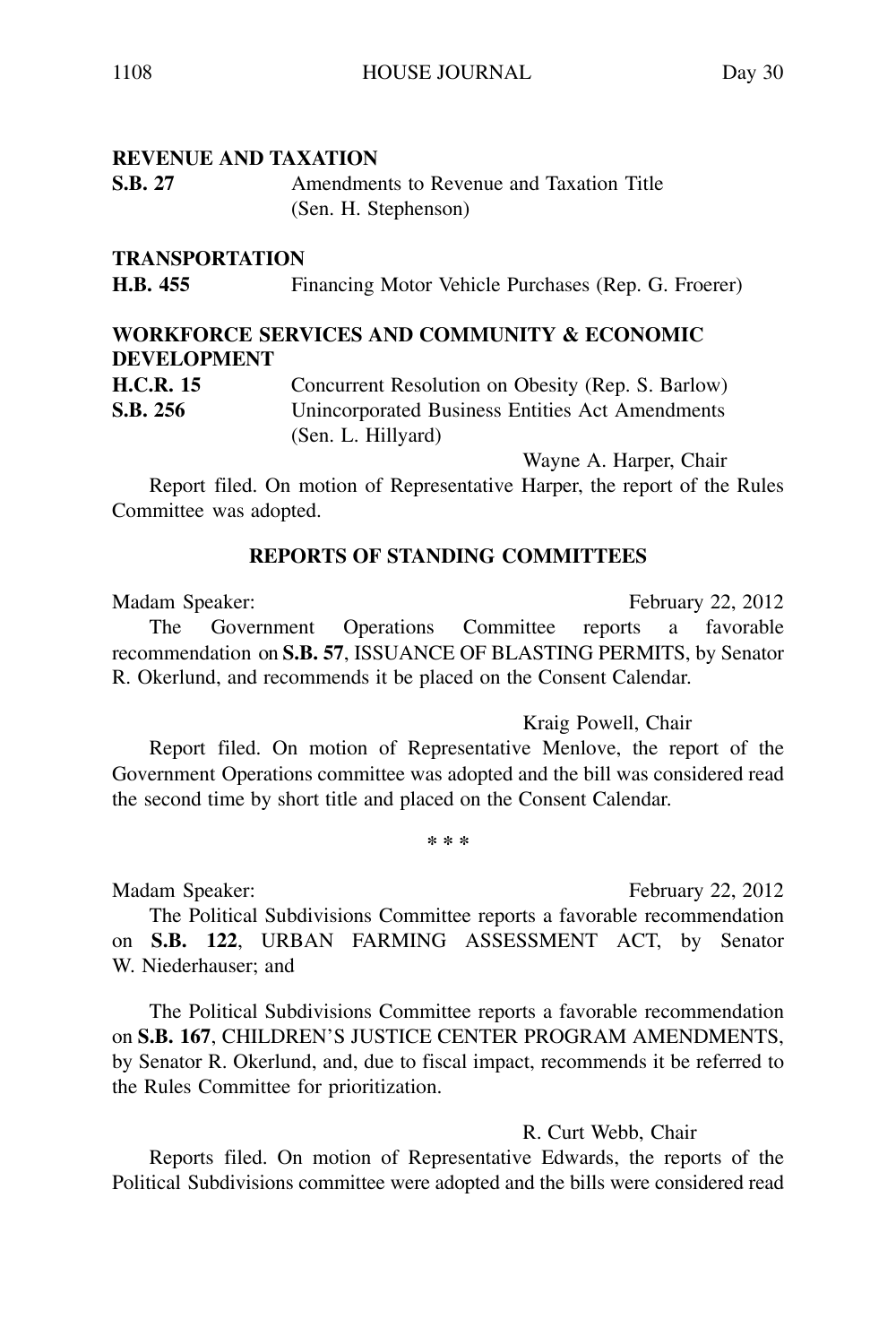**REVENUE AND TAXATION**

| | |
|---|---|
| **S.B. 27** | Amendments to Revenue and Taxation Title (Sen. H. Stephenson) |

**TRANSPORTATION**

| | |
|---|---|
| **H.B. 455** | Financing Motor Vehicle Purchases (Rep. G. Froerer) |

**WORKFORCE SERVICES AND COMMUNITY & ECONOMIC DEVELOPMENT**

| | |
|---|---|
| **H.C.R. 15** | Concurrent Resolution on Obesity (Rep. S. Barlow) |
| **S.B. 256** | Unincorporated Business Entities Act Amendments (Sen. L. Hillyard) |

Wayne A. Harper, Chair

Report filed. On motion of Representative Harper, the report of the Rules Committee was adopted.

## REPORTS OF STANDING COMMITTEES

Madam Speaker: February 22, 2012

The Government Operations Committee reports a favorable recommendation on **S.B. 57**, ISSUANCE OF BLASTING PERMITS, by Senator R. Okerlund, and recommends it be placed on the Consent Calendar.

Kraig Powell, Chair

Report filed. On motion of Representative Menlove, the report of the Government Operations committee was adopted and the bill was considered read the second time by short title and placed on the Consent Calendar.

* * *

Madam Speaker: February 22, 2012

The Political Subdivisions Committee reports a favorable recommendation on **S.B. 122**, URBAN FARMING ASSESSMENT ACT, by Senator W. Niederhauser; and

The Political Subdivisions Committee reports a favorable recommendation on **S.B. 167**, CHILDREN'S JUSTICE CENTER PROGRAM AMENDMENTS, by Senator R. Okerlund, and, due to fiscal impact, recommends it be referred to the Rules Committee for prioritization.

R. Curt Webb, Chair

Reports filed. On motion of Representative Edwards, the reports of the Political Subdivisions committee were adopted and the bills were considered read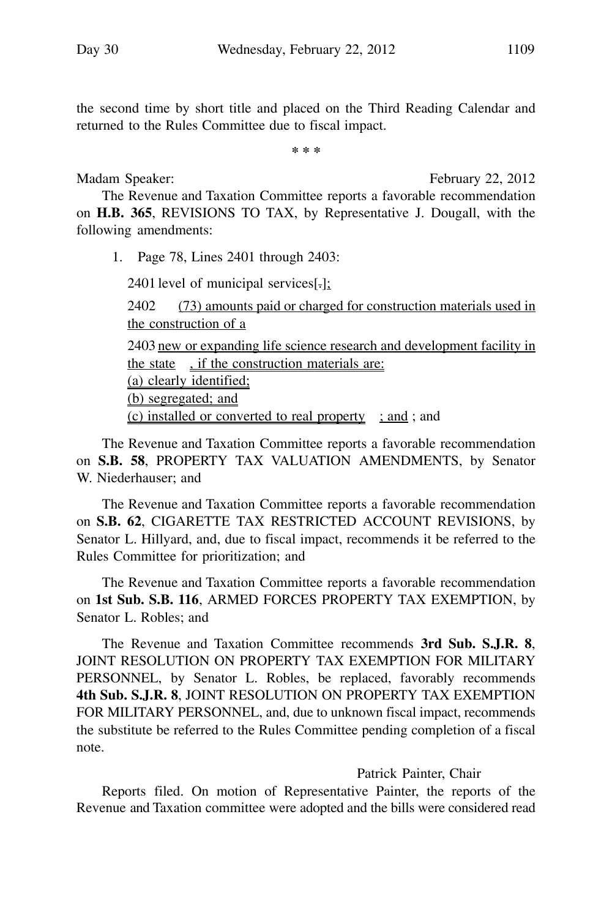the second time by short title and placed on the Third Reading Calendar and returned to the Rules Committee due to fiscal impact.

\* \* \*

Madam Speaker: February 22, 2012

The Revenue and Taxation Committee reports a favorable recommendation on **H.B. 365**, REVISIONS TO TAX, by Representative J. Dougall, with the following amendments:

1. Page 78, Lines 2401 through 2403:

 2401 level of municipal services[.];

 2402 <u>(73) amounts paid or charged for construction materials used in the construction of a</u>

 2403 <u>new or expanding life science research and development facility in the state</u> <u>, if the construction materials are:</u>
 <u>(a) clearly identified;</u>
 <u>(b) segregated; and</u>
 <u>(c) installed or converted to real property</u> <u>; and</u> ; and

The Revenue and Taxation Committee reports a favorable recommendation on **S.B. 58**, PROPERTY TAX VALUATION AMENDMENTS, by Senator W. Niederhauser; and

The Revenue and Taxation Committee reports a favorable recommendation on **S.B. 62**, CIGARETTE TAX RESTRICTED ACCOUNT REVISIONS, by Senator L. Hillyard, and, due to fiscal impact, recommends it be referred to the Rules Committee for prioritization; and

The Revenue and Taxation Committee reports a favorable recommendation on **1st Sub. S.B. 116**, ARMED FORCES PROPERTY TAX EXEMPTION, by Senator L. Robles; and

The Revenue and Taxation Committee recommends **3rd Sub. S.J.R. 8**, JOINT RESOLUTION ON PROPERTY TAX EXEMPTION FOR MILITARY PERSONNEL, by Senator L. Robles, be replaced, favorably recommends **4th Sub. S.J.R. 8**, JOINT RESOLUTION ON PROPERTY TAX EXEMPTION FOR MILITARY PERSONNEL, and, due to unknown fiscal impact, recommends the substitute be referred to the Rules Committee pending completion of a fiscal note.

Patrick Painter, Chair

Reports filed. On motion of Representative Painter, the reports of the Revenue and Taxation committee were adopted and the bills were considered read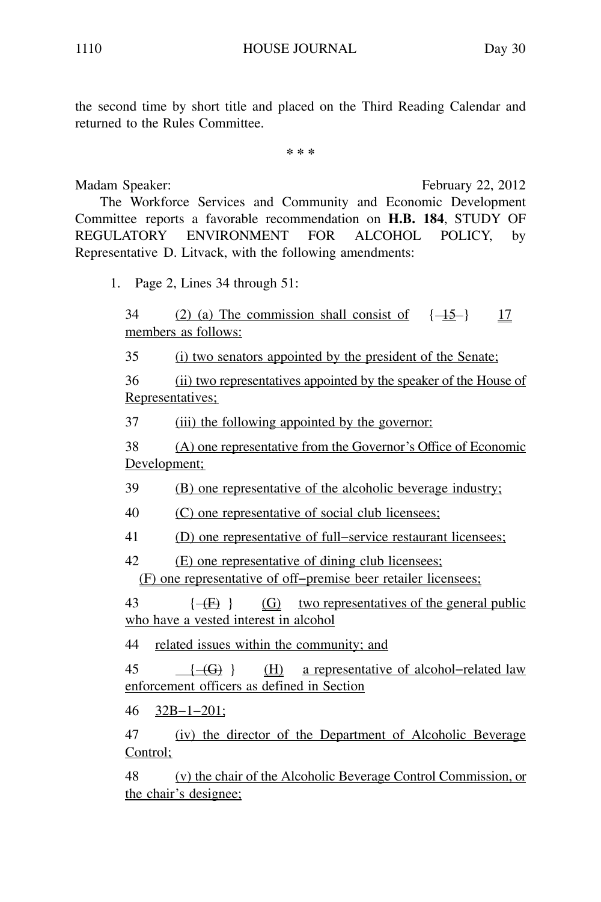the second time by short title and placed on the Third Reading Calendar and returned to the Rules Committee.

\* \* \*

Madam Speaker: February 22, 2012

The Workforce Services and Community and Economic Development Committee reports a favorable recommendation on **H.B. 184**, STUDY OF REGULATORY ENVIRONMENT FOR ALCOHOL POLICY, by Representative D. Litvack, with the following amendments:

1. Page 2, Lines 34 through 51:

34 (2) (a) The commission shall consist of { ~~15~~ } 17 members as follows:

35 (i) two senators appointed by the president of the Senate;

36 (ii) two representatives appointed by the speaker of the House of Representatives;

37 (iii) the following appointed by the governor:

38 (A) one representative from the Governor's Office of Economic Development;

39 (B) one representative of the alcoholic beverage industry;

40 (C) one representative of social club licensees;

41 (D) one representative of full−service restaurant licensees;

42 (E) one representative of dining club licensees;
(F) one representative of off−premise beer retailer licensees;

43 { ~~(F)~~ } (G) two representatives of the general public who have a vested interest in alcohol

44 related issues within the community; and

45 { ~~(G)~~ } (H) a representative of alcohol−related law enforcement officers as defined in Section

46 32B−1−201;

47 (iv) the director of the Department of Alcoholic Beverage Control;

48 (v) the chair of the Alcoholic Beverage Control Commission, or the chair's designee;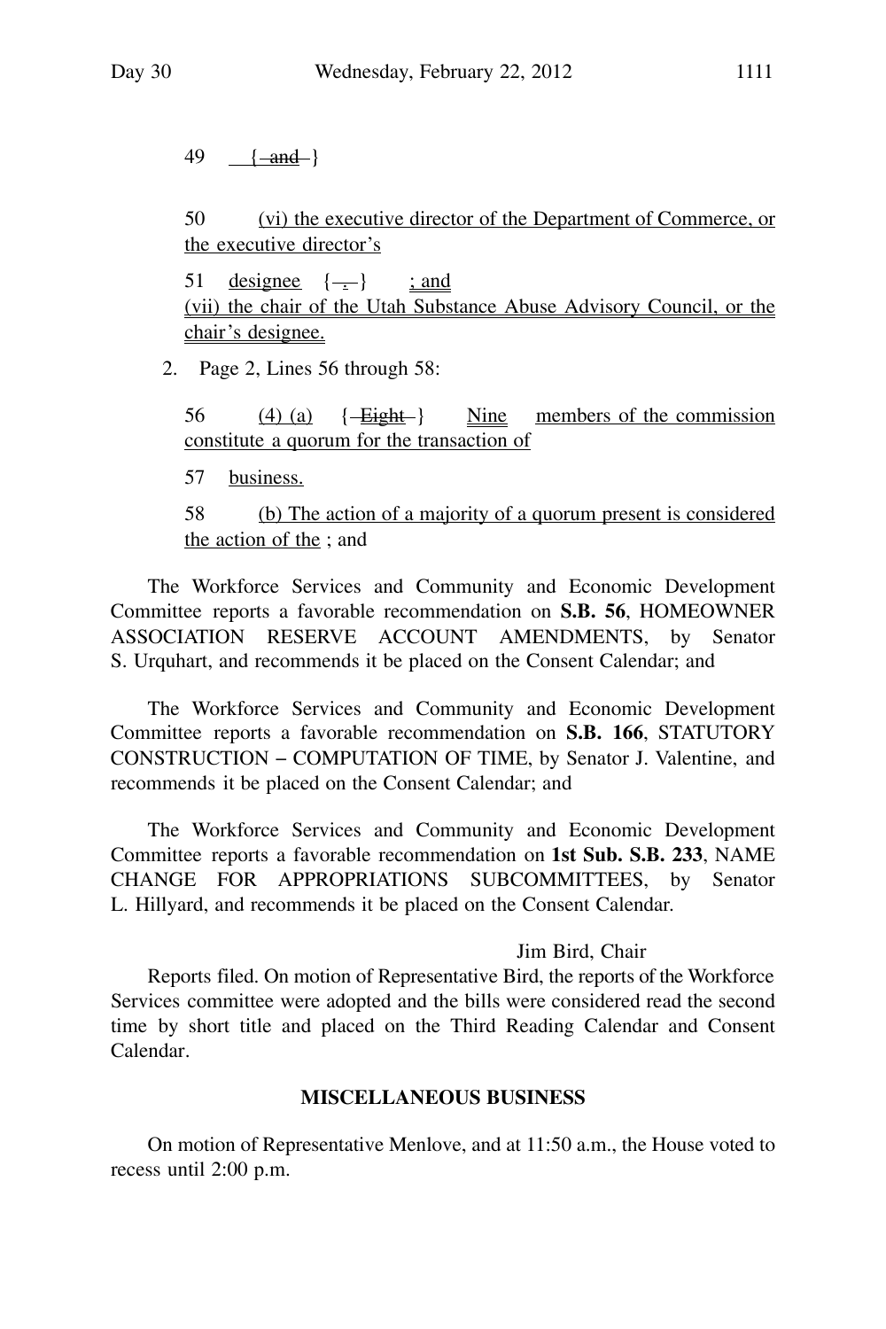49 { and }

50 (vi) the executive director of the Department of Commerce, or the executive director's

51 designee { . } ; and
(vii) the chair of the Utah Substance Abuse Advisory Council, or the chair's designee.

2. Page 2, Lines 56 through 58:

56 (4) (a) { Eight } Nine members of the commission constitute a quorum for the transaction of

57 business.

58 (b) The action of a majority of a quorum present is considered the action of the ; and

The Workforce Services and Community and Economic Development Committee reports a favorable recommendation on **S.B. 56**, HOMEOWNER ASSOCIATION RESERVE ACCOUNT AMENDMENTS, by Senator S. Urquhart, and recommends it be placed on the Consent Calendar; and

The Workforce Services and Community and Economic Development Committee reports a favorable recommendation on **S.B. 166**, STATUTORY CONSTRUCTION – COMPUTATION OF TIME, by Senator J. Valentine, and recommends it be placed on the Consent Calendar; and

The Workforce Services and Community and Economic Development Committee reports a favorable recommendation on **1st Sub. S.B. 233**, NAME CHANGE FOR APPROPRIATIONS SUBCOMMITTEES, by Senator L. Hillyard, and recommends it be placed on the Consent Calendar.

Jim Bird, Chair

Reports filed. On motion of Representative Bird, the reports of the Workforce Services committee were adopted and the bills were considered read the second time by short title and placed on the Third Reading Calendar and Consent Calendar.

## MISCELLANEOUS BUSINESS

On motion of Representative Menlove, and at 11:50 a.m., the House voted to recess until 2:00 p.m.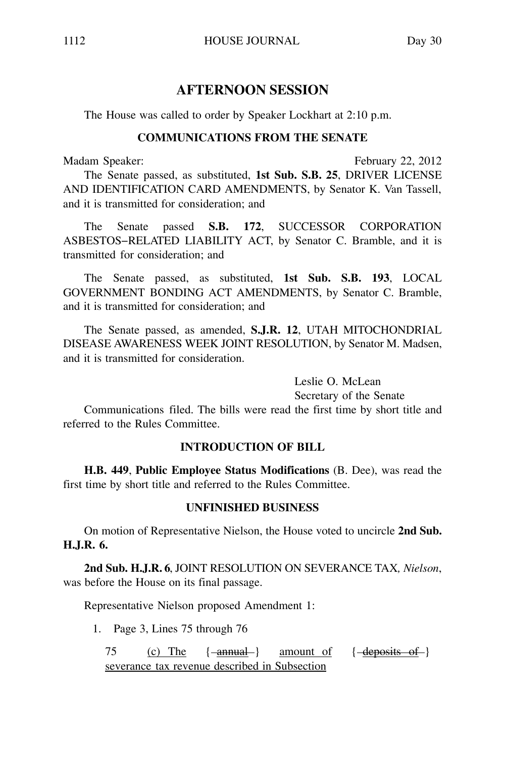## AFTERNOON SESSION

The House was called to order by Speaker Lockhart at 2:10 p.m.

### COMMUNICATIONS FROM THE SENATE

Madam Speaker: February 22, 2012

The Senate passed, as substituted, **1st Sub. S.B. 25**, DRIVER LICENSE AND IDENTIFICATION CARD AMENDMENTS, by Senator K. Van Tassell, and it is transmitted for consideration; and

The Senate passed **S.B. 172**, SUCCESSOR CORPORATION ASBESTOS–RELATED LIABILITY ACT, by Senator C. Bramble, and it is transmitted for consideration; and

The Senate passed, as substituted, **1st Sub. S.B. 193**, LOCAL GOVERNMENT BONDING ACT AMENDMENTS, by Senator C. Bramble, and it is transmitted for consideration; and

The Senate passed, as amended, **S.J.R. 12**, UTAH MITOCHONDRIAL DISEASE AWARENESS WEEK JOINT RESOLUTION, by Senator M. Madsen, and it is transmitted for consideration.

Leslie O. McLean
Secretary of the Senate

Communications filed. The bills were read the first time by short title and referred to the Rules Committee.

### INTRODUCTION OF BILL

**H.B. 449**, **Public Employee Status Modifications** (B. Dee), was read the first time by short title and referred to the Rules Committee.

### UNFINISHED BUSINESS

On motion of Representative Nielson, the House voted to uncircle **2nd Sub. H.J.R. 6.**

**2nd Sub. H.J.R. 6**, JOINT RESOLUTION ON SEVERANCE TAX, *Nielson*, was before the House on its final passage.

Representative Nielson proposed Amendment 1:

1. Page 3, Lines 75 through 76

75 (c) The { ~~annual~~ } amount of { ~~deposits of~~ } severance tax revenue described in Subsection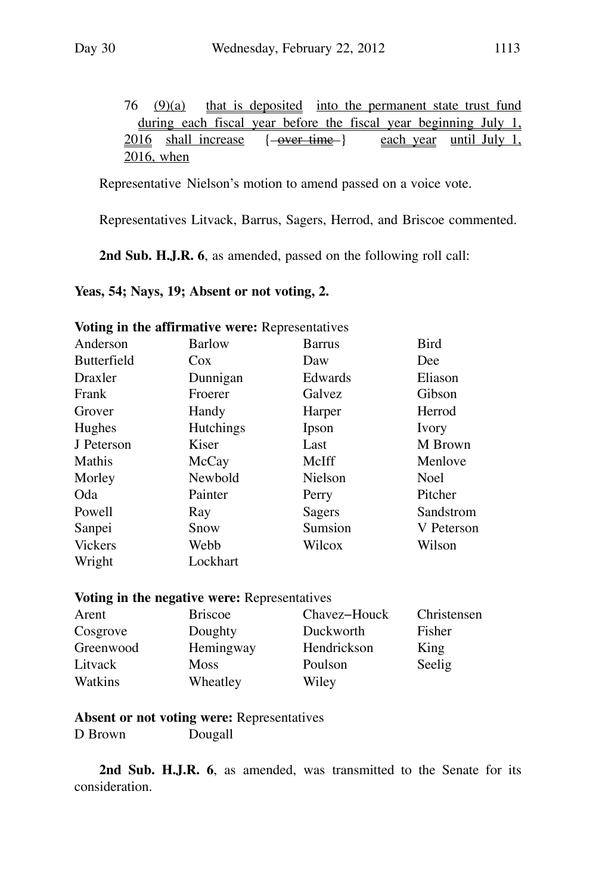76 (9)(a) that is deposited into the permanent state trust fund during each fiscal year before the fiscal year beginning July 1, 2016 shall increase { ~~over time~~ } each year until July 1, 2016, when

Representative Nielson's motion to amend passed on a voice vote.

Representatives Litvack, Barrus, Sagers, Herrod, and Briscoe commented.

**2nd Sub. H.J.R. 6**, as amended, passed on the following roll call:

**Yeas, 54; Nays, 19; Absent or not voting, 2.**

**Voting in the affirmative were:** Representatives

| | | | |
|---|---|---|---|
| Anderson | Barlow | Barrus | Bird |
| Butterfield | Cox | Daw | Dee |
| Draxler | Dunnigan | Edwards | Eliason |
| Frank | Froerer | Galvez | Gibson |
| Grover | Handy | Harper | Herrod |
| Hughes | Hutchings | Ipson | Ivory |
| J Peterson | Kiser | Last | M Brown |
| Mathis | McCay | McIff | Menlove |
| Morley | Newbold | Nielson | Noel |
| Oda | Painter | Perry | Pitcher |
| Powell | Ray | Sagers | Sandstrom |
| Sanpei | Snow | Sumsion | V Peterson |
| Vickers | Webb | Wilcox | Wilson |
| Wright | Lockhart | | |

**Voting in the negative were:** Representatives

| | | | |
|---|---|---|---|
| Arent | Briscoe | Chavez-Houck | Christensen |
| Cosgrove | Doughty | Duckworth | Fisher |
| Greenwood | Hemingway | Hendrickson | King |
| Litvack | Moss | Poulson | Seelig |
| Watkins | Wheatley | Wiley | |

**Absent or not voting were:** Representatives

| | |
|---|---|
| D Brown | Dougall |

**2nd Sub. H.J.R. 6**, as amended, was transmitted to the Senate for its consideration.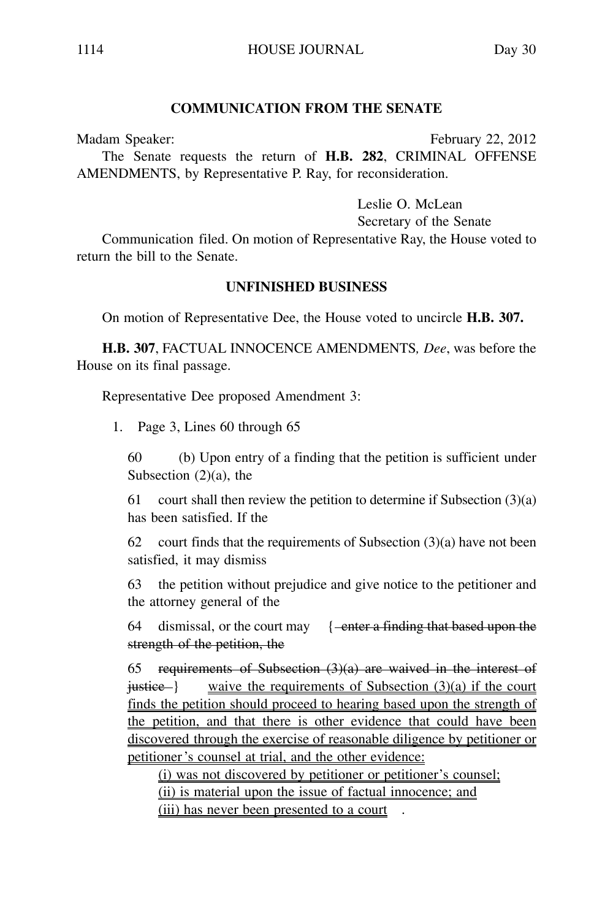## COMMUNICATION FROM THE SENATE

Madam Speaker: February 22, 2012

The Senate requests the return of **H.B. 282**, CRIMINAL OFFENSE AMENDMENTS, by Representative P. Ray, for reconsideration.

Leslie O. McLean
Secretary of the Senate

Communication filed. On motion of Representative Ray, the House voted to return the bill to the Senate.

## UNFINISHED BUSINESS

On motion of Representative Dee, the House voted to uncircle **H.B. 307.**

**H.B. 307**, FACTUAL INNOCENCE AMENDMENTS*, Dee*, was before the House on its final passage.

Representative Dee proposed Amendment 3:

1. Page 3, Lines 60 through 65

60 (b) Upon entry of a finding that the petition is sufficient under Subsection (2)(a), the

61 court shall then review the petition to determine if Subsection (3)(a) has been satisfied. If the

62 court finds that the requirements of Subsection (3)(a) have not been satisfied, it may dismiss

63 the petition without prejudice and give notice to the petitioner and the attorney general of the

64 dismissal, or the court may { ~~enter a finding that based upon the strength of the petition, the~~

65 ~~requirements of Subsection (3)(a) are waived in the interest of justice~~ } waive the requirements of Subsection (3)(a) if the court finds the petition should proceed to hearing based upon the strength of the petition, and that there is other evidence that could have been discovered through the exercise of reasonable diligence by petitioner or petitioner's counsel at trial, and the other evidence:

(i) was not discovered by petitioner or petitioner's counsel;

(ii) is material upon the issue of factual innocence; and

(iii) has never been presented to a court .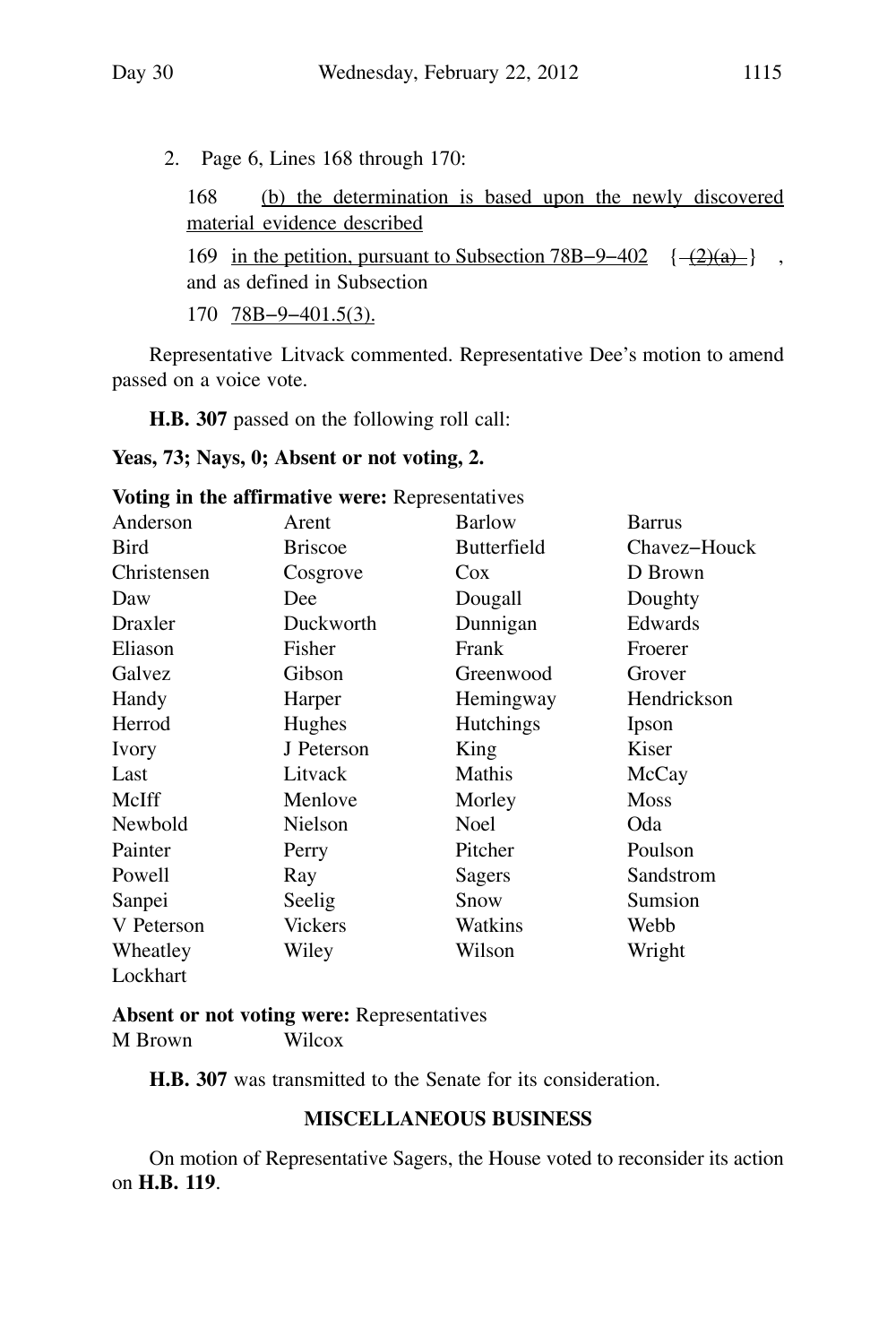2. Page 6, Lines 168 through 170:

168 <u>(b) the determination is based upon the newly discovered material evidence described</u>

169 <u>in the petition, pursuant to Subsection 78B−9−402</u> { ~~(2)(a)~~ } , and as defined in Subsection

170 <u>78B−9−401.5(3).</u>

Representative Litvack commented. Representative Dee's motion to amend passed on a voice vote.

**H.B. 307** passed on the following roll call:

**Yeas, 73; Nays, 0; Absent or not voting, 2.**

**Voting in the affirmative were:** Representatives

| | | | |
|---|---|---|---|
| Anderson | Arent | Barlow | Barrus |
| Bird | Briscoe | Butterfield | Chavez−Houck |
| Christensen | Cosgrove | Cox | D Brown |
| Daw | Dee | Dougall | Doughty |
| Draxler | Duckworth | Dunnigan | Edwards |
| Eliason | Fisher | Frank | Froerer |
| Galvez | Gibson | Greenwood | Grover |
| Handy | Harper | Hemingway | Hendrickson |
| Herrod | Hughes | Hutchings | Ipson |
| Ivory | J Peterson | King | Kiser |
| Last | Litvack | Mathis | McCay |
| McIff | Menlove | Morley | Moss |
| Newbold | Nielson | Noel | Oda |
| Painter | Perry | Pitcher | Poulson |
| Powell | Ray | Sagers | Sandstrom |
| Sanpei | Seelig | Snow | Sumsion |
| V Peterson | Vickers | Watkins | Webb |
| Wheatley | Wiley | Wilson | Wright |
| Lockhart | | | |

**Absent or not voting were:** Representatives

M Brown Wilcox

**H.B. 307** was transmitted to the Senate for its consideration.

## MISCELLANEOUS BUSINESS

On motion of Representative Sagers, the House voted to reconsider its action on **H.B. 119**.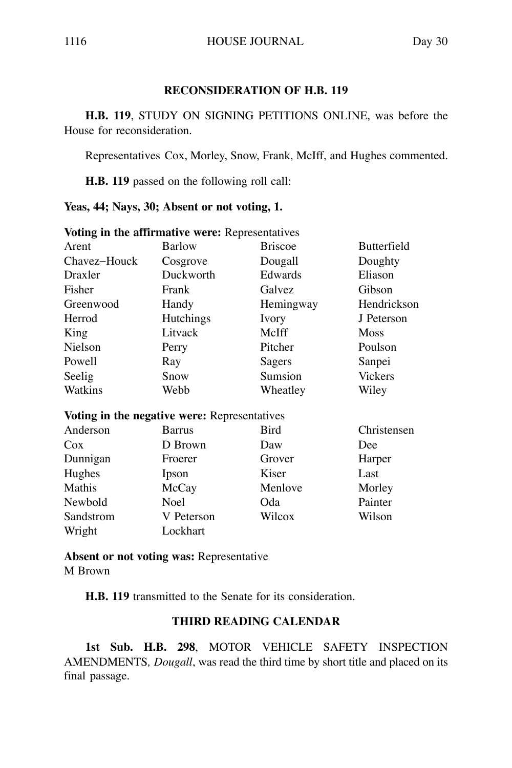## RECONSIDERATION OF H.B. 119

**H.B. 119**, STUDY ON SIGNING PETITIONS ONLINE, was before the House for reconsideration.

Representatives Cox, Morley, Snow, Frank, McIff, and Hughes commented.

**H.B. 119** passed on the following roll call:

**Yeas, 44; Nays, 30; Absent or not voting, 1.**

**Voting in the affirmative were:** Representatives

| | | | |
|---|---|---|---|
| Arent | Barlow | Briscoe | Butterfield |
| Chavez−Houck | Cosgrove | Dougall | Doughty |
| Draxler | Duckworth | Edwards | Eliason |
| Fisher | Frank | Galvez | Gibson |
| Greenwood | Handy | Hemingway | Hendrickson |
| Herrod | Hutchings | Ivory | J Peterson |
| King | Litvack | McIff | Moss |
| Nielson | Perry | Pitcher | Poulson |
| Powell | Ray | Sagers | Sanpei |
| Seelig | Snow | Sumsion | Vickers |
| Watkins | Webb | Wheatley | Wiley |

**Voting in the negative were:** Representatives

| | | | |
|---|---|---|---|
| Anderson | Barrus | Bird | Christensen |
| Cox | D Brown | Daw | Dee |
| Dunnigan | Froerer | Grover | Harper |
| Hughes | Ipson | Kiser | Last |
| Mathis | McCay | Menlove | Morley |
| Newbold | Noel | Oda | Painter |
| Sandstrom | V Peterson | Wilcox | Wilson |
| Wright | Lockhart | | |

**Absent or not voting was:** Representative
M Brown

**H.B. 119** transmitted to the Senate for its consideration.

## THIRD READING CALENDAR

**1st Sub. H.B. 298**, MOTOR VEHICLE SAFETY INSPECTION AMENDMENTS, *Dougall*, was read the third time by short title and placed on its final passage.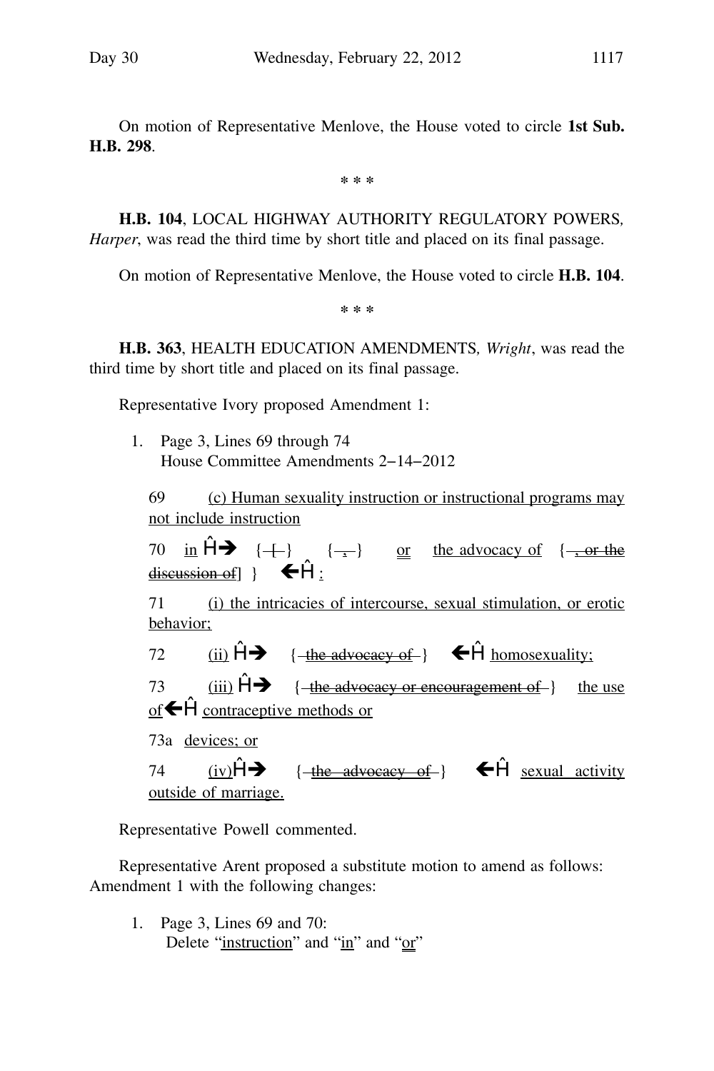On motion of Representative Menlove, the House voted to circle **1st Sub. H.B. 298**.

\* \* \*

**H.B. 104**, LOCAL HIGHWAY AUTHORITY REGULATORY POWERS, *Harper*, was read the third time by short title and placed on its final passage.

On motion of Representative Menlove, the House voted to circle **H.B. 104**.

\* \* \*

**H.B. 363**, HEALTH EDUCATION AMENDMENTS, *Wright*, was read the third time by short title and placed on its final passage.

Representative Ivory proposed Amendment 1:

1. Page 3, Lines 69 through 74
   House Committee Amendments 2-14-2012

   69 <u>(c) Human sexuality instruction or instructional programs may not include instruction</u>

   70 <u>in</u> Ĥ→ { ~~[~~ } { ~~,~~ } <u>or</u> <u>the advocacy of</u> { ~~, or the discussion of~~] } ←Ĥ <u>:</u>

   71 <u>(i) the intricacies of intercourse, sexual stimulation, or erotic behavior;</u>

   72 <u>(ii)</u> Ĥ→ { ~~the advocacy of~~ } ←Ĥ <u>homosexuality;</u>

   73 <u>(iii)</u> Ĥ→ { ~~the advocacy or encouragement of~~ } <u>the use of</u>←Ĥ <u>contraceptive methods or</u>

   73a <u>devices; or</u>

   74 <u>(iv)</u>Ĥ→ { ~~the advocacy of~~ } ←Ĥ <u>sexual activity outside of marriage.</u>

Representative Powell commented.

Representative Arent proposed a substitute motion to amend as follows: Amendment 1 with the following changes:

1. Page 3, Lines 69 and 70:
   Delete "<u>instruction</u>" and "<u>in</u>" and "<u>or</u>"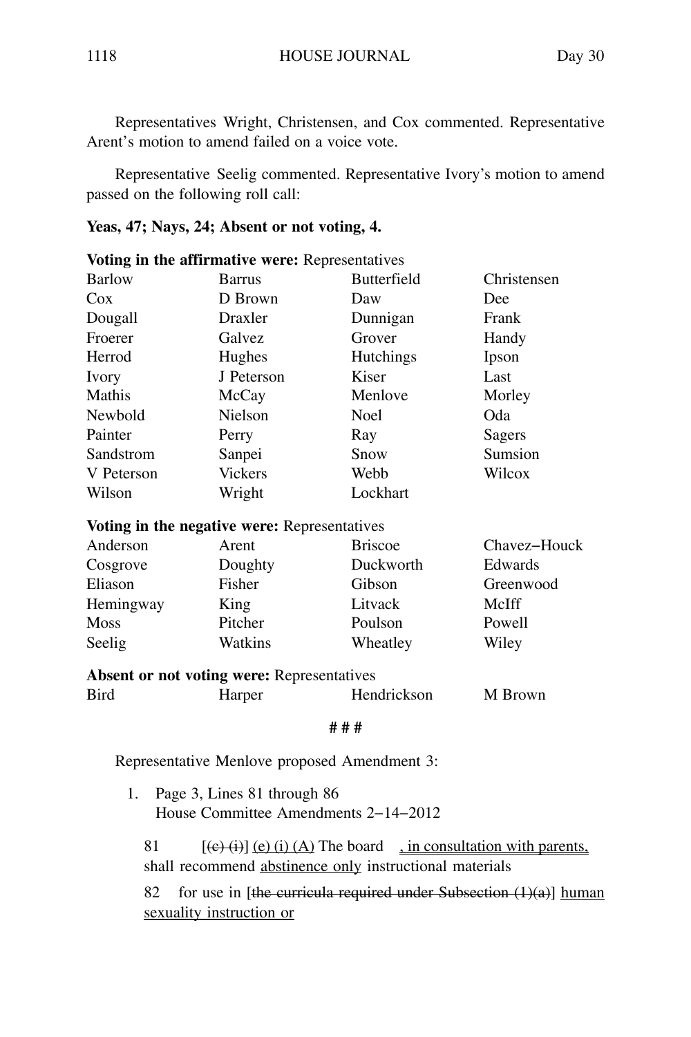Representatives Wright, Christensen, and Cox commented. Representative Arent's motion to amend failed on a voice vote.

Representative Seelig commented. Representative Ivory's motion to amend passed on the following roll call:

**Yeas, 47; Nays, 24; Absent or not voting, 4.**

**Voting in the affirmative were:** Representatives

| | | | |
|---|---|---|---|
| Barlow | Barrus | Butterfield | Christensen |
| Cox | D Brown | Daw | Dee |
| Dougall | Draxler | Dunnigan | Frank |
| Froerer | Galvez | Grover | Handy |
| Herrod | Hughes | Hutchings | Ipson |
| Ivory | J Peterson | Kiser | Last |
| Mathis | McCay | Menlove | Morley |
| Newbold | Nielson | Noel | Oda |
| Painter | Perry | Ray | Sagers |
| Sandstrom | Sanpei | Snow | Sumsion |
| V Peterson | Vickers | Webb | Wilcox |
| Wilson | Wright | Lockhart | |

**Voting in the negative were:** Representatives

| | | | |
|---|---|---|---|
| Anderson | Arent | Briscoe | Chavez−Houck |
| Cosgrove | Doughty | Duckworth | Edwards |
| Eliason | Fisher | Gibson | Greenwood |
| Hemingway | King | Litvack | McIff |
| Moss | Pitcher | Poulson | Powell |
| Seelig | Watkins | Wheatley | Wiley |

**Absent or not voting were:** Representatives

| | | | |
|---|---|---|---|
| Bird | Harper | Hendrickson | M Brown |

# # #

Representative Menlove proposed Amendment 3:

1. Page 3, Lines 81 through 86
   House Committee Amendments 2−14−2012

   81 [~~(c) (i)~~] (e) (i) (A) The board , in consultation with parents, shall recommend abstinence only instructional materials

   82 for use in [~~the curricula required under Subsection (1)(a)~~] human sexuality instruction or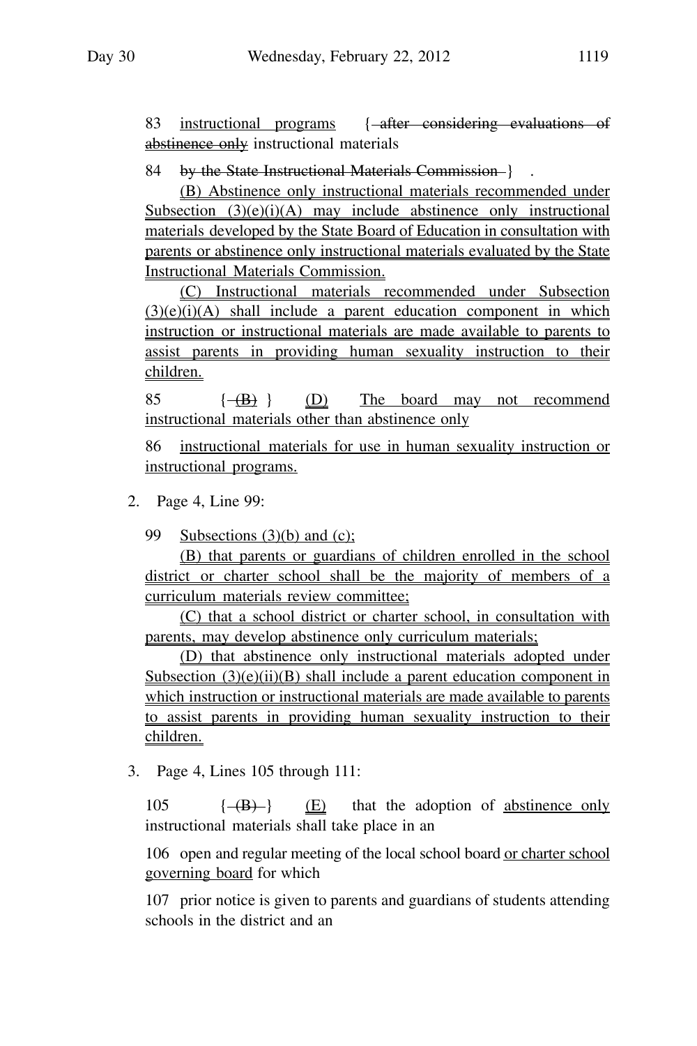83 instructional programs { ~~after considering evaluations of abstinence only~~ instructional materials

84 ~~by the State Instructional Materials Commission~~ } .

(B) Abstinence only instructional materials recommended under Subsection (3)(e)(i)(A) may include abstinence only instructional materials developed by the State Board of Education in consultation with parents or abstinence only instructional materials evaluated by the State Instructional Materials Commission.

(C) Instructional materials recommended under Subsection (3)(e)(i)(A) shall include a parent education component in which instruction or instructional materials are made available to parents to assist parents in providing human sexuality instruction to their children.

85 { ~~(B)~~ } (D) The board may not recommend instructional materials other than abstinence only

86 instructional materials for use in human sexuality instruction or instructional programs.

2. Page 4, Line 99:

99 Subsections (3)(b) and (c);

(B) that parents or guardians of children enrolled in the school district or charter school shall be the majority of members of a curriculum materials review committee;

(C) that a school district or charter school, in consultation with parents, may develop abstinence only curriculum materials;

(D) that abstinence only instructional materials adopted under Subsection (3)(e)(ii)(B) shall include a parent education component in which instruction or instructional materials are made available to parents to assist parents in providing human sexuality instruction to their children.

3. Page 4, Lines 105 through 111:

105 { ~~(B)~~ } (E) that the adoption of abstinence only instructional materials shall take place in an

106 open and regular meeting of the local school board or charter school governing board for which

107 prior notice is given to parents and guardians of students attending schools in the district and an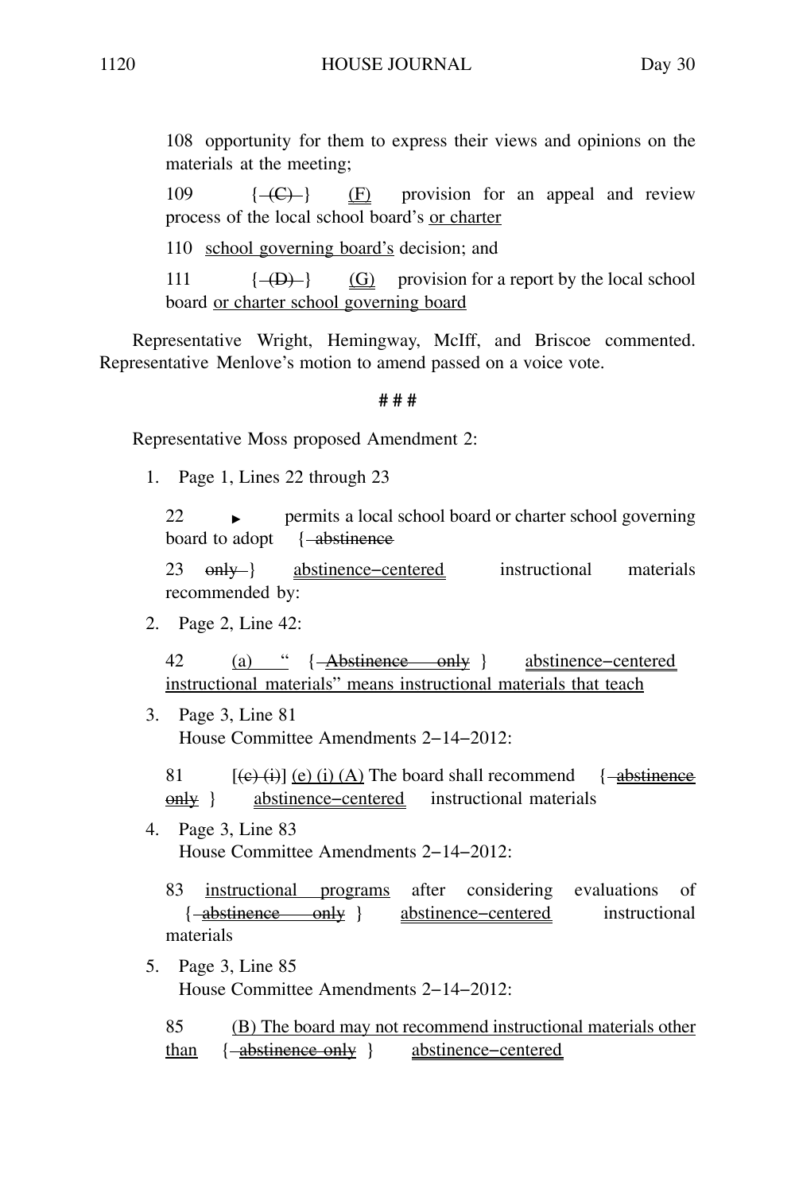108 opportunity for them to express their views and opinions on the materials at the meeting;

109 { ~~(C)~~ } (F) provision for an appeal and review process of the local school board's or charter

110 school governing board's decision; and

111 { ~~(D)~~ } (G) provision for a report by the local school board or charter school governing board

Representative Wright, Hemingway, McIff, and Briscoe commented. Representative Menlove's motion to amend passed on a voice vote.

# # #

Representative Moss proposed Amendment 2:

1. Page 1, Lines 22 through 23

   22 ▶ permits a local school board or charter school governing board to adopt { ~~abstinence~~

   23 ~~only~~ } abstinence–centered instructional materials recommended by:

2. Page 2, Line 42:

   42 (a) " { ~~Abstinence only~~ } abstinence–centered instructional materials" means instructional materials that teach

3. Page 3, Line 81
   House Committee Amendments 2–14–2012:

   81 [~~(c) (i)~~] (e) (i) (A) The board shall recommend { ~~abstinence only~~ } abstinence–centered instructional materials

4. Page 3, Line 83
   House Committee Amendments 2–14–2012:

   83 instructional programs after considering evaluations of { ~~abstinence only~~ } abstinence–centered instructional materials

5. Page 3, Line 85
   House Committee Amendments 2–14–2012:

   85 (B) The board may not recommend instructional materials other than { ~~abstinence only~~ } abstinence–centered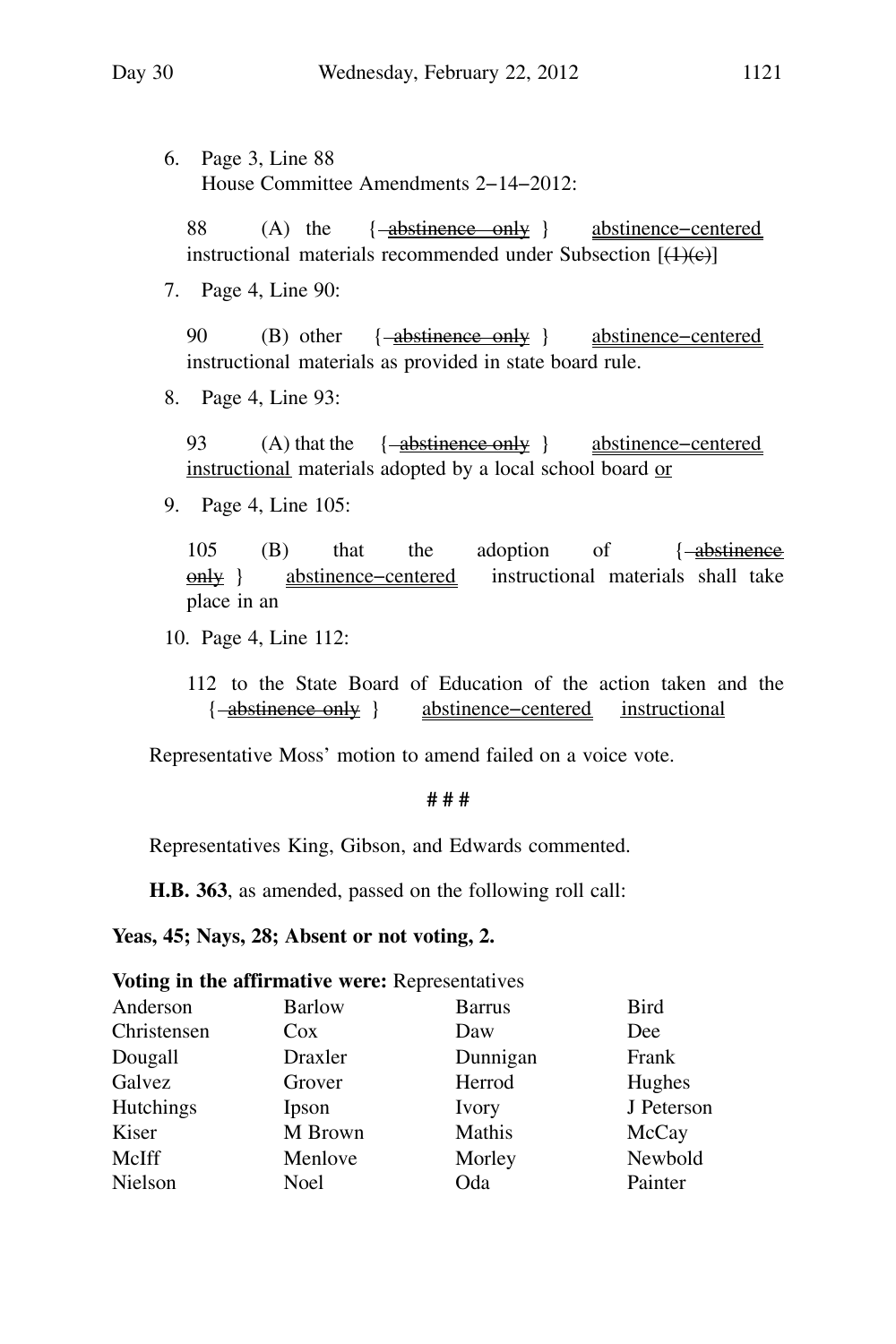6. Page 3, Line 88
   House Committee Amendments 2−14−2012:

   88 (A) the { ~~abstinence only~~ } abstinence−centered instructional materials recommended under Subsection [~~(1)(c)~~]

7. Page 4, Line 90:

   90 (B) other { ~~abstinence only~~ } abstinence−centered instructional materials as provided in state board rule.

8. Page 4, Line 93:

   93 (A) that the { ~~abstinence only~~ } abstinence−centered instructional materials adopted by a local school board or

9. Page 4, Line 105:

   105 (B) that the adoption of { ~~abstinence only~~ } abstinence−centered instructional materials shall take place in an

10. Page 4, Line 112:

    112 to the State Board of Education of the action taken and the { ~~abstinence only~~ } abstinence−centered instructional

Representative Moss' motion to amend failed on a voice vote.

# # #

Representatives King, Gibson, and Edwards commented.

**H.B. 363**, as amended, passed on the following roll call:

**Yeas, 45; Nays, 28; Absent or not voting, 2.**

**Voting in the affirmative were:** Representatives

| | | | |
|---|---|---|---|
| Anderson | Barlow | Barrus | Bird |
| Christensen | Cox | Daw | Dee |
| Dougall | Draxler | Dunnigan | Frank |
| Galvez | Grover | Herrod | Hughes |
| Hutchings | Ipson | Ivory | J Peterson |
| Kiser | M Brown | Mathis | McCay |
| McIff | Menlove | Morley | Newbold |
| Nielson | Noel | Oda | Painter |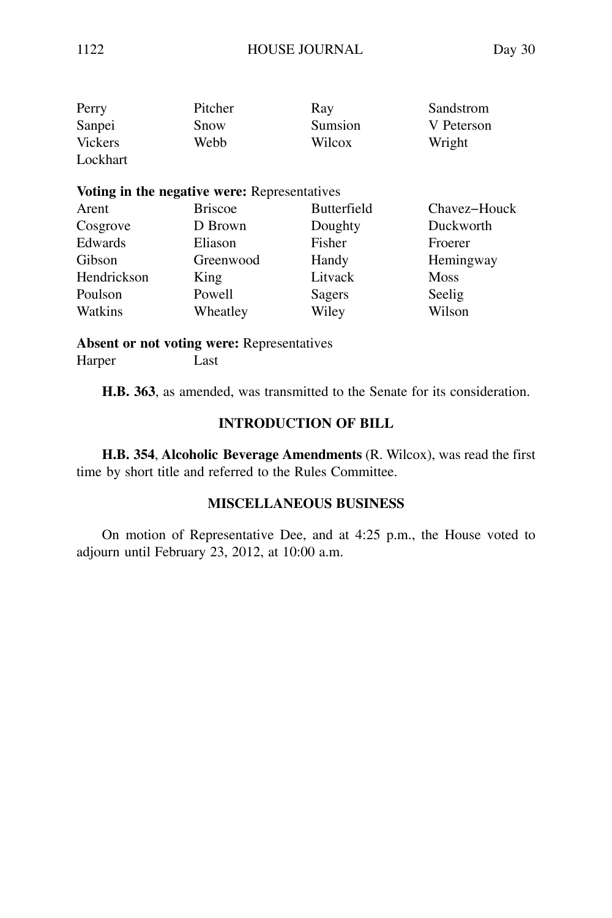| | | | |
|---|---|---|---|
| Perry | Pitcher | Ray | Sandstrom |
| Sanpei | Snow | Sumsion | V Peterson |
| Vickers | Webb | Wilcox | Wright |
| Lockhart | | | |

**Voting in the negative were:** Representatives

| | | | |
|---|---|---|---|
| Arent | Briscoe | Butterfield | Chavez−Houck |
| Cosgrove | D Brown | Doughty | Duckworth |
| Edwards | Eliason | Fisher | Froerer |
| Gibson | Greenwood | Handy | Hemingway |
| Hendrickson | King | Litvack | Moss |
| Poulson | Powell | Sagers | Seelig |
| Watkins | Wheatley | Wiley | Wilson |

**Absent or not voting were:** Representatives

| | |
|---|---|
| Harper | Last |

**H.B. 363**, as amended, was transmitted to the Senate for its consideration.

## INTRODUCTION OF BILL

**H.B. 354**, **Alcoholic Beverage Amendments** (R. Wilcox), was read the first time by short title and referred to the Rules Committee.

## MISCELLANEOUS BUSINESS

On motion of Representative Dee, and at 4:25 p.m., the House voted to adjourn until February 23, 2012, at 10:00 a.m.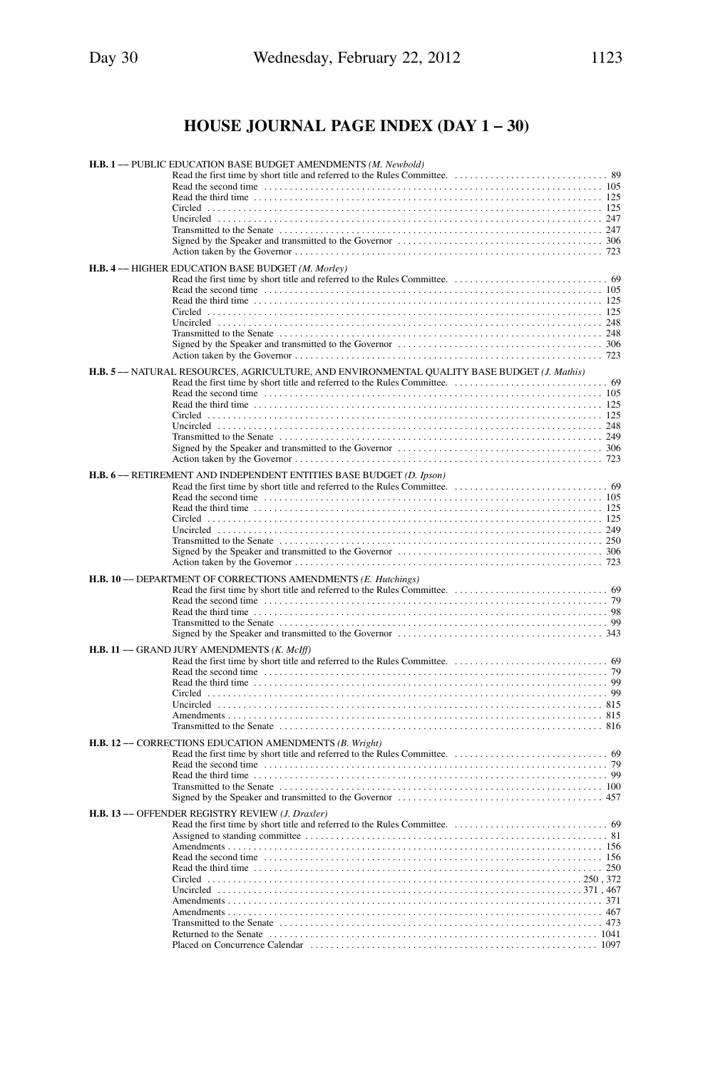## HOUSE JOURNAL PAGE INDEX (DAY 1 – 30)

**H.B. 1** –– PUBLIC EDUCATION BASE BUDGET AMENDMENTS *(M. Newbold)*

- Read the first time by short title and referred to the Rules Committee. . . . . 89
- Read the second time . . . . . 105
- Read the third time . . . . . 125
- Circled . . . . . 125
- Uncircled . . . . . 247
- Transmitted to the Senate . . . . . 247
- Signed by the Speaker and transmitted to the Governor . . . . . 306
- Action taken by the Governor . . . . . 723

**H.B. 4** –– HIGHER EDUCATION BASE BUDGET *(M. Morley)*

- Read the first time by short title and referred to the Rules Committee. . . . . 69
- Read the second time . . . . . 105
- Read the third time . . . . . 125
- Circled . . . . . 125
- Uncircled . . . . . 248
- Transmitted to the Senate . . . . . 248
- Signed by the Speaker and transmitted to the Governor . . . . . 306
- Action taken by the Governor . . . . . 723

**H.B. 5** –– NATURAL RESOURCES, AGRICULTURE, AND ENVIRONMENTAL QUALITY BASE BUDGET *(J. Mathis)*

- Read the first time by short title and referred to the Rules Committee. . . . . 69
- Read the second time . . . . . 105
- Read the third time . . . . . 125
- Circled . . . . . 125
- Uncircled . . . . . 248
- Transmitted to the Senate . . . . . 249
- Signed by the Speaker and transmitted to the Governor . . . . . 306
- Action taken by the Governor . . . . . 723

**H.B. 6** –– RETIREMENT AND INDEPENDENT ENTITIES BASE BUDGET *(D. Ipson)*

- Read the first time by short title and referred to the Rules Committee. . . . . 69
- Read the second time . . . . . 105
- Read the third time . . . . . 125
- Circled . . . . . 125
- Uncircled . . . . . 249
- Transmitted to the Senate . . . . . 250
- Signed by the Speaker and transmitted to the Governor . . . . . 306
- Action taken by the Governor . . . . . 723

**H.B. 10** –– DEPARTMENT OF CORRECTIONS AMENDMENTS *(E. Hutchings)*

- Read the first time by short title and referred to the Rules Committee. . . . . 69
- Read the second time . . . . . 79
- Read the third time . . . . . 98
- Transmitted to the Senate . . . . . 99
- Signed by the Speaker and transmitted to the Governor . . . . . 343

**H.B. 11** –– GRAND JURY AMENDMENTS *(K. McIff)*

- Read the first time by short title and referred to the Rules Committee. . . . . 69
- Read the second time . . . . . 79
- Read the third time . . . . . 99
- Circled . . . . . 99
- Uncircled . . . . . 815
- Amendments . . . . . 815
- Transmitted to the Senate . . . . . 816

**H.B. 12** –– CORRECTIONS EDUCATION AMENDMENTS *(B. Wright)*

- Read the first time by short title and referred to the Rules Committee. . . . . 69
- Read the second time . . . . . 79
- Read the third time . . . . . 99
- Transmitted to the Senate . . . . . 100
- Signed by the Speaker and transmitted to the Governor . . . . . 457

**H.B. 13** –– OFFENDER REGISTRY REVIEW *(J. Draxler)*

- Read the first time by short title and referred to the Rules Committee. . . . . 69
- Assigned to standing committee . . . . . 81
- Amendments . . . . . 156
- Read the second time . . . . . 156
- Read the third time . . . . . 250
- Circled . . . . . 250 , 372
- Uncircled . . . . . 371 , 467
- Amendments . . . . . 371
- Amendments . . . . . 467
- Transmitted to the Senate . . . . . 473
- Returned to the Senate . . . . . 1041
- Placed on Concurrence Calendar . . . . . 1097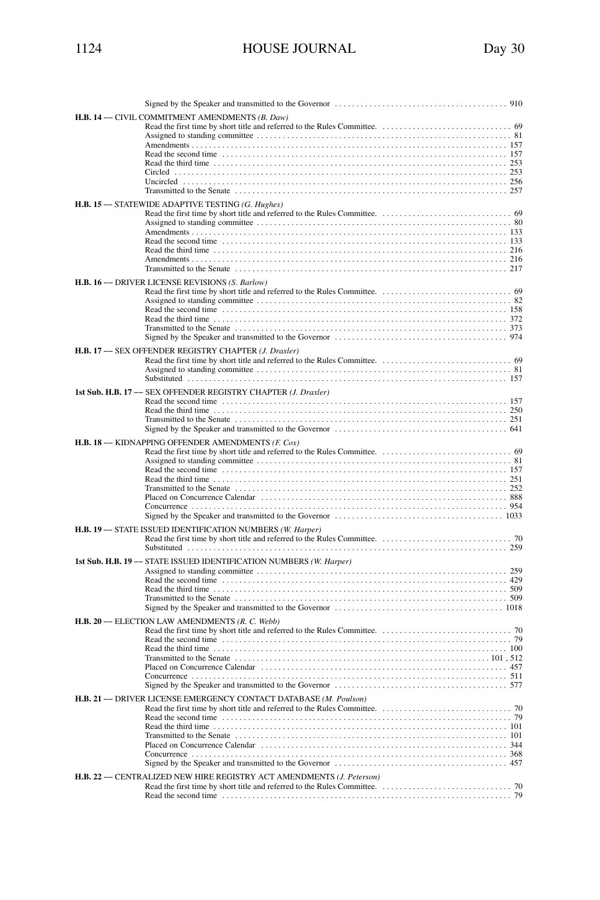Signed by the Speaker and transmitted to the Governor . . . . . . . . . . . . . . . . . . . . . . . . . . . . . . . . . . . . . . . 910

**H.B. 14** –– CIVIL COMMITMENT AMENDMENTS *(B. Daw)*

Read the first time by short title and referred to the Rules Committee. . . . . . . . . . . . . . . . . . . . . . . . . . . . . . 69
Assigned to standing committee . . . . . . . . . . . . . . . . . . . . . . . . . . . . . . . . . . . . . . . . . . . . . . . . . . . . . . . . . 81
Amendments . . . . . . . . . . . . . . . . . . . . . . . . . . . . . . . . . . . . . . . . . . . . . . . . . . . . . . . . . . . . . . . . . . . . . . 157
Read the second time . . . . . . . . . . . . . . . . . . . . . . . . . . . . . . . . . . . . . . . . . . . . . . . . . . . . . . . . . . . . . . . 157
Read the third time . . . . . . . . . . . . . . . . . . . . . . . . . . . . . . . . . . . . . . . . . . . . . . . . . . . . . . . . . . . . . . . . . 253
Circled . . . . . . . . . . . . . . . . . . . . . . . . . . . . . . . . . . . . . . . . . . . . . . . . . . . . . . . . . . . . . . . . . . . . . . . . . . 253
Uncircled . . . . . . . . . . . . . . . . . . . . . . . . . . . . . . . . . . . . . . . . . . . . . . . . . . . . . . . . . . . . . . . . . . . . . . . . 256
Transmitted to the Senate . . . . . . . . . . . . . . . . . . . . . . . . . . . . . . . . . . . . . . . . . . . . . . . . . . . . . . . . . . . . 257

**H.B. 15** — STATEWIDE ADAPTIVE TESTING *(G. Hughes)*

Read the first time by short title and referred to the Rules Committee. . . . . . . . . . . . . . . . . . . . . . . . . . . . . . 69
Assigned to standing committee . . . . . . . . . . . . . . . . . . . . . . . . . . . . . . . . . . . . . . . . . . . . . . . . . . . . . . . . . 80
Amendments . . . . . . . . . . . . . . . . . . . . . . . . . . . . . . . . . . . . . . . . . . . . . . . . . . . . . . . . . . . . . . . . . . . . . . 133
Read the second time . . . . . . . . . . . . . . . . . . . . . . . . . . . . . . . . . . . . . . . . . . . . . . . . . . . . . . . . . . . . . . . 133
Read the third time . . . . . . . . . . . . . . . . . . . . . . . . . . . . . . . . . . . . . . . . . . . . . . . . . . . . . . . . . . . . . . . . . 216
Amendments . . . . . . . . . . . . . . . . . . . . . . . . . . . . . . . . . . . . . . . . . . . . . . . . . . . . . . . . . . . . . . . . . . . . . . 216
Transmitted to the Senate . . . . . . . . . . . . . . . . . . . . . . . . . . . . . . . . . . . . . . . . . . . . . . . . . . . . . . . . . . . . 217

**H.B. 16** –– DRIVER LICENSE REVISIONS *(S. Barlow)*

Read the first time by short title and referred to the Rules Committee. . . . . . . . . . . . . . . . . . . . . . . . . . . . . . 69
Assigned to standing committee . . . . . . . . . . . . . . . . . . . . . . . . . . . . . . . . . . . . . . . . . . . . . . . . . . . . . . . . . 82
Read the second time . . . . . . . . . . . . . . . . . . . . . . . . . . . . . . . . . . . . . . . . . . . . . . . . . . . . . . . . . . . . . . . 158
Read the third time . . . . . . . . . . . . . . . . . . . . . . . . . . . . . . . . . . . . . . . . . . . . . . . . . . . . . . . . . . . . . . . . . 372
Transmitted to the Senate . . . . . . . . . . . . . . . . . . . . . . . . . . . . . . . . . . . . . . . . . . . . . . . . . . . . . . . . . . . . 373
Signed by the Speaker and transmitted to the Governor . . . . . . . . . . . . . . . . . . . . . . . . . . . . . . . . . . . . . . . 974

**H.B. 17** –– SEX OFFENDER REGISTRY CHAPTER *(J. Draxler)*

Read the first time by short title and referred to the Rules Committee. . . . . . . . . . . . . . . . . . . . . . . . . . . . . . 69
Assigned to standing committee . . . . . . . . . . . . . . . . . . . . . . . . . . . . . . . . . . . . . . . . . . . . . . . . . . . . . . . . . 81
Substituted . . . . . . . . . . . . . . . . . . . . . . . . . . . . . . . . . . . . . . . . . . . . . . . . . . . . . . . . . . . . . . . . . . . . . . . 157

**1st Sub. H.B. 17** –– SEX OFFENDER REGISTRY CHAPTER *(J. Draxler)*

Read the second time . . . . . . . . . . . . . . . . . . . . . . . . . . . . . . . . . . . . . . . . . . . . . . . . . . . . . . . . . . . . . . . 157
Read the third time . . . . . . . . . . . . . . . . . . . . . . . . . . . . . . . . . . . . . . . . . . . . . . . . . . . . . . . . . . . . . . . . . 250
Transmitted to the Senate . . . . . . . . . . . . . . . . . . . . . . . . . . . . . . . . . . . . . . . . . . . . . . . . . . . . . . . . . . . . 251
Signed by the Speaker and transmitted to the Governor . . . . . . . . . . . . . . . . . . . . . . . . . . . . . . . . . . . . . . . 641

**H.B. 18** –– KIDNAPPING OFFENDER AMENDMENTS *(F. Cox)*

Read the first time by short title and referred to the Rules Committee. . . . . . . . . . . . . . . . . . . . . . . . . . . . . . 69
Assigned to standing committee . . . . . . . . . . . . . . . . . . . . . . . . . . . . . . . . . . . . . . . . . . . . . . . . . . . . . . . . . 81
Read the second time . . . . . . . . . . . . . . . . . . . . . . . . . . . . . . . . . . . . . . . . . . . . . . . . . . . . . . . . . . . . . . . 157
Read the third time . . . . . . . . . . . . . . . . . . . . . . . . . . . . . . . . . . . . . . . . . . . . . . . . . . . . . . . . . . . . . . . . . 251
Transmitted to the Senate . . . . . . . . . . . . . . . . . . . . . . . . . . . . . . . . . . . . . . . . . . . . . . . . . . . . . . . . . . . . 252
Placed on Concurrence Calendar . . . . . . . . . . . . . . . . . . . . . . . . . . . . . . . . . . . . . . . . . . . . . . . . . . . . . . . 888
Concurrence . . . . . . . . . . . . . . . . . . . . . . . . . . . . . . . . . . . . . . . . . . . . . . . . . . . . . . . . . . . . . . . . . . . . . . 954
Signed by the Speaker and transmitted to the Governor . . . . . . . . . . . . . . . . . . . . . . . . . . . . . . . . . . . . . . 1033

**H.B. 19** — STATE ISSUED IDENTIFICATION NUMBERS *(W. Harper)*

Read the first time by short title and referred to the Rules Committee. . . . . . . . . . . . . . . . . . . . . . . . . . . . . . 70
Substituted . . . . . . . . . . . . . . . . . . . . . . . . . . . . . . . . . . . . . . . . . . . . . . . . . . . . . . . . . . . . . . . . . . . . . . . 259

**1st Sub. H.B. 19** –– STATE ISSUED IDENTIFICATION NUMBERS *(W. Harper)*

Assigned to standing committee . . . . . . . . . . . . . . . . . . . . . . . . . . . . . . . . . . . . . . . . . . . . . . . . . . . . . . . . 259
Read the second time . . . . . . . . . . . . . . . . . . . . . . . . . . . . . . . . . . . . . . . . . . . . . . . . . . . . . . . . . . . . . . . 429
Read the third time . . . . . . . . . . . . . . . . . . . . . . . . . . . . . . . . . . . . . . . . . . . . . . . . . . . . . . . . . . . . . . . . . 509
Transmitted to the Senate . . . . . . . . . . . . . . . . . . . . . . . . . . . . . . . . . . . . . . . . . . . . . . . . . . . . . . . . . . . . 509
Signed by the Speaker and transmitted to the Governor . . . . . . . . . . . . . . . . . . . . . . . . . . . . . . . . . . . . . . 1018

**H.B. 20** –– ELECTION LAW AMENDMENTS *(R. C. Webb)*

Read the first time by short title and referred to the Rules Committee. . . . . . . . . . . . . . . . . . . . . . . . . . . . . . 70
Read the second time . . . . . . . . . . . . . . . . . . . . . . . . . . . . . . . . . . . . . . . . . . . . . . . . . . . . . . . . . . . . . . . . 79
Read the third time . . . . . . . . . . . . . . . . . . . . . . . . . . . . . . . . . . . . . . . . . . . . . . . . . . . . . . . . . . . . . . . . . 100
Transmitted to the Senate . . . . . . . . . . . . . . . . . . . . . . . . . . . . . . . . . . . . . . . . . . . . . . . . . . . . . . . . . 101 , 512
Placed on Concurrence Calendar . . . . . . . . . . . . . . . . . . . . . . . . . . . . . . . . . . . . . . . . . . . . . . . . . . . . . . . 457
Concurrence . . . . . . . . . . . . . . . . . . . . . . . . . . . . . . . . . . . . . . . . . . . . . . . . . . . . . . . . . . . . . . . . . . . . . . 511
Signed by the Speaker and transmitted to the Governor . . . . . . . . . . . . . . . . . . . . . . . . . . . . . . . . . . . . . . . 577

**H.B. 21** –– DRIVER LICENSE EMERGENCY CONTACT DATABASE *(M. Poulson)*

Read the first time by short title and referred to the Rules Committee. . . . . . . . . . . . . . . . . . . . . . . . . . . . . . 70
Read the second time . . . . . . . . . . . . . . . . . . . . . . . . . . . . . . . . . . . . . . . . . . . . . . . . . . . . . . . . . . . . . . . . 79
Read the third time . . . . . . . . . . . . . . . . . . . . . . . . . . . . . . . . . . . . . . . . . . . . . . . . . . . . . . . . . . . . . . . . . 101
Transmitted to the Senate . . . . . . . . . . . . . . . . . . . . . . . . . . . . . . . . . . . . . . . . . . . . . . . . . . . . . . . . . . . . 101
Placed on Concurrence Calendar . . . . . . . . . . . . . . . . . . . . . . . . . . . . . . . . . . . . . . . . . . . . . . . . . . . . . . . 344
Concurrence . . . . . . . . . . . . . . . . . . . . . . . . . . . . . . . . . . . . . . . . . . . . . . . . . . . . . . . . . . . . . . . . . . . . . . 368
Signed by the Speaker and transmitted to the Governor . . . . . . . . . . . . . . . . . . . . . . . . . . . . . . . . . . . . . . . 457

**H.B. 22** –– CENTRALIZED NEW HIRE REGISTRY ACT AMENDMENTS *(J. Peterson)*

Read the first time by short title and referred to the Rules Committee. . . . . . . . . . . . . . . . . . . . . . . . . . . . . . 70
Read the second time . . . . . . . . . . . . . . . . . . . . . . . . . . . . . . . . . . . . . . . . . . . . . . . . . . . . . . . . . . . . . . . . 79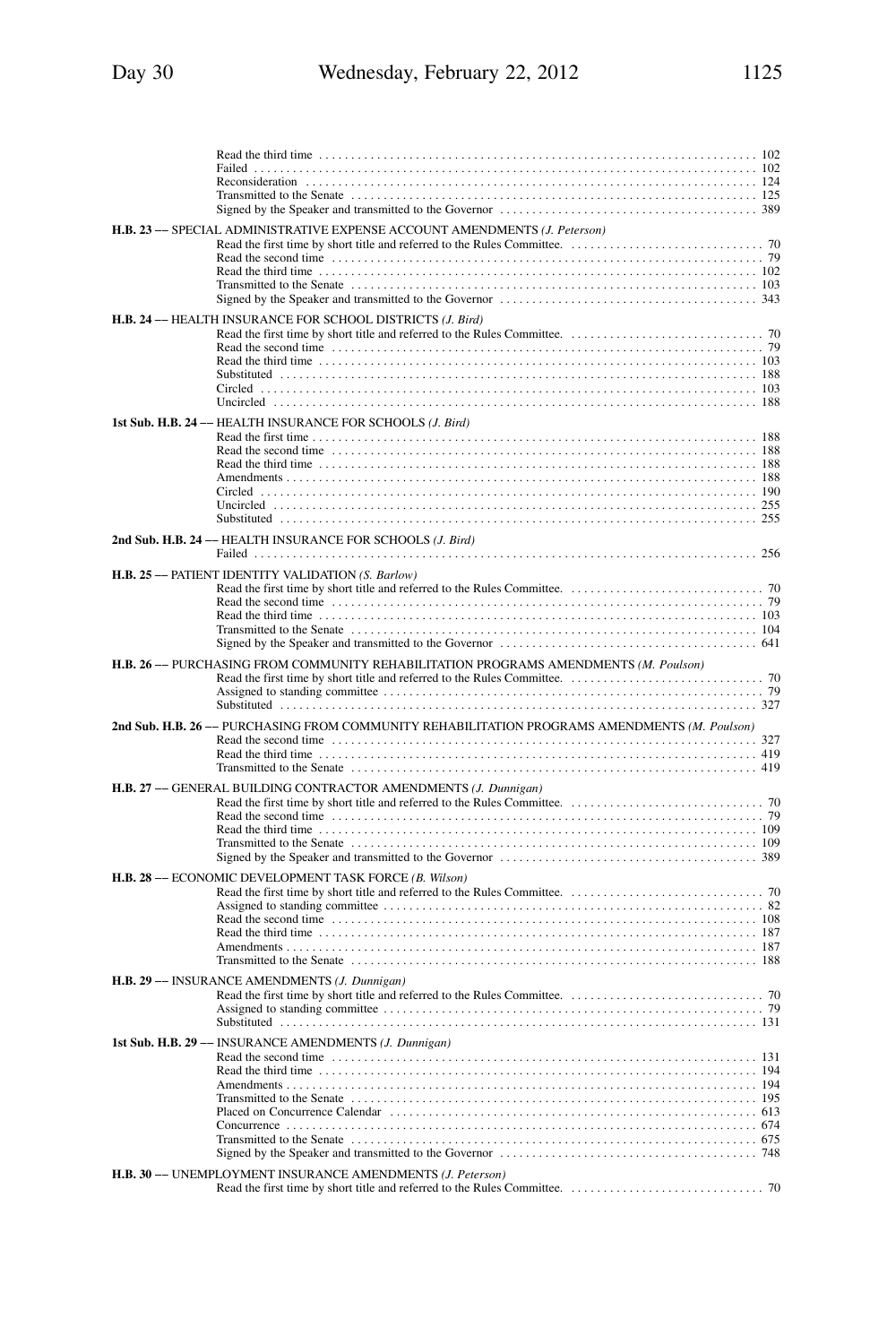Read the third time . . . . . . . . . . . . . . . . . . . . . . . . . . . . . . . . . . . . . . . . . . . . . . . . . . . . . . . . . . . . . . . . . . . . 102
Failed . . . . . . . . . . . . . . . . . . . . . . . . . . . . . . . . . . . . . . . . . . . . . . . . . . . . . . . . . . . . . . . . . . . . . . . . . . . . . . . 102
Reconsideration . . . . . . . . . . . . . . . . . . . . . . . . . . . . . . . . . . . . . . . . . . . . . . . . . . . . . . . . . . . . . . . . . . . . . . . 124
Transmitted to the Senate . . . . . . . . . . . . . . . . . . . . . . . . . . . . . . . . . . . . . . . . . . . . . . . . . . . . . . . . . . . . . . . . 125
Signed by the Speaker and transmitted to the Governor . . . . . . . . . . . . . . . . . . . . . . . . . . . . . . . . . . . . . . . . 389

**H.B. 23** –– SPECIAL ADMINISTRATIVE EXPENSE ACCOUNT AMENDMENTS *(J. Peterson)*

Read the first time by short title and referred to the Rules Committee. . . . . . . . . . . . . . . . . . . . . . . . . . . . . . . 70
Read the second time . . . . . . . . . . . . . . . . . . . . . . . . . . . . . . . . . . . . . . . . . . . . . . . . . . . . . . . . . . . . . . . . . . . . . 79
Read the third time . . . . . . . . . . . . . . . . . . . . . . . . . . . . . . . . . . . . . . . . . . . . . . . . . . . . . . . . . . . . . . . . . . . . 102
Transmitted to the Senate . . . . . . . . . . . . . . . . . . . . . . . . . . . . . . . . . . . . . . . . . . . . . . . . . . . . . . . . . . . . . . . . 103
Signed by the Speaker and transmitted to the Governor . . . . . . . . . . . . . . . . . . . . . . . . . . . . . . . . . . . . . . . . 343

**H.B. 24** –– HEALTH INSURANCE FOR SCHOOL DISTRICTS *(J. Bird)*

Read the first time by short title and referred to the Rules Committee. . . . . . . . . . . . . . . . . . . . . . . . . . . . . . . 70
Read the second time . . . . . . . . . . . . . . . . . . . . . . . . . . . . . . . . . . . . . . . . . . . . . . . . . . . . . . . . . . . . . . . . . . . . . 79
Read the third time . . . . . . . . . . . . . . . . . . . . . . . . . . . . . . . . . . . . . . . . . . . . . . . . . . . . . . . . . . . . . . . . . . . . 103
Substituted . . . . . . . . . . . . . . . . . . . . . . . . . . . . . . . . . . . . . . . . . . . . . . . . . . . . . . . . . . . . . . . . . . . . . . . . . . . 188
Circled . . . . . . . . . . . . . . . . . . . . . . . . . . . . . . . . . . . . . . . . . . . . . . . . . . . . . . . . . . . . . . . . . . . . . . . . . . . . . . 103
Uncircled . . . . . . . . . . . . . . . . . . . . . . . . . . . . . . . . . . . . . . . . . . . . . . . . . . . . . . . . . . . . . . . . . . . . . . . . . . . . 188

**1st Sub. H.B. 24** –– HEALTH INSURANCE FOR SCHOOLS *(J. Bird)*

Read the first time . . . . . . . . . . . . . . . . . . . . . . . . . . . . . . . . . . . . . . . . . . . . . . . . . . . . . . . . . . . . . . . . . . . . . 188
Read the second time . . . . . . . . . . . . . . . . . . . . . . . . . . . . . . . . . . . . . . . . . . . . . . . . . . . . . . . . . . . . . . . . . . . 188
Read the third time . . . . . . . . . . . . . . . . . . . . . . . . . . . . . . . . . . . . . . . . . . . . . . . . . . . . . . . . . . . . . . . . . . . . 188
Amendments . . . . . . . . . . . . . . . . . . . . . . . . . . . . . . . . . . . . . . . . . . . . . . . . . . . . . . . . . . . . . . . . . . . . . . . . . . 188
Circled . . . . . . . . . . . . . . . . . . . . . . . . . . . . . . . . . . . . . . . . . . . . . . . . . . . . . . . . . . . . . . . . . . . . . . . . . . . . . . 190
Uncircled . . . . . . . . . . . . . . . . . . . . . . . . . . . . . . . . . . . . . . . . . . . . . . . . . . . . . . . . . . . . . . . . . . . . . . . . . . . . 255
Substituted . . . . . . . . . . . . . . . . . . . . . . . . . . . . . . . . . . . . . . . . . . . . . . . . . . . . . . . . . . . . . . . . . . . . . . . . . . . 255

**2nd Sub. H.B. 24** –– HEALTH INSURANCE FOR SCHOOLS *(J. Bird)*

Failed . . . . . . . . . . . . . . . . . . . . . . . . . . . . . . . . . . . . . . . . . . . . . . . . . . . . . . . . . . . . . . . . . . . . . . . . . . . . . . . 256

**H.B. 25** — PATIENT IDENTITY VALIDATION *(S. Barlow)*

Read the first time by short title and referred to the Rules Committee. . . . . . . . . . . . . . . . . . . . . . . . . . . . . . . 70
Read the second time . . . . . . . . . . . . . . . . . . . . . . . . . . . . . . . . . . . . . . . . . . . . . . . . . . . . . . . . . . . . . . . . . . . . . 79
Read the third time . . . . . . . . . . . . . . . . . . . . . . . . . . . . . . . . . . . . . . . . . . . . . . . . . . . . . . . . . . . . . . . . . . . . 103
Transmitted to the Senate . . . . . . . . . . . . . . . . . . . . . . . . . . . . . . . . . . . . . . . . . . . . . . . . . . . . . . . . . . . . . . . . 104
Signed by the Speaker and transmitted to the Governor . . . . . . . . . . . . . . . . . . . . . . . . . . . . . . . . . . . . . . . . 641

**H.B. 26** –– PURCHASING FROM COMMUNITY REHABILITATION PROGRAMS AMENDMENTS *(M. Poulson)*

Read the first time by short title and referred to the Rules Committee. . . . . . . . . . . . . . . . . . . . . . . . . . . . . . . 70
Assigned to standing committee . . . . . . . . . . . . . . . . . . . . . . . . . . . . . . . . . . . . . . . . . . . . . . . . . . . . . . . . . . . . . 79
Substituted . . . . . . . . . . . . . . . . . . . . . . . . . . . . . . . . . . . . . . . . . . . . . . . . . . . . . . . . . . . . . . . . . . . . . . . . . . . 327

**2nd Sub. H.B. 26** –– PURCHASING FROM COMMUNITY REHABILITATION PROGRAMS AMENDMENTS *(M. Poulson)*

Read the second time . . . . . . . . . . . . . . . . . . . . . . . . . . . . . . . . . . . . . . . . . . . . . . . . . . . . . . . . . . . . . . . . . . . 327
Read the third time . . . . . . . . . . . . . . . . . . . . . . . . . . . . . . . . . . . . . . . . . . . . . . . . . . . . . . . . . . . . . . . . . . . . 419
Transmitted to the Senate . . . . . . . . . . . . . . . . . . . . . . . . . . . . . . . . . . . . . . . . . . . . . . . . . . . . . . . . . . . . . . . . 419

**H.B. 27** –– GENERAL BUILDING CONTRACTOR AMENDMENTS *(J. Dunnigan)*

Read the first time by short title and referred to the Rules Committee. . . . . . . . . . . . . . . . . . . . . . . . . . . . . . . 70
Read the second time . . . . . . . . . . . . . . . . . . . . . . . . . . . . . . . . . . . . . . . . . . . . . . . . . . . . . . . . . . . . . . . . . . . . . 79
Read the third time . . . . . . . . . . . . . . . . . . . . . . . . . . . . . . . . . . . . . . . . . . . . . . . . . . . . . . . . . . . . . . . . . . . . 109
Transmitted to the Senate . . . . . . . . . . . . . . . . . . . . . . . . . . . . . . . . . . . . . . . . . . . . . . . . . . . . . . . . . . . . . . . . 109
Signed by the Speaker and transmitted to the Governor . . . . . . . . . . . . . . . . . . . . . . . . . . . . . . . . . . . . . . . . 389

**H.B. 28** –– ECONOMIC DEVELOPMENT TASK FORCE *(B. Wilson)*

Read the first time by short title and referred to the Rules Committee. . . . . . . . . . . . . . . . . . . . . . . . . . . . . . . 70
Assigned to standing committee . . . . . . . . . . . . . . . . . . . . . . . . . . . . . . . . . . . . . . . . . . . . . . . . . . . . . . . . . . . . . 82
Read the second time . . . . . . . . . . . . . . . . . . . . . . . . . . . . . . . . . . . . . . . . . . . . . . . . . . . . . . . . . . . . . . . . . . . 108
Read the third time . . . . . . . . . . . . . . . . . . . . . . . . . . . . . . . . . . . . . . . . . . . . . . . . . . . . . . . . . . . . . . . . . . . . 187
Amendments . . . . . . . . . . . . . . . . . . . . . . . . . . . . . . . . . . . . . . . . . . . . . . . . . . . . . . . . . . . . . . . . . . . . . . . . . . 187
Transmitted to the Senate . . . . . . . . . . . . . . . . . . . . . . . . . . . . . . . . . . . . . . . . . . . . . . . . . . . . . . . . . . . . . . . . 188

**H.B. 29** –– INSURANCE AMENDMENTS *(J. Dunnigan)*

Read the first time by short title and referred to the Rules Committee. . . . . . . . . . . . . . . . . . . . . . . . . . . . . . . 70
Assigned to standing committee . . . . . . . . . . . . . . . . . . . . . . . . . . . . . . . . . . . . . . . . . . . . . . . . . . . . . . . . . . . . . 79
Substituted . . . . . . . . . . . . . . . . . . . . . . . . . . . . . . . . . . . . . . . . . . . . . . . . . . . . . . . . . . . . . . . . . . . . . . . . . . . 131

**1st Sub. H.B. 29** –– INSURANCE AMENDMENTS *(J. Dunnigan)*

Read the second time . . . . . . . . . . . . . . . . . . . . . . . . . . . . . . . . . . . . . . . . . . . . . . . . . . . . . . . . . . . . . . . . . . . 131
Read the third time . . . . . . . . . . . . . . . . . . . . . . . . . . . . . . . . . . . . . . . . . . . . . . . . . . . . . . . . . . . . . . . . . . . . 194
Amendments . . . . . . . . . . . . . . . . . . . . . . . . . . . . . . . . . . . . . . . . . . . . . . . . . . . . . . . . . . . . . . . . . . . . . . . . . . 194
Transmitted to the Senate . . . . . . . . . . . . . . . . . . . . . . . . . . . . . . . . . . . . . . . . . . . . . . . . . . . . . . . . . . . . . . . . 195
Placed on Concurrence Calendar . . . . . . . . . . . . . . . . . . . . . . . . . . . . . . . . . . . . . . . . . . . . . . . . . . . . . . . . . . 613
Concurrence . . . . . . . . . . . . . . . . . . . . . . . . . . . . . . . . . . . . . . . . . . . . . . . . . . . . . . . . . . . . . . . . . . . . . . . . . . 674
Transmitted to the Senate . . . . . . . . . . . . . . . . . . . . . . . . . . . . . . . . . . . . . . . . . . . . . . . . . . . . . . . . . . . . . . . . 675
Signed by the Speaker and transmitted to the Governor . . . . . . . . . . . . . . . . . . . . . . . . . . . . . . . . . . . . . . . . 748

**H.B. 30** –– UNEMPLOYMENT INSURANCE AMENDMENTS *(J. Peterson)*

Read the first time by short title and referred to the Rules Committee. . . . . . . . . . . . . . . . . . . . . . . . . . . . . . . 70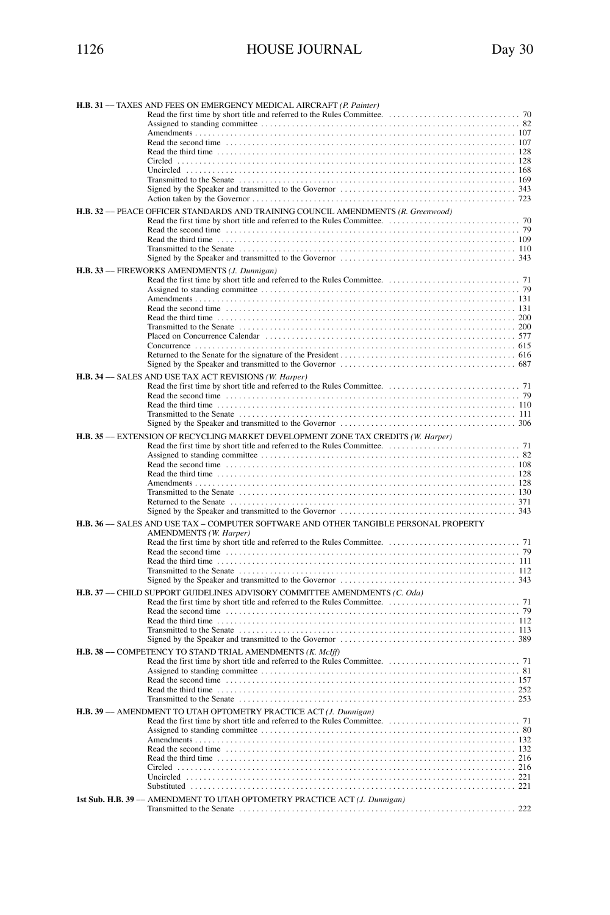**H.B. 31 –– TAXES AND FEES ON EMERGENCY MEDICAL AIRCRAFT** *(P. Painter)*

Read the first time by short title and referred to the Rules Committee. . . . . . . . . . . . . . . . . . . . . . . . . . . . . . 70
Assigned to standing committee . . . . . . . . . . . . . . . . . . . . . . . . . . . . . . . . . . . . . . . . . . . . . . . . . . . . . . . . . . 82
Amendments . . . . . . . . . . . . . . . . . . . . . . . . . . . . . . . . . . . . . . . . . . . . . . . . . . . . . . . . . . . . . . . . . . . . . . . 107
Read the second time . . . . . . . . . . . . . . . . . . . . . . . . . . . . . . . . . . . . . . . . . . . . . . . . . . . . . . . . . . . . . . . . 107
Read the third time . . . . . . . . . . . . . . . . . . . . . . . . . . . . . . . . . . . . . . . . . . . . . . . . . . . . . . . . . . . . . . . . . . 128
Circled . . . . . . . . . . . . . . . . . . . . . . . . . . . . . . . . . . . . . . . . . . . . . . . . . . . . . . . . . . . . . . . . . . . . . . . . . . 128
Uncircled . . . . . . . . . . . . . . . . . . . . . . . . . . . . . . . . . . . . . . . . . . . . . . . . . . . . . . . . . . . . . . . . . . . . . . . . 168
Transmitted to the Senate . . . . . . . . . . . . . . . . . . . . . . . . . . . . . . . . . . . . . . . . . . . . . . . . . . . . . . . . . . . . . 169
Signed by the Speaker and transmitted to the Governor . . . . . . . . . . . . . . . . . . . . . . . . . . . . . . . . . . . . . . . 343
Action taken by the Governor . . . . . . . . . . . . . . . . . . . . . . . . . . . . . . . . . . . . . . . . . . . . . . . . . . . . . . . . . . 723

**H.B. 32 –– PEACE OFFICER STANDARDS AND TRAINING COUNCIL AMENDMENTS** *(R. Greenwood)*

Read the first time by short title and referred to the Rules Committee. . . . . . . . . . . . . . . . . . . . . . . . . . . . . . 70
Read the second time . . . . . . . . . . . . . . . . . . . . . . . . . . . . . . . . . . . . . . . . . . . . . . . . . . . . . . . . . . . . . . . . . 79
Read the third time . . . . . . . . . . . . . . . . . . . . . . . . . . . . . . . . . . . . . . . . . . . . . . . . . . . . . . . . . . . . . . . . . . 109
Transmitted to the Senate . . . . . . . . . . . . . . . . . . . . . . . . . . . . . . . . . . . . . . . . . . . . . . . . . . . . . . . . . . . . . 110
Signed by the Speaker and transmitted to the Governor . . . . . . . . . . . . . . . . . . . . . . . . . . . . . . . . . . . . . . . 343

**H.B. 33 –– FIREWORKS AMENDMENTS** *(J. Dunnigan)*

Read the first time by short title and referred to the Rules Committee. . . . . . . . . . . . . . . . . . . . . . . . . . . . . . 71
Assigned to standing committee . . . . . . . . . . . . . . . . . . . . . . . . . . . . . . . . . . . . . . . . . . . . . . . . . . . . . . . . . . 79
Amendments . . . . . . . . . . . . . . . . . . . . . . . . . . . . . . . . . . . . . . . . . . . . . . . . . . . . . . . . . . . . . . . . . . . . . . . 131
Read the second time . . . . . . . . . . . . . . . . . . . . . . . . . . . . . . . . . . . . . . . . . . . . . . . . . . . . . . . . . . . . . . . . 131
Read the third time . . . . . . . . . . . . . . . . . . . . . . . . . . . . . . . . . . . . . . . . . . . . . . . . . . . . . . . . . . . . . . . . . . 200
Transmitted to the Senate . . . . . . . . . . . . . . . . . . . . . . . . . . . . . . . . . . . . . . . . . . . . . . . . . . . . . . . . . . . . . 200
Placed on Concurrence Calendar . . . . . . . . . . . . . . . . . . . . . . . . . . . . . . . . . . . . . . . . . . . . . . . . . . . . . . . . 577
Concurrence . . . . . . . . . . . . . . . . . . . . . . . . . . . . . . . . . . . . . . . . . . . . . . . . . . . . . . . . . . . . . . . . . . . . . . . 615
Returned to the Senate for the signature of the President . . . . . . . . . . . . . . . . . . . . . . . . . . . . . . . . . . . . . . . 616
Signed by the Speaker and transmitted to the Governor . . . . . . . . . . . . . . . . . . . . . . . . . . . . . . . . . . . . . . . 687

**H.B. 34 –– SALES AND USE TAX ACT REVISIONS** *(W. Harper)*

Read the first time by short title and referred to the Rules Committee. . . . . . . . . . . . . . . . . . . . . . . . . . . . . . 71
Read the second time . . . . . . . . . . . . . . . . . . . . . . . . . . . . . . . . . . . . . . . . . . . . . . . . . . . . . . . . . . . . . . . . . 79
Read the third time . . . . . . . . . . . . . . . . . . . . . . . . . . . . . . . . . . . . . . . . . . . . . . . . . . . . . . . . . . . . . . . . . . 110
Transmitted to the Senate . . . . . . . . . . . . . . . . . . . . . . . . . . . . . . . . . . . . . . . . . . . . . . . . . . . . . . . . . . . . . 111
Signed by the Speaker and transmitted to the Governor . . . . . . . . . . . . . . . . . . . . . . . . . . . . . . . . . . . . . . . 306

**H.B. 35 –– EXTENSION OF RECYCLING MARKET DEVELOPMENT ZONE TAX CREDITS** *(W. Harper)*

Read the first time by short title and referred to the Rules Committee. . . . . . . . . . . . . . . . . . . . . . . . . . . . . . 71
Assigned to standing committee . . . . . . . . . . . . . . . . . . . . . . . . . . . . . . . . . . . . . . . . . . . . . . . . . . . . . . . . . . 82
Read the second time . . . . . . . . . . . . . . . . . . . . . . . . . . . . . . . . . . . . . . . . . . . . . . . . . . . . . . . . . . . . . . . . 108
Read the third time . . . . . . . . . . . . . . . . . . . . . . . . . . . . . . . . . . . . . . . . . . . . . . . . . . . . . . . . . . . . . . . . . . 128
Amendments . . . . . . . . . . . . . . . . . . . . . . . . . . . . . . . . . . . . . . . . . . . . . . . . . . . . . . . . . . . . . . . . . . . . . . . 128
Transmitted to the Senate . . . . . . . . . . . . . . . . . . . . . . . . . . . . . . . . . . . . . . . . . . . . . . . . . . . . . . . . . . . . . 130
Returned to the Senate . . . . . . . . . . . . . . . . . . . . . . . . . . . . . . . . . . . . . . . . . . . . . . . . . . . . . . . . . . . . . . . 371
Signed by the Speaker and transmitted to the Governor . . . . . . . . . . . . . . . . . . . . . . . . . . . . . . . . . . . . . . . 343

**H.B. 36 –– SALES AND USE TAX – COMPUTER SOFTWARE AND OTHER TANGIBLE PERSONAL PROPERTY AMENDMENTS** *(W. Harper)*

Read the first time by short title and referred to the Rules Committee. . . . . . . . . . . . . . . . . . . . . . . . . . . . . . 71
Read the second time . . . . . . . . . . . . . . . . . . . . . . . . . . . . . . . . . . . . . . . . . . . . . . . . . . . . . . . . . . . . . . . . . 79
Read the third time . . . . . . . . . . . . . . . . . . . . . . . . . . . . . . . . . . . . . . . . . . . . . . . . . . . . . . . . . . . . . . . . . . 111
Transmitted to the Senate . . . . . . . . . . . . . . . . . . . . . . . . . . . . . . . . . . . . . . . . . . . . . . . . . . . . . . . . . . . . . 112
Signed by the Speaker and transmitted to the Governor . . . . . . . . . . . . . . . . . . . . . . . . . . . . . . . . . . . . . . . 343

**H.B. 37 –– CHILD SUPPORT GUIDELINES ADVISORY COMMITTEE AMENDMENTS** *(C. Oda)*

Read the first time by short title and referred to the Rules Committee. . . . . . . . . . . . . . . . . . . . . . . . . . . . . . 71
Read the second time . . . . . . . . . . . . . . . . . . . . . . . . . . . . . . . . . . . . . . . . . . . . . . . . . . . . . . . . . . . . . . . . . 79
Read the third time . . . . . . . . . . . . . . . . . . . . . . . . . . . . . . . . . . . . . . . . . . . . . . . . . . . . . . . . . . . . . . . . . . 112
Transmitted to the Senate . . . . . . . . . . . . . . . . . . . . . . . . . . . . . . . . . . . . . . . . . . . . . . . . . . . . . . . . . . . . . 113
Signed by the Speaker and transmitted to the Governor . . . . . . . . . . . . . . . . . . . . . . . . . . . . . . . . . . . . . . . 389

**H.B. 38 –– COMPETENCY TO STAND TRIAL AMENDMENTS** *(K. McIff)*

Read the first time by short title and referred to the Rules Committee. . . . . . . . . . . . . . . . . . . . . . . . . . . . . . 71
Assigned to standing committee . . . . . . . . . . . . . . . . . . . . . . . . . . . . . . . . . . . . . . . . . . . . . . . . . . . . . . . . . . 81
Read the second time . . . . . . . . . . . . . . . . . . . . . . . . . . . . . . . . . . . . . . . . . . . . . . . . . . . . . . . . . . . . . . . . 157
Read the third time . . . . . . . . . . . . . . . . . . . . . . . . . . . . . . . . . . . . . . . . . . . . . . . . . . . . . . . . . . . . . . . . . . 252
Transmitted to the Senate . . . . . . . . . . . . . . . . . . . . . . . . . . . . . . . . . . . . . . . . . . . . . . . . . . . . . . . . . . . . . 253

**H.B. 39 –– AMENDMENT TO UTAH OPTOMETRY PRACTICE ACT** *(J. Dunnigan)*

Read the first time by short title and referred to the Rules Committee. . . . . . . . . . . . . . . . . . . . . . . . . . . . . . 71
Assigned to standing committee . . . . . . . . . . . . . . . . . . . . . . . . . . . . . . . . . . . . . . . . . . . . . . . . . . . . . . . . . . 80
Amendments . . . . . . . . . . . . . . . . . . . . . . . . . . . . . . . . . . . . . . . . . . . . . . . . . . . . . . . . . . . . . . . . . . . . . . . 132
Read the second time . . . . . . . . . . . . . . . . . . . . . . . . . . . . . . . . . . . . . . . . . . . . . . . . . . . . . . . . . . . . . . . . 132
Read the third time . . . . . . . . . . . . . . . . . . . . . . . . . . . . . . . . . . . . . . . . . . . . . . . . . . . . . . . . . . . . . . . . . . 216
Circled . . . . . . . . . . . . . . . . . . . . . . . . . . . . . . . . . . . . . . . . . . . . . . . . . . . . . . . . . . . . . . . . . . . . . . . . . . 216
Uncircled . . . . . . . . . . . . . . . . . . . . . . . . . . . . . . . . . . . . . . . . . . . . . . . . . . . . . . . . . . . . . . . . . . . . . . . . 221
Substituted . . . . . . . . . . . . . . . . . . . . . . . . . . . . . . . . . . . . . . . . . . . . . . . . . . . . . . . . . . . . . . . . . . . . . . . 221

**1st Sub. H.B. 39 –– AMENDMENT TO UTAH OPTOMETRY PRACTICE ACT** *(J. Dunnigan)*

Transmitted to the Senate . . . . . . . . . . . . . . . . . . . . . . . . . . . . . . . . . . . . . . . . . . . . . . . . . . . . . . . . . . . . . 222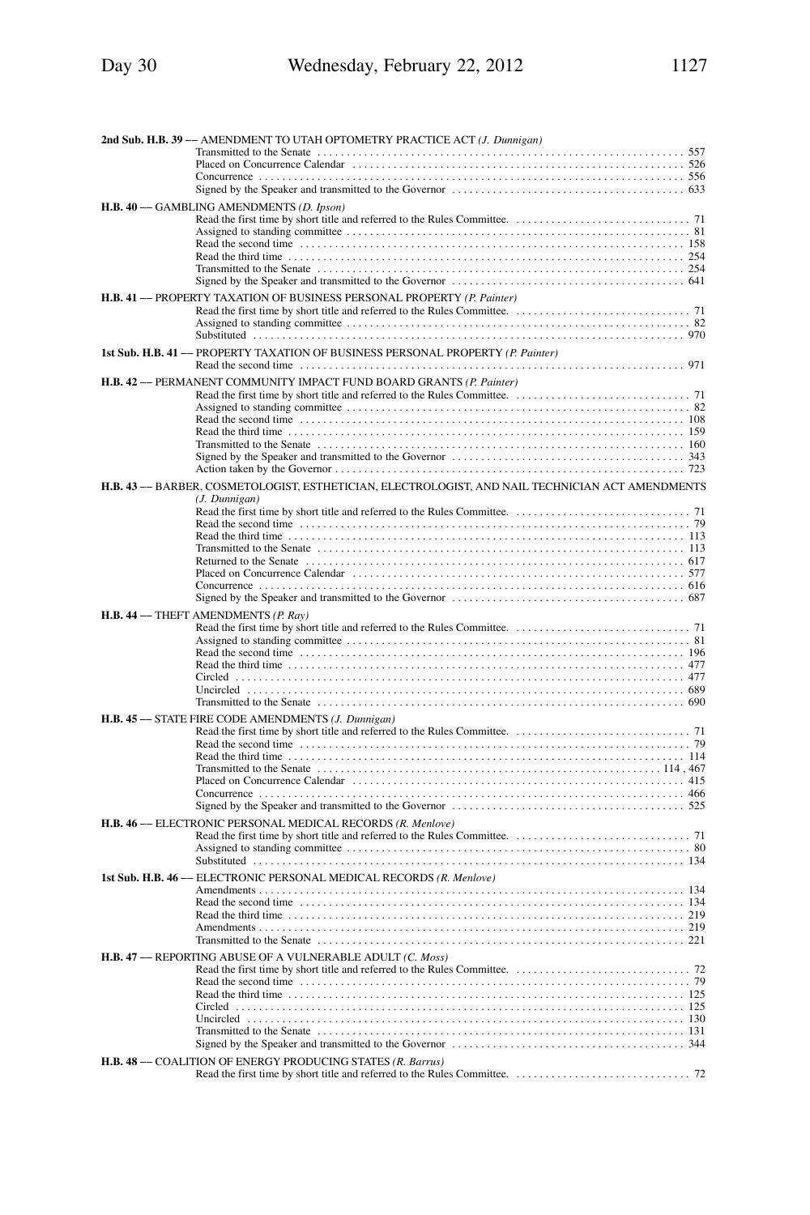**2nd Sub. H.B. 39 -– AMENDMENT TO UTAH OPTOMETRY PRACTICE ACT** *(J. Dunnigan)*

Transmitted to the Senate . . . . . . . . . . 557
Placed on Concurrence Calendar . . . . . . . . . . 526
Concurrence . . . . . . . . . . 556
Signed by the Speaker and transmitted to the Governor . . . . . . . . . . 633

**H.B. 40 -– GAMBLING AMENDMENTS** *(D. Ipson)*

Read the first time by short title and referred to the Rules Committee. . . . . . . . . . . 71
Assigned to standing committee . . . . . . . . . . 81
Read the second time . . . . . . . . . . 158
Read the third time . . . . . . . . . . 254
Transmitted to the Senate . . . . . . . . . . 254
Signed by the Speaker and transmitted to the Governor . . . . . . . . . . 641

**H.B. 41 -– PROPERTY TAXATION OF BUSINESS PERSONAL PROPERTY** *(P. Painter)*

Read the first time by short title and referred to the Rules Committee. . . . . . . . . . . 71
Assigned to standing committee . . . . . . . . . . 82
Substituted . . . . . . . . . . 970

**1st Sub. H.B. 41 -– PROPERTY TAXATION OF BUSINESS PERSONAL PROPERTY** *(P. Painter)*

Read the second time . . . . . . . . . . 971

**H.B. 42 -– PERMANENT COMMUNITY IMPACT FUND BOARD GRANTS** *(P. Painter)*

Read the first time by short title and referred to the Rules Committee. . . . . . . . . . . 71
Assigned to standing committee . . . . . . . . . . 82
Read the second time . . . . . . . . . . 108
Read the third time . . . . . . . . . . 159
Transmitted to the Senate . . . . . . . . . . 160
Signed by the Speaker and transmitted to the Governor . . . . . . . . . . 343
Action taken by the Governor . . . . . . . . . . 723

**H.B. 43 -– BARBER, COSMETOLOGIST, ESTHETICIAN, ELECTROLOGIST, AND NAIL TECHNICIAN ACT AMENDMENTS** *(J. Dunnigan)*

Read the first time by short title and referred to the Rules Committee. . . . . . . . . . . 71
Read the second time . . . . . . . . . . 79
Read the third time . . . . . . . . . . 113
Transmitted to the Senate . . . . . . . . . . 113
Returned to the Senate . . . . . . . . . . 617
Placed on Concurrence Calendar . . . . . . . . . . 577
Concurrence . . . . . . . . . . 616
Signed by the Speaker and transmitted to the Governor . . . . . . . . . . 687

**H.B. 44 -– THEFT AMENDMENTS** *(P. Ray)*

Read the first time by short title and referred to the Rules Committee. . . . . . . . . . . 71
Assigned to standing committee . . . . . . . . . . 81
Read the second time . . . . . . . . . . 196
Read the third time . . . . . . . . . . 477
Circled . . . . . . . . . . 477
Uncircled . . . . . . . . . . 689
Transmitted to the Senate . . . . . . . . . . 690

**H.B. 45 — STATE FIRE CODE AMENDMENTS** *(J. Dunnigan)*

Read the first time by short title and referred to the Rules Committee. . . . . . . . . . . 71
Read the second time . . . . . . . . . . 79
Read the third time . . . . . . . . . . 114
Transmitted to the Senate . . . . . . . . . . 114 , 467
Placed on Concurrence Calendar . . . . . . . . . . 415
Concurrence . . . . . . . . . . 466
Signed by the Speaker and transmitted to the Governor . . . . . . . . . . 525

**H.B. 46 -– ELECTRONIC PERSONAL MEDICAL RECORDS** *(R. Menlove)*

Read the first time by short title and referred to the Rules Committee. . . . . . . . . . . 71
Assigned to standing committee . . . . . . . . . . 80
Substituted . . . . . . . . . . 134

**1st Sub. H.B. 46 -– ELECTRONIC PERSONAL MEDICAL RECORDS** *(R. Menlove)*

Amendments . . . . . . . . . . 134
Read the second time . . . . . . . . . . 134
Read the third time . . . . . . . . . . 219
Amendments . . . . . . . . . . 219
Transmitted to the Senate . . . . . . . . . . 221

**H.B. 47 — REPORTING ABUSE OF A VULNERABLE ADULT** *(C. Moss)*

Read the first time by short title and referred to the Rules Committee. . . . . . . . . . . 72
Read the second time . . . . . . . . . . 79
Read the third time . . . . . . . . . . 125
Circled . . . . . . . . . . 125
Uncircled . . . . . . . . . . 130
Transmitted to the Senate . . . . . . . . . . 131
Signed by the Speaker and transmitted to the Governor . . . . . . . . . . 344

**H.B. 48 -– COALITION OF ENERGY PRODUCING STATES** *(R. Barrus)*

Read the first time by short title and referred to the Rules Committee. . . . . . . . . . . 72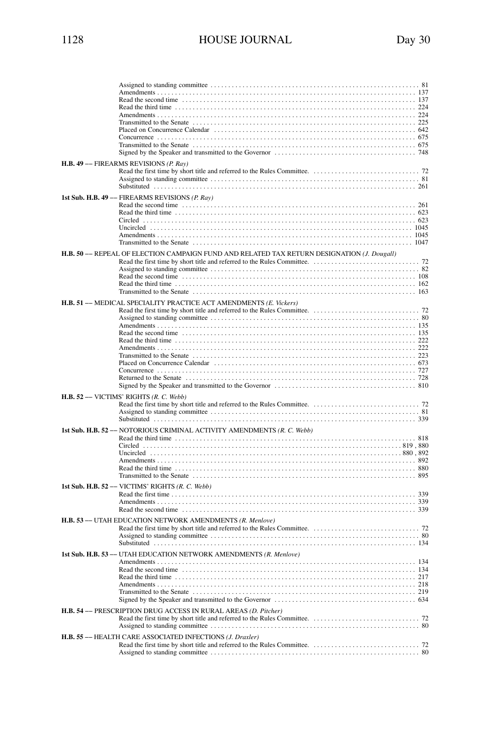Assigned to standing committee . . . . . . . . . . . . . . . . . . . . . . . . . . . . . . . . . . . . . . . . . . . . . . . . . . . . . . . . . . 81
Amendments . . . . . . . . . . . . . . . . . . . . . . . . . . . . . . . . . . . . . . . . . . . . . . . . . . . . . . . . . . . . . . . . . . . . . . . . . 137
Read the second time . . . . . . . . . . . . . . . . . . . . . . . . . . . . . . . . . . . . . . . . . . . . . . . . . . . . . . . . . . . . . . . . . 137
Read the third time . . . . . . . . . . . . . . . . . . . . . . . . . . . . . . . . . . . . . . . . . . . . . . . . . . . . . . . . . . . . . . . . . . . 224
Amendments . . . . . . . . . . . . . . . . . . . . . . . . . . . . . . . . . . . . . . . . . . . . . . . . . . . . . . . . . . . . . . . . . . . . . . . . . 224
Transmitted to the Senate . . . . . . . . . . . . . . . . . . . . . . . . . . . . . . . . . . . . . . . . . . . . . . . . . . . . . . . . . . . . . . 225
Placed on Concurrence Calendar . . . . . . . . . . . . . . . . . . . . . . . . . . . . . . . . . . . . . . . . . . . . . . . . . . . . . . . . 642
Concurrence . . . . . . . . . . . . . . . . . . . . . . . . . . . . . . . . . . . . . . . . . . . . . . . . . . . . . . . . . . . . . . . . . . . . . . . . . 675
Transmitted to the Senate . . . . . . . . . . . . . . . . . . . . . . . . . . . . . . . . . . . . . . . . . . . . . . . . . . . . . . . . . . . . . . 675
Signed by the Speaker and transmitted to the Governor . . . . . . . . . . . . . . . . . . . . . . . . . . . . . . . . . . . . . . . 748

**H.B. 49** –– FIREARMS REVISIONS *(P. Ray)*
Read the first time by short title and referred to the Rules Committee. . . . . . . . . . . . . . . . . . . . . . . . . . . . . . 72
Assigned to standing committee . . . . . . . . . . . . . . . . . . . . . . . . . . . . . . . . . . . . . . . . . . . . . . . . . . . . . . . . . . 81
Substituted . . . . . . . . . . . . . . . . . . . . . . . . . . . . . . . . . . . . . . . . . . . . . . . . . . . . . . . . . . . . . . . . . . . . . . . . . . 261

**1st Sub. H.B. 49** –– FIREARMS REVISIONS *(P. Ray)*
Read the second time . . . . . . . . . . . . . . . . . . . . . . . . . . . . . . . . . . . . . . . . . . . . . . . . . . . . . . . . . . . . . . . . . 261
Read the third time . . . . . . . . . . . . . . . . . . . . . . . . . . . . . . . . . . . . . . . . . . . . . . . . . . . . . . . . . . . . . . . . . . . 623
Circled . . . . . . . . . . . . . . . . . . . . . . . . . . . . . . . . . . . . . . . . . . . . . . . . . . . . . . . . . . . . . . . . . . . . . . . . . . . . . 623
Uncircled . . . . . . . . . . . . . . . . . . . . . . . . . . . . . . . . . . . . . . . . . . . . . . . . . . . . . . . . . . . . . . . . . . . . . . . . . . 1045
Amendments . . . . . . . . . . . . . . . . . . . . . . . . . . . . . . . . . . . . . . . . . . . . . . . . . . . . . . . . . . . . . . . . . . . . . . . . 1045
Transmitted to the Senate . . . . . . . . . . . . . . . . . . . . . . . . . . . . . . . . . . . . . . . . . . . . . . . . . . . . . . . . . . . . . 1047

**H.B. 50** –– REPEAL OF ELECTION CAMPAIGN FUND AND RELATED TAX RETURN DESIGNATION *(J. Dougall)*
Read the first time by short title and referred to the Rules Committee. . . . . . . . . . . . . . . . . . . . . . . . . . . . . . 72
Assigned to standing committee . . . . . . . . . . . . . . . . . . . . . . . . . . . . . . . . . . . . . . . . . . . . . . . . . . . . . . . . . . 82
Read the second time . . . . . . . . . . . . . . . . . . . . . . . . . . . . . . . . . . . . . . . . . . . . . . . . . . . . . . . . . . . . . . . . . 108
Read the third time . . . . . . . . . . . . . . . . . . . . . . . . . . . . . . . . . . . . . . . . . . . . . . . . . . . . . . . . . . . . . . . . . . . 162
Transmitted to the Senate . . . . . . . . . . . . . . . . . . . . . . . . . . . . . . . . . . . . . . . . . . . . . . . . . . . . . . . . . . . . . . 163

**H.B. 51** –– MEDICAL SPECIALITY PRACTICE ACT AMENDMENTS *(E. Vickers)*
Read the first time by short title and referred to the Rules Committee. . . . . . . . . . . . . . . . . . . . . . . . . . . . . . 72
Assigned to standing committee . . . . . . . . . . . . . . . . . . . . . . . . . . . . . . . . . . . . . . . . . . . . . . . . . . . . . . . . . . 80
Amendments . . . . . . . . . . . . . . . . . . . . . . . . . . . . . . . . . . . . . . . . . . . . . . . . . . . . . . . . . . . . . . . . . . . . . . . . . 135
Read the second time . . . . . . . . . . . . . . . . . . . . . . . . . . . . . . . . . . . . . . . . . . . . . . . . . . . . . . . . . . . . . . . . . 135
Read the third time . . . . . . . . . . . . . . . . . . . . . . . . . . . . . . . . . . . . . . . . . . . . . . . . . . . . . . . . . . . . . . . . . . . 222
Amendments . . . . . . . . . . . . . . . . . . . . . . . . . . . . . . . . . . . . . . . . . . . . . . . . . . . . . . . . . . . . . . . . . . . . . . . . . 222
Transmitted to the Senate . . . . . . . . . . . . . . . . . . . . . . . . . . . . . . . . . . . . . . . . . . . . . . . . . . . . . . . . . . . . . . 223
Placed on Concurrence Calendar . . . . . . . . . . . . . . . . . . . . . . . . . . . . . . . . . . . . . . . . . . . . . . . . . . . . . . . . 673
Concurrence . . . . . . . . . . . . . . . . . . . . . . . . . . . . . . . . . . . . . . . . . . . . . . . . . . . . . . . . . . . . . . . . . . . . . . . . . 727
Returned to the Senate . . . . . . . . . . . . . . . . . . . . . . . . . . . . . . . . . . . . . . . . . . . . . . . . . . . . . . . . . . . . . . . . 728
Signed by the Speaker and transmitted to the Governor . . . . . . . . . . . . . . . . . . . . . . . . . . . . . . . . . . . . . . . 810

**H.B. 52** –– VICTIMS' RIGHTS *(R. C. Webb)*
Read the first time by short title and referred to the Rules Committee. . . . . . . . . . . . . . . . . . . . . . . . . . . . . . 72
Assigned to standing committee . . . . . . . . . . . . . . . . . . . . . . . . . . . . . . . . . . . . . . . . . . . . . . . . . . . . . . . . . . 81
Substituted . . . . . . . . . . . . . . . . . . . . . . . . . . . . . . . . . . . . . . . . . . . . . . . . . . . . . . . . . . . . . . . . . . . . . . . . . . 339

**1st Sub. H.B. 52** –– NOTORIOUS CRIMINAL ACTIVITY AMENDMENTS *(R. C. Webb)*
Read the third time . . . . . . . . . . . . . . . . . . . . . . . . . . . . . . . . . . . . . . . . . . . . . . . . . . . . . . . . . . . . . . . . . . . 818
Circled . . . . . . . . . . . . . . . . . . . . . . . . . . . . . . . . . . . . . . . . . . . . . . . . . . . . . . . . . . . . . . . . . . . . . . . . . 819 , 880
Uncircled . . . . . . . . . . . . . . . . . . . . . . . . . . . . . . . . . . . . . . . . . . . . . . . . . . . . . . . . . . . . . . . . . . . . . . 880 , 892
Amendments . . . . . . . . . . . . . . . . . . . . . . . . . . . . . . . . . . . . . . . . . . . . . . . . . . . . . . . . . . . . . . . . . . . . . . . . . 892
Read the third time . . . . . . . . . . . . . . . . . . . . . . . . . . . . . . . . . . . . . . . . . . . . . . . . . . . . . . . . . . . . . . . . . . . 880
Transmitted to the Senate . . . . . . . . . . . . . . . . . . . . . . . . . . . . . . . . . . . . . . . . . . . . . . . . . . . . . . . . . . . . . . 895

**1st Sub. H.B. 52** –– VICTIMS' RIGHTS *(R. C. Webb)*
Read the first time . . . . . . . . . . . . . . . . . . . . . . . . . . . . . . . . . . . . . . . . . . . . . . . . . . . . . . . . . . . . . . . . . . . . 339
Amendments . . . . . . . . . . . . . . . . . . . . . . . . . . . . . . . . . . . . . . . . . . . . . . . . . . . . . . . . . . . . . . . . . . . . . . . . . 339
Read the second time . . . . . . . . . . . . . . . . . . . . . . . . . . . . . . . . . . . . . . . . . . . . . . . . . . . . . . . . . . . . . . . . . 339

**H.B. 53** — UTAH EDUCATION NETWORK AMENDMENTS *(R. Menlove)*
Read the first time by short title and referred to the Rules Committee. . . . . . . . . . . . . . . . . . . . . . . . . . . . . . 72
Assigned to standing committee . . . . . . . . . . . . . . . . . . . . . . . . . . . . . . . . . . . . . . . . . . . . . . . . . . . . . . . . . . 80
Substituted . . . . . . . . . . . . . . . . . . . . . . . . . . . . . . . . . . . . . . . . . . . . . . . . . . . . . . . . . . . . . . . . . . . . . . . . . . 134

**1st Sub. H.B. 53** –– UTAH EDUCATION NETWORK AMENDMENTS *(R. Menlove)*
Amendments . . . . . . . . . . . . . . . . . . . . . . . . . . . . . . . . . . . . . . . . . . . . . . . . . . . . . . . . . . . . . . . . . . . . . . . . . 134
Read the second time . . . . . . . . . . . . . . . . . . . . . . . . . . . . . . . . . . . . . . . . . . . . . . . . . . . . . . . . . . . . . . . . . 134
Read the third time . . . . . . . . . . . . . . . . . . . . . . . . . . . . . . . . . . . . . . . . . . . . . . . . . . . . . . . . . . . . . . . . . . . 217
Amendments . . . . . . . . . . . . . . . . . . . . . . . . . . . . . . . . . . . . . . . . . . . . . . . . . . . . . . . . . . . . . . . . . . . . . . . . . 218
Transmitted to the Senate . . . . . . . . . . . . . . . . . . . . . . . . . . . . . . . . . . . . . . . . . . . . . . . . . . . . . . . . . . . . . . 219
Signed by the Speaker and transmitted to the Governor . . . . . . . . . . . . . . . . . . . . . . . . . . . . . . . . . . . . . . . 634

**H.B. 54** –– PRESCRIPTION DRUG ACCESS IN RURAL AREAS *(D. Pitcher)*
Read the first time by short title and referred to the Rules Committee. . . . . . . . . . . . . . . . . . . . . . . . . . . . . . 72
Assigned to standing committee . . . . . . . . . . . . . . . . . . . . . . . . . . . . . . . . . . . . . . . . . . . . . . . . . . . . . . . . . . 80

**H.B. 55** –– HEALTH CARE ASSOCIATED INFECTIONS *(J. Draxler)*
Read the first time by short title and referred to the Rules Committee. . . . . . . . . . . . . . . . . . . . . . . . . . . . . . 72
Assigned to standing committee . . . . . . . . . . . . . . . . . . . . . . . . . . . . . . . . . . . . . . . . . . . . . . . . . . . . . . . . . . 80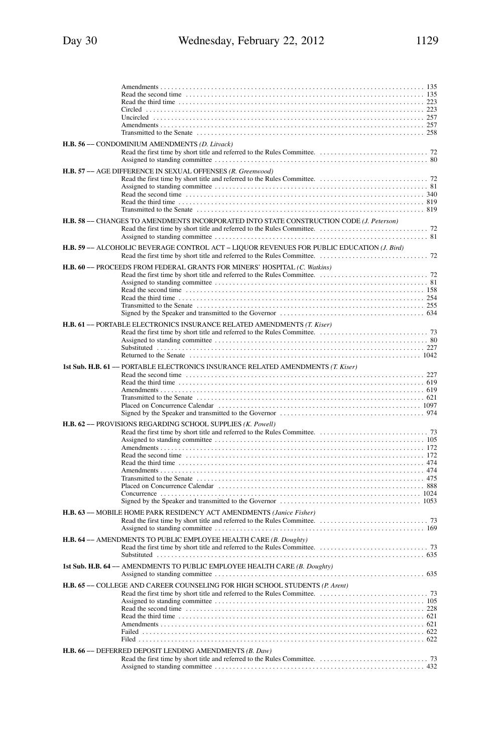Amendments . . . . . . . . . . . . . . . . . . . . . . . . . . . . . . . . . . . . . . . . . . . . . . . . . . . . . . . . . . . . . . . . . . . . . . . . . 135
Read the second time . . . . . . . . . . . . . . . . . . . . . . . . . . . . . . . . . . . . . . . . . . . . . . . . . . . . . . . . . . . . . . . . . . 135
Read the third time . . . . . . . . . . . . . . . . . . . . . . . . . . . . . . . . . . . . . . . . . . . . . . . . . . . . . . . . . . . . . . . . . . . 223
Circled . . . . . . . . . . . . . . . . . . . . . . . . . . . . . . . . . . . . . . . . . . . . . . . . . . . . . . . . . . . . . . . . . . . . . . . . . . . . 223
Uncircled . . . . . . . . . . . . . . . . . . . . . . . . . . . . . . . . . . . . . . . . . . . . . . . . . . . . . . . . . . . . . . . . . . . . . . . . . . 257
Amendments . . . . . . . . . . . . . . . . . . . . . . . . . . . . . . . . . . . . . . . . . . . . . . . . . . . . . . . . . . . . . . . . . . . . . . . . . 257
Transmitted to the Senate . . . . . . . . . . . . . . . . . . . . . . . . . . . . . . . . . . . . . . . . . . . . . . . . . . . . . . . . . . . . . . . 258

**H.B. 56 –– CONDOMINIUM AMENDMENTS** *(D. Litvack)*
Read the first time by short title and referred to the Rules Committee. . . . . . . . . . . . . . . . . . . . . . . . . . . . . . . 72
Assigned to standing committee . . . . . . . . . . . . . . . . . . . . . . . . . . . . . . . . . . . . . . . . . . . . . . . . . . . . . . . . . . 80

**H.B. 57 –– AGE DIFFERENCE IN SEXUAL OFFENSES** *(R. Greenwood)*
Read the first time by short title and referred to the Rules Committee. . . . . . . . . . . . . . . . . . . . . . . . . . . . . . . 72
Assigned to standing committee . . . . . . . . . . . . . . . . . . . . . . . . . . . . . . . . . . . . . . . . . . . . . . . . . . . . . . . . . . 81
Read the second time . . . . . . . . . . . . . . . . . . . . . . . . . . . . . . . . . . . . . . . . . . . . . . . . . . . . . . . . . . . . . . . . . . 340
Read the third time . . . . . . . . . . . . . . . . . . . . . . . . . . . . . . . . . . . . . . . . . . . . . . . . . . . . . . . . . . . . . . . . . . . 819
Transmitted to the Senate . . . . . . . . . . . . . . . . . . . . . . . . . . . . . . . . . . . . . . . . . . . . . . . . . . . . . . . . . . . . . . . 819

**H.B. 58 –– CHANGES TO AMENDMENTS INCORPORATED INTO STATE CONSTRUCTION CODE** *(J. Peterson)*
Read the first time by short title and referred to the Rules Committee. . . . . . . . . . . . . . . . . . . . . . . . . . . . . . . 72
Assigned to standing committee . . . . . . . . . . . . . . . . . . . . . . . . . . . . . . . . . . . . . . . . . . . . . . . . . . . . . . . . . . 81

**H.B. 59 –– ALCOHOLIC BEVERAGE CONTROL ACT – LIQUOR REVENUES FOR PUBLIC EDUCATION** *(J. Bird)*
Read the first time by short title and referred to the Rules Committee. . . . . . . . . . . . . . . . . . . . . . . . . . . . . . . 72

**H.B. 60 –– PROCEEDS FROM FEDERAL GRANTS FOR MINERS' HOSPITAL** *(C. Watkins)*
Read the first time by short title and referred to the Rules Committee. . . . . . . . . . . . . . . . . . . . . . . . . . . . . . . 72
Assigned to standing committee . . . . . . . . . . . . . . . . . . . . . . . . . . . . . . . . . . . . . . . . . . . . . . . . . . . . . . . . . . 81
Read the second time . . . . . . . . . . . . . . . . . . . . . . . . . . . . . . . . . . . . . . . . . . . . . . . . . . . . . . . . . . . . . . . . . . 158
Read the third time . . . . . . . . . . . . . . . . . . . . . . . . . . . . . . . . . . . . . . . . . . . . . . . . . . . . . . . . . . . . . . . . . . . 254
Transmitted to the Senate . . . . . . . . . . . . . . . . . . . . . . . . . . . . . . . . . . . . . . . . . . . . . . . . . . . . . . . . . . . . . . . 255
Signed by the Speaker and transmitted to the Governor . . . . . . . . . . . . . . . . . . . . . . . . . . . . . . . . . . . . . . . . 634

**H.B. 61 –– PORTABLE ELECTRONICS INSURANCE RELATED AMENDMENTS** *(T. Kiser)*
Read the first time by short title and referred to the Rules Committee. . . . . . . . . . . . . . . . . . . . . . . . . . . . . . . 73
Assigned to standing committee . . . . . . . . . . . . . . . . . . . . . . . . . . . . . . . . . . . . . . . . . . . . . . . . . . . . . . . . . . 80
Substituted . . . . . . . . . . . . . . . . . . . . . . . . . . . . . . . . . . . . . . . . . . . . . . . . . . . . . . . . . . . . . . . . . . . . . . . . . 227
Returned to the Senate . . . . . . . . . . . . . . . . . . . . . . . . . . . . . . . . . . . . . . . . . . . . . . . . . . . . . . . . . . . . . . . . 1042

**1st Sub. H.B. 61 –– PORTABLE ELECTRONICS INSURANCE RELATED AMENDMENTS** *(T. Kiser)*
Read the second time . . . . . . . . . . . . . . . . . . . . . . . . . . . . . . . . . . . . . . . . . . . . . . . . . . . . . . . . . . . . . . . . . . 227
Read the third time . . . . . . . . . . . . . . . . . . . . . . . . . . . . . . . . . . . . . . . . . . . . . . . . . . . . . . . . . . . . . . . . . . . 619
Amendments . . . . . . . . . . . . . . . . . . . . . . . . . . . . . . . . . . . . . . . . . . . . . . . . . . . . . . . . . . . . . . . . . . . . . . . . . 619
Transmitted to the Senate . . . . . . . . . . . . . . . . . . . . . . . . . . . . . . . . . . . . . . . . . . . . . . . . . . . . . . . . . . . . . . . 621
Placed on Concurrence Calendar . . . . . . . . . . . . . . . . . . . . . . . . . . . . . . . . . . . . . . . . . . . . . . . . . . . . . . . . 1097
Signed by the Speaker and transmitted to the Governor . . . . . . . . . . . . . . . . . . . . . . . . . . . . . . . . . . . . . . . . 974

**H.B. 62 –– PROVISIONS REGARDING SCHOOL SUPPLIES** *(K. Powell)*
Read the first time by short title and referred to the Rules Committee. . . . . . . . . . . . . . . . . . . . . . . . . . . . . . . 73
Assigned to standing committee . . . . . . . . . . . . . . . . . . . . . . . . . . . . . . . . . . . . . . . . . . . . . . . . . . . . . . . . . . 105
Amendments . . . . . . . . . . . . . . . . . . . . . . . . . . . . . . . . . . . . . . . . . . . . . . . . . . . . . . . . . . . . . . . . . . . . . . . . . 172
Read the second time . . . . . . . . . . . . . . . . . . . . . . . . . . . . . . . . . . . . . . . . . . . . . . . . . . . . . . . . . . . . . . . . . . 172
Read the third time . . . . . . . . . . . . . . . . . . . . . . . . . . . . . . . . . . . . . . . . . . . . . . . . . . . . . . . . . . . . . . . . . . . 474
Amendments . . . . . . . . . . . . . . . . . . . . . . . . . . . . . . . . . . . . . . . . . . . . . . . . . . . . . . . . . . . . . . . . . . . . . . . . . 474
Transmitted to the Senate . . . . . . . . . . . . . . . . . . . . . . . . . . . . . . . . . . . . . . . . . . . . . . . . . . . . . . . . . . . . . . . 475
Placed on Concurrence Calendar . . . . . . . . . . . . . . . . . . . . . . . . . . . . . . . . . . . . . . . . . . . . . . . . . . . . . . . . . 888
Concurrence . . . . . . . . . . . . . . . . . . . . . . . . . . . . . . . . . . . . . . . . . . . . . . . . . . . . . . . . . . . . . . . . . . . . . . . . 1024
Signed by the Speaker and transmitted to the Governor . . . . . . . . . . . . . . . . . . . . . . . . . . . . . . . . . . . . . . . 1053

**H.B. 63 –– MOBILE HOME PARK RESIDENCY ACT AMENDMENTS** *(Janice Fisher)*
Read the first time by short title and referred to the Rules Committee. . . . . . . . . . . . . . . . . . . . . . . . . . . . . . . 73
Assigned to standing committee . . . . . . . . . . . . . . . . . . . . . . . . . . . . . . . . . . . . . . . . . . . . . . . . . . . . . . . . . . 169

**H.B. 64 –– AMENDMENTS TO PUBLIC EMPLOYEE HEALTH CARE** *(B. Doughty)*
Read the first time by short title and referred to the Rules Committee. . . . . . . . . . . . . . . . . . . . . . . . . . . . . . . 73
Substituted . . . . . . . . . . . . . . . . . . . . . . . . . . . . . . . . . . . . . . . . . . . . . . . . . . . . . . . . . . . . . . . . . . . . . . . . . 635

**1st Sub. H.B. 64 –– AMENDMENTS TO PUBLIC EMPLOYEE HEALTH CARE** *(B. Doughty)*
Assigned to standing committee . . . . . . . . . . . . . . . . . . . . . . . . . . . . . . . . . . . . . . . . . . . . . . . . . . . . . . . . . . 635

**H.B. 65 –– COLLEGE AND CAREER COUNSELING FOR HIGH SCHOOL STUDENTS** *(P. Arent)*
Read the first time by short title and referred to the Rules Committee. . . . . . . . . . . . . . . . . . . . . . . . . . . . . . . 73
Assigned to standing committee . . . . . . . . . . . . . . . . . . . . . . . . . . . . . . . . . . . . . . . . . . . . . . . . . . . . . . . . . . 105
Read the second time . . . . . . . . . . . . . . . . . . . . . . . . . . . . . . . . . . . . . . . . . . . . . . . . . . . . . . . . . . . . . . . . . . 228
Read the third time . . . . . . . . . . . . . . . . . . . . . . . . . . . . . . . . . . . . . . . . . . . . . . . . . . . . . . . . . . . . . . . . . . . 621
Amendments . . . . . . . . . . . . . . . . . . . . . . . . . . . . . . . . . . . . . . . . . . . . . . . . . . . . . . . . . . . . . . . . . . . . . . . . . 621
Failed . . . . . . . . . . . . . . . . . . . . . . . . . . . . . . . . . . . . . . . . . . . . . . . . . . . . . . . . . . . . . . . . . . . . . . . . . . . . . 622
Filed . . . . . . . . . . . . . . . . . . . . . . . . . . . . . . . . . . . . . . . . . . . . . . . . . . . . . . . . . . . . . . . . . . . . . . . . . . . . . . 622

**H.B. 66 –– DEFERRED DEPOSIT LENDING AMENDMENTS** *(B. Daw)*
Read the first time by short title and referred to the Rules Committee. . . . . . . . . . . . . . . . . . . . . . . . . . . . . . . 73
Assigned to standing committee . . . . . . . . . . . . . . . . . . . . . . . . . . . . . . . . . . . . . . . . . . . . . . . . . . . . . . . . . . 432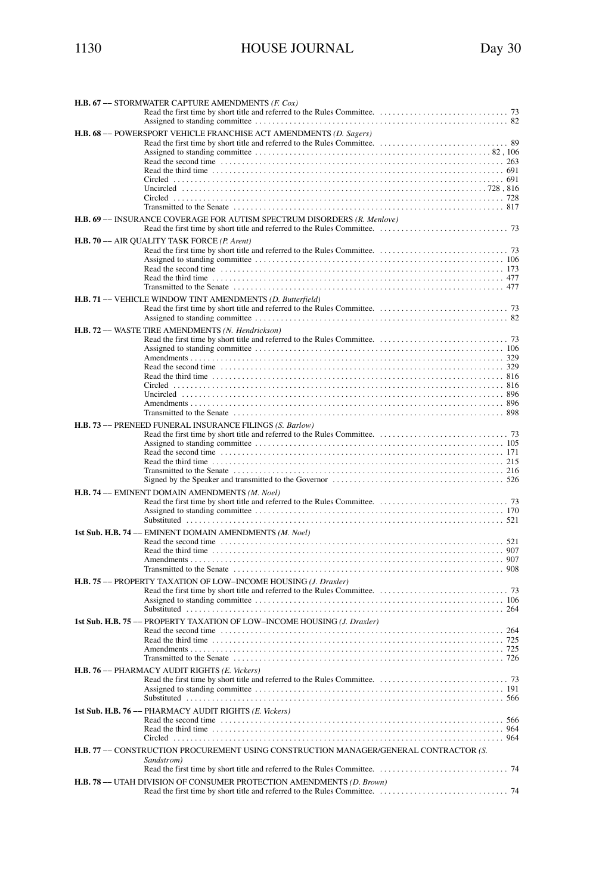**H.B. 67 –– STORMWATER CAPTURE AMENDMENTS** *(F. Cox)*
Read the first time by short title and referred to the Rules Committee. . . . . . . . . . . . . . . . . . . . . . . . . . . . . . 73
Assigned to standing committee . . . . . . . . . . . . . . . . . . . . . . . . . . . . . . . . . . . . . . . . . . . . . . . . . . . . . . . . . . 82

**H.B. 68 –– POWERSPORT VEHICLE FRANCHISE ACT AMENDMENTS** *(D. Sagers)*
Read the first time by short title and referred to the Rules Committee. . . . . . . . . . . . . . . . . . . . . . . . . . . . . . 89
Assigned to standing committee . . . . . . . . . . . . . . . . . . . . . . . . . . . . . . . . . . . . . . . . . . . . . . . . . . . . . . 82 , 106
Read the second time . . . . . . . . . . . . . . . . . . . . . . . . . . . . . . . . . . . . . . . . . . . . . . . . . . . . . . . . . . . . . . . 263
Read the third time . . . . . . . . . . . . . . . . . . . . . . . . . . . . . . . . . . . . . . . . . . . . . . . . . . . . . . . . . . . . . . . . . 691
Circled . . . . . . . . . . . . . . . . . . . . . . . . . . . . . . . . . . . . . . . . . . . . . . . . . . . . . . . . . . . . . . . . . . . . . . . . . . 691
Uncircled . . . . . . . . . . . . . . . . . . . . . . . . . . . . . . . . . . . . . . . . . . . . . . . . . . . . . . . . . . . . . . . . . . . 728 , 816
Circled . . . . . . . . . . . . . . . . . . . . . . . . . . . . . . . . . . . . . . . . . . . . . . . . . . . . . . . . . . . . . . . . . . . . . . . . . . 728
Transmitted to the Senate . . . . . . . . . . . . . . . . . . . . . . . . . . . . . . . . . . . . . . . . . . . . . . . . . . . . . . . . . . . . 817

**H.B. 69 –– INSURANCE COVERAGE FOR AUTISM SPECTRUM DISORDERS** *(R. Menlove)*
Read the first time by short title and referred to the Rules Committee. . . . . . . . . . . . . . . . . . . . . . . . . . . . . . 73

**H.B. 70 –– AIR QUALITY TASK FORCE** *(P. Arent)*
Read the first time by short title and referred to the Rules Committee. . . . . . . . . . . . . . . . . . . . . . . . . . . . . . 73
Assigned to standing committee . . . . . . . . . . . . . . . . . . . . . . . . . . . . . . . . . . . . . . . . . . . . . . . . . . . . . . . . . 106
Read the second time . . . . . . . . . . . . . . . . . . . . . . . . . . . . . . . . . . . . . . . . . . . . . . . . . . . . . . . . . . . . . . . 173
Read the third time . . . . . . . . . . . . . . . . . . . . . . . . . . . . . . . . . . . . . . . . . . . . . . . . . . . . . . . . . . . . . . . . . 477
Transmitted to the Senate . . . . . . . . . . . . . . . . . . . . . . . . . . . . . . . . . . . . . . . . . . . . . . . . . . . . . . . . . . . . 477

**H.B. 71 –– VEHICLE WINDOW TINT AMENDMENTS** *(D. Butterfield)*
Read the first time by short title and referred to the Rules Committee. . . . . . . . . . . . . . . . . . . . . . . . . . . . . . 73
Assigned to standing committee . . . . . . . . . . . . . . . . . . . . . . . . . . . . . . . . . . . . . . . . . . . . . . . . . . . . . . . . . . 82

**H.B. 72 –– WASTE TIRE AMENDMENTS** *(N. Hendrickson)*
Read the first time by short title and referred to the Rules Committee. . . . . . . . . . . . . . . . . . . . . . . . . . . . . . 73
Assigned to standing committee . . . . . . . . . . . . . . . . . . . . . . . . . . . . . . . . . . . . . . . . . . . . . . . . . . . . . . . . . 106
Amendments . . . . . . . . . . . . . . . . . . . . . . . . . . . . . . . . . . . . . . . . . . . . . . . . . . . . . . . . . . . . . . . . . . . . . . 329
Read the second time . . . . . . . . . . . . . . . . . . . . . . . . . . . . . . . . . . . . . . . . . . . . . . . . . . . . . . . . . . . . . . . 329
Read the third time . . . . . . . . . . . . . . . . . . . . . . . . . . . . . . . . . . . . . . . . . . . . . . . . . . . . . . . . . . . . . . . . . 816
Circled . . . . . . . . . . . . . . . . . . . . . . . . . . . . . . . . . . . . . . . . . . . . . . . . . . . . . . . . . . . . . . . . . . . . . . . . . . 816
Uncircled . . . . . . . . . . . . . . . . . . . . . . . . . . . . . . . . . . . . . . . . . . . . . . . . . . . . . . . . . . . . . . . . . . . . . . . . 896
Amendments . . . . . . . . . . . . . . . . . . . . . . . . . . . . . . . . . . . . . . . . . . . . . . . . . . . . . . . . . . . . . . . . . . . . . . 896
Transmitted to the Senate . . . . . . . . . . . . . . . . . . . . . . . . . . . . . . . . . . . . . . . . . . . . . . . . . . . . . . . . . . . . 898

**H.B. 73 –– PRENEED FUNERAL INSURANCE FILINGS** *(S. Barlow)*
Read the first time by short title and referred to the Rules Committee. . . . . . . . . . . . . . . . . . . . . . . . . . . . . . 73
Assigned to standing committee . . . . . . . . . . . . . . . . . . . . . . . . . . . . . . . . . . . . . . . . . . . . . . . . . . . . . . . . . 105
Read the second time . . . . . . . . . . . . . . . . . . . . . . . . . . . . . . . . . . . . . . . . . . . . . . . . . . . . . . . . . . . . . . . 171
Read the third time . . . . . . . . . . . . . . . . . . . . . . . . . . . . . . . . . . . . . . . . . . . . . . . . . . . . . . . . . . . . . . . . . 215
Transmitted to the Senate . . . . . . . . . . . . . . . . . . . . . . . . . . . . . . . . . . . . . . . . . . . . . . . . . . . . . . . . . . . . 216
Signed by the Speaker and transmitted to the Governor . . . . . . . . . . . . . . . . . . . . . . . . . . . . . . . . . . . . . . 526

**H.B. 74 –– EMINENT DOMAIN AMENDMENTS** *(M. Noel)*
Read the first time by short title and referred to the Rules Committee. . . . . . . . . . . . . . . . . . . . . . . . . . . . . . 73
Assigned to standing committee . . . . . . . . . . . . . . . . . . . . . . . . . . . . . . . . . . . . . . . . . . . . . . . . . . . . . . . . . 170
Substituted . . . . . . . . . . . . . . . . . . . . . . . . . . . . . . . . . . . . . . . . . . . . . . . . . . . . . . . . . . . . . . . . . . . . . . . 521

**1st Sub. H.B. 74 –– EMINENT DOMAIN AMENDMENTS** *(M. Noel)*
Read the second time . . . . . . . . . . . . . . . . . . . . . . . . . . . . . . . . . . . . . . . . . . . . . . . . . . . . . . . . . . . . . . . 521
Read the third time . . . . . . . . . . . . . . . . . . . . . . . . . . . . . . . . . . . . . . . . . . . . . . . . . . . . . . . . . . . . . . . . . 907
Amendments . . . . . . . . . . . . . . . . . . . . . . . . . . . . . . . . . . . . . . . . . . . . . . . . . . . . . . . . . . . . . . . . . . . . . . 907
Transmitted to the Senate . . . . . . . . . . . . . . . . . . . . . . . . . . . . . . . . . . . . . . . . . . . . . . . . . . . . . . . . . . . . 908

**H.B. 75 –– PROPERTY TAXATION OF LOW–INCOME HOUSING** *(J. Draxler)*
Read the first time by short title and referred to the Rules Committee. . . . . . . . . . . . . . . . . . . . . . . . . . . . . . 73
Assigned to standing committee . . . . . . . . . . . . . . . . . . . . . . . . . . . . . . . . . . . . . . . . . . . . . . . . . . . . . . . . . 106
Substituted . . . . . . . . . . . . . . . . . . . . . . . . . . . . . . . . . . . . . . . . . . . . . . . . . . . . . . . . . . . . . . . . . . . . . . . 264

**1st Sub. H.B. 75 –– PROPERTY TAXATION OF LOW–INCOME HOUSING** *(J. Draxler)*
Read the second time . . . . . . . . . . . . . . . . . . . . . . . . . . . . . . . . . . . . . . . . . . . . . . . . . . . . . . . . . . . . . . . 264
Read the third time . . . . . . . . . . . . . . . . . . . . . . . . . . . . . . . . . . . . . . . . . . . . . . . . . . . . . . . . . . . . . . . . . 725
Amendments . . . . . . . . . . . . . . . . . . . . . . . . . . . . . . . . . . . . . . . . . . . . . . . . . . . . . . . . . . . . . . . . . . . . . . 725
Transmitted to the Senate . . . . . . . . . . . . . . . . . . . . . . . . . . . . . . . . . . . . . . . . . . . . . . . . . . . . . . . . . . . . 726

**H.B. 76 –– PHARMACY AUDIT RIGHTS** *(E. Vickers)*
Read the first time by short title and referred to the Rules Committee. . . . . . . . . . . . . . . . . . . . . . . . . . . . . . 73
Assigned to standing committee . . . . . . . . . . . . . . . . . . . . . . . . . . . . . . . . . . . . . . . . . . . . . . . . . . . . . . . . . 191
Substituted . . . . . . . . . . . . . . . . . . . . . . . . . . . . . . . . . . . . . . . . . . . . . . . . . . . . . . . . . . . . . . . . . . . . . . . 566

**1st Sub. H.B. 76 –– PHARMACY AUDIT RIGHTS** *(E. Vickers)*
Read the second time . . . . . . . . . . . . . . . . . . . . . . . . . . . . . . . . . . . . . . . . . . . . . . . . . . . . . . . . . . . . . . . 566
Read the third time . . . . . . . . . . . . . . . . . . . . . . . . . . . . . . . . . . . . . . . . . . . . . . . . . . . . . . . . . . . . . . . . . 964
Circled . . . . . . . . . . . . . . . . . . . . . . . . . . . . . . . . . . . . . . . . . . . . . . . . . . . . . . . . . . . . . . . . . . . . . . . . . . 964

**H.B. 77 –– CONSTRUCTION PROCUREMENT USING CONSTRUCTION MANAGER/GENERAL CONTRACTOR** *(S. Sandstrom)*
Read the first time by short title and referred to the Rules Committee. . . . . . . . . . . . . . . . . . . . . . . . . . . . . . 74

**H.B. 78 –– UTAH DIVISION OF CONSUMER PROTECTION AMENDMENTS** *(D. Brown)*
Read the first time by short title and referred to the Rules Committee. . . . . . . . . . . . . . . . . . . . . . . . . . . . . . 74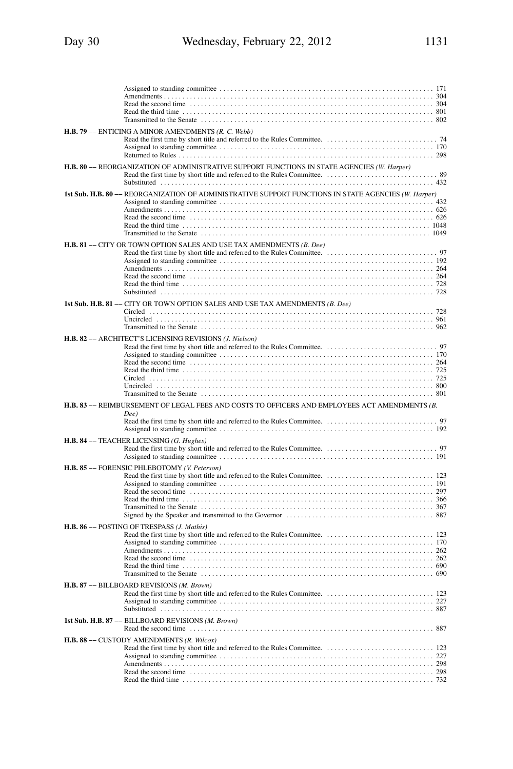Assigned to standing committee . . . . . . . . . . . . . . . . . . . . . . . . . . . . . . . . . . . . . . . . . . . . . . . . . . . . . . . . . 171
Amendments . . . . . . . . . . . . . . . . . . . . . . . . . . . . . . . . . . . . . . . . . . . . . . . . . . . . . . . . . . . . . . . . . . . . . . . . . 304
Read the second time . . . . . . . . . . . . . . . . . . . . . . . . . . . . . . . . . . . . . . . . . . . . . . . . . . . . . . . . . . . . . . . . . 304
Read the third time . . . . . . . . . . . . . . . . . . . . . . . . . . . . . . . . . . . . . . . . . . . . . . . . . . . . . . . . . . . . . . . . . . . 801
Transmitted to the Senate . . . . . . . . . . . . . . . . . . . . . . . . . . . . . . . . . . . . . . . . . . . . . . . . . . . . . . . . . . . . . 802

**H.B. 79** -– ENTICING A MINOR AMENDMENTS *(R. C. Webb)*
Read the first time by short title and referred to the Rules Committee. . . . . . . . . . . . . . . . . . . . . . . . . . . . . . 74
Assigned to standing committee . . . . . . . . . . . . . . . . . . . . . . . . . . . . . . . . . . . . . . . . . . . . . . . . . . . . . . . . . 170
Returned to Rules . . . . . . . . . . . . . . . . . . . . . . . . . . . . . . . . . . . . . . . . . . . . . . . . . . . . . . . . . . . . . . . . . . . . 298

**H.B. 80** -– REORGANIZATION OF ADMINISTRATIVE SUPPORT FUNCTIONS IN STATE AGENCIES *(W. Harper)*
Read the first time by short title and referred to the Rules Committee. . . . . . . . . . . . . . . . . . . . . . . . . . . . . . 89
Substituted . . . . . . . . . . . . . . . . . . . . . . . . . . . . . . . . . . . . . . . . . . . . . . . . . . . . . . . . . . . . . . . . . . . . . . . . . 432

**1st Sub. H.B. 80** -– REORGANIZATION OF ADMINISTRATIVE SUPPORT FUNCTIONS IN STATE AGENCIES *(W. Harper)*
Assigned to standing committee . . . . . . . . . . . . . . . . . . . . . . . . . . . . . . . . . . . . . . . . . . . . . . . . . . . . . . . . . 432
Amendments . . . . . . . . . . . . . . . . . . . . . . . . . . . . . . . . . . . . . . . . . . . . . . . . . . . . . . . . . . . . . . . . . . . . . . . . . 626
Read the second time . . . . . . . . . . . . . . . . . . . . . . . . . . . . . . . . . . . . . . . . . . . . . . . . . . . . . . . . . . . . . . . . . 626
Read the third time . . . . . . . . . . . . . . . . . . . . . . . . . . . . . . . . . . . . . . . . . . . . . . . . . . . . . . . . . . . . . . . . . . . 1048
Transmitted to the Senate . . . . . . . . . . . . . . . . . . . . . . . . . . . . . . . . . . . . . . . . . . . . . . . . . . . . . . . . . . . . . 1049

**H.B. 81** -– CITY OR TOWN OPTION SALES AND USE TAX AMENDMENTS *(B. Dee)*
Read the first time by short title and referred to the Rules Committee. . . . . . . . . . . . . . . . . . . . . . . . . . . . . . 97
Assigned to standing committee . . . . . . . . . . . . . . . . . . . . . . . . . . . . . . . . . . . . . . . . . . . . . . . . . . . . . . . . . 192
Amendments . . . . . . . . . . . . . . . . . . . . . . . . . . . . . . . . . . . . . . . . . . . . . . . . . . . . . . . . . . . . . . . . . . . . . . . . . 264
Read the second time . . . . . . . . . . . . . . . . . . . . . . . . . . . . . . . . . . . . . . . . . . . . . . . . . . . . . . . . . . . . . . . . . 264
Read the third time . . . . . . . . . . . . . . . . . . . . . . . . . . . . . . . . . . . . . . . . . . . . . . . . . . . . . . . . . . . . . . . . . . . 728
Substituted . . . . . . . . . . . . . . . . . . . . . . . . . . . . . . . . . . . . . . . . . . . . . . . . . . . . . . . . . . . . . . . . . . . . . . . . . 728

**1st Sub. H.B. 81** -– CITY OR TOWN OPTION SALES AND USE TAX AMENDMENTS *(B. Dee)*
Circled . . . . . . . . . . . . . . . . . . . . . . . . . . . . . . . . . . . . . . . . . . . . . . . . . . . . . . . . . . . . . . . . . . . . . . . . . . . . 728
Uncircled . . . . . . . . . . . . . . . . . . . . . . . . . . . . . . . . . . . . . . . . . . . . . . . . . . . . . . . . . . . . . . . . . . . . . . . . . . 961
Transmitted to the Senate . . . . . . . . . . . . . . . . . . . . . . . . . . . . . . . . . . . . . . . . . . . . . . . . . . . . . . . . . . . . . 962

**H.B. 82** -– ARCHITECT'S LICENSING REVISIONS *(J. Nielson)*
Read the first time by short title and referred to the Rules Committee. . . . . . . . . . . . . . . . . . . . . . . . . . . . . . 97
Assigned to standing committee . . . . . . . . . . . . . . . . . . . . . . . . . . . . . . . . . . . . . . . . . . . . . . . . . . . . . . . . . 170
Read the second time . . . . . . . . . . . . . . . . . . . . . . . . . . . . . . . . . . . . . . . . . . . . . . . . . . . . . . . . . . . . . . . . . 264
Read the third time . . . . . . . . . . . . . . . . . . . . . . . . . . . . . . . . . . . . . . . . . . . . . . . . . . . . . . . . . . . . . . . . . . . 725
Circled . . . . . . . . . . . . . . . . . . . . . . . . . . . . . . . . . . . . . . . . . . . . . . . . . . . . . . . . . . . . . . . . . . . . . . . . . . . . 725
Uncircled . . . . . . . . . . . . . . . . . . . . . . . . . . . . . . . . . . . . . . . . . . . . . . . . . . . . . . . . . . . . . . . . . . . . . . . . . . 800
Transmitted to the Senate . . . . . . . . . . . . . . . . . . . . . . . . . . . . . . . . . . . . . . . . . . . . . . . . . . . . . . . . . . . . . 801

**H.B. 83** -– REIMBURSEMENT OF LEGAL FEES AND COSTS TO OFFICERS AND EMPLOYEES ACT AMENDMENTS *(B. Dee)*
Read the first time by short title and referred to the Rules Committee. . . . . . . . . . . . . . . . . . . . . . . . . . . . . . 97
Assigned to standing committee . . . . . . . . . . . . . . . . . . . . . . . . . . . . . . . . . . . . . . . . . . . . . . . . . . . . . . . . . 192

**H.B. 84** -– TEACHER LICENSING *(G. Hughes)*
Read the first time by short title and referred to the Rules Committee. . . . . . . . . . . . . . . . . . . . . . . . . . . . . . 97
Assigned to standing committee . . . . . . . . . . . . . . . . . . . . . . . . . . . . . . . . . . . . . . . . . . . . . . . . . . . . . . . . . 191

**H.B. 85** -– FORENSIC PHLEBOTOMY *(V. Peterson)*
Read the first time by short title and referred to the Rules Committee. . . . . . . . . . . . . . . . . . . . . . . . . . . . . 123
Assigned to standing committee . . . . . . . . . . . . . . . . . . . . . . . . . . . . . . . . . . . . . . . . . . . . . . . . . . . . . . . . . 191
Read the second time . . . . . . . . . . . . . . . . . . . . . . . . . . . . . . . . . . . . . . . . . . . . . . . . . . . . . . . . . . . . . . . . . 297
Read the third time . . . . . . . . . . . . . . . . . . . . . . . . . . . . . . . . . . . . . . . . . . . . . . . . . . . . . . . . . . . . . . . . . . . 366
Transmitted to the Senate . . . . . . . . . . . . . . . . . . . . . . . . . . . . . . . . . . . . . . . . . . . . . . . . . . . . . . . . . . . . . 367
Signed by the Speaker and transmitted to the Governor . . . . . . . . . . . . . . . . . . . . . . . . . . . . . . . . . . . . . . . 887

**H.B. 86** -– POSTING OF TRESPASS *(J. Mathis)*
Read the first time by short title and referred to the Rules Committee. . . . . . . . . . . . . . . . . . . . . . . . . . . . . 123
Assigned to standing committee . . . . . . . . . . . . . . . . . . . . . . . . . . . . . . . . . . . . . . . . . . . . . . . . . . . . . . . . . 170
Amendments . . . . . . . . . . . . . . . . . . . . . . . . . . . . . . . . . . . . . . . . . . . . . . . . . . . . . . . . . . . . . . . . . . . . . . . . . 262
Read the second time . . . . . . . . . . . . . . . . . . . . . . . . . . . . . . . . . . . . . . . . . . . . . . . . . . . . . . . . . . . . . . . . . 262
Read the third time . . . . . . . . . . . . . . . . . . . . . . . . . . . . . . . . . . . . . . . . . . . . . . . . . . . . . . . . . . . . . . . . . . . 690
Transmitted to the Senate . . . . . . . . . . . . . . . . . . . . . . . . . . . . . . . . . . . . . . . . . . . . . . . . . . . . . . . . . . . . . 690

**H.B. 87** -– BILLBOARD REVISIONS *(M. Brown)*
Read the first time by short title and referred to the Rules Committee. . . . . . . . . . . . . . . . . . . . . . . . . . . . . 123
Assigned to standing committee . . . . . . . . . . . . . . . . . . . . . . . . . . . . . . . . . . . . . . . . . . . . . . . . . . . . . . . . . 227
Substituted . . . . . . . . . . . . . . . . . . . . . . . . . . . . . . . . . . . . . . . . . . . . . . . . . . . . . . . . . . . . . . . . . . . . . . . . . 887

**1st Sub. H.B. 87** -– BILLBOARD REVISIONS *(M. Brown)*
Read the second time . . . . . . . . . . . . . . . . . . . . . . . . . . . . . . . . . . . . . . . . . . . . . . . . . . . . . . . . . . . . . . . . . 887

**H.B. 88** -– CUSTODY AMENDMENTS *(R. Wilcox)*
Read the first time by short title and referred to the Rules Committee. . . . . . . . . . . . . . . . . . . . . . . . . . . . . 123
Assigned to standing committee . . . . . . . . . . . . . . . . . . . . . . . . . . . . . . . . . . . . . . . . . . . . . . . . . . . . . . . . . 227
Amendments . . . . . . . . . . . . . . . . . . . . . . . . . . . . . . . . . . . . . . . . . . . . . . . . . . . . . . . . . . . . . . . . . . . . . . . . . 298
Read the second time . . . . . . . . . . . . . . . . . . . . . . . . . . . . . . . . . . . . . . . . . . . . . . . . . . . . . . . . . . . . . . . . . 298
Read the third time . . . . . . . . . . . . . . . . . . . . . . . . . . . . . . . . . . . . . . . . . . . . . . . . . . . . . . . . . . . . . . . . . . . 732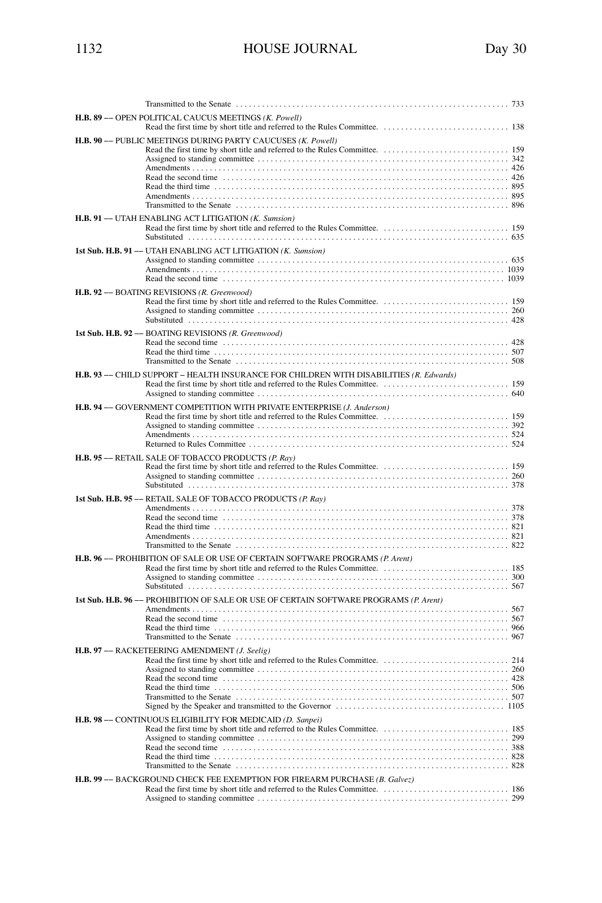Transmitted to the Senate . . . . . . . . . . . . . . . . . . . . . . . . . . . . . . . . . . . . . . . . . . . . . . . . . . . . . . . . . . . . . . . 733

**H.B. 89 –– OPEN POLITICAL CAUCUS MEETINGS** *(K. Powell)*
Read the first time by short title and referred to the Rules Committee. . . . . . . . . . . . . . . . . . . . . . . . . . . . . 138

**H.B. 90 –– PUBLIC MEETINGS DURING PARTY CAUCUSES** *(K. Powell)*
Read the first time by short title and referred to the Rules Committee. . . . . . . . . . . . . . . . . . . . . . . . . . . . . 159
Assigned to standing committee . . . . . . . . . . . . . . . . . . . . . . . . . . . . . . . . . . . . . . . . . . . . . . . . . . . . . . . . . 342
Amendments . . . . . . . . . . . . . . . . . . . . . . . . . . . . . . . . . . . . . . . . . . . . . . . . . . . . . . . . . . . . . . . . . . . . . . . 426
Read the second time . . . . . . . . . . . . . . . . . . . . . . . . . . . . . . . . . . . . . . . . . . . . . . . . . . . . . . . . . . . . . . . . . 426
Read the third time . . . . . . . . . . . . . . . . . . . . . . . . . . . . . . . . . . . . . . . . . . . . . . . . . . . . . . . . . . . . . . . . . . . 895
Amendments . . . . . . . . . . . . . . . . . . . . . . . . . . . . . . . . . . . . . . . . . . . . . . . . . . . . . . . . . . . . . . . . . . . . . . . 895
Transmitted to the Senate . . . . . . . . . . . . . . . . . . . . . . . . . . . . . . . . . . . . . . . . . . . . . . . . . . . . . . . . . . . . . 896

**H.B. 91 — UTAH ENABLING ACT LITIGATION** *(K. Sumsion)*
Read the first time by short title and referred to the Rules Committee. . . . . . . . . . . . . . . . . . . . . . . . . . . . . 159
Substituted . . . . . . . . . . . . . . . . . . . . . . . . . . . . . . . . . . . . . . . . . . . . . . . . . . . . . . . . . . . . . . . . . . . . . . . . . 635

**1st Sub. H.B. 91 –– UTAH ENABLING ACT LITIGATION** *(K. Sumsion)*
Assigned to standing committee . . . . . . . . . . . . . . . . . . . . . . . . . . . . . . . . . . . . . . . . . . . . . . . . . . . . . . . . . 635
Amendments . . . . . . . . . . . . . . . . . . . . . . . . . . . . . . . . . . . . . . . . . . . . . . . . . . . . . . . . . . . . . . . . . . . . . . . 1039
Read the second time . . . . . . . . . . . . . . . . . . . . . . . . . . . . . . . . . . . . . . . . . . . . . . . . . . . . . . . . . . . . . . . . . 1039

**H.B. 92 –– BOATING REVISIONS** *(R. Greenwood)*
Read the first time by short title and referred to the Rules Committee. . . . . . . . . . . . . . . . . . . . . . . . . . . . . 159
Assigned to standing committee . . . . . . . . . . . . . . . . . . . . . . . . . . . . . . . . . . . . . . . . . . . . . . . . . . . . . . . . . 260
Substituted . . . . . . . . . . . . . . . . . . . . . . . . . . . . . . . . . . . . . . . . . . . . . . . . . . . . . . . . . . . . . . . . . . . . . . . . . 428

**1st Sub. H.B. 92 –– BOATING REVISIONS** *(R. Greenwood)*
Read the second time . . . . . . . . . . . . . . . . . . . . . . . . . . . . . . . . . . . . . . . . . . . . . . . . . . . . . . . . . . . . . . . . . 428
Read the third time . . . . . . . . . . . . . . . . . . . . . . . . . . . . . . . . . . . . . . . . . . . . . . . . . . . . . . . . . . . . . . . . . . . 507
Transmitted to the Senate . . . . . . . . . . . . . . . . . . . . . . . . . . . . . . . . . . . . . . . . . . . . . . . . . . . . . . . . . . . . . 508

**H.B. 93 –– CHILD SUPPORT – HEALTH INSURANCE FOR CHILDREN WITH DISABILITIES** *(R. Edwards)*
Read the first time by short title and referred to the Rules Committee. . . . . . . . . . . . . . . . . . . . . . . . . . . . . 159
Assigned to standing committee . . . . . . . . . . . . . . . . . . . . . . . . . . . . . . . . . . . . . . . . . . . . . . . . . . . . . . . . . 640

**H.B. 94 –– GOVERNMENT COMPETITION WITH PRIVATE ENTERPRISE** *(J. Anderson)*
Read the first time by short title and referred to the Rules Committee. . . . . . . . . . . . . . . . . . . . . . . . . . . . . 159
Assigned to standing committee . . . . . . . . . . . . . . . . . . . . . . . . . . . . . . . . . . . . . . . . . . . . . . . . . . . . . . . . . 392
Amendments . . . . . . . . . . . . . . . . . . . . . . . . . . . . . . . . . . . . . . . . . . . . . . . . . . . . . . . . . . . . . . . . . . . . . . . 524
Returned to Rules Committee . . . . . . . . . . . . . . . . . . . . . . . . . . . . . . . . . . . . . . . . . . . . . . . . . . . . . . . . . . . 524

**H.B. 95 –– RETAIL SALE OF TOBACCO PRODUCTS** *(P. Ray)*
Read the first time by short title and referred to the Rules Committee. . . . . . . . . . . . . . . . . . . . . . . . . . . . . 159
Assigned to standing committee . . . . . . . . . . . . . . . . . . . . . . . . . . . . . . . . . . . . . . . . . . . . . . . . . . . . . . . . . 260
Substituted . . . . . . . . . . . . . . . . . . . . . . . . . . . . . . . . . . . . . . . . . . . . . . . . . . . . . . . . . . . . . . . . . . . . . . . . . 378

**1st Sub. H.B. 95 –– RETAIL SALE OF TOBACCO PRODUCTS** *(P. Ray)*
Amendments . . . . . . . . . . . . . . . . . . . . . . . . . . . . . . . . . . . . . . . . . . . . . . . . . . . . . . . . . . . . . . . . . . . . . . . 378
Read the second time . . . . . . . . . . . . . . . . . . . . . . . . . . . . . . . . . . . . . . . . . . . . . . . . . . . . . . . . . . . . . . . . . 378
Read the third time . . . . . . . . . . . . . . . . . . . . . . . . . . . . . . . . . . . . . . . . . . . . . . . . . . . . . . . . . . . . . . . . . . . 821
Amendments . . . . . . . . . . . . . . . . . . . . . . . . . . . . . . . . . . . . . . . . . . . . . . . . . . . . . . . . . . . . . . . . . . . . . . . 821
Transmitted to the Senate . . . . . . . . . . . . . . . . . . . . . . . . . . . . . . . . . . . . . . . . . . . . . . . . . . . . . . . . . . . . . 822

**H.B. 96 –– PROHIBITION OF SALE OR USE OF CERTAIN SOFTWARE PROGRAMS** *(P. Arent)*
Read the first time by short title and referred to the Rules Committee. . . . . . . . . . . . . . . . . . . . . . . . . . . . . 185
Assigned to standing committee . . . . . . . . . . . . . . . . . . . . . . . . . . . . . . . . . . . . . . . . . . . . . . . . . . . . . . . . . 300
Substituted . . . . . . . . . . . . . . . . . . . . . . . . . . . . . . . . . . . . . . . . . . . . . . . . . . . . . . . . . . . . . . . . . . . . . . . . . 567

**1st Sub. H.B. 96 –– PROHIBITION OF SALE OR USE OF CERTAIN SOFTWARE PROGRAMS** *(P. Arent)*
Amendments . . . . . . . . . . . . . . . . . . . . . . . . . . . . . . . . . . . . . . . . . . . . . . . . . . . . . . . . . . . . . . . . . . . . . . . 567
Read the second time . . . . . . . . . . . . . . . . . . . . . . . . . . . . . . . . . . . . . . . . . . . . . . . . . . . . . . . . . . . . . . . . . 567
Read the third time . . . . . . . . . . . . . . . . . . . . . . . . . . . . . . . . . . . . . . . . . . . . . . . . . . . . . . . . . . . . . . . . . . . 966
Transmitted to the Senate . . . . . . . . . . . . . . . . . . . . . . . . . . . . . . . . . . . . . . . . . . . . . . . . . . . . . . . . . . . . . 967

**H.B. 97 –– RACKETEERING AMENDMENT** *(J. Seelig)*
Read the first time by short title and referred to the Rules Committee. . . . . . . . . . . . . . . . . . . . . . . . . . . . . 214
Assigned to standing committee . . . . . . . . . . . . . . . . . . . . . . . . . . . . . . . . . . . . . . . . . . . . . . . . . . . . . . . . . 260
Read the second time . . . . . . . . . . . . . . . . . . . . . . . . . . . . . . . . . . . . . . . . . . . . . . . . . . . . . . . . . . . . . . . . . 428
Read the third time . . . . . . . . . . . . . . . . . . . . . . . . . . . . . . . . . . . . . . . . . . . . . . . . . . . . . . . . . . . . . . . . . . . 506
Transmitted to the Senate . . . . . . . . . . . . . . . . . . . . . . . . . . . . . . . . . . . . . . . . . . . . . . . . . . . . . . . . . . . . . 507
Signed by the Speaker and transmitted to the Governor . . . . . . . . . . . . . . . . . . . . . . . . . . . . . . . . . . . . . . . 1105

**H.B. 98 –– CONTINUOUS ELIGIBILITY FOR MEDICAID** *(D. Sanpei)*
Read the first time by short title and referred to the Rules Committee. . . . . . . . . . . . . . . . . . . . . . . . . . . . . 185
Assigned to standing committee . . . . . . . . . . . . . . . . . . . . . . . . . . . . . . . . . . . . . . . . . . . . . . . . . . . . . . . . . 299
Read the second time . . . . . . . . . . . . . . . . . . . . . . . . . . . . . . . . . . . . . . . . . . . . . . . . . . . . . . . . . . . . . . . . . 388
Read the third time . . . . . . . . . . . . . . . . . . . . . . . . . . . . . . . . . . . . . . . . . . . . . . . . . . . . . . . . . . . . . . . . . . . 828
Transmitted to the Senate . . . . . . . . . . . . . . . . . . . . . . . . . . . . . . . . . . . . . . . . . . . . . . . . . . . . . . . . . . . . . 828

**H.B. 99 –– BACKGROUND CHECK FEE EXEMPTION FOR FIREARM PURCHASE** *(B. Galvez)*
Read the first time by short title and referred to the Rules Committee. . . . . . . . . . . . . . . . . . . . . . . . . . . . . 186
Assigned to standing committee . . . . . . . . . . . . . . . . . . . . . . . . . . . . . . . . . . . . . . . . . . . . . . . . . . . . . . . . . 299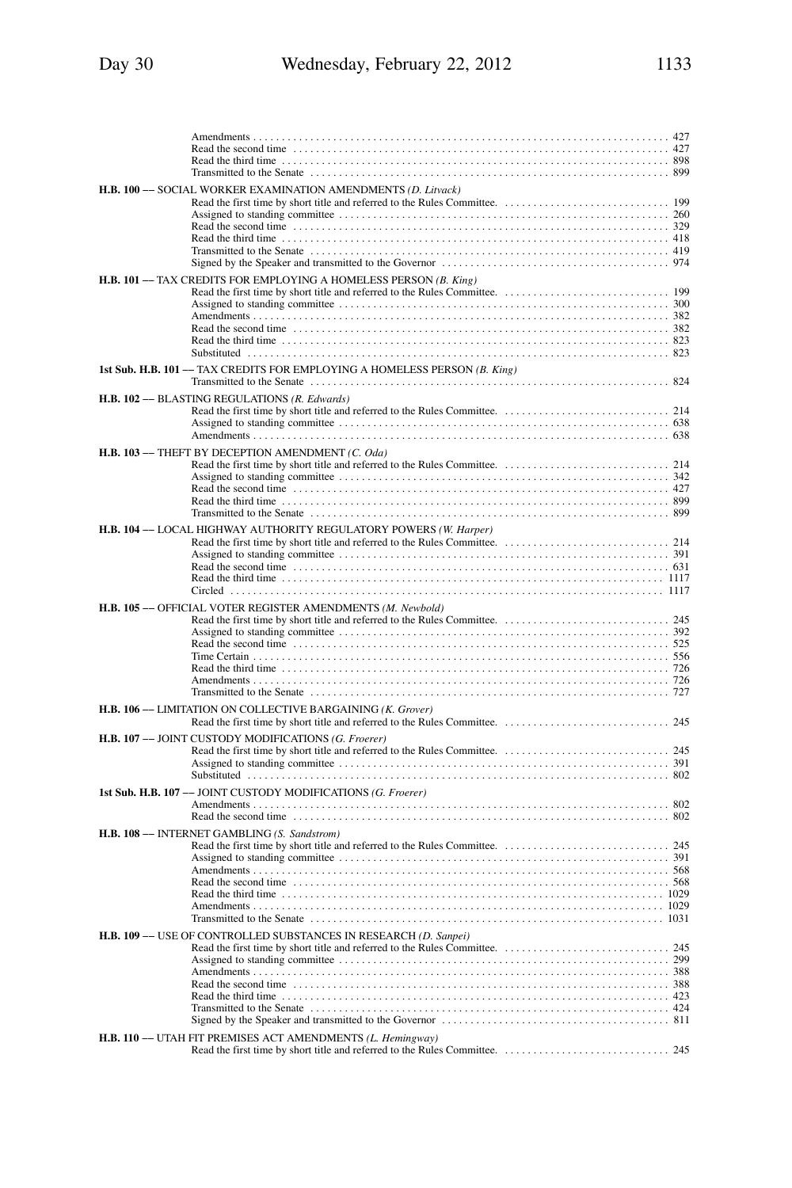Amendments . . . . . . . . . . . . . . . . . . . . . . . . . . . . . . . . . . . . . . . . . . . . . . . . . . . . . . . . . . . . . . . . . . . . . . . . . 427
Read the second time . . . . . . . . . . . . . . . . . . . . . . . . . . . . . . . . . . . . . . . . . . . . . . . . . . . . . . . . . . . . . . . . . . . 427
Read the third time . . . . . . . . . . . . . . . . . . . . . . . . . . . . . . . . . . . . . . . . . . . . . . . . . . . . . . . . . . . . . . . . . . . . 898
Transmitted to the Senate . . . . . . . . . . . . . . . . . . . . . . . . . . . . . . . . . . . . . . . . . . . . . . . . . . . . . . . . . . . . . . . 899

**H.B. 100** –– SOCIAL WORKER EXAMINATION AMENDMENTS *(D. Litvack)*
Read the first time by short title and referred to the Rules Committee. . . . . . . . . . . . . . . . . . . . . . . . . . . . . . 199
Assigned to standing committee . . . . . . . . . . . . . . . . . . . . . . . . . . . . . . . . . . . . . . . . . . . . . . . . . . . . . . . . . . 260
Read the second time . . . . . . . . . . . . . . . . . . . . . . . . . . . . . . . . . . . . . . . . . . . . . . . . . . . . . . . . . . . . . . . . . . 329
Read the third time . . . . . . . . . . . . . . . . . . . . . . . . . . . . . . . . . . . . . . . . . . . . . . . . . . . . . . . . . . . . . . . . . . . . 418
Transmitted to the Senate . . . . . . . . . . . . . . . . . . . . . . . . . . . . . . . . . . . . . . . . . . . . . . . . . . . . . . . . . . . . . . . 419
Signed by the Speaker and transmitted to the Governor . . . . . . . . . . . . . . . . . . . . . . . . . . . . . . . . . . . . . . . . 974

**H.B. 101** –– TAX CREDITS FOR EMPLOYING A HOMELESS PERSON *(B. King)*
Read the first time by short title and referred to the Rules Committee. . . . . . . . . . . . . . . . . . . . . . . . . . . . . . 199
Assigned to standing committee . . . . . . . . . . . . . . . . . . . . . . . . . . . . . . . . . . . . . . . . . . . . . . . . . . . . . . . . . . 300
Amendments . . . . . . . . . . . . . . . . . . . . . . . . . . . . . . . . . . . . . . . . . . . . . . . . . . . . . . . . . . . . . . . . . . . . . . . . . 382
Read the second time . . . . . . . . . . . . . . . . . . . . . . . . . . . . . . . . . . . . . . . . . . . . . . . . . . . . . . . . . . . . . . . . . . 382
Read the third time . . . . . . . . . . . . . . . . . . . . . . . . . . . . . . . . . . . . . . . . . . . . . . . . . . . . . . . . . . . . . . . . . . . . 823
Substituted . . . . . . . . . . . . . . . . . . . . . . . . . . . . . . . . . . . . . . . . . . . . . . . . . . . . . . . . . . . . . . . . . . . . . . . . . . 823

**1st Sub. H.B. 101** –– TAX CREDITS FOR EMPLOYING A HOMELESS PERSON *(B. King)*
Transmitted to the Senate . . . . . . . . . . . . . . . . . . . . . . . . . . . . . . . . . . . . . . . . . . . . . . . . . . . . . . . . . . . . . . . 824

**H.B. 102** –– BLASTING REGULATIONS *(R. Edwards)*
Read the first time by short title and referred to the Rules Committee. . . . . . . . . . . . . . . . . . . . . . . . . . . . . . 214
Assigned to standing committee . . . . . . . . . . . . . . . . . . . . . . . . . . . . . . . . . . . . . . . . . . . . . . . . . . . . . . . . . . 638
Amendments . . . . . . . . . . . . . . . . . . . . . . . . . . . . . . . . . . . . . . . . . . . . . . . . . . . . . . . . . . . . . . . . . . . . . . . . . 638

**H.B. 103** –– THEFT BY DECEPTION AMENDMENT *(C. Oda)*
Read the first time by short title and referred to the Rules Committee. . . . . . . . . . . . . . . . . . . . . . . . . . . . . . 214
Assigned to standing committee . . . . . . . . . . . . . . . . . . . . . . . . . . . . . . . . . . . . . . . . . . . . . . . . . . . . . . . . . . 342
Read the second time . . . . . . . . . . . . . . . . . . . . . . . . . . . . . . . . . . . . . . . . . . . . . . . . . . . . . . . . . . . . . . . . . . 427
Read the third time . . . . . . . . . . . . . . . . . . . . . . . . . . . . . . . . . . . . . . . . . . . . . . . . . . . . . . . . . . . . . . . . . . . . 899
Transmitted to the Senate . . . . . . . . . . . . . . . . . . . . . . . . . . . . . . . . . . . . . . . . . . . . . . . . . . . . . . . . . . . . . . . 899

**H.B. 104** –– LOCAL HIGHWAY AUTHORITY REGULATORY POWERS *(W. Harper)*
Read the first time by short title and referred to the Rules Committee. . . . . . . . . . . . . . . . . . . . . . . . . . . . . . 214
Assigned to standing committee . . . . . . . . . . . . . . . . . . . . . . . . . . . . . . . . . . . . . . . . . . . . . . . . . . . . . . . . . . 391
Read the second time . . . . . . . . . . . . . . . . . . . . . . . . . . . . . . . . . . . . . . . . . . . . . . . . . . . . . . . . . . . . . . . . . . 631
Read the third time . . . . . . . . . . . . . . . . . . . . . . . . . . . . . . . . . . . . . . . . . . . . . . . . . . . . . . . . . . . . . . . . . . . . 1117
Circled . . . . . . . . . . . . . . . . . . . . . . . . . . . . . . . . . . . . . . . . . . . . . . . . . . . . . . . . . . . . . . . . . . . . . . . . . . . . . 1117

**H.B. 105** –– OFFICIAL VOTER REGISTER AMENDMENTS *(M. Newbold)*
Read the first time by short title and referred to the Rules Committee. . . . . . . . . . . . . . . . . . . . . . . . . . . . . . 245
Assigned to standing committee . . . . . . . . . . . . . . . . . . . . . . . . . . . . . . . . . . . . . . . . . . . . . . . . . . . . . . . . . . 392
Read the second time . . . . . . . . . . . . . . . . . . . . . . . . . . . . . . . . . . . . . . . . . . . . . . . . . . . . . . . . . . . . . . . . . . 525
Time Certain . . . . . . . . . . . . . . . . . . . . . . . . . . . . . . . . . . . . . . . . . . . . . . . . . . . . . . . . . . . . . . . . . . . . . . . . 556
Read the third time . . . . . . . . . . . . . . . . . . . . . . . . . . . . . . . . . . . . . . . . . . . . . . . . . . . . . . . . . . . . . . . . . . . . 726
Amendments . . . . . . . . . . . . . . . . . . . . . . . . . . . . . . . . . . . . . . . . . . . . . . . . . . . . . . . . . . . . . . . . . . . . . . . . . 726
Transmitted to the Senate . . . . . . . . . . . . . . . . . . . . . . . . . . . . . . . . . . . . . . . . . . . . . . . . . . . . . . . . . . . . . . . 727

**H.B. 106** –– LIMITATION ON COLLECTIVE BARGAINING *(K. Grover)*
Read the first time by short title and referred to the Rules Committee. . . . . . . . . . . . . . . . . . . . . . . . . . . . . . 245

**H.B. 107** –– JOINT CUSTODY MODIFICATIONS *(G. Froerer)*
Read the first time by short title and referred to the Rules Committee. . . . . . . . . . . . . . . . . . . . . . . . . . . . . . 245
Assigned to standing committee . . . . . . . . . . . . . . . . . . . . . . . . . . . . . . . . . . . . . . . . . . . . . . . . . . . . . . . . . . 391
Substituted . . . . . . . . . . . . . . . . . . . . . . . . . . . . . . . . . . . . . . . . . . . . . . . . . . . . . . . . . . . . . . . . . . . . . . . . . . 802

**1st Sub. H.B. 107** –– JOINT CUSTODY MODIFICATIONS *(G. Froerer)*
Amendments . . . . . . . . . . . . . . . . . . . . . . . . . . . . . . . . . . . . . . . . . . . . . . . . . . . . . . . . . . . . . . . . . . . . . . . . . 802
Read the second time . . . . . . . . . . . . . . . . . . . . . . . . . . . . . . . . . . . . . . . . . . . . . . . . . . . . . . . . . . . . . . . . . . 802

**H.B. 108** –– INTERNET GAMBLING *(S. Sandstrom)*
Read the first time by short title and referred to the Rules Committee. . . . . . . . . . . . . . . . . . . . . . . . . . . . . . 245
Assigned to standing committee . . . . . . . . . . . . . . . . . . . . . . . . . . . . . . . . . . . . . . . . . . . . . . . . . . . . . . . . . . 391
Amendments . . . . . . . . . . . . . . . . . . . . . . . . . . . . . . . . . . . . . . . . . . . . . . . . . . . . . . . . . . . . . . . . . . . . . . . . . 568
Read the second time . . . . . . . . . . . . . . . . . . . . . . . . . . . . . . . . . . . . . . . . . . . . . . . . . . . . . . . . . . . . . . . . . . 568
Read the third time . . . . . . . . . . . . . . . . . . . . . . . . . . . . . . . . . . . . . . . . . . . . . . . . . . . . . . . . . . . . . . . . . . . . 1029
Amendments . . . . . . . . . . . . . . . . . . . . . . . . . . . . . . . . . . . . . . . . . . . . . . . . . . . . . . . . . . . . . . . . . . . . . . . . . 1029
Transmitted to the Senate . . . . . . . . . . . . . . . . . . . . . . . . . . . . . . . . . . . . . . . . . . . . . . . . . . . . . . . . . . . . . . . 1031

**H.B. 109** –– USE OF CONTROLLED SUBSTANCES IN RESEARCH *(D. Sanpei)*
Read the first time by short title and referred to the Rules Committee. . . . . . . . . . . . . . . . . . . . . . . . . . . . . . 245
Assigned to standing committee . . . . . . . . . . . . . . . . . . . . . . . . . . . . . . . . . . . . . . . . . . . . . . . . . . . . . . . . . . 299
Amendments . . . . . . . . . . . . . . . . . . . . . . . . . . . . . . . . . . . . . . . . . . . . . . . . . . . . . . . . . . . . . . . . . . . . . . . . . 388
Read the second time . . . . . . . . . . . . . . . . . . . . . . . . . . . . . . . . . . . . . . . . . . . . . . . . . . . . . . . . . . . . . . . . . . 388
Read the third time . . . . . . . . . . . . . . . . . . . . . . . . . . . . . . . . . . . . . . . . . . . . . . . . . . . . . . . . . . . . . . . . . . . . 423
Transmitted to the Senate . . . . . . . . . . . . . . . . . . . . . . . . . . . . . . . . . . . . . . . . . . . . . . . . . . . . . . . . . . . . . . . 424
Signed by the Speaker and transmitted to the Governor . . . . . . . . . . . . . . . . . . . . . . . . . . . . . . . . . . . . . . . . 811

**H.B. 110** –– UTAH FIT PREMISES ACT AMENDMENTS *(L. Hemingway)*
Read the first time by short title and referred to the Rules Committee. . . . . . . . . . . . . . . . . . . . . . . . . . . . . . 245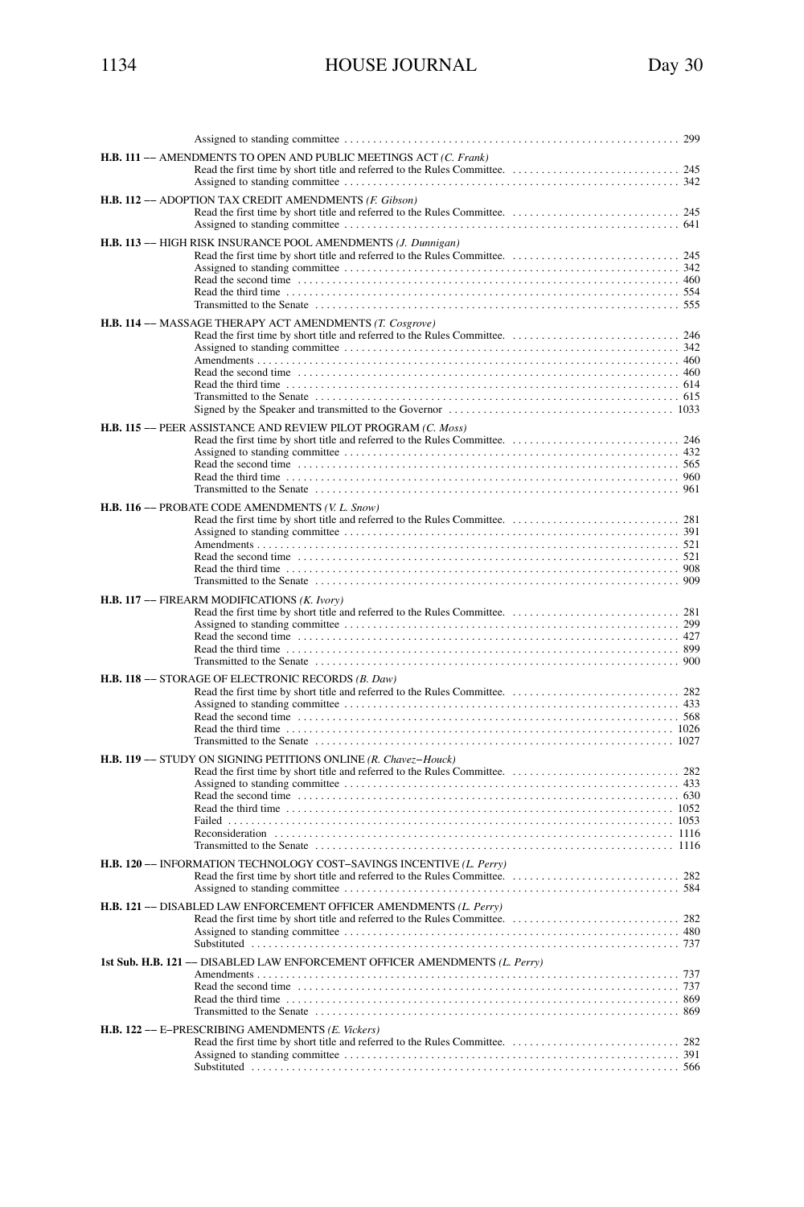Assigned to standing committee . . . . . . . . . . . . . . . . . . . . . . . . . . . . . . . . . . . . . . . . . . . . . . . . . . . . . . . . . . 299

**H.B. 111** –– AMENDMENTS TO OPEN AND PUBLIC MEETINGS ACT *(C. Frank)*
Read the first time by short title and referred to the Rules Committee. . . . . . . . . . . . . . . . . . . . . . . . . . . . . 245
Assigned to standing committee . . . . . . . . . . . . . . . . . . . . . . . . . . . . . . . . . . . . . . . . . . . . . . . . . . . . . . . . . . 342

**H.B. 112** –– ADOPTION TAX CREDIT AMENDMENTS *(F. Gibson)*
Read the first time by short title and referred to the Rules Committee. . . . . . . . . . . . . . . . . . . . . . . . . . . . . 245
Assigned to standing committee . . . . . . . . . . . . . . . . . . . . . . . . . . . . . . . . . . . . . . . . . . . . . . . . . . . . . . . . . . 641

**H.B. 113** –– HIGH RISK INSURANCE POOL AMENDMENTS *(J. Dunnigan)*
Read the first time by short title and referred to the Rules Committee. . . . . . . . . . . . . . . . . . . . . . . . . . . . . 245
Assigned to standing committee . . . . . . . . . . . . . . . . . . . . . . . . . . . . . . . . . . . . . . . . . . . . . . . . . . . . . . . . . . 342
Read the second time . . . . . . . . . . . . . . . . . . . . . . . . . . . . . . . . . . . . . . . . . . . . . . . . . . . . . . . . . . . . . . . . . 460
Read the third time . . . . . . . . . . . . . . . . . . . . . . . . . . . . . . . . . . . . . . . . . . . . . . . . . . . . . . . . . . . . . . . . . . . 554
Transmitted to the Senate . . . . . . . . . . . . . . . . . . . . . . . . . . . . . . . . . . . . . . . . . . . . . . . . . . . . . . . . . . . . . . 555

**H.B. 114** –– MASSAGE THERAPY ACT AMENDMENTS *(T. Cosgrove)*
Read the first time by short title and referred to the Rules Committee. . . . . . . . . . . . . . . . . . . . . . . . . . . . . 246
Assigned to standing committee . . . . . . . . . . . . . . . . . . . . . . . . . . . . . . . . . . . . . . . . . . . . . . . . . . . . . . . . . . 342
Amendments . . . . . . . . . . . . . . . . . . . . . . . . . . . . . . . . . . . . . . . . . . . . . . . . . . . . . . . . . . . . . . . . . . . . . . . . 460
Read the second time . . . . . . . . . . . . . . . . . . . . . . . . . . . . . . . . . . . . . . . . . . . . . . . . . . . . . . . . . . . . . . . . . 460
Read the third time . . . . . . . . . . . . . . . . . . . . . . . . . . . . . . . . . . . . . . . . . . . . . . . . . . . . . . . . . . . . . . . . . . . 614
Transmitted to the Senate . . . . . . . . . . . . . . . . . . . . . . . . . . . . . . . . . . . . . . . . . . . . . . . . . . . . . . . . . . . . . . 615
Signed by the Speaker and transmitted to the Governor . . . . . . . . . . . . . . . . . . . . . . . . . . . . . . . . . . . . . . . 1033

**H.B. 115** –– PEER ASSISTANCE AND REVIEW PILOT PROGRAM *(C. Moss)*
Read the first time by short title and referred to the Rules Committee. . . . . . . . . . . . . . . . . . . . . . . . . . . . . 246
Assigned to standing committee . . . . . . . . . . . . . . . . . . . . . . . . . . . . . . . . . . . . . . . . . . . . . . . . . . . . . . . . . . 432
Read the second time . . . . . . . . . . . . . . . . . . . . . . . . . . . . . . . . . . . . . . . . . . . . . . . . . . . . . . . . . . . . . . . . . 565
Read the third time . . . . . . . . . . . . . . . . . . . . . . . . . . . . . . . . . . . . . . . . . . . . . . . . . . . . . . . . . . . . . . . . . . . 960
Transmitted to the Senate . . . . . . . . . . . . . . . . . . . . . . . . . . . . . . . . . . . . . . . . . . . . . . . . . . . . . . . . . . . . . . 961

**H.B. 116** –– PROBATE CODE AMENDMENTS *(V. L. Snow)*
Read the first time by short title and referred to the Rules Committee. . . . . . . . . . . . . . . . . . . . . . . . . . . . . 281
Assigned to standing committee . . . . . . . . . . . . . . . . . . . . . . . . . . . . . . . . . . . . . . . . . . . . . . . . . . . . . . . . . . 391
Amendments . . . . . . . . . . . . . . . . . . . . . . . . . . . . . . . . . . . . . . . . . . . . . . . . . . . . . . . . . . . . . . . . . . . . . . . . 521
Read the second time . . . . . . . . . . . . . . . . . . . . . . . . . . . . . . . . . . . . . . . . . . . . . . . . . . . . . . . . . . . . . . . . . 521
Read the third time . . . . . . . . . . . . . . . . . . . . . . . . . . . . . . . . . . . . . . . . . . . . . . . . . . . . . . . . . . . . . . . . . . . 908
Transmitted to the Senate . . . . . . . . . . . . . . . . . . . . . . . . . . . . . . . . . . . . . . . . . . . . . . . . . . . . . . . . . . . . . . 909

**H.B. 117** –– FIREARM MODIFICATIONS *(K. Ivory)*
Read the first time by short title and referred to the Rules Committee. . . . . . . . . . . . . . . . . . . . . . . . . . . . . 281
Assigned to standing committee . . . . . . . . . . . . . . . . . . . . . . . . . . . . . . . . . . . . . . . . . . . . . . . . . . . . . . . . . . 299
Read the second time . . . . . . . . . . . . . . . . . . . . . . . . . . . . . . . . . . . . . . . . . . . . . . . . . . . . . . . . . . . . . . . . . 427
Read the third time . . . . . . . . . . . . . . . . . . . . . . . . . . . . . . . . . . . . . . . . . . . . . . . . . . . . . . . . . . . . . . . . . . . 899
Transmitted to the Senate . . . . . . . . . . . . . . . . . . . . . . . . . . . . . . . . . . . . . . . . . . . . . . . . . . . . . . . . . . . . . . 900

**H.B. 118** –– STORAGE OF ELECTRONIC RECORDS *(B. Daw)*
Read the first time by short title and referred to the Rules Committee. . . . . . . . . . . . . . . . . . . . . . . . . . . . . 282
Assigned to standing committee . . . . . . . . . . . . . . . . . . . . . . . . . . . . . . . . . . . . . . . . . . . . . . . . . . . . . . . . . . 433
Read the second time . . . . . . . . . . . . . . . . . . . . . . . . . . . . . . . . . . . . . . . . . . . . . . . . . . . . . . . . . . . . . . . . . 568
Read the third time . . . . . . . . . . . . . . . . . . . . . . . . . . . . . . . . . . . . . . . . . . . . . . . . . . . . . . . . . . . . . . . . . . 1026
Transmitted to the Senate . . . . . . . . . . . . . . . . . . . . . . . . . . . . . . . . . . . . . . . . . . . . . . . . . . . . . . . . . . . . . 1027

**H.B. 119** –– STUDY ON SIGNING PETITIONS ONLINE *(R. Chavez–Houck)*
Read the first time by short title and referred to the Rules Committee. . . . . . . . . . . . . . . . . . . . . . . . . . . . . 282
Assigned to standing committee . . . . . . . . . . . . . . . . . . . . . . . . . . . . . . . . . . . . . . . . . . . . . . . . . . . . . . . . . . 433
Read the second time . . . . . . . . . . . . . . . . . . . . . . . . . . . . . . . . . . . . . . . . . . . . . . . . . . . . . . . . . . . . . . . . . 630
Read the third time . . . . . . . . . . . . . . . . . . . . . . . . . . . . . . . . . . . . . . . . . . . . . . . . . . . . . . . . . . . . . . . . . . 1052
Failed . . . . . . . . . . . . . . . . . . . . . . . . . . . . . . . . . . . . . . . . . . . . . . . . . . . . . . . . . . . . . . . . . . . . . . . . . . . . 1053
Reconsideration . . . . . . . . . . . . . . . . . . . . . . . . . . . . . . . . . . . . . . . . . . . . . . . . . . . . . . . . . . . . . . . . . . . . 1116
Transmitted to the Senate . . . . . . . . . . . . . . . . . . . . . . . . . . . . . . . . . . . . . . . . . . . . . . . . . . . . . . . . . . . . . 1116

**H.B. 120** –– INFORMATION TECHNOLOGY COST–SAVINGS INCENTIVE *(L. Perry)*
Read the first time by short title and referred to the Rules Committee. . . . . . . . . . . . . . . . . . . . . . . . . . . . . 282
Assigned to standing committee . . . . . . . . . . . . . . . . . . . . . . . . . . . . . . . . . . . . . . . . . . . . . . . . . . . . . . . . . . 584

**H.B. 121** –– DISABLED LAW ENFORCEMENT OFFICER AMENDMENTS *(L. Perry)*
Read the first time by short title and referred to the Rules Committee. . . . . . . . . . . . . . . . . . . . . . . . . . . . . 282
Assigned to standing committee . . . . . . . . . . . . . . . . . . . . . . . . . . . . . . . . . . . . . . . . . . . . . . . . . . . . . . . . . . 480
Substituted . . . . . . . . . . . . . . . . . . . . . . . . . . . . . . . . . . . . . . . . . . . . . . . . . . . . . . . . . . . . . . . . . . . . . . . . . 737

**1st Sub. H.B. 121** — DISABLED LAW ENFORCEMENT OFFICER AMENDMENTS *(L. Perry)*
Amendments . . . . . . . . . . . . . . . . . . . . . . . . . . . . . . . . . . . . . . . . . . . . . . . . . . . . . . . . . . . . . . . . . . . . . . . . 737
Read the second time . . . . . . . . . . . . . . . . . . . . . . . . . . . . . . . . . . . . . . . . . . . . . . . . . . . . . . . . . . . . . . . . . 737
Read the third time . . . . . . . . . . . . . . . . . . . . . . . . . . . . . . . . . . . . . . . . . . . . . . . . . . . . . . . . . . . . . . . . . . . 869
Transmitted to the Senate . . . . . . . . . . . . . . . . . . . . . . . . . . . . . . . . . . . . . . . . . . . . . . . . . . . . . . . . . . . . . . 869

**H.B. 122** –– E–PRESCRIBING AMENDMENTS *(E. Vickers)*
Read the first time by short title and referred to the Rules Committee. . . . . . . . . . . . . . . . . . . . . . . . . . . . . 282
Assigned to standing committee . . . . . . . . . . . . . . . . . . . . . . . . . . . . . . . . . . . . . . . . . . . . . . . . . . . . . . . . . . 391
Substituted . . . . . . . . . . . . . . . . . . . . . . . . . . . . . . . . . . . . . . . . . . . . . . . . . . . . . . . . . . . . . . . . . . . . . . . . . 566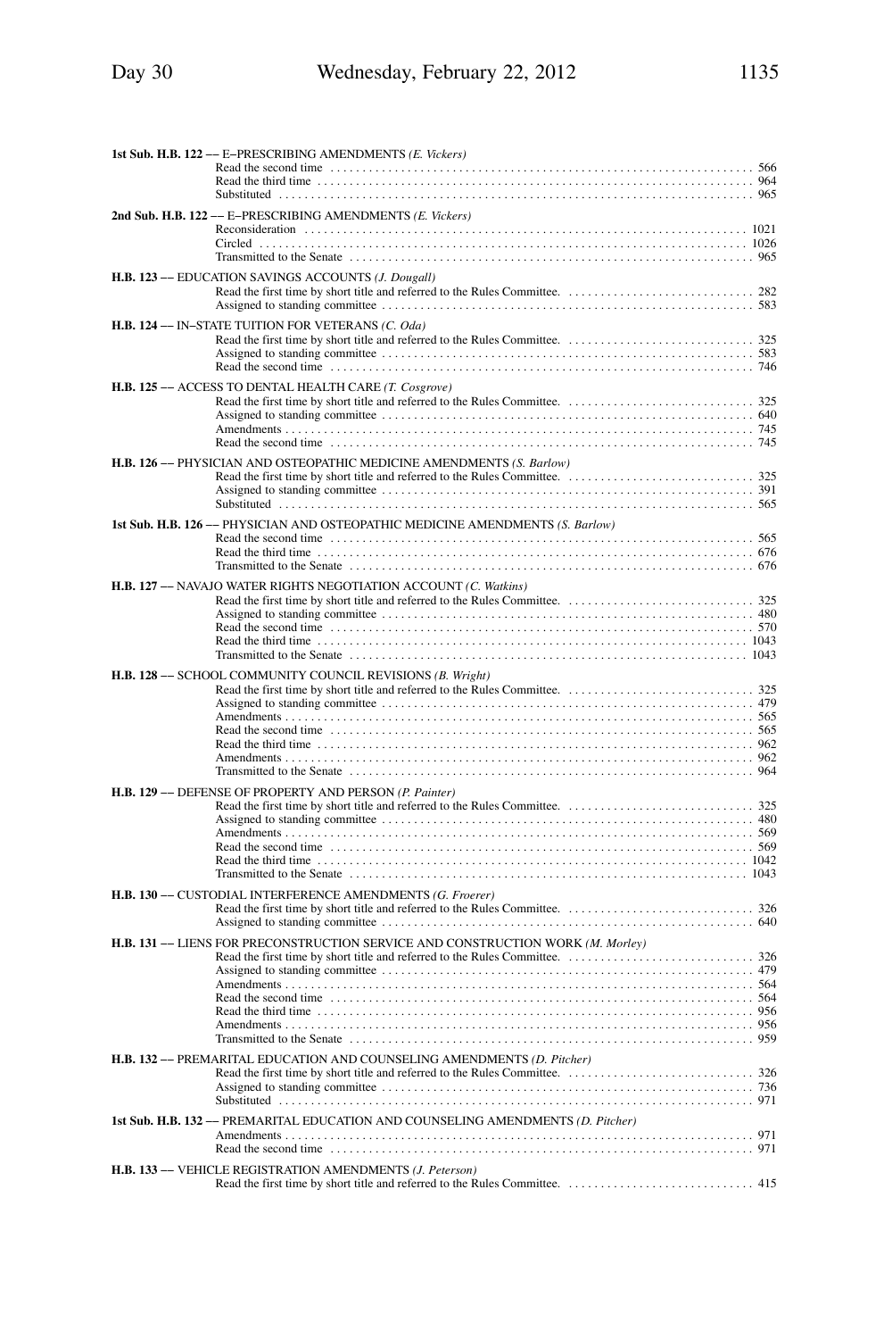**1st Sub. H.B. 122** –– E–PRESCRIBING AMENDMENTS *(E. Vickers)*

Read the second time . . . . . . . . . . . . . . . . . . . . . . . . . . . . . . . . . . . . . . . . . . . . . . . . 566
Read the third time . . . . . . . . . . . . . . . . . . . . . . . . . . . . . . . . . . . . . . . . . . . . . . . . . . 964
Substituted . . . . . . . . . . . . . . . . . . . . . . . . . . . . . . . . . . . . . . . . . . . . . . . . . . . . . . . 965

**2nd Sub. H.B. 122** –– E–PRESCRIBING AMENDMENTS *(E. Vickers)*

Reconsideration . . . . . . . . . . . . . . . . . . . . . . . . . . . . . . . . . . . . . . . . . . . . . . . . . . . 1021
Circled . . . . . . . . . . . . . . . . . . . . . . . . . . . . . . . . . . . . . . . . . . . . . . . . . . . . . . . . . 1026
Transmitted to the Senate . . . . . . . . . . . . . . . . . . . . . . . . . . . . . . . . . . . . . . . . . . . . . 965

**H.B. 123** –– EDUCATION SAVINGS ACCOUNTS *(J. Dougall)*

Read the first time by short title and referred to the Rules Committee. . . . . . . . . . . . . . . . 282
Assigned to standing committee . . . . . . . . . . . . . . . . . . . . . . . . . . . . . . . . . . . . . . . . . 583

**H.B. 124** –– IN–STATE TUITION FOR VETERANS *(C. Oda)*

Read the first time by short title and referred to the Rules Committee. . . . . . . . . . . . . . . . 325
Assigned to standing committee . . . . . . . . . . . . . . . . . . . . . . . . . . . . . . . . . . . . . . . . . 583
Read the second time . . . . . . . . . . . . . . . . . . . . . . . . . . . . . . . . . . . . . . . . . . . . . . . . 746

**H.B. 125** –– ACCESS TO DENTAL HEALTH CARE *(T. Cosgrove)*

Read the first time by short title and referred to the Rules Committee. . . . . . . . . . . . . . . . 325
Assigned to standing committee . . . . . . . . . . . . . . . . . . . . . . . . . . . . . . . . . . . . . . . . . 640
Amendments . . . . . . . . . . . . . . . . . . . . . . . . . . . . . . . . . . . . . . . . . . . . . . . . . . . . . . . 745
Read the second time . . . . . . . . . . . . . . . . . . . . . . . . . . . . . . . . . . . . . . . . . . . . . . . . 745

**H.B. 126** –– PHYSICIAN AND OSTEOPATHIC MEDICINE AMENDMENTS *(S. Barlow)*

Read the first time by short title and referred to the Rules Committee. . . . . . . . . . . . . . . . 325
Assigned to standing committee . . . . . . . . . . . . . . . . . . . . . . . . . . . . . . . . . . . . . . . . . 391
Substituted . . . . . . . . . . . . . . . . . . . . . . . . . . . . . . . . . . . . . . . . . . . . . . . . . . . . . . . 565

**1st Sub. H.B. 126** –– PHYSICIAN AND OSTEOPATHIC MEDICINE AMENDMENTS *(S. Barlow)*

Read the second time . . . . . . . . . . . . . . . . . . . . . . . . . . . . . . . . . . . . . . . . . . . . . . . . 565
Read the third time . . . . . . . . . . . . . . . . . . . . . . . . . . . . . . . . . . . . . . . . . . . . . . . . . . 676
Transmitted to the Senate . . . . . . . . . . . . . . . . . . . . . . . . . . . . . . . . . . . . . . . . . . . . . 676

**H.B. 127** –– NAVAJO WATER RIGHTS NEGOTIATION ACCOUNT *(C. Watkins)*

Read the first time by short title and referred to the Rules Committee. . . . . . . . . . . . . . . . 325
Assigned to standing committee . . . . . . . . . . . . . . . . . . . . . . . . . . . . . . . . . . . . . . . . . 480
Read the second time . . . . . . . . . . . . . . . . . . . . . . . . . . . . . . . . . . . . . . . . . . . . . . . . 570
Read the third time . . . . . . . . . . . . . . . . . . . . . . . . . . . . . . . . . . . . . . . . . . . . . . . . . . 1043
Transmitted to the Senate . . . . . . . . . . . . . . . . . . . . . . . . . . . . . . . . . . . . . . . . . . . . . 1043

**H.B. 128** –– SCHOOL COMMUNITY COUNCIL REVISIONS *(B. Wright)*

Read the first time by short title and referred to the Rules Committee. . . . . . . . . . . . . . . . 325
Assigned to standing committee . . . . . . . . . . . . . . . . . . . . . . . . . . . . . . . . . . . . . . . . . 479
Amendments . . . . . . . . . . . . . . . . . . . . . . . . . . . . . . . . . . . . . . . . . . . . . . . . . . . . . . . 565
Read the second time . . . . . . . . . . . . . . . . . . . . . . . . . . . . . . . . . . . . . . . . . . . . . . . . 565
Read the third time . . . . . . . . . . . . . . . . . . . . . . . . . . . . . . . . . . . . . . . . . . . . . . . . . . 962
Amendments . . . . . . . . . . . . . . . . . . . . . . . . . . . . . . . . . . . . . . . . . . . . . . . . . . . . . . . 962
Transmitted to the Senate . . . . . . . . . . . . . . . . . . . . . . . . . . . . . . . . . . . . . . . . . . . . . 964

**H.B. 129** –– DEFENSE OF PROPERTY AND PERSON *(P. Painter)*

Read the first time by short title and referred to the Rules Committee. . . . . . . . . . . . . . . . 325
Assigned to standing committee . . . . . . . . . . . . . . . . . . . . . . . . . . . . . . . . . . . . . . . . . 480
Amendments . . . . . . . . . . . . . . . . . . . . . . . . . . . . . . . . . . . . . . . . . . . . . . . . . . . . . . . 569
Read the second time . . . . . . . . . . . . . . . . . . . . . . . . . . . . . . . . . . . . . . . . . . . . . . . . 569
Read the third time . . . . . . . . . . . . . . . . . . . . . . . . . . . . . . . . . . . . . . . . . . . . . . . . . . 1042
Transmitted to the Senate . . . . . . . . . . . . . . . . . . . . . . . . . . . . . . . . . . . . . . . . . . . . . 1043

**H.B. 130** –– CUSTODIAL INTERFERENCE AMENDMENTS *(G. Froerer)*

Read the first time by short title and referred to the Rules Committee. . . . . . . . . . . . . . . . 326
Assigned to standing committee . . . . . . . . . . . . . . . . . . . . . . . . . . . . . . . . . . . . . . . . . 640

**H.B. 131** –– LIENS FOR PRECONSTRUCTION SERVICE AND CONSTRUCTION WORK *(M. Morley)*

Read the first time by short title and referred to the Rules Committee. . . . . . . . . . . . . . . . 326
Assigned to standing committee . . . . . . . . . . . . . . . . . . . . . . . . . . . . . . . . . . . . . . . . . 479
Amendments . . . . . . . . . . . . . . . . . . . . . . . . . . . . . . . . . . . . . . . . . . . . . . . . . . . . . . . 564
Read the second time . . . . . . . . . . . . . . . . . . . . . . . . . . . . . . . . . . . . . . . . . . . . . . . . 564
Read the third time . . . . . . . . . . . . . . . . . . . . . . . . . . . . . . . . . . . . . . . . . . . . . . . . . . 956
Amendments . . . . . . . . . . . . . . . . . . . . . . . . . . . . . . . . . . . . . . . . . . . . . . . . . . . . . . . 956
Transmitted to the Senate . . . . . . . . . . . . . . . . . . . . . . . . . . . . . . . . . . . . . . . . . . . . . 959

**H.B. 132** –– PREMARITAL EDUCATION AND COUNSELING AMENDMENTS *(D. Pitcher)*

Read the first time by short title and referred to the Rules Committee. . . . . . . . . . . . . . . . 326
Assigned to standing committee . . . . . . . . . . . . . . . . . . . . . . . . . . . . . . . . . . . . . . . . . 736
Substituted . . . . . . . . . . . . . . . . . . . . . . . . . . . . . . . . . . . . . . . . . . . . . . . . . . . . . . . 971

**1st Sub. H.B. 132** –– PREMARITAL EDUCATION AND COUNSELING AMENDMENTS *(D. Pitcher)*

Amendments . . . . . . . . . . . . . . . . . . . . . . . . . . . . . . . . . . . . . . . . . . . . . . . . . . . . . . . 971
Read the second time . . . . . . . . . . . . . . . . . . . . . . . . . . . . . . . . . . . . . . . . . . . . . . . . 971

**H.B. 133** –– VEHICLE REGISTRATION AMENDMENTS *(J. Peterson)*

Read the first time by short title and referred to the Rules Committee. . . . . . . . . . . . . . . . 415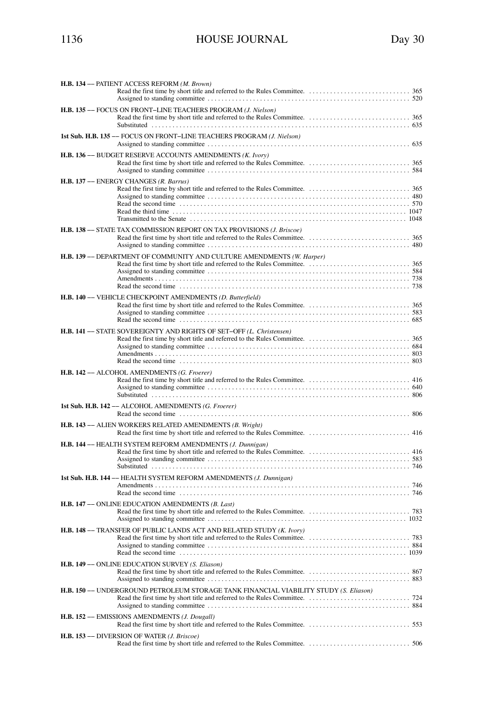**H.B. 134** –– PATIENT ACCESS REFORM *(M. Brown)*
Read the first time by short title and referred to the Rules Committee. . . . . . . . . . . . . . . . . . . . . . . . . . . . . 365
Assigned to standing committee . . . . . . . . . . . . . . . . . . . . . . . . . . . . . . . . . . . . . . . . . . . . . . . . . . . . . . . . . 520

**H.B. 135** –– FOCUS ON FRONT–LINE TEACHERS PROGRAM *(J. Nielson)*
Read the first time by short title and referred to the Rules Committee. . . . . . . . . . . . . . . . . . . . . . . . . . . . . 365
Substituted . . . . . . . . . . . . . . . . . . . . . . . . . . . . . . . . . . . . . . . . . . . . . . . . . . . . . . . . . . . . . . . . . . . . . . . . . 635

**1st Sub. H.B. 135** –– FOCUS ON FRONT–LINE TEACHERS PROGRAM *(J. Nielson)*
Assigned to standing committee . . . . . . . . . . . . . . . . . . . . . . . . . . . . . . . . . . . . . . . . . . . . . . . . . . . . . . . . . 635

**H.B. 136** –– BUDGET RESERVE ACCOUNTS AMENDMENTS *(K. Ivory)*
Read the first time by short title and referred to the Rules Committee. . . . . . . . . . . . . . . . . . . . . . . . . . . . . 365
Assigned to standing committee . . . . . . . . . . . . . . . . . . . . . . . . . . . . . . . . . . . . . . . . . . . . . . . . . . . . . . . . . 584

**H.B. 137** –– ENERGY CHANGES *(R. Barrus)*
Read the first time by short title and referred to the Rules Committee. . . . . . . . . . . . . . . . . . . . . . . . . . . . . 365
Assigned to standing committee . . . . . . . . . . . . . . . . . . . . . . . . . . . . . . . . . . . . . . . . . . . . . . . . . . . . . . . . . 480
Read the second time . . . . . . . . . . . . . . . . . . . . . . . . . . . . . . . . . . . . . . . . . . . . . . . . . . . . . . . . . . . . . . . . . 570
Read the third time . . . . . . . . . . . . . . . . . . . . . . . . . . . . . . . . . . . . . . . . . . . . . . . . . . . . . . . . . . . . . . . . . . 1047
Transmitted to the Senate . . . . . . . . . . . . . . . . . . . . . . . . . . . . . . . . . . . . . . . . . . . . . . . . . . . . . . . . . . . . . 1048

**H.B. 138** –– STATE TAX COMMISSION REPORT ON TAX PROVISIONS *(J. Briscoe)*
Read the first time by short title and referred to the Rules Committee. . . . . . . . . . . . . . . . . . . . . . . . . . . . . 365
Assigned to standing committee . . . . . . . . . . . . . . . . . . . . . . . . . . . . . . . . . . . . . . . . . . . . . . . . . . . . . . . . . 480

**H.B. 139** –– DEPARTMENT OF COMMUNITY AND CULTURE AMENDMENTS *(W. Harper)*
Read the first time by short title and referred to the Rules Committee. . . . . . . . . . . . . . . . . . . . . . . . . . . . . 365
Assigned to standing committee . . . . . . . . . . . . . . . . . . . . . . . . . . . . . . . . . . . . . . . . . . . . . . . . . . . . . . . . . 584
Amendments . . . . . . . . . . . . . . . . . . . . . . . . . . . . . . . . . . . . . . . . . . . . . . . . . . . . . . . . . . . . . . . . . . . . . . . 738
Read the second time . . . . . . . . . . . . . . . . . . . . . . . . . . . . . . . . . . . . . . . . . . . . . . . . . . . . . . . . . . . . . . . . . 738

**H.B. 140** –– VEHICLE CHECKPOINT AMENDMENTS *(D. Butterfield)*
Read the first time by short title and referred to the Rules Committee. . . . . . . . . . . . . . . . . . . . . . . . . . . . . 365
Assigned to standing committee . . . . . . . . . . . . . . . . . . . . . . . . . . . . . . . . . . . . . . . . . . . . . . . . . . . . . . . . . 583
Read the second time . . . . . . . . . . . . . . . . . . . . . . . . . . . . . . . . . . . . . . . . . . . . . . . . . . . . . . . . . . . . . . . . . 685

**H.B. 141** –– STATE SOVEREIGNTY AND RIGHTS OF SET–OFF *(L. Christensen)*
Read the first time by short title and referred to the Rules Committee. . . . . . . . . . . . . . . . . . . . . . . . . . . . . 365
Assigned to standing committee . . . . . . . . . . . . . . . . . . . . . . . . . . . . . . . . . . . . . . . . . . . . . . . . . . . . . . . . . 684
Amendments . . . . . . . . . . . . . . . . . . . . . . . . . . . . . . . . . . . . . . . . . . . . . . . . . . . . . . . . . . . . . . . . . . . . . . . 803
Read the second time . . . . . . . . . . . . . . . . . . . . . . . . . . . . . . . . . . . . . . . . . . . . . . . . . . . . . . . . . . . . . . . . . 803

**H.B. 142** –– ALCOHOL AMENDMENTS *(G. Froerer)*
Read the first time by short title and referred to the Rules Committee. . . . . . . . . . . . . . . . . . . . . . . . . . . . . 416
Assigned to standing committee . . . . . . . . . . . . . . . . . . . . . . . . . . . . . . . . . . . . . . . . . . . . . . . . . . . . . . . . . 640
Substituted . . . . . . . . . . . . . . . . . . . . . . . . . . . . . . . . . . . . . . . . . . . . . . . . . . . . . . . . . . . . . . . . . . . . . . . . . 806

**1st Sub. H.B. 142** –– ALCOHOL AMENDMENTS *(G. Froerer)*
Read the second time . . . . . . . . . . . . . . . . . . . . . . . . . . . . . . . . . . . . . . . . . . . . . . . . . . . . . . . . . . . . . . . . . 806

**H.B. 143** –– ALIEN WORKERS RELATED AMENDMENTS *(B. Wright)*
Read the first time by short title and referred to the Rules Committee. . . . . . . . . . . . . . . . . . . . . . . . . . . . . 416

**H.B. 144** –– HEALTH SYSTEM REFORM AMENDMENTS *(J. Dunnigan)*
Read the first time by short title and referred to the Rules Committee. . . . . . . . . . . . . . . . . . . . . . . . . . . . . 416
Assigned to standing committee . . . . . . . . . . . . . . . . . . . . . . . . . . . . . . . . . . . . . . . . . . . . . . . . . . . . . . . . . 583
Substituted . . . . . . . . . . . . . . . . . . . . . . . . . . . . . . . . . . . . . . . . . . . . . . . . . . . . . . . . . . . . . . . . . . . . . . . . . 746

**1st Sub. H.B. 144** –– HEALTH SYSTEM REFORM AMENDMENTS *(J. Dunnigan)*
Amendments . . . . . . . . . . . . . . . . . . . . . . . . . . . . . . . . . . . . . . . . . . . . . . . . . . . . . . . . . . . . . . . . . . . . . . . 746
Read the second time . . . . . . . . . . . . . . . . . . . . . . . . . . . . . . . . . . . . . . . . . . . . . . . . . . . . . . . . . . . . . . . . . 746

**H.B. 147** –– ONLINE EDUCATION AMENDMENTS *(B. Last)*
Read the first time by short title and referred to the Rules Committee. . . . . . . . . . . . . . . . . . . . . . . . . . . . . 783
Assigned to standing committee . . . . . . . . . . . . . . . . . . . . . . . . . . . . . . . . . . . . . . . . . . . . . . . . . . . . . . . . 1032

**H.B. 148** –– TRANSFER OF PUBLIC LANDS ACT AND RELATED STUDY *(K. Ivory)*
Read the first time by short title and referred to the Rules Committee. . . . . . . . . . . . . . . . . . . . . . . . . . . . . 783
Assigned to standing committee . . . . . . . . . . . . . . . . . . . . . . . . . . . . . . . . . . . . . . . . . . . . . . . . . . . . . . . . . 884
Read the second time . . . . . . . . . . . . . . . . . . . . . . . . . . . . . . . . . . . . . . . . . . . . . . . . . . . . . . . . . . . . . . . . 1039

**H.B. 149** –– ONLINE EDUCATION SURVEY *(S. Eliason)*
Read the first time by short title and referred to the Rules Committee. . . . . . . . . . . . . . . . . . . . . . . . . . . . . 867
Assigned to standing committee . . . . . . . . . . . . . . . . . . . . . . . . . . . . . . . . . . . . . . . . . . . . . . . . . . . . . . . . . 883

**H.B. 150** –– UNDERGROUND PETROLEUM STORAGE TANK FINANCIAL VIABILITY STUDY *(S. Eliason)*
Read the first time by short title and referred to the Rules Committee. . . . . . . . . . . . . . . . . . . . . . . . . . . . . 724
Assigned to standing committee . . . . . . . . . . . . . . . . . . . . . . . . . . . . . . . . . . . . . . . . . . . . . . . . . . . . . . . . . 884

**H.B. 152** –– EMISSIONS AMENDMENTS *(J. Dougall)*
Read the first time by short title and referred to the Rules Committee. . . . . . . . . . . . . . . . . . . . . . . . . . . . . 553

**H.B. 153** –– DIVERSION OF WATER *(J. Briscoe)*
Read the first time by short title and referred to the Rules Committee. . . . . . . . . . . . . . . . . . . . . . . . . . . . . 506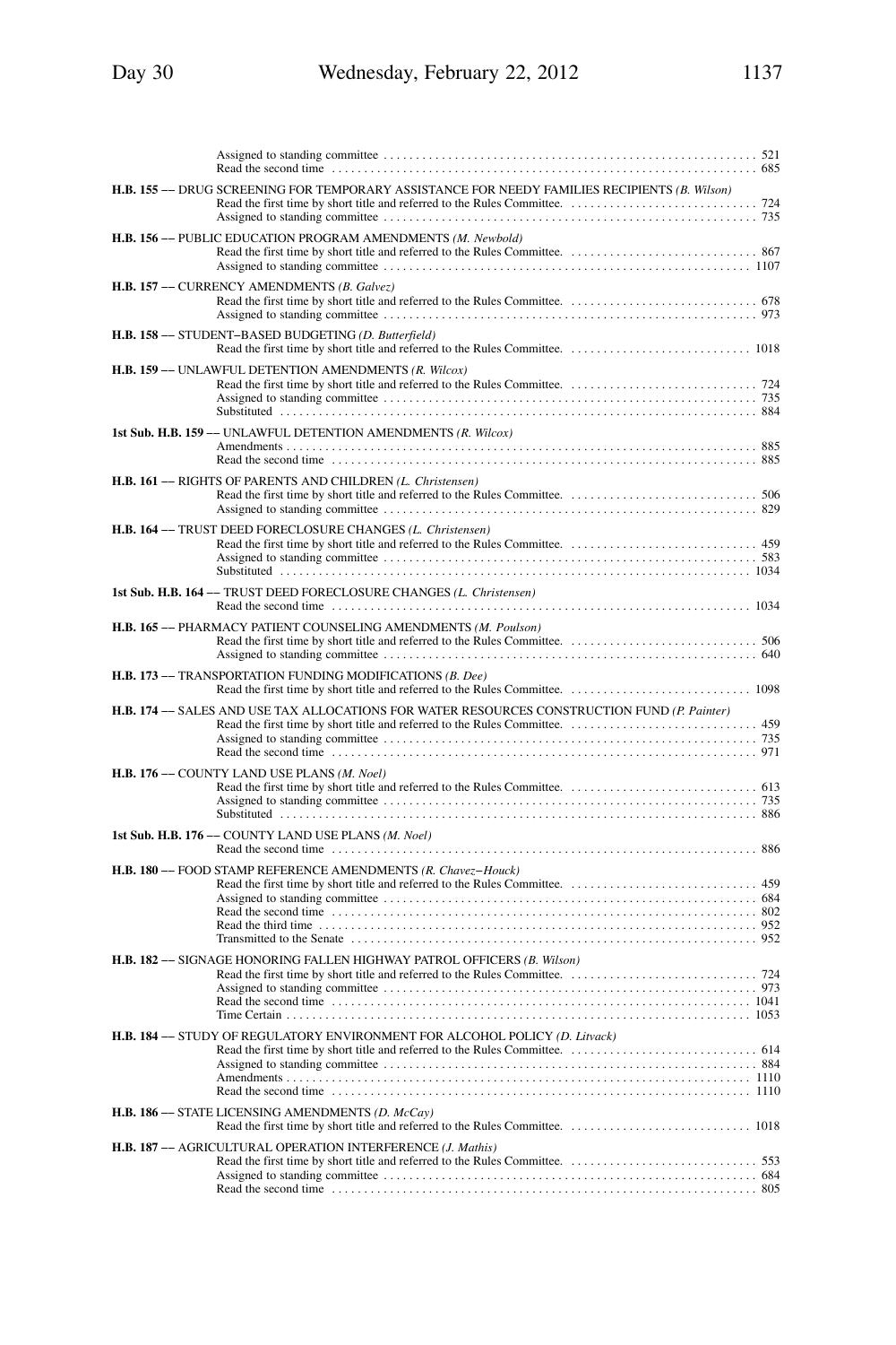Assigned to standing committee . . . . . . . . . . . . . . . . . . . . . . . . . . . . . . . . . . . . . . . . . . . . . . . . . . . . . . . . . 521
Read the second time . . . . . . . . . . . . . . . . . . . . . . . . . . . . . . . . . . . . . . . . . . . . . . . . . . . . . . . . . . . . . . . . . 685

**H.B. 155** –– DRUG SCREENING FOR TEMPORARY ASSISTANCE FOR NEEDY FAMILIES RECIPIENTS *(B. Wilson)*
Read the first time by short title and referred to the Rules Committee. . . . . . . . . . . . . . . . . . . . . . . . . . . . . 724
Assigned to standing committee . . . . . . . . . . . . . . . . . . . . . . . . . . . . . . . . . . . . . . . . . . . . . . . . . . . . . . . . . 735

**H.B. 156** –– PUBLIC EDUCATION PROGRAM AMENDMENTS *(M. Newbold)*
Read the first time by short title and referred to the Rules Committee. . . . . . . . . . . . . . . . . . . . . . . . . . . . . 867
Assigned to standing committee . . . . . . . . . . . . . . . . . . . . . . . . . . . . . . . . . . . . . . . . . . . . . . . . . . . . . . . . 1107

**H.B. 157** –– CURRENCY AMENDMENTS *(B. Galvez)*
Read the first time by short title and referred to the Rules Committee. . . . . . . . . . . . . . . . . . . . . . . . . . . . . 678
Assigned to standing committee . . . . . . . . . . . . . . . . . . . . . . . . . . . . . . . . . . . . . . . . . . . . . . . . . . . . . . . . . 973

**H.B. 158** –– STUDENT–BASED BUDGETING *(D. Butterfield)*
Read the first time by short title and referred to the Rules Committee. . . . . . . . . . . . . . . . . . . . . . . . . . . . 1018

**H.B. 159** –– UNLAWFUL DETENTION AMENDMENTS *(R. Wilcox)*
Read the first time by short title and referred to the Rules Committee. . . . . . . . . . . . . . . . . . . . . . . . . . . . . 724
Assigned to standing committee . . . . . . . . . . . . . . . . . . . . . . . . . . . . . . . . . . . . . . . . . . . . . . . . . . . . . . . . . 735
Substituted . . . . . . . . . . . . . . . . . . . . . . . . . . . . . . . . . . . . . . . . . . . . . . . . . . . . . . . . . . . . . . . . . . . . . . . . . 884

**1st Sub. H.B. 159** –– UNLAWFUL DETENTION AMENDMENTS *(R. Wilcox)*
Amendments . . . . . . . . . . . . . . . . . . . . . . . . . . . . . . . . . . . . . . . . . . . . . . . . . . . . . . . . . . . . . . . . . . . . . . . 885
Read the second time . . . . . . . . . . . . . . . . . . . . . . . . . . . . . . . . . . . . . . . . . . . . . . . . . . . . . . . . . . . . . . . . . 885

**H.B. 161** –– RIGHTS OF PARENTS AND CHILDREN *(L. Christensen)*
Read the first time by short title and referred to the Rules Committee. . . . . . . . . . . . . . . . . . . . . . . . . . . . . 506
Assigned to standing committee . . . . . . . . . . . . . . . . . . . . . . . . . . . . . . . . . . . . . . . . . . . . . . . . . . . . . . . . . 829

**H.B. 164** –– TRUST DEED FORECLOSURE CHANGES *(L. Christensen)*
Read the first time by short title and referred to the Rules Committee. . . . . . . . . . . . . . . . . . . . . . . . . . . . . 459
Assigned to standing committee . . . . . . . . . . . . . . . . . . . . . . . . . . . . . . . . . . . . . . . . . . . . . . . . . . . . . . . . . 583
Substituted . . . . . . . . . . . . . . . . . . . . . . . . . . . . . . . . . . . . . . . . . . . . . . . . . . . . . . . . . . . . . . . . . . . . . . . . 1034

**1st Sub. H.B. 164** –– TRUST DEED FORECLOSURE CHANGES *(L. Christensen)*
Read the second time . . . . . . . . . . . . . . . . . . . . . . . . . . . . . . . . . . . . . . . . . . . . . . . . . . . . . . . . . . . . . . . . 1034

**H.B. 165** –– PHARMACY PATIENT COUNSELING AMENDMENTS *(M. Poulson)*
Read the first time by short title and referred to the Rules Committee. . . . . . . . . . . . . . . . . . . . . . . . . . . . . 506
Assigned to standing committee . . . . . . . . . . . . . . . . . . . . . . . . . . . . . . . . . . . . . . . . . . . . . . . . . . . . . . . . . 640

**H.B. 173** –– TRANSPORTATION FUNDING MODIFICATIONS *(B. Dee)*
Read the first time by short title and referred to the Rules Committee. . . . . . . . . . . . . . . . . . . . . . . . . . . . 1098

**H.B. 174** –– SALES AND USE TAX ALLOCATIONS FOR WATER RESOURCES CONSTRUCTION FUND *(P. Painter)*
Read the first time by short title and referred to the Rules Committee. . . . . . . . . . . . . . . . . . . . . . . . . . . . . 459
Assigned to standing committee . . . . . . . . . . . . . . . . . . . . . . . . . . . . . . . . . . . . . . . . . . . . . . . . . . . . . . . . . 735
Read the second time . . . . . . . . . . . . . . . . . . . . . . . . . . . . . . . . . . . . . . . . . . . . . . . . . . . . . . . . . . . . . . . . . 971

**H.B. 176** –– COUNTY LAND USE PLANS *(M. Noel)*
Read the first time by short title and referred to the Rules Committee. . . . . . . . . . . . . . . . . . . . . . . . . . . . . 613
Assigned to standing committee . . . . . . . . . . . . . . . . . . . . . . . . . . . . . . . . . . . . . . . . . . . . . . . . . . . . . . . . . 735
Substituted . . . . . . . . . . . . . . . . . . . . . . . . . . . . . . . . . . . . . . . . . . . . . . . . . . . . . . . . . . . . . . . . . . . . . . . . . 886

**1st Sub. H.B. 176** –– COUNTY LAND USE PLANS *(M. Noel)*
Read the second time . . . . . . . . . . . . . . . . . . . . . . . . . . . . . . . . . . . . . . . . . . . . . . . . . . . . . . . . . . . . . . . . . 886

**H.B. 180** –– FOOD STAMP REFERENCE AMENDMENTS *(R. Chavez−Houck)*
Read the first time by short title and referred to the Rules Committee. . . . . . . . . . . . . . . . . . . . . . . . . . . . . 459
Assigned to standing committee . . . . . . . . . . . . . . . . . . . . . . . . . . . . . . . . . . . . . . . . . . . . . . . . . . . . . . . . . 684
Read the second time . . . . . . . . . . . . . . . . . . . . . . . . . . . . . . . . . . . . . . . . . . . . . . . . . . . . . . . . . . . . . . . . . 802
Read the third time . . . . . . . . . . . . . . . . . . . . . . . . . . . . . . . . . . . . . . . . . . . . . . . . . . . . . . . . . . . . . . . . . . . 952
Transmitted to the Senate . . . . . . . . . . . . . . . . . . . . . . . . . . . . . . . . . . . . . . . . . . . . . . . . . . . . . . . . . . . . . . 952

**H.B. 182** –– SIGNAGE HONORING FALLEN HIGHWAY PATROL OFFICERS *(B. Wilson)*
Read the first time by short title and referred to the Rules Committee. . . . . . . . . . . . . . . . . . . . . . . . . . . . . 724
Assigned to standing committee . . . . . . . . . . . . . . . . . . . . . . . . . . . . . . . . . . . . . . . . . . . . . . . . . . . . . . . . . 973
Read the second time . . . . . . . . . . . . . . . . . . . . . . . . . . . . . . . . . . . . . . . . . . . . . . . . . . . . . . . . . . . . . . . . 1041
Time Certain . . . . . . . . . . . . . . . . . . . . . . . . . . . . . . . . . . . . . . . . . . . . . . . . . . . . . . . . . . . . . . . . . . . . . . . 1053

**H.B. 184** –– STUDY OF REGULATORY ENVIRONMENT FOR ALCOHOL POLICY *(D. Litvack)*
Read the first time by short title and referred to the Rules Committee. . . . . . . . . . . . . . . . . . . . . . . . . . . . . 614
Assigned to standing committee . . . . . . . . . . . . . . . . . . . . . . . . . . . . . . . . . . . . . . . . . . . . . . . . . . . . . . . . . 884
Amendments . . . . . . . . . . . . . . . . . . . . . . . . . . . . . . . . . . . . . . . . . . . . . . . . . . . . . . . . . . . . . . . . . . . . . . 1110
Read the second time . . . . . . . . . . . . . . . . . . . . . . . . . . . . . . . . . . . . . . . . . . . . . . . . . . . . . . . . . . . . . . . . 1110

**H.B. 186** –– STATE LICENSING AMENDMENTS *(D. McCay)*
Read the first time by short title and referred to the Rules Committee. . . . . . . . . . . . . . . . . . . . . . . . . . . . 1018

**H.B. 187** –– AGRICULTURAL OPERATION INTERFERENCE *(J. Mathis)*
Read the first time by short title and referred to the Rules Committee. . . . . . . . . . . . . . . . . . . . . . . . . . . . . 553
Assigned to standing committee . . . . . . . . . . . . . . . . . . . . . . . . . . . . . . . . . . . . . . . . . . . . . . . . . . . . . . . . . 684
Read the second time . . . . . . . . . . . . . . . . . . . . . . . . . . . . . . . . . . . . . . . . . . . . . . . . . . . . . . . . . . . . . . . . . 805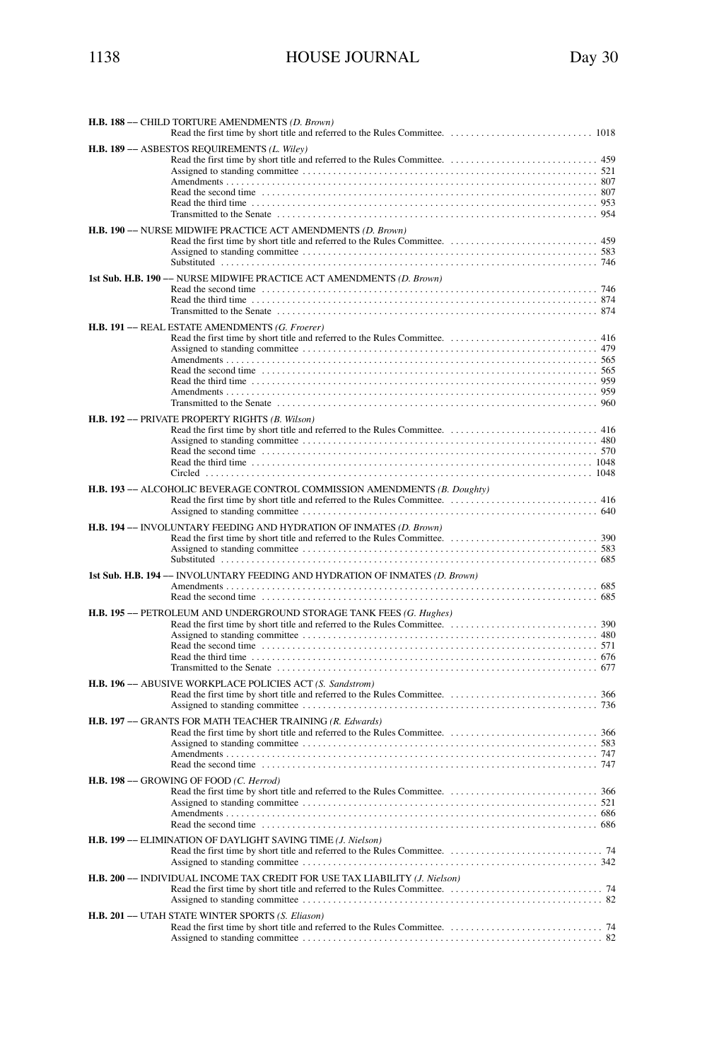**H.B. 188** –– CHILD TORTURE AMENDMENTS *(D. Brown)*
Read the first time by short title and referred to the Rules Committee. . . . . . . . . . . . . . . . . . . . . . . . . . . . . 1018

**H.B. 189** –– ASBESTOS REQUIREMENTS *(L. Wiley)*
Read the first time by short title and referred to the Rules Committee. . . . . . . . . . . . . . . . . . . . . . . . . . . . . 459
Assigned to standing committee . . . . . . . . . . . . . . . . . . . . . . . . . . . . . . . . . . . . . . . . . . . . . . . . . . . . . . . . . 521
Amendments . . . . . . . . . . . . . . . . . . . . . . . . . . . . . . . . . . . . . . . . . . . . . . . . . . . . . . . . . . . . . . . . . . . . . . . 807
Read the second time . . . . . . . . . . . . . . . . . . . . . . . . . . . . . . . . . . . . . . . . . . . . . . . . . . . . . . . . . . . . . . . . . 807
Read the third time . . . . . . . . . . . . . . . . . . . . . . . . . . . . . . . . . . . . . . . . . . . . . . . . . . . . . . . . . . . . . . . . . . 953
Transmitted to the Senate . . . . . . . . . . . . . . . . . . . . . . . . . . . . . . . . . . . . . . . . . . . . . . . . . . . . . . . . . . . . . 954

**H.B. 190** –– NURSE MIDWIFE PRACTICE ACT AMENDMENTS *(D. Brown)*
Read the first time by short title and referred to the Rules Committee. . . . . . . . . . . . . . . . . . . . . . . . . . . . . 459
Assigned to standing committee . . . . . . . . . . . . . . . . . . . . . . . . . . . . . . . . . . . . . . . . . . . . . . . . . . . . . . . . . 583
Substituted . . . . . . . . . . . . . . . . . . . . . . . . . . . . . . . . . . . . . . . . . . . . . . . . . . . . . . . . . . . . . . . . . . . . . . . . . 746

**1st Sub. H.B. 190** –– NURSE MIDWIFE PRACTICE ACT AMENDMENTS *(D. Brown)*
Read the second time . . . . . . . . . . . . . . . . . . . . . . . . . . . . . . . . . . . . . . . . . . . . . . . . . . . . . . . . . . . . . . . . . 746
Read the third time . . . . . . . . . . . . . . . . . . . . . . . . . . . . . . . . . . . . . . . . . . . . . . . . . . . . . . . . . . . . . . . . . . 874
Transmitted to the Senate . . . . . . . . . . . . . . . . . . . . . . . . . . . . . . . . . . . . . . . . . . . . . . . . . . . . . . . . . . . . . 874

**H.B. 191** –– REAL ESTATE AMENDMENTS *(G. Froerer)*
Read the first time by short title and referred to the Rules Committee. . . . . . . . . . . . . . . . . . . . . . . . . . . . . 416
Assigned to standing committee . . . . . . . . . . . . . . . . . . . . . . . . . . . . . . . . . . . . . . . . . . . . . . . . . . . . . . . . . 479
Amendments . . . . . . . . . . . . . . . . . . . . . . . . . . . . . . . . . . . . . . . . . . . . . . . . . . . . . . . . . . . . . . . . . . . . . . . 565
Read the second time . . . . . . . . . . . . . . . . . . . . . . . . . . . . . . . . . . . . . . . . . . . . . . . . . . . . . . . . . . . . . . . . . 565
Read the third time . . . . . . . . . . . . . . . . . . . . . . . . . . . . . . . . . . . . . . . . . . . . . . . . . . . . . . . . . . . . . . . . . . 959
Amendments . . . . . . . . . . . . . . . . . . . . . . . . . . . . . . . . . . . . . . . . . . . . . . . . . . . . . . . . . . . . . . . . . . . . . . . 959
Transmitted to the Senate . . . . . . . . . . . . . . . . . . . . . . . . . . . . . . . . . . . . . . . . . . . . . . . . . . . . . . . . . . . . . 960

**H.B. 192** –– PRIVATE PROPERTY RIGHTS *(B. Wilson)*
Read the first time by short title and referred to the Rules Committee. . . . . . . . . . . . . . . . . . . . . . . . . . . . . 416
Assigned to standing committee . . . . . . . . . . . . . . . . . . . . . . . . . . . . . . . . . . . . . . . . . . . . . . . . . . . . . . . . . 480
Read the second time . . . . . . . . . . . . . . . . . . . . . . . . . . . . . . . . . . . . . . . . . . . . . . . . . . . . . . . . . . . . . . . . . 570
Read the third time . . . . . . . . . . . . . . . . . . . . . . . . . . . . . . . . . . . . . . . . . . . . . . . . . . . . . . . . . . . . . . . . . . 1048
Circled . . . . . . . . . . . . . . . . . . . . . . . . . . . . . . . . . . . . . . . . . . . . . . . . . . . . . . . . . . . . . . . . . . . . . . . . . . . . 1048

**H.B. 193** –– ALCOHOLIC BEVERAGE CONTROL COMMISSION AMENDMENTS *(B. Doughty)*
Read the first time by short title and referred to the Rules Committee. . . . . . . . . . . . . . . . . . . . . . . . . . . . . 416
Assigned to standing committee . . . . . . . . . . . . . . . . . . . . . . . . . . . . . . . . . . . . . . . . . . . . . . . . . . . . . . . . . 640

**H.B. 194** –– INVOLUNTARY FEEDING AND HYDRATION OF INMATES *(D. Brown)*
Read the first time by short title and referred to the Rules Committee. . . . . . . . . . . . . . . . . . . . . . . . . . . . . 390
Assigned to standing committee . . . . . . . . . . . . . . . . . . . . . . . . . . . . . . . . . . . . . . . . . . . . . . . . . . . . . . . . . 583
Substituted . . . . . . . . . . . . . . . . . . . . . . . . . . . . . . . . . . . . . . . . . . . . . . . . . . . . . . . . . . . . . . . . . . . . . . . . . 685

**1st Sub. H.B. 194** — INVOLUNTARY FEEDING AND HYDRATION OF INMATES *(D. Brown)*
Amendments . . . . . . . . . . . . . . . . . . . . . . . . . . . . . . . . . . . . . . . . . . . . . . . . . . . . . . . . . . . . . . . . . . . . . . . 685
Read the second time . . . . . . . . . . . . . . . . . . . . . . . . . . . . . . . . . . . . . . . . . . . . . . . . . . . . . . . . . . . . . . . . . 685

**H.B. 195** –– PETROLEUM AND UNDERGROUND STORAGE TANK FEES *(G. Hughes)*
Read the first time by short title and referred to the Rules Committee. . . . . . . . . . . . . . . . . . . . . . . . . . . . . 390
Assigned to standing committee . . . . . . . . . . . . . . . . . . . . . . . . . . . . . . . . . . . . . . . . . . . . . . . . . . . . . . . . . 480
Read the second time . . . . . . . . . . . . . . . . . . . . . . . . . . . . . . . . . . . . . . . . . . . . . . . . . . . . . . . . . . . . . . . . . 571
Read the third time . . . . . . . . . . . . . . . . . . . . . . . . . . . . . . . . . . . . . . . . . . . . . . . . . . . . . . . . . . . . . . . . . . 676
Transmitted to the Senate . . . . . . . . . . . . . . . . . . . . . . . . . . . . . . . . . . . . . . . . . . . . . . . . . . . . . . . . . . . . . 677

**H.B. 196** –– ABUSIVE WORKPLACE POLICIES ACT *(S. Sandstrom)*
Read the first time by short title and referred to the Rules Committee. . . . . . . . . . . . . . . . . . . . . . . . . . . . . 366
Assigned to standing committee . . . . . . . . . . . . . . . . . . . . . . . . . . . . . . . . . . . . . . . . . . . . . . . . . . . . . . . . . 736

**H.B. 197** –– GRANTS FOR MATH TEACHER TRAINING *(R. Edwards)*
Read the first time by short title and referred to the Rules Committee. . . . . . . . . . . . . . . . . . . . . . . . . . . . . 366
Assigned to standing committee . . . . . . . . . . . . . . . . . . . . . . . . . . . . . . . . . . . . . . . . . . . . . . . . . . . . . . . . . 583
Amendments . . . . . . . . . . . . . . . . . . . . . . . . . . . . . . . . . . . . . . . . . . . . . . . . . . . . . . . . . . . . . . . . . . . . . . . 747
Read the second time . . . . . . . . . . . . . . . . . . . . . . . . . . . . . . . . . . . . . . . . . . . . . . . . . . . . . . . . . . . . . . . . . 747

**H.B. 198** –– GROWING OF FOOD *(C. Herrod)*
Read the first time by short title and referred to the Rules Committee. . . . . . . . . . . . . . . . . . . . . . . . . . . . . 366
Assigned to standing committee . . . . . . . . . . . . . . . . . . . . . . . . . . . . . . . . . . . . . . . . . . . . . . . . . . . . . . . . . 521
Amendments . . . . . . . . . . . . . . . . . . . . . . . . . . . . . . . . . . . . . . . . . . . . . . . . . . . . . . . . . . . . . . . . . . . . . . . 686
Read the second time . . . . . . . . . . . . . . . . . . . . . . . . . . . . . . . . . . . . . . . . . . . . . . . . . . . . . . . . . . . . . . . . . 686

**H.B. 199** –– ELIMINATION OF DAYLIGHT SAVING TIME *(J. Nielson)*
Read the first time by short title and referred to the Rules Committee. . . . . . . . . . . . . . . . . . . . . . . . . . . . . 74
Assigned to standing committee . . . . . . . . . . . . . . . . . . . . . . . . . . . . . . . . . . . . . . . . . . . . . . . . . . . . . . . . . 342

**H.B. 200** –– INDIVIDUAL INCOME TAX CREDIT FOR USE TAX LIABILITY *(J. Nielson)*
Read the first time by short title and referred to the Rules Committee. . . . . . . . . . . . . . . . . . . . . . . . . . . . . 74
Assigned to standing committee . . . . . . . . . . . . . . . . . . . . . . . . . . . . . . . . . . . . . . . . . . . . . . . . . . . . . . . . . 82

**H.B. 201** –– UTAH STATE WINTER SPORTS *(S. Eliason)*
Read the first time by short title and referred to the Rules Committee. . . . . . . . . . . . . . . . . . . . . . . . . . . . . 74
Assigned to standing committee . . . . . . . . . . . . . . . . . . . . . . . . . . . . . . . . . . . . . . . . . . . . . . . . . . . . . . . . . 82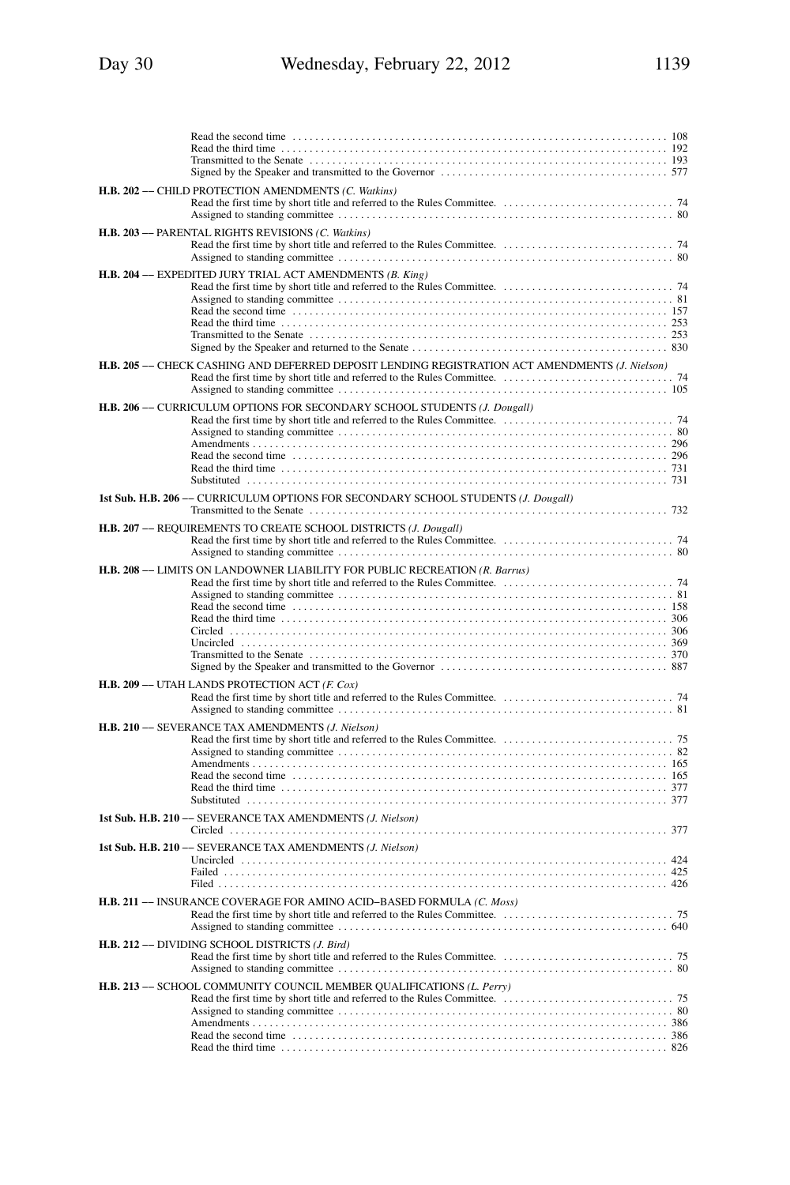Read the second time . . . . . . . . . . . . . . . . . . . . . . . . . . . . . . . . . . . . . . . . . . . . . . . . . . . . . . . . . . . . . . . . 108
Read the third time . . . . . . . . . . . . . . . . . . . . . . . . . . . . . . . . . . . . . . . . . . . . . . . . . . . . . . . . . . . . . . . . . . 192
Transmitted to the Senate . . . . . . . . . . . . . . . . . . . . . . . . . . . . . . . . . . . . . . . . . . . . . . . . . . . . . . . . . . . . . 193
Signed by the Speaker and transmitted to the Governor . . . . . . . . . . . . . . . . . . . . . . . . . . . . . . . . . . . . . . . 577

**H.B. 202** –– CHILD PROTECTION AMENDMENTS *(C. Watkins)*
Read the first time by short title and referred to the Rules Committee. . . . . . . . . . . . . . . . . . . . . . . . . . . . . . . 74
Assigned to standing committee . . . . . . . . . . . . . . . . . . . . . . . . . . . . . . . . . . . . . . . . . . . . . . . . . . . . . . . . . . 80

**H.B. 203** –– PARENTAL RIGHTS REVISIONS *(C. Watkins)*
Read the first time by short title and referred to the Rules Committee. . . . . . . . . . . . . . . . . . . . . . . . . . . . . . . 74
Assigned to standing committee . . . . . . . . . . . . . . . . . . . . . . . . . . . . . . . . . . . . . . . . . . . . . . . . . . . . . . . . . . 80

**H.B. 204** –– EXPEDITED JURY TRIAL ACT AMENDMENTS *(B. King)*
Read the first time by short title and referred to the Rules Committee. . . . . . . . . . . . . . . . . . . . . . . . . . . . . . . 74
Assigned to standing committee . . . . . . . . . . . . . . . . . . . . . . . . . . . . . . . . . . . . . . . . . . . . . . . . . . . . . . . . . . 81
Read the second time . . . . . . . . . . . . . . . . . . . . . . . . . . . . . . . . . . . . . . . . . . . . . . . . . . . . . . . . . . . . . . . . 157
Read the third time . . . . . . . . . . . . . . . . . . . . . . . . . . . . . . . . . . . . . . . . . . . . . . . . . . . . . . . . . . . . . . . . . . 253
Transmitted to the Senate . . . . . . . . . . . . . . . . . . . . . . . . . . . . . . . . . . . . . . . . . . . . . . . . . . . . . . . . . . . . . 253
Signed by the Speaker and returned to the Senate . . . . . . . . . . . . . . . . . . . . . . . . . . . . . . . . . . . . . . . . . . . . 830

**H.B. 205** –– CHECK CASHING AND DEFERRED DEPOSIT LENDING REGISTRATION ACT AMENDMENTS *(J. Nielson)*
Read the first time by short title and referred to the Rules Committee. . . . . . . . . . . . . . . . . . . . . . . . . . . . . . . 74
Assigned to standing committee . . . . . . . . . . . . . . . . . . . . . . . . . . . . . . . . . . . . . . . . . . . . . . . . . . . . . . . . . 105

**H.B. 206** –– CURRICULUM OPTIONS FOR SECONDARY SCHOOL STUDENTS *(J. Dougall)*
Read the first time by short title and referred to the Rules Committee. . . . . . . . . . . . . . . . . . . . . . . . . . . . . . . 74
Assigned to standing committee . . . . . . . . . . . . . . . . . . . . . . . . . . . . . . . . . . . . . . . . . . . . . . . . . . . . . . . . . . 80
Amendments . . . . . . . . . . . . . . . . . . . . . . . . . . . . . . . . . . . . . . . . . . . . . . . . . . . . . . . . . . . . . . . . . . . . . . . 296
Read the second time . . . . . . . . . . . . . . . . . . . . . . . . . . . . . . . . . . . . . . . . . . . . . . . . . . . . . . . . . . . . . . . . 296
Read the third time . . . . . . . . . . . . . . . . . . . . . . . . . . . . . . . . . . . . . . . . . . . . . . . . . . . . . . . . . . . . . . . . . . 731
Substituted . . . . . . . . . . . . . . . . . . . . . . . . . . . . . . . . . . . . . . . . . . . . . . . . . . . . . . . . . . . . . . . . . . . . . . . . 731

**1st Sub. H.B. 206** –– CURRICULUM OPTIONS FOR SECONDARY SCHOOL STUDENTS *(J. Dougall)*
Transmitted to the Senate . . . . . . . . . . . . . . . . . . . . . . . . . . . . . . . . . . . . . . . . . . . . . . . . . . . . . . . . . . . . . 732

**H.B. 207** –– REQUIREMENTS TO CREATE SCHOOL DISTRICTS *(J. Dougall)*
Read the first time by short title and referred to the Rules Committee. . . . . . . . . . . . . . . . . . . . . . . . . . . . . . . 74
Assigned to standing committee . . . . . . . . . . . . . . . . . . . . . . . . . . . . . . . . . . . . . . . . . . . . . . . . . . . . . . . . . . 80

**H.B. 208** –– LIMITS ON LANDOWNER LIABILITY FOR PUBLIC RECREATION *(R. Barrus)*
Read the first time by short title and referred to the Rules Committee. . . . . . . . . . . . . . . . . . . . . . . . . . . . . . . 74
Assigned to standing committee . . . . . . . . . . . . . . . . . . . . . . . . . . . . . . . . . . . . . . . . . . . . . . . . . . . . . . . . . . 81
Read the second time . . . . . . . . . . . . . . . . . . . . . . . . . . . . . . . . . . . . . . . . . . . . . . . . . . . . . . . . . . . . . . . . 158
Read the third time . . . . . . . . . . . . . . . . . . . . . . . . . . . . . . . . . . . . . . . . . . . . . . . . . . . . . . . . . . . . . . . . . . 306
Circled . . . . . . . . . . . . . . . . . . . . . . . . . . . . . . . . . . . . . . . . . . . . . . . . . . . . . . . . . . . . . . . . . . . . . . . . . . . 306
Uncircled . . . . . . . . . . . . . . . . . . . . . . . . . . . . . . . . . . . . . . . . . . . . . . . . . . . . . . . . . . . . . . . . . . . . . . . . . 369
Transmitted to the Senate . . . . . . . . . . . . . . . . . . . . . . . . . . . . . . . . . . . . . . . . . . . . . . . . . . . . . . . . . . . . . 370
Signed by the Speaker and transmitted to the Governor . . . . . . . . . . . . . . . . . . . . . . . . . . . . . . . . . . . . . . . 887

**H.B. 209** –– UTAH LANDS PROTECTION ACT *(F. Cox)*
Read the first time by short title and referred to the Rules Committee. . . . . . . . . . . . . . . . . . . . . . . . . . . . . . . 74
Assigned to standing committee . . . . . . . . . . . . . . . . . . . . . . . . . . . . . . . . . . . . . . . . . . . . . . . . . . . . . . . . . . 81

**H.B. 210** –– SEVERANCE TAX AMENDMENTS *(J. Nielson)*
Read the first time by short title and referred to the Rules Committee. . . . . . . . . . . . . . . . . . . . . . . . . . . . . . . 75
Assigned to standing committee . . . . . . . . . . . . . . . . . . . . . . . . . . . . . . . . . . . . . . . . . . . . . . . . . . . . . . . . . . 82
Amendments . . . . . . . . . . . . . . . . . . . . . . . . . . . . . . . . . . . . . . . . . . . . . . . . . . . . . . . . . . . . . . . . . . . . . . . 165
Read the second time . . . . . . . . . . . . . . . . . . . . . . . . . . . . . . . . . . . . . . . . . . . . . . . . . . . . . . . . . . . . . . . . 165
Read the third time . . . . . . . . . . . . . . . . . . . . . . . . . . . . . . . . . . . . . . . . . . . . . . . . . . . . . . . . . . . . . . . . . . 377
Substituted . . . . . . . . . . . . . . . . . . . . . . . . . . . . . . . . . . . . . . . . . . . . . . . . . . . . . . . . . . . . . . . . . . . . . . . . 377

**1st Sub. H.B. 210** –– SEVERANCE TAX AMENDMENTS *(J. Nielson)*
Circled . . . . . . . . . . . . . . . . . . . . . . . . . . . . . . . . . . . . . . . . . . . . . . . . . . . . . . . . . . . . . . . . . . . . . . . . . . . 377

**1st Sub. H.B. 210** –– SEVERANCE TAX AMENDMENTS *(J. Nielson)*
Uncircled . . . . . . . . . . . . . . . . . . . . . . . . . . . . . . . . . . . . . . . . . . . . . . . . . . . . . . . . . . . . . . . . . . . . . . . . . 424
Failed . . . . . . . . . . . . . . . . . . . . . . . . . . . . . . . . . . . . . . . . . . . . . . . . . . . . . . . . . . . . . . . . . . . . . . . . . . . . 425
Filed . . . . . . . . . . . . . . . . . . . . . . . . . . . . . . . . . . . . . . . . . . . . . . . . . . . . . . . . . . . . . . . . . . . . . . . . . . . . . 426

**H.B. 211** –– INSURANCE COVERAGE FOR AMINO ACID–BASED FORMULA *(C. Moss)*
Read the first time by short title and referred to the Rules Committee. . . . . . . . . . . . . . . . . . . . . . . . . . . . . . . 75
Assigned to standing committee . . . . . . . . . . . . . . . . . . . . . . . . . . . . . . . . . . . . . . . . . . . . . . . . . . . . . . . . 640

**H.B. 212** –– DIVIDING SCHOOL DISTRICTS *(J. Bird)*
Read the first time by short title and referred to the Rules Committee. . . . . . . . . . . . . . . . . . . . . . . . . . . . . . . 75
Assigned to standing committee . . . . . . . . . . . . . . . . . . . . . . . . . . . . . . . . . . . . . . . . . . . . . . . . . . . . . . . . . . 80

**H.B. 213** –– SCHOOL COMMUNITY COUNCIL MEMBER QUALIFICATIONS *(L. Perry)*
Read the first time by short title and referred to the Rules Committee. . . . . . . . . . . . . . . . . . . . . . . . . . . . . . . 75
Assigned to standing committee . . . . . . . . . . . . . . . . . . . . . . . . . . . . . . . . . . . . . . . . . . . . . . . . . . . . . . . . . . 80
Amendments . . . . . . . . . . . . . . . . . . . . . . . . . . . . . . . . . . . . . . . . . . . . . . . . . . . . . . . . . . . . . . . . . . . . . . . 386
Read the second time . . . . . . . . . . . . . . . . . . . . . . . . . . . . . . . . . . . . . . . . . . . . . . . . . . . . . . . . . . . . . . . . 386
Read the third time . . . . . . . . . . . . . . . . . . . . . . . . . . . . . . . . . . . . . . . . . . . . . . . . . . . . . . . . . . . . . . . . . . 826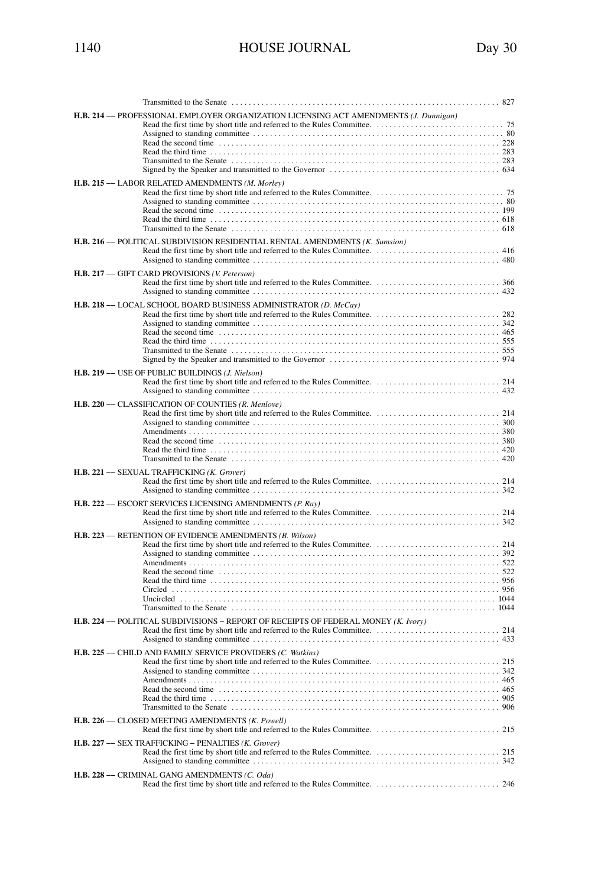Transmitted to the Senate . . . . . . . . . . . . . . . . . . . . . . . . . . . . . . . . . . . . . . . . . . . . . . . . . . . . . . . . . . . . . . . 827

**H.B. 214 –– PROFESSIONAL EMPLOYER ORGANIZATION LICENSING ACT AMENDMENTS** *(J. Dunnigan)*
Read the first time by short title and referred to the Rules Committee. . . . . . . . . . . . . . . . . . . . . . . . . . . . . . . 75
Assigned to standing committee . . . . . . . . . . . . . . . . . . . . . . . . . . . . . . . . . . . . . . . . . . . . . . . . . . . . . . . . . . 80
Read the second time . . . . . . . . . . . . . . . . . . . . . . . . . . . . . . . . . . . . . . . . . . . . . . . . . . . . . . . . . . . . . . . . 228
Read the third time . . . . . . . . . . . . . . . . . . . . . . . . . . . . . . . . . . . . . . . . . . . . . . . . . . . . . . . . . . . . . . . . . . 283
Transmitted to the Senate . . . . . . . . . . . . . . . . . . . . . . . . . . . . . . . . . . . . . . . . . . . . . . . . . . . . . . . . . . . . . 283
Signed by the Speaker and transmitted to the Governor . . . . . . . . . . . . . . . . . . . . . . . . . . . . . . . . . . . . . . . 634

**H.B. 215 –– LABOR RELATED AMENDMENTS** *(M. Morley)*
Read the first time by short title and referred to the Rules Committee. . . . . . . . . . . . . . . . . . . . . . . . . . . . . . . 75
Assigned to standing committee . . . . . . . . . . . . . . . . . . . . . . . . . . . . . . . . . . . . . . . . . . . . . . . . . . . . . . . . . . 80
Read the second time . . . . . . . . . . . . . . . . . . . . . . . . . . . . . . . . . . . . . . . . . . . . . . . . . . . . . . . . . . . . . . . . 199
Read the third time . . . . . . . . . . . . . . . . . . . . . . . . . . . . . . . . . . . . . . . . . . . . . . . . . . . . . . . . . . . . . . . . . . 618
Transmitted to the Senate . . . . . . . . . . . . . . . . . . . . . . . . . . . . . . . . . . . . . . . . . . . . . . . . . . . . . . . . . . . . . 618

**H.B. 216 –– POLITICAL SUBDIVISION RESIDENTIAL RENTAL AMENDMENTS** *(K. Sumsion)*
Read the first time by short title and referred to the Rules Committee. . . . . . . . . . . . . . . . . . . . . . . . . . . . . 416
Assigned to standing committee . . . . . . . . . . . . . . . . . . . . . . . . . . . . . . . . . . . . . . . . . . . . . . . . . . . . . . . . . 480

**H.B. 217 –– GIFT CARD PROVISIONS** *(V. Peterson)*
Read the first time by short title and referred to the Rules Committee. . . . . . . . . . . . . . . . . . . . . . . . . . . . . 366
Assigned to standing committee . . . . . . . . . . . . . . . . . . . . . . . . . . . . . . . . . . . . . . . . . . . . . . . . . . . . . . . . . 432

**H.B. 218 –– LOCAL SCHOOL BOARD BUSINESS ADMINISTRATOR** *(D. McCay)*
Read the first time by short title and referred to the Rules Committee. . . . . . . . . . . . . . . . . . . . . . . . . . . . . 282
Assigned to standing committee . . . . . . . . . . . . . . . . . . . . . . . . . . . . . . . . . . . . . . . . . . . . . . . . . . . . . . . . . 342
Read the second time . . . . . . . . . . . . . . . . . . . . . . . . . . . . . . . . . . . . . . . . . . . . . . . . . . . . . . . . . . . . . . . . 465
Read the third time . . . . . . . . . . . . . . . . . . . . . . . . . . . . . . . . . . . . . . . . . . . . . . . . . . . . . . . . . . . . . . . . . . 555
Transmitted to the Senate . . . . . . . . . . . . . . . . . . . . . . . . . . . . . . . . . . . . . . . . . . . . . . . . . . . . . . . . . . . . . 555
Signed by the Speaker and transmitted to the Governor . . . . . . . . . . . . . . . . . . . . . . . . . . . . . . . . . . . . . . . 974

**H.B. 219 –– USE OF PUBLIC BUILDINGS** *(J. Nielson)*
Read the first time by short title and referred to the Rules Committee. . . . . . . . . . . . . . . . . . . . . . . . . . . . . 214
Assigned to standing committee . . . . . . . . . . . . . . . . . . . . . . . . . . . . . . . . . . . . . . . . . . . . . . . . . . . . . . . . . 432

**H.B. 220 –– CLASSIFICATION OF COUNTIES** *(R. Menlove)*
Read the first time by short title and referred to the Rules Committee. . . . . . . . . . . . . . . . . . . . . . . . . . . . . 214
Assigned to standing committee . . . . . . . . . . . . . . . . . . . . . . . . . . . . . . . . . . . . . . . . . . . . . . . . . . . . . . . . . 300
Amendments . . . . . . . . . . . . . . . . . . . . . . . . . . . . . . . . . . . . . . . . . . . . . . . . . . . . . . . . . . . . . . . . . . . . . . . 380
Read the second time . . . . . . . . . . . . . . . . . . . . . . . . . . . . . . . . . . . . . . . . . . . . . . . . . . . . . . . . . . . . . . . . 380
Read the third time . . . . . . . . . . . . . . . . . . . . . . . . . . . . . . . . . . . . . . . . . . . . . . . . . . . . . . . . . . . . . . . . . . 420
Transmitted to the Senate . . . . . . . . . . . . . . . . . . . . . . . . . . . . . . . . . . . . . . . . . . . . . . . . . . . . . . . . . . . . . 420

**H.B. 221 –– SEXUAL TRAFFICKING** *(K. Grover)*
Read the first time by short title and referred to the Rules Committee. . . . . . . . . . . . . . . . . . . . . . . . . . . . . 214
Assigned to standing committee . . . . . . . . . . . . . . . . . . . . . . . . . . . . . . . . . . . . . . . . . . . . . . . . . . . . . . . . . 342

**H.B. 222 –– ESCORT SERVICES LICENSING AMENDMENTS** *(P. Ray)*
Read the first time by short title and referred to the Rules Committee. . . . . . . . . . . . . . . . . . . . . . . . . . . . . 214
Assigned to standing committee . . . . . . . . . . . . . . . . . . . . . . . . . . . . . . . . . . . . . . . . . . . . . . . . . . . . . . . . . 342

**H.B. 223 –– RETENTION OF EVIDENCE AMENDMENTS** *(B. Wilson)*
Read the first time by short title and referred to the Rules Committee. . . . . . . . . . . . . . . . . . . . . . . . . . . . . 214
Assigned to standing committee . . . . . . . . . . . . . . . . . . . . . . . . . . . . . . . . . . . . . . . . . . . . . . . . . . . . . . . . . 392
Amendments . . . . . . . . . . . . . . . . . . . . . . . . . . . . . . . . . . . . . . . . . . . . . . . . . . . . . . . . . . . . . . . . . . . . . . . 522
Read the second time . . . . . . . . . . . . . . . . . . . . . . . . . . . . . . . . . . . . . . . . . . . . . . . . . . . . . . . . . . . . . . . . 522
Read the third time . . . . . . . . . . . . . . . . . . . . . . . . . . . . . . . . . . . . . . . . . . . . . . . . . . . . . . . . . . . . . . . . . . 956
Circled . . . . . . . . . . . . . . . . . . . . . . . . . . . . . . . . . . . . . . . . . . . . . . . . . . . . . . . . . . . . . . . . . . . . . . . . . . . 956
Uncircled . . . . . . . . . . . . . . . . . . . . . . . . . . . . . . . . . . . . . . . . . . . . . . . . . . . . . . . . . . . . . . . . . . . . . . . . 1044
Transmitted to the Senate . . . . . . . . . . . . . . . . . . . . . . . . . . . . . . . . . . . . . . . . . . . . . . . . . . . . . . . . . . . . 1044

**H.B. 224 –– POLITICAL SUBDIVISIONS – REPORT OF RECEIPTS OF FEDERAL MONEY** *(K. Ivory)*
Read the first time by short title and referred to the Rules Committee. . . . . . . . . . . . . . . . . . . . . . . . . . . . . 214
Assigned to standing committee . . . . . . . . . . . . . . . . . . . . . . . . . . . . . . . . . . . . . . . . . . . . . . . . . . . . . . . . . 433

**H.B. 225 –– CHILD AND FAMILY SERVICE PROVIDERS** *(C. Watkins)*
Read the first time by short title and referred to the Rules Committee. . . . . . . . . . . . . . . . . . . . . . . . . . . . . 215
Assigned to standing committee . . . . . . . . . . . . . . . . . . . . . . . . . . . . . . . . . . . . . . . . . . . . . . . . . . . . . . . . . 342
Amendments . . . . . . . . . . . . . . . . . . . . . . . . . . . . . . . . . . . . . . . . . . . . . . . . . . . . . . . . . . . . . . . . . . . . . . . 465
Read the second time . . . . . . . . . . . . . . . . . . . . . . . . . . . . . . . . . . . . . . . . . . . . . . . . . . . . . . . . . . . . . . . . 465
Read the third time . . . . . . . . . . . . . . . . . . . . . . . . . . . . . . . . . . . . . . . . . . . . . . . . . . . . . . . . . . . . . . . . . . 905
Transmitted to the Senate . . . . . . . . . . . . . . . . . . . . . . . . . . . . . . . . . . . . . . . . . . . . . . . . . . . . . . . . . . . . . 906

**H.B. 226 –– CLOSED MEETING AMENDMENTS** *(K. Powell)*
Read the first time by short title and referred to the Rules Committee. . . . . . . . . . . . . . . . . . . . . . . . . . . . . 215

**H.B. 227 –– SEX TRAFFICKING – PENALTIES** *(K. Grover)*
Read the first time by short title and referred to the Rules Committee. . . . . . . . . . . . . . . . . . . . . . . . . . . . . 215
Assigned to standing committee . . . . . . . . . . . . . . . . . . . . . . . . . . . . . . . . . . . . . . . . . . . . . . . . . . . . . . . . . 342

**H.B. 228 –– CRIMINAL GANG AMENDMENTS** *(C. Oda)*
Read the first time by short title and referred to the Rules Committee. . . . . . . . . . . . . . . . . . . . . . . . . . . . . 246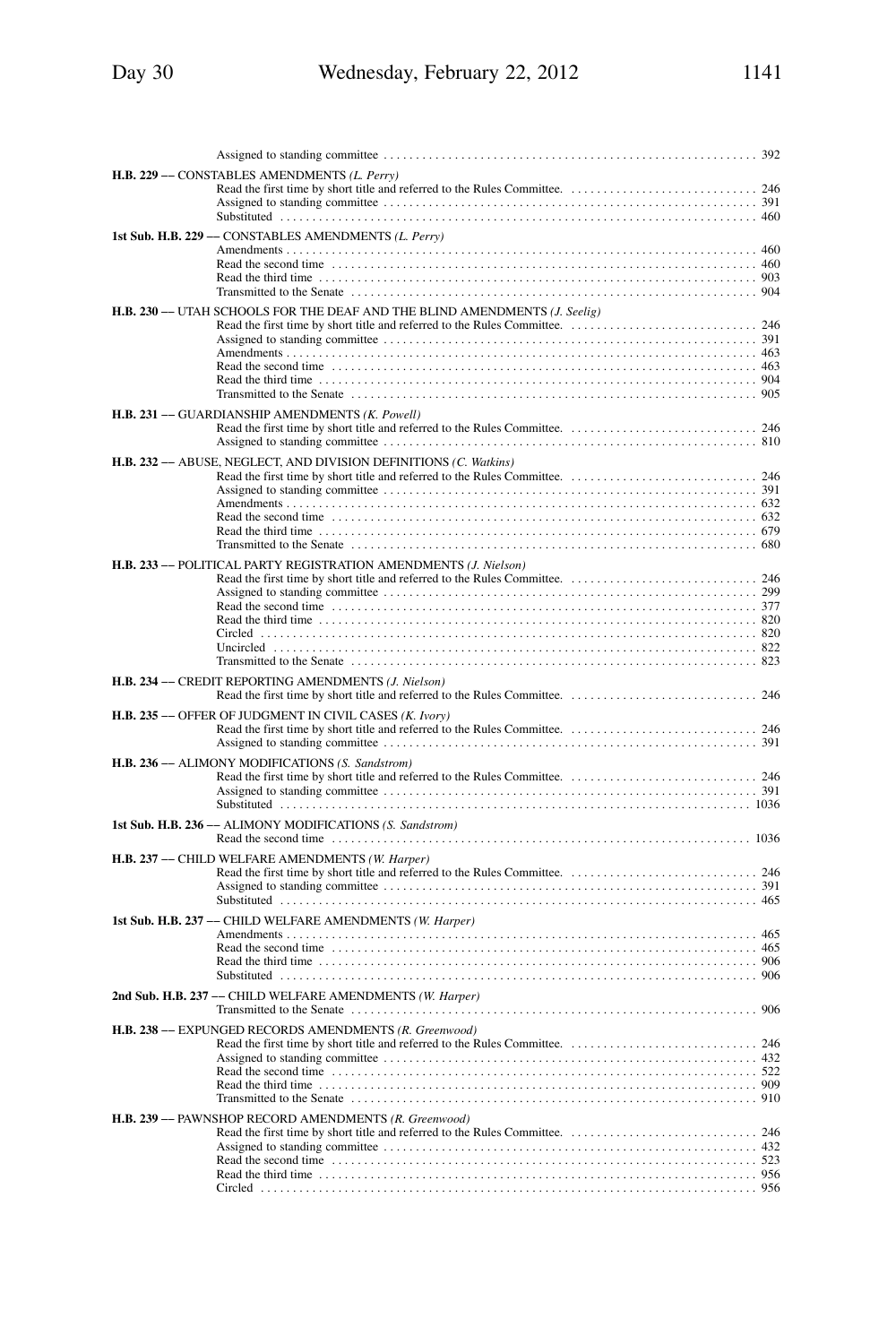Assigned to standing committee . . . . . . . . . . 392

**H.B. 229** –– CONSTABLES AMENDMENTS *(L. Perry)*
Read the first time by short title and referred to the Rules Committee. . . . . . . . . . 246
Assigned to standing committee . . . . . . . . . . 391
Substituted . . . . . . . . . . 460

**1st Sub. H.B. 229** — CONSTABLES AMENDMENTS *(L. Perry)*
Amendments . . . . . . . . . . 460
Read the second time . . . . . . . . . . 460
Read the third time . . . . . . . . . . 903
Transmitted to the Senate . . . . . . . . . . 904

**H.B. 230** –– UTAH SCHOOLS FOR THE DEAF AND THE BLIND AMENDMENTS *(J. Seelig)*
Read the first time by short title and referred to the Rules Committee. . . . . . . . . . 246
Assigned to standing committee . . . . . . . . . . 391
Amendments . . . . . . . . . . 463
Read the second time . . . . . . . . . . 463
Read the third time . . . . . . . . . . 904
Transmitted to the Senate . . . . . . . . . . 905

**H.B. 231** –– GUARDIANSHIP AMENDMENTS *(K. Powell)*
Read the first time by short title and referred to the Rules Committee. . . . . . . . . . 246
Assigned to standing committee . . . . . . . . . . 810

**H.B. 232** –– ABUSE, NEGLECT, AND DIVISION DEFINITIONS *(C. Watkins)*
Read the first time by short title and referred to the Rules Committee. . . . . . . . . . 246
Assigned to standing committee . . . . . . . . . . 391
Amendments . . . . . . . . . . 632
Read the second time . . . . . . . . . . 632
Read the third time . . . . . . . . . . 679
Transmitted to the Senate . . . . . . . . . . 680

**H.B. 233** –– POLITICAL PARTY REGISTRATION AMENDMENTS *(J. Nielson)*
Read the first time by short title and referred to the Rules Committee. . . . . . . . . . 246
Assigned to standing committee . . . . . . . . . . 299
Read the second time . . . . . . . . . . 377
Read the third time . . . . . . . . . . 820
Circled . . . . . . . . . . 820
Uncircled . . . . . . . . . . 822
Transmitted to the Senate . . . . . . . . . . 823

**H.B. 234** –– CREDIT REPORTING AMENDMENTS *(J. Nielson)*
Read the first time by short title and referred to the Rules Committee. . . . . . . . . . 246

**H.B. 235** –– OFFER OF JUDGMENT IN CIVIL CASES *(K. Ivory)*
Read the first time by short title and referred to the Rules Committee. . . . . . . . . . 246
Assigned to standing committee . . . . . . . . . . 391

**H.B. 236** –– ALIMONY MODIFICATIONS *(S. Sandstrom)*
Read the first time by short title and referred to the Rules Committee. . . . . . . . . . 246
Assigned to standing committee . . . . . . . . . . 391
Substituted . . . . . . . . . . 1036

**1st Sub. H.B. 236** –– ALIMONY MODIFICATIONS *(S. Sandstrom)*
Read the second time . . . . . . . . . . 1036

**H.B. 237** –– CHILD WELFARE AMENDMENTS *(W. Harper)*
Read the first time by short title and referred to the Rules Committee. . . . . . . . . . 246
Assigned to standing committee . . . . . . . . . . 391
Substituted . . . . . . . . . . 465

**1st Sub. H.B. 237** –– CHILD WELFARE AMENDMENTS *(W. Harper)*
Amendments . . . . . . . . . . 465
Read the second time . . . . . . . . . . 465
Read the third time . . . . . . . . . . 906
Substituted . . . . . . . . . . 906

**2nd Sub. H.B. 237** –– CHILD WELFARE AMENDMENTS *(W. Harper)*
Transmitted to the Senate . . . . . . . . . . 906

**H.B. 238** –– EXPUNGED RECORDS AMENDMENTS *(R. Greenwood)*
Read the first time by short title and referred to the Rules Committee. . . . . . . . . . 246
Assigned to standing committee . . . . . . . . . . 432
Read the second time . . . . . . . . . . 522
Read the third time . . . . . . . . . . 909
Transmitted to the Senate . . . . . . . . . . 910

**H.B. 239** –– PAWNSHOP RECORD AMENDMENTS *(R. Greenwood)*
Read the first time by short title and referred to the Rules Committee. . . . . . . . . . 246
Assigned to standing committee . . . . . . . . . . 432
Read the second time . . . . . . . . . . 523
Read the third time . . . . . . . . . . 956
Circled . . . . . . . . . . 956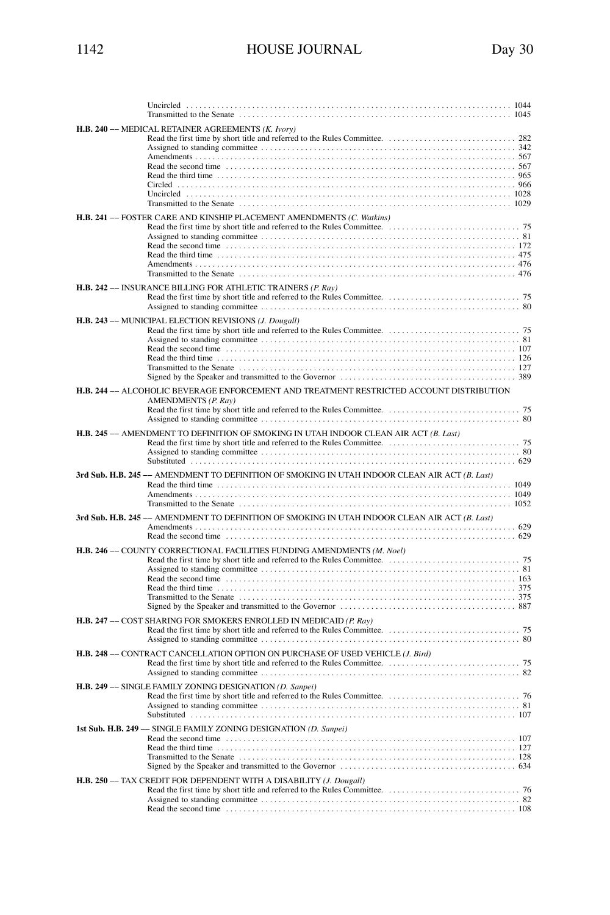Uncircled . . . . . . . . . . . . . . . . . . . . . . . . . . . . . . . . . . . . . . . . . . . . . . . . . . . . . . . . . . . . . . . . . . . . . . . . . . 1044
Transmitted to the Senate . . . . . . . . . . . . . . . . . . . . . . . . . . . . . . . . . . . . . . . . . . . . . . . . . . . . . . . . . . . . . 1045

**H.B. 240** –– MEDICAL RETAINER AGREEMENTS *(K. Ivory)*
Read the first time by short title and referred to the Rules Committee. . . . . . . . . . . . . . . . . . . . . . . . . . . . . . 282
Assigned to standing committee . . . . . . . . . . . . . . . . . . . . . . . . . . . . . . . . . . . . . . . . . . . . . . . . . . . . . . . . . 342
Amendments . . . . . . . . . . . . . . . . . . . . . . . . . . . . . . . . . . . . . . . . . . . . . . . . . . . . . . . . . . . . . . . . . . . . . . . 567
Read the second time . . . . . . . . . . . . . . . . . . . . . . . . . . . . . . . . . . . . . . . . . . . . . . . . . . . . . . . . . . . . . . . . 567
Read the third time . . . . . . . . . . . . . . . . . . . . . . . . . . . . . . . . . . . . . . . . . . . . . . . . . . . . . . . . . . . . . . . . . . 965
Circled . . . . . . . . . . . . . . . . . . . . . . . . . . . . . . . . . . . . . . . . . . . . . . . . . . . . . . . . . . . . . . . . . . . . . . . . . . . 966
Uncircled . . . . . . . . . . . . . . . . . . . . . . . . . . . . . . . . . . . . . . . . . . . . . . . . . . . . . . . . . . . . . . . . . . . . . . . . 1028
Transmitted to the Senate . . . . . . . . . . . . . . . . . . . . . . . . . . . . . . . . . . . . . . . . . . . . . . . . . . . . . . . . . . . . 1029

**H.B. 241** –– FOSTER CARE AND KINSHIP PLACEMENT AMENDMENTS *(C. Watkins)*
Read the first time by short title and referred to the Rules Committee. . . . . . . . . . . . . . . . . . . . . . . . . . . . . . . 75
Assigned to standing committee . . . . . . . . . . . . . . . . . . . . . . . . . . . . . . . . . . . . . . . . . . . . . . . . . . . . . . . . . . 81
Read the second time . . . . . . . . . . . . . . . . . . . . . . . . . . . . . . . . . . . . . . . . . . . . . . . . . . . . . . . . . . . . . . . . 172
Read the third time . . . . . . . . . . . . . . . . . . . . . . . . . . . . . . . . . . . . . . . . . . . . . . . . . . . . . . . . . . . . . . . . . . 475
Amendments . . . . . . . . . . . . . . . . . . . . . . . . . . . . . . . . . . . . . . . . . . . . . . . . . . . . . . . . . . . . . . . . . . . . . . . 476
Transmitted to the Senate . . . . . . . . . . . . . . . . . . . . . . . . . . . . . . . . . . . . . . . . . . . . . . . . . . . . . . . . . . . . . 476

**H.B. 242** –– INSURANCE BILLING FOR ATHLETIC TRAINERS *(P. Ray)*
Read the first time by short title and referred to the Rules Committee. . . . . . . . . . . . . . . . . . . . . . . . . . . . . . . 75
Assigned to standing committee . . . . . . . . . . . . . . . . . . . . . . . . . . . . . . . . . . . . . . . . . . . . . . . . . . . . . . . . . . 80

**H.B. 243** –– MUNICIPAL ELECTION REVISIONS *(J. Dougall)*
Read the first time by short title and referred to the Rules Committee. . . . . . . . . . . . . . . . . . . . . . . . . . . . . . . 75
Assigned to standing committee . . . . . . . . . . . . . . . . . . . . . . . . . . . . . . . . . . . . . . . . . . . . . . . . . . . . . . . . . . 81
Read the second time . . . . . . . . . . . . . . . . . . . . . . . . . . . . . . . . . . . . . . . . . . . . . . . . . . . . . . . . . . . . . . . . 107
Read the third time . . . . . . . . . . . . . . . . . . . . . . . . . . . . . . . . . . . . . . . . . . . . . . . . . . . . . . . . . . . . . . . . . . 126
Transmitted to the Senate . . . . . . . . . . . . . . . . . . . . . . . . . . . . . . . . . . . . . . . . . . . . . . . . . . . . . . . . . . . . . 127
Signed by the Speaker and transmitted to the Governor . . . . . . . . . . . . . . . . . . . . . . . . . . . . . . . . . . . . . . . . 389

**H.B. 244** –– ALCOHOLIC BEVERAGE ENFORCEMENT AND TREATMENT RESTRICTED ACCOUNT DISTRIBUTION AMENDMENTS *(P. Ray)*
Read the first time by short title and referred to the Rules Committee. . . . . . . . . . . . . . . . . . . . . . . . . . . . . . . 75
Assigned to standing committee . . . . . . . . . . . . . . . . . . . . . . . . . . . . . . . . . . . . . . . . . . . . . . . . . . . . . . . . . . 80

**H.B. 245** –– AMENDMENT TO DEFINITION OF SMOKING IN UTAH INDOOR CLEAN AIR ACT *(B. Last)*
Read the first time by short title and referred to the Rules Committee. . . . . . . . . . . . . . . . . . . . . . . . . . . . . . . 75
Assigned to standing committee . . . . . . . . . . . . . . . . . . . . . . . . . . . . . . . . . . . . . . . . . . . . . . . . . . . . . . . . . . 80
Substituted . . . . . . . . . . . . . . . . . . . . . . . . . . . . . . . . . . . . . . . . . . . . . . . . . . . . . . . . . . . . . . . . . . . . . . . . 629

**3rd Sub. H.B. 245** –– AMENDMENT TO DEFINITION OF SMOKING IN UTAH INDOOR CLEAN AIR ACT *(B. Last)*
Read the third time . . . . . . . . . . . . . . . . . . . . . . . . . . . . . . . . . . . . . . . . . . . . . . . . . . . . . . . . . . . . . . . . . 1049
Amendments . . . . . . . . . . . . . . . . . . . . . . . . . . . . . . . . . . . . . . . . . . . . . . . . . . . . . . . . . . . . . . . . . . . . . . 1049
Transmitted to the Senate . . . . . . . . . . . . . . . . . . . . . . . . . . . . . . . . . . . . . . . . . . . . . . . . . . . . . . . . . . . . 1052

**3rd Sub. H.B. 245** –– AMENDMENT TO DEFINITION OF SMOKING IN UTAH INDOOR CLEAN AIR ACT *(B. Last)*
Amendments . . . . . . . . . . . . . . . . . . . . . . . . . . . . . . . . . . . . . . . . . . . . . . . . . . . . . . . . . . . . . . . . . . . . . . . 629
Read the second time . . . . . . . . . . . . . . . . . . . . . . . . . . . . . . . . . . . . . . . . . . . . . . . . . . . . . . . . . . . . . . . . 629

**H.B. 246** –– COUNTY CORRECTIONAL FACILITIES FUNDING AMENDMENTS *(M. Noel)*
Read the first time by short title and referred to the Rules Committee. . . . . . . . . . . . . . . . . . . . . . . . . . . . . . . 75
Assigned to standing committee . . . . . . . . . . . . . . . . . . . . . . . . . . . . . . . . . . . . . . . . . . . . . . . . . . . . . . . . . . 81
Read the second time . . . . . . . . . . . . . . . . . . . . . . . . . . . . . . . . . . . . . . . . . . . . . . . . . . . . . . . . . . . . . . . . 163
Read the third time . . . . . . . . . . . . . . . . . . . . . . . . . . . . . . . . . . . . . . . . . . . . . . . . . . . . . . . . . . . . . . . . . . 375
Transmitted to the Senate . . . . . . . . . . . . . . . . . . . . . . . . . . . . . . . . . . . . . . . . . . . . . . . . . . . . . . . . . . . . . 375
Signed by the Speaker and transmitted to the Governor . . . . . . . . . . . . . . . . . . . . . . . . . . . . . . . . . . . . . . . . 887

**H.B. 247** –– COST SHARING FOR SMOKERS ENROLLED IN MEDICAID *(P. Ray)*
Read the first time by short title and referred to the Rules Committee. . . . . . . . . . . . . . . . . . . . . . . . . . . . . . . 75
Assigned to standing committee . . . . . . . . . . . . . . . . . . . . . . . . . . . . . . . . . . . . . . . . . . . . . . . . . . . . . . . . . . 80

**H.B. 248** –– CONTRACT CANCELLATION OPTION ON PURCHASE OF USED VEHICLE *(J. Bird)*
Read the first time by short title and referred to the Rules Committee. . . . . . . . . . . . . . . . . . . . . . . . . . . . . . . 75
Assigned to standing committee . . . . . . . . . . . . . . . . . . . . . . . . . . . . . . . . . . . . . . . . . . . . . . . . . . . . . . . . . . 82

**H.B. 249** –– SINGLE FAMILY ZONING DESIGNATION *(D. Sanpei)*
Read the first time by short title and referred to the Rules Committee. . . . . . . . . . . . . . . . . . . . . . . . . . . . . . . 76
Assigned to standing committee . . . . . . . . . . . . . . . . . . . . . . . . . . . . . . . . . . . . . . . . . . . . . . . . . . . . . . . . . . 81
Substituted . . . . . . . . . . . . . . . . . . . . . . . . . . . . . . . . . . . . . . . . . . . . . . . . . . . . . . . . . . . . . . . . . . . . . . . . 107

**1st Sub. H.B. 249** — SINGLE FAMILY ZONING DESIGNATION *(D. Sanpei)*
Read the second time . . . . . . . . . . . . . . . . . . . . . . . . . . . . . . . . . . . . . . . . . . . . . . . . . . . . . . . . . . . . . . . . 107
Read the third time . . . . . . . . . . . . . . . . . . . . . . . . . . . . . . . . . . . . . . . . . . . . . . . . . . . . . . . . . . . . . . . . . . 127
Transmitted to the Senate . . . . . . . . . . . . . . . . . . . . . . . . . . . . . . . . . . . . . . . . . . . . . . . . . . . . . . . . . . . . . 128
Signed by the Speaker and transmitted to the Governor . . . . . . . . . . . . . . . . . . . . . . . . . . . . . . . . . . . . . . . . 634

**H.B. 250** –– TAX CREDIT FOR DEPENDENT WITH A DISABILITY *(J. Dougall)*
Read the first time by short title and referred to the Rules Committee. . . . . . . . . . . . . . . . . . . . . . . . . . . . . . . 76
Assigned to standing committee . . . . . . . . . . . . . . . . . . . . . . . . . . . . . . . . . . . . . . . . . . . . . . . . . . . . . . . . . . 82
Read the second time . . . . . . . . . . . . . . . . . . . . . . . . . . . . . . . . . . . . . . . . . . . . . . . . . . . . . . . . . . . . . . . . 108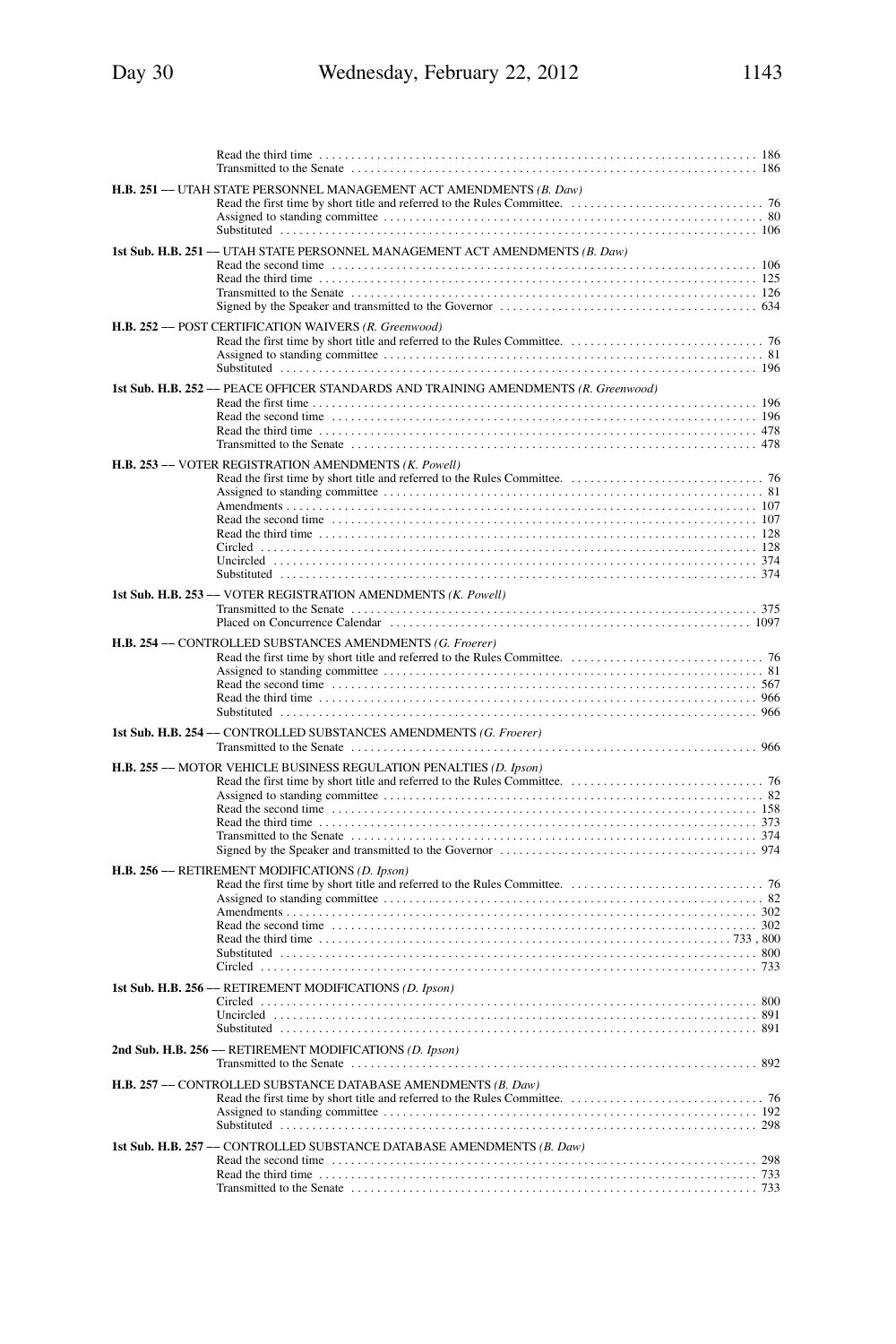Read the third time . . . . . . . . . . . . . . . . . . . . . . . . . . . . . . . . . . . . . . . . . . . . . . . . . . . . . . . . . . . . . . . . . . . . 186
Transmitted to the Senate . . . . . . . . . . . . . . . . . . . . . . . . . . . . . . . . . . . . . . . . . . . . . . . . . . . . . . . . . . . . . . . 186

**H.B. 251** –– UTAH STATE PERSONNEL MANAGEMENT ACT AMENDMENTS *(B. Daw)*
Read the first time by short title and referred to the Rules Committee. . . . . . . . . . . . . . . . . . . . . . . . . . . . . . . 76
Assigned to standing committee . . . . . . . . . . . . . . . . . . . . . . . . . . . . . . . . . . . . . . . . . . . . . . . . . . . . . . . . . 80
Substituted . . . . . . . . . . . . . . . . . . . . . . . . . . . . . . . . . . . . . . . . . . . . . . . . . . . . . . . . . . . . . . . . . . . . . . . . 106

**1st Sub. H.B. 251** –– UTAH STATE PERSONNEL MANAGEMENT ACT AMENDMENTS *(B. Daw)*
Read the second time . . . . . . . . . . . . . . . . . . . . . . . . . . . . . . . . . . . . . . . . . . . . . . . . . . . . . . . . . . . . . . . . . 106
Read the third time . . . . . . . . . . . . . . . . . . . . . . . . . . . . . . . . . . . . . . . . . . . . . . . . . . . . . . . . . . . . . . . . . . 125
Transmitted to the Senate . . . . . . . . . . . . . . . . . . . . . . . . . . . . . . . . . . . . . . . . . . . . . . . . . . . . . . . . . . . . . 126
Signed by the Speaker and transmitted to the Governor . . . . . . . . . . . . . . . . . . . . . . . . . . . . . . . . . . . . . . . 634

**H.B. 252** –– POST CERTIFICATION WAIVERS *(R. Greenwood)*
Read the first time by short title and referred to the Rules Committee. . . . . . . . . . . . . . . . . . . . . . . . . . . . . . . 76
Assigned to standing committee . . . . . . . . . . . . . . . . . . . . . . . . . . . . . . . . . . . . . . . . . . . . . . . . . . . . . . . . . 81
Substituted . . . . . . . . . . . . . . . . . . . . . . . . . . . . . . . . . . . . . . . . . . . . . . . . . . . . . . . . . . . . . . . . . . . . . . . . 196

**1st Sub. H.B. 252** –– PEACE OFFICER STANDARDS AND TRAINING AMENDMENTS *(R. Greenwood)*
Read the first time . . . . . . . . . . . . . . . . . . . . . . . . . . . . . . . . . . . . . . . . . . . . . . . . . . . . . . . . . . . . . . . . . . . 196
Read the second time . . . . . . . . . . . . . . . . . . . . . . . . . . . . . . . . . . . . . . . . . . . . . . . . . . . . . . . . . . . . . . . . . 196
Read the third time . . . . . . . . . . . . . . . . . . . . . . . . . . . . . . . . . . . . . . . . . . . . . . . . . . . . . . . . . . . . . . . . . . 478
Transmitted to the Senate . . . . . . . . . . . . . . . . . . . . . . . . . . . . . . . . . . . . . . . . . . . . . . . . . . . . . . . . . . . . . 478

**H.B. 253** –– VOTER REGISTRATION AMENDMENTS *(K. Powell)*
Read the first time by short title and referred to the Rules Committee. . . . . . . . . . . . . . . . . . . . . . . . . . . . . . . 76
Assigned to standing committee . . . . . . . . . . . . . . . . . . . . . . . . . . . . . . . . . . . . . . . . . . . . . . . . . . . . . . . . . 81
Amendments . . . . . . . . . . . . . . . . . . . . . . . . . . . . . . . . . . . . . . . . . . . . . . . . . . . . . . . . . . . . . . . . . . . . . . . 107
Read the second time . . . . . . . . . . . . . . . . . . . . . . . . . . . . . . . . . . . . . . . . . . . . . . . . . . . . . . . . . . . . . . . . . 107
Read the third time . . . . . . . . . . . . . . . . . . . . . . . . . . . . . . . . . . . . . . . . . . . . . . . . . . . . . . . . . . . . . . . . . . 128
Circled . . . . . . . . . . . . . . . . . . . . . . . . . . . . . . . . . . . . . . . . . . . . . . . . . . . . . . . . . . . . . . . . . . . . . . . . . . . 128
Uncircled . . . . . . . . . . . . . . . . . . . . . . . . . . . . . . . . . . . . . . . . . . . . . . . . . . . . . . . . . . . . . . . . . . . . . . . . . 374
Substituted . . . . . . . . . . . . . . . . . . . . . . . . . . . . . . . . . . . . . . . . . . . . . . . . . . . . . . . . . . . . . . . . . . . . . . . . 374

**1st Sub. H.B. 253** –– VOTER REGISTRATION AMENDMENTS *(K. Powell)*
Transmitted to the Senate . . . . . . . . . . . . . . . . . . . . . . . . . . . . . . . . . . . . . . . . . . . . . . . . . . . . . . . . . . . . . 375
Placed on Concurrence Calendar . . . . . . . . . . . . . . . . . . . . . . . . . . . . . . . . . . . . . . . . . . . . . . . . . . . . . . . 1097

**H.B. 254** –– CONTROLLED SUBSTANCES AMENDMENTS *(G. Froerer)*
Read the first time by short title and referred to the Rules Committee. . . . . . . . . . . . . . . . . . . . . . . . . . . . . . . 76
Assigned to standing committee . . . . . . . . . . . . . . . . . . . . . . . . . . . . . . . . . . . . . . . . . . . . . . . . . . . . . . . . . 81
Read the second time . . . . . . . . . . . . . . . . . . . . . . . . . . . . . . . . . . . . . . . . . . . . . . . . . . . . . . . . . . . . . . . . . 567
Read the third time . . . . . . . . . . . . . . . . . . . . . . . . . . . . . . . . . . . . . . . . . . . . . . . . . . . . . . . . . . . . . . . . . . 966
Substituted . . . . . . . . . . . . . . . . . . . . . . . . . . . . . . . . . . . . . . . . . . . . . . . . . . . . . . . . . . . . . . . . . . . . . . . . 966

**1st Sub. H.B. 254** –– CONTROLLED SUBSTANCES AMENDMENTS *(G. Froerer)*
Transmitted to the Senate . . . . . . . . . . . . . . . . . . . . . . . . . . . . . . . . . . . . . . . . . . . . . . . . . . . . . . . . . . . . . 966

**H.B. 255** –– MOTOR VEHICLE BUSINESS REGULATION PENALTIES *(D. Ipson)*
Read the first time by short title and referred to the Rules Committee. . . . . . . . . . . . . . . . . . . . . . . . . . . . . . . 76
Assigned to standing committee . . . . . . . . . . . . . . . . . . . . . . . . . . . . . . . . . . . . . . . . . . . . . . . . . . . . . . . . . 82
Read the second time . . . . . . . . . . . . . . . . . . . . . . . . . . . . . . . . . . . . . . . . . . . . . . . . . . . . . . . . . . . . . . . . . 158
Read the third time . . . . . . . . . . . . . . . . . . . . . . . . . . . . . . . . . . . . . . . . . . . . . . . . . . . . . . . . . . . . . . . . . . 373
Transmitted to the Senate . . . . . . . . . . . . . . . . . . . . . . . . . . . . . . . . . . . . . . . . . . . . . . . . . . . . . . . . . . . . . 374
Signed by the Speaker and transmitted to the Governor . . . . . . . . . . . . . . . . . . . . . . . . . . . . . . . . . . . . . . . 974

**H.B. 256** –– RETIREMENT MODIFICATIONS *(D. Ipson)*
Read the first time by short title and referred to the Rules Committee. . . . . . . . . . . . . . . . . . . . . . . . . . . . . . . 76
Assigned to standing committee . . . . . . . . . . . . . . . . . . . . . . . . . . . . . . . . . . . . . . . . . . . . . . . . . . . . . . . . . 82
Amendments . . . . . . . . . . . . . . . . . . . . . . . . . . . . . . . . . . . . . . . . . . . . . . . . . . . . . . . . . . . . . . . . . . . . . . . 302
Read the second time . . . . . . . . . . . . . . . . . . . . . . . . . . . . . . . . . . . . . . . . . . . . . . . . . . . . . . . . . . . . . . . . . 302
Read the third time . . . . . . . . . . . . . . . . . . . . . . . . . . . . . . . . . . . . . . . . . . . . . . . . . . . . . . . . . . . . . . . . 733 , 800
Substituted . . . . . . . . . . . . . . . . . . . . . . . . . . . . . . . . . . . . . . . . . . . . . . . . . . . . . . . . . . . . . . . . . . . . . . . . 800
Circled . . . . . . . . . . . . . . . . . . . . . . . . . . . . . . . . . . . . . . . . . . . . . . . . . . . . . . . . . . . . . . . . . . . . . . . . . . . 733

**1st Sub. H.B. 256** –– RETIREMENT MODIFICATIONS *(D. Ipson)*
Circled . . . . . . . . . . . . . . . . . . . . . . . . . . . . . . . . . . . . . . . . . . . . . . . . . . . . . . . . . . . . . . . . . . . . . . . . . . . 800
Uncircled . . . . . . . . . . . . . . . . . . . . . . . . . . . . . . . . . . . . . . . . . . . . . . . . . . . . . . . . . . . . . . . . . . . . . . . . . 891
Substituted . . . . . . . . . . . . . . . . . . . . . . . . . . . . . . . . . . . . . . . . . . . . . . . . . . . . . . . . . . . . . . . . . . . . . . . . 891

**2nd Sub. H.B. 256** –– RETIREMENT MODIFICATIONS *(D. Ipson)*
Transmitted to the Senate . . . . . . . . . . . . . . . . . . . . . . . . . . . . . . . . . . . . . . . . . . . . . . . . . . . . . . . . . . . . . 892

**H.B. 257** –– CONTROLLED SUBSTANCE DATABASE AMENDMENTS *(B. Daw)*
Read the first time by short title and referred to the Rules Committee. . . . . . . . . . . . . . . . . . . . . . . . . . . . . . . 76
Assigned to standing committee . . . . . . . . . . . . . . . . . . . . . . . . . . . . . . . . . . . . . . . . . . . . . . . . . . . . . . . . 192
Substituted . . . . . . . . . . . . . . . . . . . . . . . . . . . . . . . . . . . . . . . . . . . . . . . . . . . . . . . . . . . . . . . . . . . . . . . . 298

**1st Sub. H.B. 257** –– CONTROLLED SUBSTANCE DATABASE AMENDMENTS *(B. Daw)*
Read the second time . . . . . . . . . . . . . . . . . . . . . . . . . . . . . . . . . . . . . . . . . . . . . . . . . . . . . . . . . . . . . . . . . 298
Read the third time . . . . . . . . . . . . . . . . . . . . . . . . . . . . . . . . . . . . . . . . . . . . . . . . . . . . . . . . . . . . . . . . . . 733
Transmitted to the Senate . . . . . . . . . . . . . . . . . . . . . . . . . . . . . . . . . . . . . . . . . . . . . . . . . . . . . . . . . . . . . 733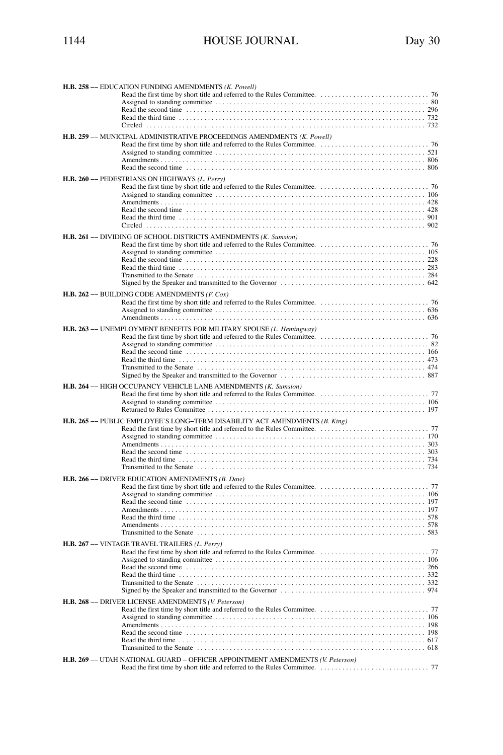**H.B. 258 –– EDUCATION FUNDING AMENDMENTS** *(K. Powell)*

Read the first time by short title and referred to the Rules Committee. .............................. 76
Assigned to standing committee .......................................................................... 80
Read the second time .................................................................................. 296
Read the third time .................................................................................... 732
Circled .................................................................................................... 732

**H.B. 259 –– MUNICIPAL ADMINISTRATIVE PROCEEDINGS AMENDMENTS** *(K. Powell)*

Read the first time by short title and referred to the Rules Committee. .............................. 76
Assigned to standing committee .......................................................................... 521
Amendments ........................................................................................... 806
Read the second time .................................................................................. 806

**H.B. 260 –– PEDESTRIANS ON HIGHWAYS** *(L. Perry)*

Read the first time by short title and referred to the Rules Committee. .............................. 76
Assigned to standing committee .......................................................................... 106
Amendments ........................................................................................... 428
Read the second time .................................................................................. 428
Read the third time .................................................................................... 901
Circled .................................................................................................... 902

**H.B. 261 –– DIVIDING OF SCHOOL DISTRICTS AMENDMENTS** *(K. Sumsion)*

Read the first time by short title and referred to the Rules Committee. .............................. 76
Assigned to standing committee .......................................................................... 105
Read the second time .................................................................................. 228
Read the third time .................................................................................... 283
Transmitted to the Senate ............................................................................. 284
Signed by the Speaker and transmitted to the Governor ........................................ 642

**H.B. 262 –– BUILDING CODE AMENDMENTS** *(F. Cox)*

Read the first time by short title and referred to the Rules Committee. .............................. 76
Assigned to standing committee .......................................................................... 636
Amendments ........................................................................................... 636

**H.B. 263 –– UNEMPLOYMENT BENEFITS FOR MILITARY SPOUSE** *(L. Hemingway)*

Read the first time by short title and referred to the Rules Committee. .............................. 76
Assigned to standing committee .......................................................................... 82
Read the second time .................................................................................. 166
Read the third time .................................................................................... 473
Transmitted to the Senate ............................................................................. 474
Signed by the Speaker and transmitted to the Governor ........................................ 887

**H.B. 264 –– HIGH OCCUPANCY VEHICLE LANE AMENDMENTS** *(K. Sumsion)*

Read the first time by short title and referred to the Rules Committee. .............................. 77
Assigned to standing committee .......................................................................... 106
Returned to Rules Committee ........................................................................... 197

**H.B. 265 –– PUBLIC EMPLOYEE'S LONG–TERM DISABILITY ACT AMENDMENTS** *(B. King)*

Read the first time by short title and referred to the Rules Committee. .............................. 77
Assigned to standing committee .......................................................................... 170
Amendments ........................................................................................... 303
Read the second time .................................................................................. 303
Read the third time .................................................................................... 734
Transmitted to the Senate ............................................................................. 734

**H.B. 266 –– DRIVER EDUCATION AMENDMENTS** *(B. Daw)*

Read the first time by short title and referred to the Rules Committee. .............................. 77
Assigned to standing committee .......................................................................... 106
Read the second time .................................................................................. 197
Amendments ........................................................................................... 197
Read the third time .................................................................................... 578
Amendments ........................................................................................... 578
Transmitted to the Senate ............................................................................. 583

**H.B. 267 –– VINTAGE TRAVEL TRAILERS** *(L. Perry)*

Read the first time by short title and referred to the Rules Committee. .............................. 77
Assigned to standing committee .......................................................................... 106
Read the second time .................................................................................. 266
Read the third time .................................................................................... 332
Transmitted to the Senate ............................................................................. 332
Signed by the Speaker and transmitted to the Governor ........................................ 974

**H.B. 268 –– DRIVER LICENSE AMENDMENTS** *(V. Peterson)*

Read the first time by short title and referred to the Rules Committee. .............................. 77
Assigned to standing committee .......................................................................... 106
Amendments ........................................................................................... 198
Read the second time .................................................................................. 198
Read the third time .................................................................................... 617
Transmitted to the Senate ............................................................................. 618

**H.B. 269 –– UTAH NATIONAL GUARD – OFFICER APPOINTMENT AMENDMENTS** *(V. Peterson)*

Read the first time by short title and referred to the Rules Committee. .............................. 77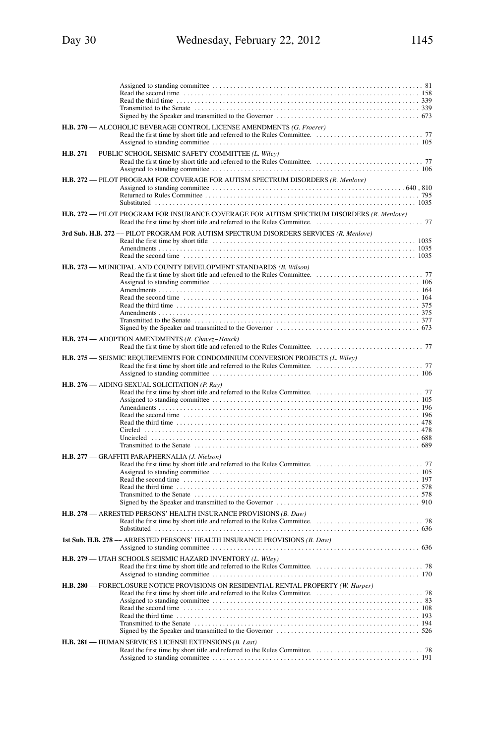Assigned to standing committee . . . . . . . . . . . . . . . . . . . . . . . . . . . . . . . . . . . . . . . . . . . . . . . . . . . . . . . . . . 81
Read the second time . . . . . . . . . . . . . . . . . . . . . . . . . . . . . . . . . . . . . . . . . . . . . . . . . . . . . . . . . . . . . . . . . 158
Read the third time . . . . . . . . . . . . . . . . . . . . . . . . . . . . . . . . . . . . . . . . . . . . . . . . . . . . . . . . . . . . . . . . . . 339
Transmitted to the Senate . . . . . . . . . . . . . . . . . . . . . . . . . . . . . . . . . . . . . . . . . . . . . . . . . . . . . . . . . . . . . . 339
Signed by the Speaker and transmitted to the Governor . . . . . . . . . . . . . . . . . . . . . . . . . . . . . . . . . . . . . . . . 673

**H.B. 270 –– ALCOHOLIC BEVERAGE CONTROL LICENSE AMENDMENTS** *(G. Froerer)*
Read the first time by short title and referred to the Rules Committee. . . . . . . . . . . . . . . . . . . . . . . . . . . . . . 77
Assigned to standing committee . . . . . . . . . . . . . . . . . . . . . . . . . . . . . . . . . . . . . . . . . . . . . . . . . . . . . . . . . 105

**H.B. 271 –– PUBLIC SCHOOL SEISMIC SAFETY COMMITTEE** *(L. Wiley)*
Read the first time by short title and referred to the Rules Committee. . . . . . . . . . . . . . . . . . . . . . . . . . . . . . 77
Assigned to standing committee . . . . . . . . . . . . . . . . . . . . . . . . . . . . . . . . . . . . . . . . . . . . . . . . . . . . . . . . . 106

**H.B. 272 –– PILOT PROGRAM FOR COVERAGE FOR AUTISM SPECTRUM DISORDERS** *(R. Menlove)*
Assigned to standing committee . . . . . . . . . . . . . . . . . . . . . . . . . . . . . . . . . . . . . . . . . . . . . . . . . . . . . 640 , 810
Returned to Rules Committee . . . . . . . . . . . . . . . . . . . . . . . . . . . . . . . . . . . . . . . . . . . . . . . . . . . . . . . . . . . 795
Substituted . . . . . . . . . . . . . . . . . . . . . . . . . . . . . . . . . . . . . . . . . . . . . . . . . . . . . . . . . . . . . . . . . . . . . . . . 1035

**H.B. 272 –– PILOT PROGRAM FOR INSURANCE COVERAGE FOR AUTISM SPECTRUM DISORDERS** *(R. Menlove)*
Read the first time by short title and referred to the Rules Committee. . . . . . . . . . . . . . . . . . . . . . . . . . . . . . 77

**3rd Sub. H.B. 272 –– PILOT PROGRAM FOR AUTISM SPECTRUM DISORDERS SERVICES** *(R. Menlove)*
Read the first time by short title . . . . . . . . . . . . . . . . . . . . . . . . . . . . . . . . . . . . . . . . . . . . . . . . . . . . . . . . 1035
Amendments . . . . . . . . . . . . . . . . . . . . . . . . . . . . . . . . . . . . . . . . . . . . . . . . . . . . . . . . . . . . . . . . . . . . . . . 1035
Read the second time . . . . . . . . . . . . . . . . . . . . . . . . . . . . . . . . . . . . . . . . . . . . . . . . . . . . . . . . . . . . . . . . 1035

**H.B. 273 –– MUNICIPAL AND COUNTY DEVELOPMENT STANDARDS** *(B. Wilson)*
Read the first time by short title and referred to the Rules Committee. . . . . . . . . . . . . . . . . . . . . . . . . . . . . . 77
Assigned to standing committee . . . . . . . . . . . . . . . . . . . . . . . . . . . . . . . . . . . . . . . . . . . . . . . . . . . . . . . . . 106
Amendments . . . . . . . . . . . . . . . . . . . . . . . . . . . . . . . . . . . . . . . . . . . . . . . . . . . . . . . . . . . . . . . . . . . . . . . 164
Read the second time . . . . . . . . . . . . . . . . . . . . . . . . . . . . . . . . . . . . . . . . . . . . . . . . . . . . . . . . . . . . . . . . . 164
Read the third time . . . . . . . . . . . . . . . . . . . . . . . . . . . . . . . . . . . . . . . . . . . . . . . . . . . . . . . . . . . . . . . . . . 375
Amendments . . . . . . . . . . . . . . . . . . . . . . . . . . . . . . . . . . . . . . . . . . . . . . . . . . . . . . . . . . . . . . . . . . . . . . . 375
Transmitted to the Senate . . . . . . . . . . . . . . . . . . . . . . . . . . . . . . . . . . . . . . . . . . . . . . . . . . . . . . . . . . . . . . 377
Signed by the Speaker and transmitted to the Governor . . . . . . . . . . . . . . . . . . . . . . . . . . . . . . . . . . . . . . . . 673

**H.B. 274 –– ADOPTION AMENDMENTS** *(R. Chavez–Houck)*
Read the first time by short title and referred to the Rules Committee. . . . . . . . . . . . . . . . . . . . . . . . . . . . . . 77

**H.B. 275 –– SEISMIC REQUIREMENTS FOR CONDOMINIUM CONVERSION PROJECTS** *(L. Wiley)*
Read the first time by short title and referred to the Rules Committee. . . . . . . . . . . . . . . . . . . . . . . . . . . . . . 77
Assigned to standing committee . . . . . . . . . . . . . . . . . . . . . . . . . . . . . . . . . . . . . . . . . . . . . . . . . . . . . . . . . 106

**H.B. 276 –– AIDING SEXUAL SOLICITATION** *(P. Ray)*
Read the first time by short title and referred to the Rules Committee. . . . . . . . . . . . . . . . . . . . . . . . . . . . . . 77
Assigned to standing committee . . . . . . . . . . . . . . . . . . . . . . . . . . . . . . . . . . . . . . . . . . . . . . . . . . . . . . . . . 105
Amendments . . . . . . . . . . . . . . . . . . . . . . . . . . . . . . . . . . . . . . . . . . . . . . . . . . . . . . . . . . . . . . . . . . . . . . . 196
Read the second time . . . . . . . . . . . . . . . . . . . . . . . . . . . . . . . . . . . . . . . . . . . . . . . . . . . . . . . . . . . . . . . . . 196
Read the third time . . . . . . . . . . . . . . . . . . . . . . . . . . . . . . . . . . . . . . . . . . . . . . . . . . . . . . . . . . . . . . . . . . 478
Circled . . . . . . . . . . . . . . . . . . . . . . . . . . . . . . . . . . . . . . . . . . . . . . . . . . . . . . . . . . . . . . . . . . . . . . . . . . . 478
Uncircled . . . . . . . . . . . . . . . . . . . . . . . . . . . . . . . . . . . . . . . . . . . . . . . . . . . . . . . . . . . . . . . . . . . . . . . . . 688
Transmitted to the Senate . . . . . . . . . . . . . . . . . . . . . . . . . . . . . . . . . . . . . . . . . . . . . . . . . . . . . . . . . . . . . . 689

**H.B. 277 –– GRAFFITI PARAPHERNALIA** *(J. Nielson)*
Read the first time by short title and referred to the Rules Committee. . . . . . . . . . . . . . . . . . . . . . . . . . . . . . 77
Assigned to standing committee . . . . . . . . . . . . . . . . . . . . . . . . . . . . . . . . . . . . . . . . . . . . . . . . . . . . . . . . . 105
Read the second time . . . . . . . . . . . . . . . . . . . . . . . . . . . . . . . . . . . . . . . . . . . . . . . . . . . . . . . . . . . . . . . . . 197
Read the third time . . . . . . . . . . . . . . . . . . . . . . . . . . . . . . . . . . . . . . . . . . . . . . . . . . . . . . . . . . . . . . . . . . 578
Transmitted to the Senate . . . . . . . . . . . . . . . . . . . . . . . . . . . . . . . . . . . . . . . . . . . . . . . . . . . . . . . . . . . . . . 578
Signed by the Speaker and transmitted to the Governor . . . . . . . . . . . . . . . . . . . . . . . . . . . . . . . . . . . . . . . . 910

**H.B. 278 –– ARRESTED PERSONS' HEALTH INSURANCE PROVISIONS** *(B. Daw)*
Read the first time by short title and referred to the Rules Committee. . . . . . . . . . . . . . . . . . . . . . . . . . . . . . 78
Substituted . . . . . . . . . . . . . . . . . . . . . . . . . . . . . . . . . . . . . . . . . . . . . . . . . . . . . . . . . . . . . . . . . . . . . . . . . 636

**1st Sub. H.B. 278 –– ARRESTED PERSONS' HEALTH INSURANCE PROVISIONS** *(B. Daw)*
Assigned to standing committee . . . . . . . . . . . . . . . . . . . . . . . . . . . . . . . . . . . . . . . . . . . . . . . . . . . . . . . . . 636

**H.B. 279 –– UTAH SCHOOLS SEISMIC HAZARD INVENTORY** *(L. Wiley)*
Read the first time by short title and referred to the Rules Committee. . . . . . . . . . . . . . . . . . . . . . . . . . . . . . 78
Assigned to standing committee . . . . . . . . . . . . . . . . . . . . . . . . . . . . . . . . . . . . . . . . . . . . . . . . . . . . . . . . . 170

**H.B. 280 –– FORECLOSURE NOTICE PROVISIONS ON RESIDENTIAL RENTAL PROPERTY** *(W. Harper)*
Read the first time by short title and referred to the Rules Committee. . . . . . . . . . . . . . . . . . . . . . . . . . . . . . 78
Assigned to standing committee . . . . . . . . . . . . . . . . . . . . . . . . . . . . . . . . . . . . . . . . . . . . . . . . . . . . . . . . . 83
Read the second time . . . . . . . . . . . . . . . . . . . . . . . . . . . . . . . . . . . . . . . . . . . . . . . . . . . . . . . . . . . . . . . . . 108
Read the third time . . . . . . . . . . . . . . . . . . . . . . . . . . . . . . . . . . . . . . . . . . . . . . . . . . . . . . . . . . . . . . . . . . 193
Transmitted to the Senate . . . . . . . . . . . . . . . . . . . . . . . . . . . . . . . . . . . . . . . . . . . . . . . . . . . . . . . . . . . . . . 194
Signed by the Speaker and transmitted to the Governor . . . . . . . . . . . . . . . . . . . . . . . . . . . . . . . . . . . . . . . . 526

**H.B. 281 –– HUMAN SERVICES LICENSE EXTENSIONS** *(B. Last)*
Read the first time by short title and referred to the Rules Committee. . . . . . . . . . . . . . . . . . . . . . . . . . . . . . 78
Assigned to standing committee . . . . . . . . . . . . . . . . . . . . . . . . . . . . . . . . . . . . . . . . . . . . . . . . . . . . . . . . . 191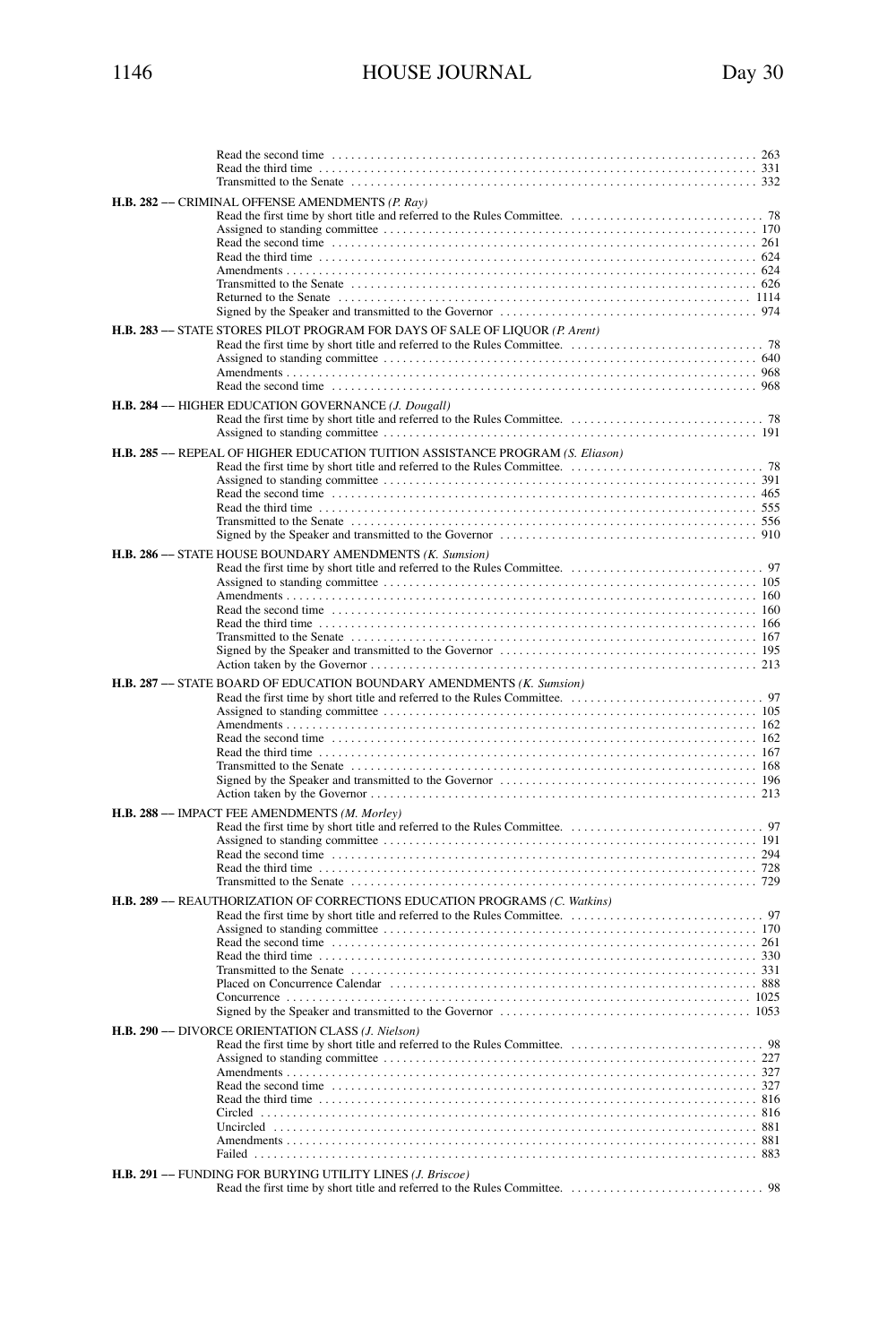Read the second time . . . . . . . . . . . . . . . . . . . . . . . . . . . . . . . . . . . . . . . . . . . . . . . . . . . . . . . . . . . . . . . . . 263
Read the third time . . . . . . . . . . . . . . . . . . . . . . . . . . . . . . . . . . . . . . . . . . . . . . . . . . . . . . . . . . . . . . . . . . . 331
Transmitted to the Senate . . . . . . . . . . . . . . . . . . . . . . . . . . . . . . . . . . . . . . . . . . . . . . . . . . . . . . . . . . . . . . 332

**H.B. 282** — CRIMINAL OFFENSE AMENDMENTS *(P. Ray)*
Read the first time by short title and referred to the Rules Committee. . . . . . . . . . . . . . . . . . . . . . . . . . . . . . . 78
Assigned to standing committee . . . . . . . . . . . . . . . . . . . . . . . . . . . . . . . . . . . . . . . . . . . . . . . . . . . . . . . . . 170
Read the second time . . . . . . . . . . . . . . . . . . . . . . . . . . . . . . . . . . . . . . . . . . . . . . . . . . . . . . . . . . . . . . . . . 261
Read the third time . . . . . . . . . . . . . . . . . . . . . . . . . . . . . . . . . . . . . . . . . . . . . . . . . . . . . . . . . . . . . . . . . . . 624
Amendments . . . . . . . . . . . . . . . . . . . . . . . . . . . . . . . . . . . . . . . . . . . . . . . . . . . . . . . . . . . . . . . . . . . . . . . . 624
Transmitted to the Senate . . . . . . . . . . . . . . . . . . . . . . . . . . . . . . . . . . . . . . . . . . . . . . . . . . . . . . . . . . . . . . 626
Returned to the Senate . . . . . . . . . . . . . . . . . . . . . . . . . . . . . . . . . . . . . . . . . . . . . . . . . . . . . . . . . . . . . . . . 1114
Signed by the Speaker and transmitted to the Governor . . . . . . . . . . . . . . . . . . . . . . . . . . . . . . . . . . . . . . . . 974

**H.B. 283** — STATE STORES PILOT PROGRAM FOR DAYS OF SALE OF LIQUOR *(P. Arent)*
Read the first time by short title and referred to the Rules Committee. . . . . . . . . . . . . . . . . . . . . . . . . . . . . . . 78
Assigned to standing committee . . . . . . . . . . . . . . . . . . . . . . . . . . . . . . . . . . . . . . . . . . . . . . . . . . . . . . . . . 640
Amendments . . . . . . . . . . . . . . . . . . . . . . . . . . . . . . . . . . . . . . . . . . . . . . . . . . . . . . . . . . . . . . . . . . . . . . . . 968
Read the second time . . . . . . . . . . . . . . . . . . . . . . . . . . . . . . . . . . . . . . . . . . . . . . . . . . . . . . . . . . . . . . . . . 968

**H.B. 284** — HIGHER EDUCATION GOVERNANCE *(J. Dougall)*
Read the first time by short title and referred to the Rules Committee. . . . . . . . . . . . . . . . . . . . . . . . . . . . . . . 78
Assigned to standing committee . . . . . . . . . . . . . . . . . . . . . . . . . . . . . . . . . . . . . . . . . . . . . . . . . . . . . . . . . 191

**H.B. 285** — REPEAL OF HIGHER EDUCATION TUITION ASSISTANCE PROGRAM *(S. Eliason)*
Read the first time by short title and referred to the Rules Committee. . . . . . . . . . . . . . . . . . . . . . . . . . . . . . . 78
Assigned to standing committee . . . . . . . . . . . . . . . . . . . . . . . . . . . . . . . . . . . . . . . . . . . . . . . . . . . . . . . . . 391
Read the second time . . . . . . . . . . . . . . . . . . . . . . . . . . . . . . . . . . . . . . . . . . . . . . . . . . . . . . . . . . . . . . . . . 465
Read the third time . . . . . . . . . . . . . . . . . . . . . . . . . . . . . . . . . . . . . . . . . . . . . . . . . . . . . . . . . . . . . . . . . . . 555
Transmitted to the Senate . . . . . . . . . . . . . . . . . . . . . . . . . . . . . . . . . . . . . . . . . . . . . . . . . . . . . . . . . . . . . . 556
Signed by the Speaker and transmitted to the Governor . . . . . . . . . . . . . . . . . . . . . . . . . . . . . . . . . . . . . . . . 910

**H.B. 286** — STATE HOUSE BOUNDARY AMENDMENTS *(K. Sumsion)*
Read the first time by short title and referred to the Rules Committee. . . . . . . . . . . . . . . . . . . . . . . . . . . . . . . 97
Assigned to standing committee . . . . . . . . . . . . . . . . . . . . . . . . . . . . . . . . . . . . . . . . . . . . . . . . . . . . . . . . . 105
Amendments . . . . . . . . . . . . . . . . . . . . . . . . . . . . . . . . . . . . . . . . . . . . . . . . . . . . . . . . . . . . . . . . . . . . . . . . 160
Read the second time . . . . . . . . . . . . . . . . . . . . . . . . . . . . . . . . . . . . . . . . . . . . . . . . . . . . . . . . . . . . . . . . . 160
Read the third time . . . . . . . . . . . . . . . . . . . . . . . . . . . . . . . . . . . . . . . . . . . . . . . . . . . . . . . . . . . . . . . . . . . 166
Transmitted to the Senate . . . . . . . . . . . . . . . . . . . . . . . . . . . . . . . . . . . . . . . . . . . . . . . . . . . . . . . . . . . . . . 167
Signed by the Speaker and transmitted to the Governor . . . . . . . . . . . . . . . . . . . . . . . . . . . . . . . . . . . . . . . . 195
Action taken by the Governor . . . . . . . . . . . . . . . . . . . . . . . . . . . . . . . . . . . . . . . . . . . . . . . . . . . . . . . . . . . 213

**H.B. 287** — STATE BOARD OF EDUCATION BOUNDARY AMENDMENTS *(K. Sumsion)*
Read the first time by short title and referred to the Rules Committee. . . . . . . . . . . . . . . . . . . . . . . . . . . . . . . 97
Assigned to standing committee . . . . . . . . . . . . . . . . . . . . . . . . . . . . . . . . . . . . . . . . . . . . . . . . . . . . . . . . . 105
Amendments . . . . . . . . . . . . . . . . . . . . . . . . . . . . . . . . . . . . . . . . . . . . . . . . . . . . . . . . . . . . . . . . . . . . . . . . 162
Read the second time . . . . . . . . . . . . . . . . . . . . . . . . . . . . . . . . . . . . . . . . . . . . . . . . . . . . . . . . . . . . . . . . . 162
Read the third time . . . . . . . . . . . . . . . . . . . . . . . . . . . . . . . . . . . . . . . . . . . . . . . . . . . . . . . . . . . . . . . . . . . 167
Transmitted to the Senate . . . . . . . . . . . . . . . . . . . . . . . . . . . . . . . . . . . . . . . . . . . . . . . . . . . . . . . . . . . . . . 168
Signed by the Speaker and transmitted to the Governor . . . . . . . . . . . . . . . . . . . . . . . . . . . . . . . . . . . . . . . . 196
Action taken by the Governor . . . . . . . . . . . . . . . . . . . . . . . . . . . . . . . . . . . . . . . . . . . . . . . . . . . . . . . . . . . 213

**H.B. 288** — IMPACT FEE AMENDMENTS *(M. Morley)*
Read the first time by short title and referred to the Rules Committee. . . . . . . . . . . . . . . . . . . . . . . . . . . . . . . 97
Assigned to standing committee . . . . . . . . . . . . . . . . . . . . . . . . . . . . . . . . . . . . . . . . . . . . . . . . . . . . . . . . . 191
Read the second time . . . . . . . . . . . . . . . . . . . . . . . . . . . . . . . . . . . . . . . . . . . . . . . . . . . . . . . . . . . . . . . . . 294
Read the third time . . . . . . . . . . . . . . . . . . . . . . . . . . . . . . . . . . . . . . . . . . . . . . . . . . . . . . . . . . . . . . . . . . . 728
Transmitted to the Senate . . . . . . . . . . . . . . . . . . . . . . . . . . . . . . . . . . . . . . . . . . . . . . . . . . . . . . . . . . . . . . 729

**H.B. 289** — REAUTHORIZATION OF CORRECTIONS EDUCATION PROGRAMS *(C. Watkins)*
Read the first time by short title and referred to the Rules Committee. . . . . . . . . . . . . . . . . . . . . . . . . . . . . . . 97
Assigned to standing committee . . . . . . . . . . . . . . . . . . . . . . . . . . . . . . . . . . . . . . . . . . . . . . . . . . . . . . . . . 170
Read the second time . . . . . . . . . . . . . . . . . . . . . . . . . . . . . . . . . . . . . . . . . . . . . . . . . . . . . . . . . . . . . . . . . 261
Read the third time . . . . . . . . . . . . . . . . . . . . . . . . . . . . . . . . . . . . . . . . . . . . . . . . . . . . . . . . . . . . . . . . . . . 330
Transmitted to the Senate . . . . . . . . . . . . . . . . . . . . . . . . . . . . . . . . . . . . . . . . . . . . . . . . . . . . . . . . . . . . . . 331
Placed on Concurrence Calendar . . . . . . . . . . . . . . . . . . . . . . . . . . . . . . . . . . . . . . . . . . . . . . . . . . . . . . . . . 888
Concurrence . . . . . . . . . . . . . . . . . . . . . . . . . . . . . . . . . . . . . . . . . . . . . . . . . . . . . . . . . . . . . . . . . . . . . . . . 1025
Signed by the Speaker and transmitted to the Governor . . . . . . . . . . . . . . . . . . . . . . . . . . . . . . . . . . . . . . . . 1053

**H.B. 290** — DIVORCE ORIENTATION CLASS *(J. Nielson)*
Read the first time by short title and referred to the Rules Committee. . . . . . . . . . . . . . . . . . . . . . . . . . . . . . . 98
Assigned to standing committee . . . . . . . . . . . . . . . . . . . . . . . . . . . . . . . . . . . . . . . . . . . . . . . . . . . . . . . . . 227
Amendments . . . . . . . . . . . . . . . . . . . . . . . . . . . . . . . . . . . . . . . . . . . . . . . . . . . . . . . . . . . . . . . . . . . . . . . . 327
Read the second time . . . . . . . . . . . . . . . . . . . . . . . . . . . . . . . . . . . . . . . . . . . . . . . . . . . . . . . . . . . . . . . . . 327
Read the third time . . . . . . . . . . . . . . . . . . . . . . . . . . . . . . . . . . . . . . . . . . . . . . . . . . . . . . . . . . . . . . . . . . . 816
Circled . . . . . . . . . . . . . . . . . . . . . . . . . . . . . . . . . . . . . . . . . . . . . . . . . . . . . . . . . . . . . . . . . . . . . . . . . . . . 816
Uncircled . . . . . . . . . . . . . . . . . . . . . . . . . . . . . . . . . . . . . . . . . . . . . . . . . . . . . . . . . . . . . . . . . . . . . . . . . . 881
Amendments . . . . . . . . . . . . . . . . . . . . . . . . . . . . . . . . . . . . . . . . . . . . . . . . . . . . . . . . . . . . . . . . . . . . . . . . 881
Failed . . . . . . . . . . . . . . . . . . . . . . . . . . . . . . . . . . . . . . . . . . . . . . . . . . . . . . . . . . . . . . . . . . . . . . . . . . . . . 883

**H.B. 291** — FUNDING FOR BURYING UTILITY LINES *(J. Briscoe)*
Read the first time by short title and referred to the Rules Committee. . . . . . . . . . . . . . . . . . . . . . . . . . . . . . . 98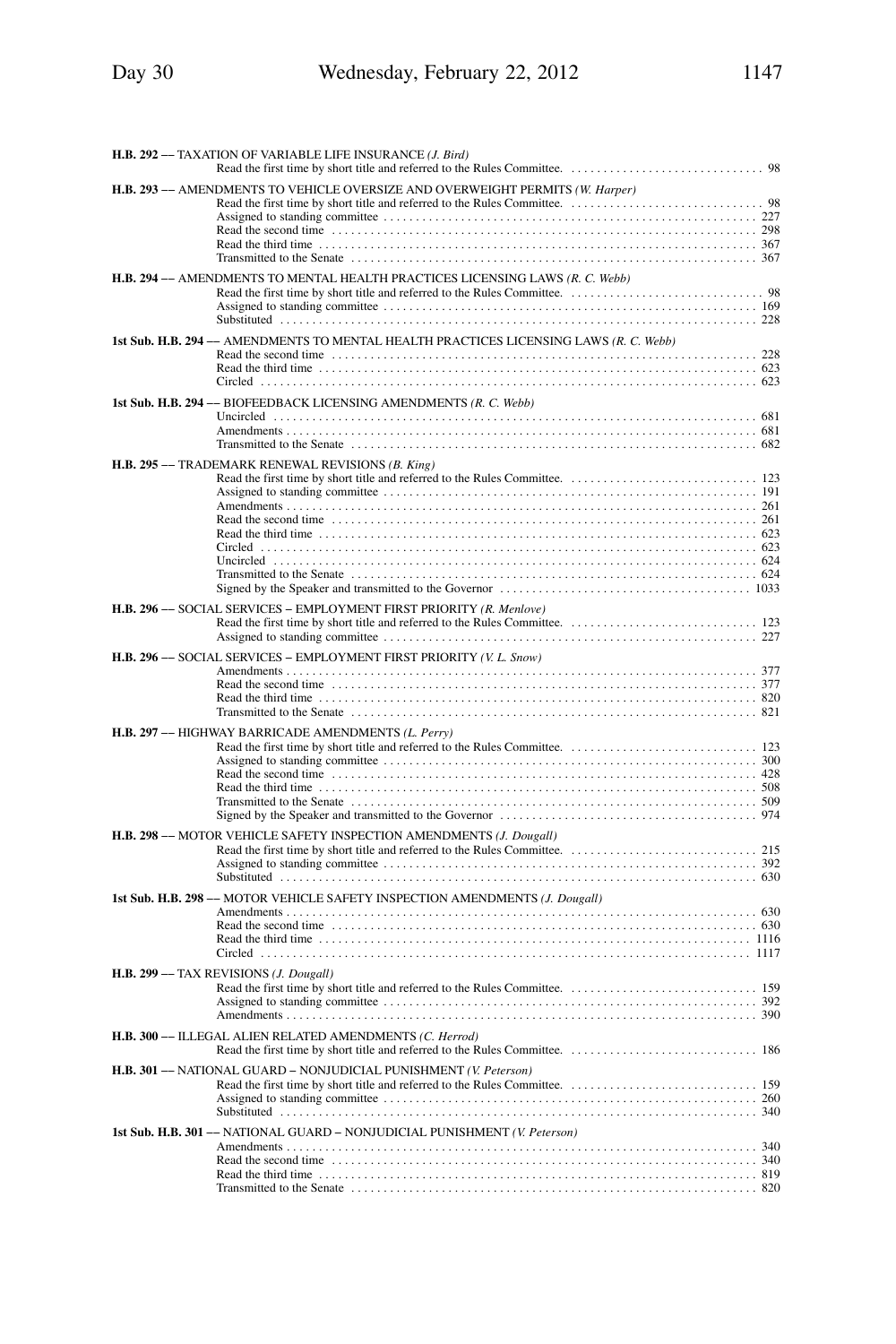**H.B. 292** –– TAXATION OF VARIABLE LIFE INSURANCE *(J. Bird)*
Read the first time by short title and referred to the Rules Committee. . . . . . . . . . . . . . . . . . . . . . . . . . . . . . 98

**H.B. 293** –– AMENDMENTS TO VEHICLE OVERSIZE AND OVERWEIGHT PERMITS *(W. Harper)*
Read the first time by short title and referred to the Rules Committee. . . . . . . . . . . . . . . . . . . . . . . . . . . . . . 98
Assigned to standing committee . . . . . . . . . . . . . . . . . . . . . . . . . . . . . . . . . . . . . . . . . . . . . . . . . . . . . . . . 227
Read the second time . . . . . . . . . . . . . . . . . . . . . . . . . . . . . . . . . . . . . . . . . . . . . . . . . . . . . . . . . . . . . . . . 298
Read the third time . . . . . . . . . . . . . . . . . . . . . . . . . . . . . . . . . . . . . . . . . . . . . . . . . . . . . . . . . . . . . . . . . . 367
Transmitted to the Senate . . . . . . . . . . . . . . . . . . . . . . . . . . . . . . . . . . . . . . . . . . . . . . . . . . . . . . . . . . . . . 367

**H.B. 294** –– AMENDMENTS TO MENTAL HEALTH PRACTICES LICENSING LAWS *(R. C. Webb)*
Read the first time by short title and referred to the Rules Committee. . . . . . . . . . . . . . . . . . . . . . . . . . . . . . 98
Assigned to standing committee . . . . . . . . . . . . . . . . . . . . . . . . . . . . . . . . . . . . . . . . . . . . . . . . . . . . . . . . 169
Substituted . . . . . . . . . . . . . . . . . . . . . . . . . . . . . . . . . . . . . . . . . . . . . . . . . . . . . . . . . . . . . . . . . . . . . . . . 228

**1st Sub. H.B. 294** –– AMENDMENTS TO MENTAL HEALTH PRACTICES LICENSING LAWS *(R. C. Webb)*
Read the second time . . . . . . . . . . . . . . . . . . . . . . . . . . . . . . . . . . . . . . . . . . . . . . . . . . . . . . . . . . . . . . . . 228
Read the third time . . . . . . . . . . . . . . . . . . . . . . . . . . . . . . . . . . . . . . . . . . . . . . . . . . . . . . . . . . . . . . . . . . 623
Circled . . . . . . . . . . . . . . . . . . . . . . . . . . . . . . . . . . . . . . . . . . . . . . . . . . . . . . . . . . . . . . . . . . . . . . . . . . . 623

**1st Sub. H.B. 294** –– BIOFEEDBACK LICENSING AMENDMENTS *(R. C. Webb)*
Uncircled . . . . . . . . . . . . . . . . . . . . . . . . . . . . . . . . . . . . . . . . . . . . . . . . . . . . . . . . . . . . . . . . . . . . . . . . . 681
Amendments . . . . . . . . . . . . . . . . . . . . . . . . . . . . . . . . . . . . . . . . . . . . . . . . . . . . . . . . . . . . . . . . . . . . . . . 681
Transmitted to the Senate . . . . . . . . . . . . . . . . . . . . . . . . . . . . . . . . . . . . . . . . . . . . . . . . . . . . . . . . . . . . . 682

**H.B. 295** –– TRADEMARK RENEWAL REVISIONS *(B. King)*
Read the first time by short title and referred to the Rules Committee. . . . . . . . . . . . . . . . . . . . . . . . . . . . . 123
Assigned to standing committee . . . . . . . . . . . . . . . . . . . . . . . . . . . . . . . . . . . . . . . . . . . . . . . . . . . . . . . . 191
Amendments . . . . . . . . . . . . . . . . . . . . . . . . . . . . . . . . . . . . . . . . . . . . . . . . . . . . . . . . . . . . . . . . . . . . . . . 261
Read the second time . . . . . . . . . . . . . . . . . . . . . . . . . . . . . . . . . . . . . . . . . . . . . . . . . . . . . . . . . . . . . . . . 261
Read the third time . . . . . . . . . . . . . . . . . . . . . . . . . . . . . . . . . . . . . . . . . . . . . . . . . . . . . . . . . . . . . . . . . . 623
Circled . . . . . . . . . . . . . . . . . . . . . . . . . . . . . . . . . . . . . . . . . . . . . . . . . . . . . . . . . . . . . . . . . . . . . . . . . . . 623
Uncircled . . . . . . . . . . . . . . . . . . . . . . . . . . . . . . . . . . . . . . . . . . . . . . . . . . . . . . . . . . . . . . . . . . . . . . . . . 624
Transmitted to the Senate . . . . . . . . . . . . . . . . . . . . . . . . . . . . . . . . . . . . . . . . . . . . . . . . . . . . . . . . . . . . . 624
Signed by the Speaker and transmitted to the Governor . . . . . . . . . . . . . . . . . . . . . . . . . . . . . . . . . . . . . . 1033

**H.B. 296** –– SOCIAL SERVICES – EMPLOYMENT FIRST PRIORITY *(R. Menlove)*
Read the first time by short title and referred to the Rules Committee. . . . . . . . . . . . . . . . . . . . . . . . . . . . . 123
Assigned to standing committee . . . . . . . . . . . . . . . . . . . . . . . . . . . . . . . . . . . . . . . . . . . . . . . . . . . . . . . . 227

**H.B. 296** –– SOCIAL SERVICES – EMPLOYMENT FIRST PRIORITY *(V. L. Snow)*
Amendments . . . . . . . . . . . . . . . . . . . . . . . . . . . . . . . . . . . . . . . . . . . . . . . . . . . . . . . . . . . . . . . . . . . . . . . 377
Read the second time . . . . . . . . . . . . . . . . . . . . . . . . . . . . . . . . . . . . . . . . . . . . . . . . . . . . . . . . . . . . . . . . 377
Read the third time . . . . . . . . . . . . . . . . . . . . . . . . . . . . . . . . . . . . . . . . . . . . . . . . . . . . . . . . . . . . . . . . . . 820
Transmitted to the Senate . . . . . . . . . . . . . . . . . . . . . . . . . . . . . . . . . . . . . . . . . . . . . . . . . . . . . . . . . . . . . 821

**H.B. 297** –– HIGHWAY BARRICADE AMENDMENTS *(L. Perry)*
Read the first time by short title and referred to the Rules Committee. . . . . . . . . . . . . . . . . . . . . . . . . . . . . 123
Assigned to standing committee . . . . . . . . . . . . . . . . . . . . . . . . . . . . . . . . . . . . . . . . . . . . . . . . . . . . . . . . 300
Read the second time . . . . . . . . . . . . . . . . . . . . . . . . . . . . . . . . . . . . . . . . . . . . . . . . . . . . . . . . . . . . . . . . 428
Read the third time . . . . . . . . . . . . . . . . . . . . . . . . . . . . . . . . . . . . . . . . . . . . . . . . . . . . . . . . . . . . . . . . . . 508
Transmitted to the Senate . . . . . . . . . . . . . . . . . . . . . . . . . . . . . . . . . . . . . . . . . . . . . . . . . . . . . . . . . . . . . 509
Signed by the Speaker and transmitted to the Governor . . . . . . . . . . . . . . . . . . . . . . . . . . . . . . . . . . . . . . . 974

**H.B. 298** –– MOTOR VEHICLE SAFETY INSPECTION AMENDMENTS *(J. Dougall)*
Read the first time by short title and referred to the Rules Committee. . . . . . . . . . . . . . . . . . . . . . . . . . . . . 215
Assigned to standing committee . . . . . . . . . . . . . . . . . . . . . . . . . . . . . . . . . . . . . . . . . . . . . . . . . . . . . . . . 392
Substituted . . . . . . . . . . . . . . . . . . . . . . . . . . . . . . . . . . . . . . . . . . . . . . . . . . . . . . . . . . . . . . . . . . . . . . . . 630

**1st Sub. H.B. 298** –– MOTOR VEHICLE SAFETY INSPECTION AMENDMENTS *(J. Dougall)*
Amendments . . . . . . . . . . . . . . . . . . . . . . . . . . . . . . . . . . . . . . . . . . . . . . . . . . . . . . . . . . . . . . . . . . . . . . . 630
Read the second time . . . . . . . . . . . . . . . . . . . . . . . . . . . . . . . . . . . . . . . . . . . . . . . . . . . . . . . . . . . . . . . . 630
Read the third time . . . . . . . . . . . . . . . . . . . . . . . . . . . . . . . . . . . . . . . . . . . . . . . . . . . . . . . . . . . . . . . . . 1116
Circled . . . . . . . . . . . . . . . . . . . . . . . . . . . . . . . . . . . . . . . . . . . . . . . . . . . . . . . . . . . . . . . . . . . . . . . . . . 1117

**H.B. 299** –– TAX REVISIONS *(J. Dougall)*
Read the first time by short title and referred to the Rules Committee. . . . . . . . . . . . . . . . . . . . . . . . . . . . . 159
Assigned to standing committee . . . . . . . . . . . . . . . . . . . . . . . . . . . . . . . . . . . . . . . . . . . . . . . . . . . . . . . . 392
Amendments . . . . . . . . . . . . . . . . . . . . . . . . . . . . . . . . . . . . . . . . . . . . . . . . . . . . . . . . . . . . . . . . . . . . . . . 390

**H.B. 300** –– ILLEGAL ALIEN RELATED AMENDMENTS *(C. Herrod)*
Read the first time by short title and referred to the Rules Committee. . . . . . . . . . . . . . . . . . . . . . . . . . . . . 186

**H.B. 301** –– NATIONAL GUARD – NONJUDICIAL PUNISHMENT *(V. Peterson)*
Read the first time by short title and referred to the Rules Committee. . . . . . . . . . . . . . . . . . . . . . . . . . . . . 159
Assigned to standing committee . . . . . . . . . . . . . . . . . . . . . . . . . . . . . . . . . . . . . . . . . . . . . . . . . . . . . . . . 260
Substituted . . . . . . . . . . . . . . . . . . . . . . . . . . . . . . . . . . . . . . . . . . . . . . . . . . . . . . . . . . . . . . . . . . . . . . . . 340

**1st Sub. H.B. 301** –– NATIONAL GUARD – NONJUDICIAL PUNISHMENT *(V. Peterson)*
Amendments . . . . . . . . . . . . . . . . . . . . . . . . . . . . . . . . . . . . . . . . . . . . . . . . . . . . . . . . . . . . . . . . . . . . . . . 340
Read the second time . . . . . . . . . . . . . . . . . . . . . . . . . . . . . . . . . . . . . . . . . . . . . . . . . . . . . . . . . . . . . . . . 340
Read the third time . . . . . . . . . . . . . . . . . . . . . . . . . . . . . . . . . . . . . . . . . . . . . . . . . . . . . . . . . . . . . . . . . . 819
Transmitted to the Senate . . . . . . . . . . . . . . . . . . . . . . . . . . . . . . . . . . . . . . . . . . . . . . . . . . . . . . . . . . . . . 820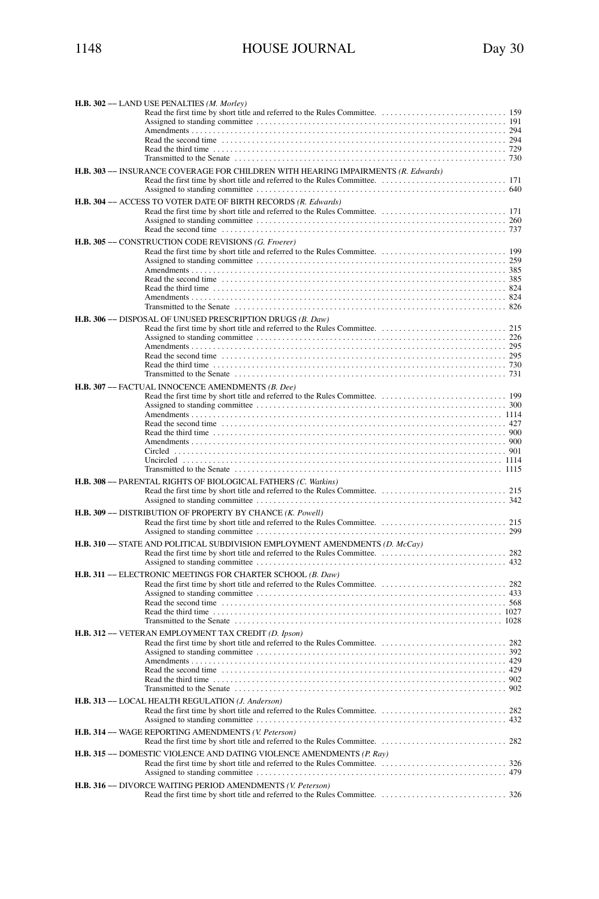**H.B. 302 –– LAND USE PENALTIES** *(M. Morley)*

Read the first time by short title and referred to the Rules Committee. . . . . . . . . . . . . . . . . . . . . . . . . . . . . 159
Assigned to standing committee . . . . . . . . . . . . . . . . . . . . . . . . . . . . . . . . . . . . . . . . . . . . . . . . . . . . . . . . . 191
Amendments . . . . . . . . . . . . . . . . . . . . . . . . . . . . . . . . . . . . . . . . . . . . . . . . . . . . . . . . . . . . . . . . . . . . . . . 294
Read the second time . . . . . . . . . . . . . . . . . . . . . . . . . . . . . . . . . . . . . . . . . . . . . . . . . . . . . . . . . . . . . . . . 294
Read the third time . . . . . . . . . . . . . . . . . . . . . . . . . . . . . . . . . . . . . . . . . . . . . . . . . . . . . . . . . . . . . . . . . . 729
Transmitted to the Senate . . . . . . . . . . . . . . . . . . . . . . . . . . . . . . . . . . . . . . . . . . . . . . . . . . . . . . . . . . . . . 730

**H.B. 303 –– INSURANCE COVERAGE FOR CHILDREN WITH HEARING IMPAIRMENTS** *(R. Edwards)*

Read the first time by short title and referred to the Rules Committee. . . . . . . . . . . . . . . . . . . . . . . . . . . . . 171
Assigned to standing committee . . . . . . . . . . . . . . . . . . . . . . . . . . . . . . . . . . . . . . . . . . . . . . . . . . . . . . . . . 640

**H.B. 304 –– ACCESS TO VOTER DATE OF BIRTH RECORDS** *(R. Edwards)*

Read the first time by short title and referred to the Rules Committee. . . . . . . . . . . . . . . . . . . . . . . . . . . . . 171
Assigned to standing committee . . . . . . . . . . . . . . . . . . . . . . . . . . . . . . . . . . . . . . . . . . . . . . . . . . . . . . . . . 260
Read the second time . . . . . . . . . . . . . . . . . . . . . . . . . . . . . . . . . . . . . . . . . . . . . . . . . . . . . . . . . . . . . . . . 737

**H.B. 305 –– CONSTRUCTION CODE REVISIONS** *(G. Froerer)*

Read the first time by short title and referred to the Rules Committee. . . . . . . . . . . . . . . . . . . . . . . . . . . . . 199
Assigned to standing committee . . . . . . . . . . . . . . . . . . . . . . . . . . . . . . . . . . . . . . . . . . . . . . . . . . . . . . . . . 259
Amendments . . . . . . . . . . . . . . . . . . . . . . . . . . . . . . . . . . . . . . . . . . . . . . . . . . . . . . . . . . . . . . . . . . . . . . . 385
Read the second time . . . . . . . . . . . . . . . . . . . . . . . . . . . . . . . . . . . . . . . . . . . . . . . . . . . . . . . . . . . . . . . . 385
Read the third time . . . . . . . . . . . . . . . . . . . . . . . . . . . . . . . . . . . . . . . . . . . . . . . . . . . . . . . . . . . . . . . . . . 824
Amendments . . . . . . . . . . . . . . . . . . . . . . . . . . . . . . . . . . . . . . . . . . . . . . . . . . . . . . . . . . . . . . . . . . . . . . . 824
Transmitted to the Senate . . . . . . . . . . . . . . . . . . . . . . . . . . . . . . . . . . . . . . . . . . . . . . . . . . . . . . . . . . . . . 826

**H.B. 306 –– DISPOSAL OF UNUSED PRESCRIPTION DRUGS** *(B. Daw)*

Read the first time by short title and referred to the Rules Committee. . . . . . . . . . . . . . . . . . . . . . . . . . . . . 215
Assigned to standing committee . . . . . . . . . . . . . . . . . . . . . . . . . . . . . . . . . . . . . . . . . . . . . . . . . . . . . . . . . 226
Amendments . . . . . . . . . . . . . . . . . . . . . . . . . . . . . . . . . . . . . . . . . . . . . . . . . . . . . . . . . . . . . . . . . . . . . . . 295
Read the second time . . . . . . . . . . . . . . . . . . . . . . . . . . . . . . . . . . . . . . . . . . . . . . . . . . . . . . . . . . . . . . . . 295
Read the third time . . . . . . . . . . . . . . . . . . . . . . . . . . . . . . . . . . . . . . . . . . . . . . . . . . . . . . . . . . . . . . . . . . 730
Transmitted to the Senate . . . . . . . . . . . . . . . . . . . . . . . . . . . . . . . . . . . . . . . . . . . . . . . . . . . . . . . . . . . . . 731

**H.B. 307 –– FACTUAL INNOCENCE AMENDMENTS** *(B. Dee)*

Read the first time by short title and referred to the Rules Committee. . . . . . . . . . . . . . . . . . . . . . . . . . . . . 199
Assigned to standing committee . . . . . . . . . . . . . . . . . . . . . . . . . . . . . . . . . . . . . . . . . . . . . . . . . . . . . . . . . 300
Amendments . . . . . . . . . . . . . . . . . . . . . . . . . . . . . . . . . . . . . . . . . . . . . . . . . . . . . . . . . . . . . . . . . . . . . . . 1114
Read the second time . . . . . . . . . . . . . . . . . . . . . . . . . . . . . . . . . . . . . . . . . . . . . . . . . . . . . . . . . . . . . . . . 427
Read the third time . . . . . . . . . . . . . . . . . . . . . . . . . . . . . . . . . . . . . . . . . . . . . . . . . . . . . . . . . . . . . . . . . . 900
Amendments . . . . . . . . . . . . . . . . . . . . . . . . . . . . . . . . . . . . . . . . . . . . . . . . . . . . . . . . . . . . . . . . . . . . . . . 900
Circled . . . . . . . . . . . . . . . . . . . . . . . . . . . . . . . . . . . . . . . . . . . . . . . . . . . . . . . . . . . . . . . . . . . . . . . . . . . . 901
Uncircled . . . . . . . . . . . . . . . . . . . . . . . . . . . . . . . . . . . . . . . . . . . . . . . . . . . . . . . . . . . . . . . . . . . . . . . . . . 1114
Transmitted to the Senate . . . . . . . . . . . . . . . . . . . . . . . . . . . . . . . . . . . . . . . . . . . . . . . . . . . . . . . . . . . . . 1115

**H.B. 308 –– PARENTAL RIGHTS OF BIOLOGICAL FATHERS** *(C. Watkins)*

Read the first time by short title and referred to the Rules Committee. . . . . . . . . . . . . . . . . . . . . . . . . . . . . 215
Assigned to standing committee . . . . . . . . . . . . . . . . . . . . . . . . . . . . . . . . . . . . . . . . . . . . . . . . . . . . . . . . . 342

**H.B. 309 –– DISTRIBUTION OF PROPERTY BY CHANCE** *(K. Powell)*

Read the first time by short title and referred to the Rules Committee. . . . . . . . . . . . . . . . . . . . . . . . . . . . . 215
Assigned to standing committee . . . . . . . . . . . . . . . . . . . . . . . . . . . . . . . . . . . . . . . . . . . . . . . . . . . . . . . . . 299

**H.B. 310 –– STATE AND POLITICAL SUBDIVISION EMPLOYMENT AMENDMENTS** *(D. McCay)*

Read the first time by short title and referred to the Rules Committee. . . . . . . . . . . . . . . . . . . . . . . . . . . . . 282
Assigned to standing committee . . . . . . . . . . . . . . . . . . . . . . . . . . . . . . . . . . . . . . . . . . . . . . . . . . . . . . . . . 432

**H.B. 311 –– ELECTRONIC MEETINGS FOR CHARTER SCHOOL** *(B. Daw)*

Read the first time by short title and referred to the Rules Committee. . . . . . . . . . . . . . . . . . . . . . . . . . . . . 282
Assigned to standing committee . . . . . . . . . . . . . . . . . . . . . . . . . . . . . . . . . . . . . . . . . . . . . . . . . . . . . . . . . 433
Read the second time . . . . . . . . . . . . . . . . . . . . . . . . . . . . . . . . . . . . . . . . . . . . . . . . . . . . . . . . . . . . . . . . 568
Read the third time . . . . . . . . . . . . . . . . . . . . . . . . . . . . . . . . . . . . . . . . . . . . . . . . . . . . . . . . . . . . . . . . . . 1027
Transmitted to the Senate . . . . . . . . . . . . . . . . . . . . . . . . . . . . . . . . . . . . . . . . . . . . . . . . . . . . . . . . . . . . . 1028

**H.B. 312 –– VETERAN EMPLOYMENT TAX CREDIT** *(D. Ipson)*

Read the first time by short title and referred to the Rules Committee. . . . . . . . . . . . . . . . . . . . . . . . . . . . . 282
Assigned to standing committee . . . . . . . . . . . . . . . . . . . . . . . . . . . . . . . . . . . . . . . . . . . . . . . . . . . . . . . . . 392
Amendments . . . . . . . . . . . . . . . . . . . . . . . . . . . . . . . . . . . . . . . . . . . . . . . . . . . . . . . . . . . . . . . . . . . . . . . 429
Read the second time . . . . . . . . . . . . . . . . . . . . . . . . . . . . . . . . . . . . . . . . . . . . . . . . . . . . . . . . . . . . . . . . 429
Read the third time . . . . . . . . . . . . . . . . . . . . . . . . . . . . . . . . . . . . . . . . . . . . . . . . . . . . . . . . . . . . . . . . . . 902
Transmitted to the Senate . . . . . . . . . . . . . . . . . . . . . . . . . . . . . . . . . . . . . . . . . . . . . . . . . . . . . . . . . . . . . 902

**H.B. 313 –– LOCAL HEALTH REGULATION** *(J. Anderson)*

Read the first time by short title and referred to the Rules Committee. . . . . . . . . . . . . . . . . . . . . . . . . . . . . 282
Assigned to standing committee . . . . . . . . . . . . . . . . . . . . . . . . . . . . . . . . . . . . . . . . . . . . . . . . . . . . . . . . . 432

**H.B. 314 –– WAGE REPORTING AMENDMENTS** *(V. Peterson)*

Read the first time by short title and referred to the Rules Committee. . . . . . . . . . . . . . . . . . . . . . . . . . . . . 282

**H.B. 315 –– DOMESTIC VIOLENCE AND DATING VIOLENCE AMENDMENTS** *(P. Ray)*

Read the first time by short title and referred to the Rules Committee. . . . . . . . . . . . . . . . . . . . . . . . . . . . . 326
Assigned to standing committee . . . . . . . . . . . . . . . . . . . . . . . . . . . . . . . . . . . . . . . . . . . . . . . . . . . . . . . . . 479

**H.B. 316 –– DIVORCE WAITING PERIOD AMENDMENTS** *(V. Peterson)*

Read the first time by short title and referred to the Rules Committee. . . . . . . . . . . . . . . . . . . . . . . . . . . . . 326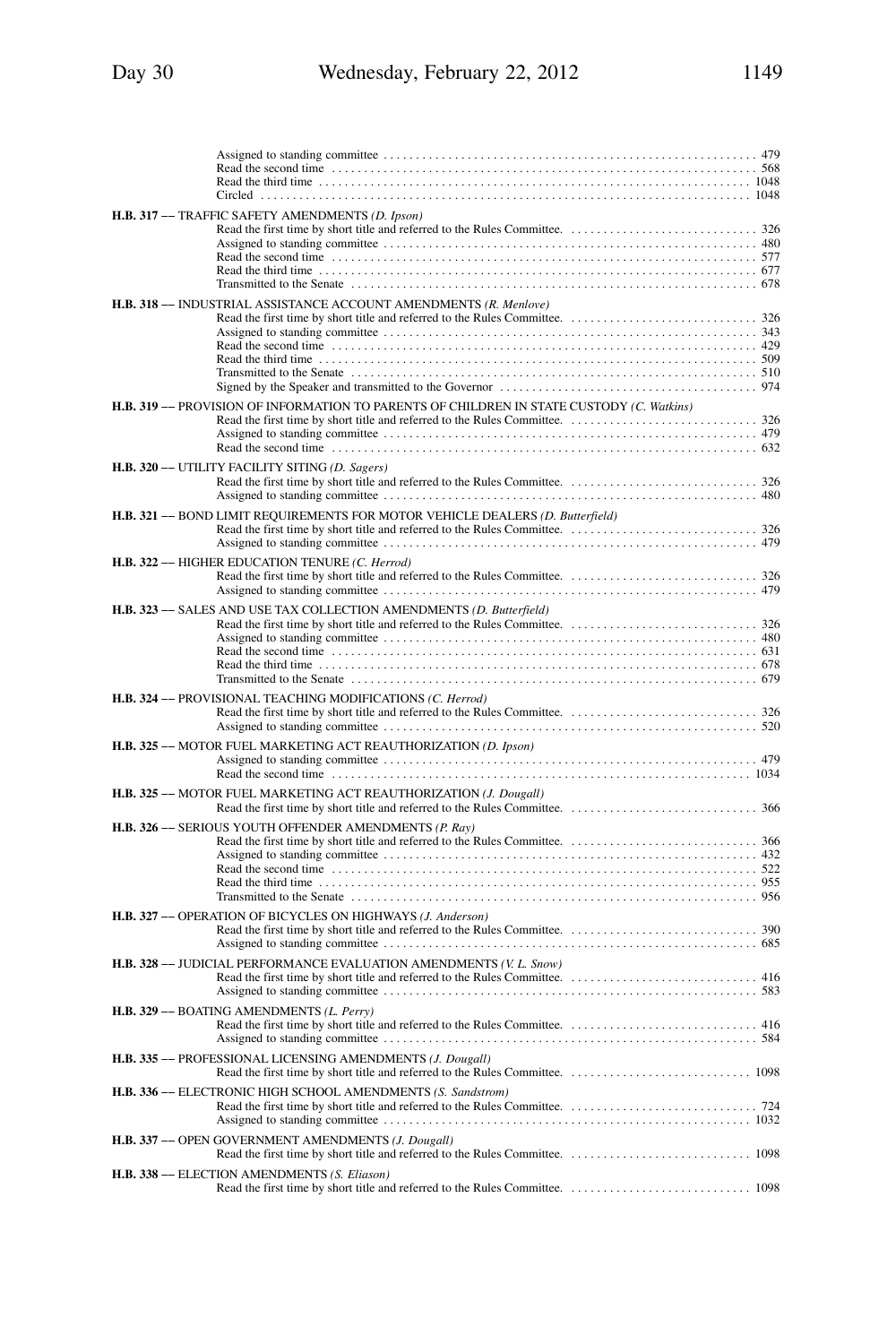Assigned to standing committee . . . . . . . . . . . . . . . . . . . . . . . . . . . . . . . . . . . . . . . . . . . . . . . . . . . . . . . . . . 479
Read the second time . . . . . . . . . . . . . . . . . . . . . . . . . . . . . . . . . . . . . . . . . . . . . . . . . . . . . . . . . . . . . . . . . 568
Read the third time . . . . . . . . . . . . . . . . . . . . . . . . . . . . . . . . . . . . . . . . . . . . . . . . . . . . . . . . . . . . . . . . . . 1048
Circled . . . . . . . . . . . . . . . . . . . . . . . . . . . . . . . . . . . . . . . . . . . . . . . . . . . . . . . . . . . . . . . . . . . . . . . . . . . . 1048

**H.B. 317** –– TRAFFIC SAFETY AMENDMENTS *(D. Ipson)*
Read the first time by short title and referred to the Rules Committee. . . . . . . . . . . . . . . . . . . . . . . . . . . . . 326
Assigned to standing committee . . . . . . . . . . . . . . . . . . . . . . . . . . . . . . . . . . . . . . . . . . . . . . . . . . . . . . . . . . 480
Read the second time . . . . . . . . . . . . . . . . . . . . . . . . . . . . . . . . . . . . . . . . . . . . . . . . . . . . . . . . . . . . . . . . . 577
Read the third time . . . . . . . . . . . . . . . . . . . . . . . . . . . . . . . . . . . . . . . . . . . . . . . . . . . . . . . . . . . . . . . . . . 677
Transmitted to the Senate . . . . . . . . . . . . . . . . . . . . . . . . . . . . . . . . . . . . . . . . . . . . . . . . . . . . . . . . . . . . . 678

**H.B. 318** –– INDUSTRIAL ASSISTANCE ACCOUNT AMENDMENTS *(R. Menlove)*
Read the first time by short title and referred to the Rules Committee. . . . . . . . . . . . . . . . . . . . . . . . . . . . . 326
Assigned to standing committee . . . . . . . . . . . . . . . . . . . . . . . . . . . . . . . . . . . . . . . . . . . . . . . . . . . . . . . . . . 343
Read the second time . . . . . . . . . . . . . . . . . . . . . . . . . . . . . . . . . . . . . . . . . . . . . . . . . . . . . . . . . . . . . . . . . 429
Read the third time . . . . . . . . . . . . . . . . . . . . . . . . . . . . . . . . . . . . . . . . . . . . . . . . . . . . . . . . . . . . . . . . . . 509
Transmitted to the Senate . . . . . . . . . . . . . . . . . . . . . . . . . . . . . . . . . . . . . . . . . . . . . . . . . . . . . . . . . . . . . 510
Signed by the Speaker and transmitted to the Governor . . . . . . . . . . . . . . . . . . . . . . . . . . . . . . . . . . . . . . . 974

**H.B. 319** –– PROVISION OF INFORMATION TO PARENTS OF CHILDREN IN STATE CUSTODY *(C. Watkins)*
Read the first time by short title and referred to the Rules Committee. . . . . . . . . . . . . . . . . . . . . . . . . . . . . 326
Assigned to standing committee . . . . . . . . . . . . . . . . . . . . . . . . . . . . . . . . . . . . . . . . . . . . . . . . . . . . . . . . . . 479
Read the second time . . . . . . . . . . . . . . . . . . . . . . . . . . . . . . . . . . . . . . . . . . . . . . . . . . . . . . . . . . . . . . . . . 632

**H.B. 320** –– UTILITY FACILITY SITING *(D. Sagers)*
Read the first time by short title and referred to the Rules Committee. . . . . . . . . . . . . . . . . . . . . . . . . . . . . 326
Assigned to standing committee . . . . . . . . . . . . . . . . . . . . . . . . . . . . . . . . . . . . . . . . . . . . . . . . . . . . . . . . . . 480

**H.B. 321** –– BOND LIMIT REQUIREMENTS FOR MOTOR VEHICLE DEALERS *(D. Butterfield)*
Read the first time by short title and referred to the Rules Committee. . . . . . . . . . . . . . . . . . . . . . . . . . . . . 326
Assigned to standing committee . . . . . . . . . . . . . . . . . . . . . . . . . . . . . . . . . . . . . . . . . . . . . . . . . . . . . . . . . . 479

**H.B. 322** –– HIGHER EDUCATION TENURE *(C. Herrod)*
Read the first time by short title and referred to the Rules Committee. . . . . . . . . . . . . . . . . . . . . . . . . . . . . 326
Assigned to standing committee . . . . . . . . . . . . . . . . . . . . . . . . . . . . . . . . . . . . . . . . . . . . . . . . . . . . . . . . . . 479

**H.B. 323** –– SALES AND USE TAX COLLECTION AMENDMENTS *(D. Butterfield)*
Read the first time by short title and referred to the Rules Committee. . . . . . . . . . . . . . . . . . . . . . . . . . . . . 326
Assigned to standing committee . . . . . . . . . . . . . . . . . . . . . . . . . . . . . . . . . . . . . . . . . . . . . . . . . . . . . . . . . . 480
Read the second time . . . . . . . . . . . . . . . . . . . . . . . . . . . . . . . . . . . . . . . . . . . . . . . . . . . . . . . . . . . . . . . . . 631
Read the third time . . . . . . . . . . . . . . . . . . . . . . . . . . . . . . . . . . . . . . . . . . . . . . . . . . . . . . . . . . . . . . . . . . 678
Transmitted to the Senate . . . . . . . . . . . . . . . . . . . . . . . . . . . . . . . . . . . . . . . . . . . . . . . . . . . . . . . . . . . . . 679

**H.B. 324** –– PROVISIONAL TEACHING MODIFICATIONS *(C. Herrod)*
Read the first time by short title and referred to the Rules Committee. . . . . . . . . . . . . . . . . . . . . . . . . . . . . 326
Assigned to standing committee . . . . . . . . . . . . . . . . . . . . . . . . . . . . . . . . . . . . . . . . . . . . . . . . . . . . . . . . . . 520

**H.B. 325** –– MOTOR FUEL MARKETING ACT REAUTHORIZATION *(D. Ipson)*
Assigned to standing committee . . . . . . . . . . . . . . . . . . . . . . . . . . . . . . . . . . . . . . . . . . . . . . . . . . . . . . . . . . 479
Read the second time . . . . . . . . . . . . . . . . . . . . . . . . . . . . . . . . . . . . . . . . . . . . . . . . . . . . . . . . . . . . . . . . . 1034

**H.B. 325** –– MOTOR FUEL MARKETING ACT REAUTHORIZATION *(J. Dougall)*
Read the first time by short title and referred to the Rules Committee. . . . . . . . . . . . . . . . . . . . . . . . . . . . . 366

**H.B. 326** –– SERIOUS YOUTH OFFENDER AMENDMENTS *(P. Ray)*
Read the first time by short title and referred to the Rules Committee. . . . . . . . . . . . . . . . . . . . . . . . . . . . . 366
Assigned to standing committee . . . . . . . . . . . . . . . . . . . . . . . . . . . . . . . . . . . . . . . . . . . . . . . . . . . . . . . . . . 432
Read the second time . . . . . . . . . . . . . . . . . . . . . . . . . . . . . . . . . . . . . . . . . . . . . . . . . . . . . . . . . . . . . . . . . 522
Read the third time . . . . . . . . . . . . . . . . . . . . . . . . . . . . . . . . . . . . . . . . . . . . . . . . . . . . . . . . . . . . . . . . . . 955
Transmitted to the Senate . . . . . . . . . . . . . . . . . . . . . . . . . . . . . . . . . . . . . . . . . . . . . . . . . . . . . . . . . . . . . 956

**H.B. 327** –– OPERATION OF BICYCLES ON HIGHWAYS *(J. Anderson)*
Read the first time by short title and referred to the Rules Committee. . . . . . . . . . . . . . . . . . . . . . . . . . . . . 390
Assigned to standing committee . . . . . . . . . . . . . . . . . . . . . . . . . . . . . . . . . . . . . . . . . . . . . . . . . . . . . . . . . . 685

**H.B. 328** –– JUDICIAL PERFORMANCE EVALUATION AMENDMENTS *(V. L. Snow)*
Read the first time by short title and referred to the Rules Committee. . . . . . . . . . . . . . . . . . . . . . . . . . . . . 416
Assigned to standing committee . . . . . . . . . . . . . . . . . . . . . . . . . . . . . . . . . . . . . . . . . . . . . . . . . . . . . . . . . . 583

**H.B. 329** –– BOATING AMENDMENTS *(L. Perry)*
Read the first time by short title and referred to the Rules Committee. . . . . . . . . . . . . . . . . . . . . . . . . . . . . 416
Assigned to standing committee . . . . . . . . . . . . . . . . . . . . . . . . . . . . . . . . . . . . . . . . . . . . . . . . . . . . . . . . . . 584

**H.B. 335** –– PROFESSIONAL LICENSING AMENDMENTS *(J. Dougall)*
Read the first time by short title and referred to the Rules Committee. . . . . . . . . . . . . . . . . . . . . . . . . . . . . 1098

**H.B. 336** –– ELECTRONIC HIGH SCHOOL AMENDMENTS *(S. Sandstrom)*
Read the first time by short title and referred to the Rules Committee. . . . . . . . . . . . . . . . . . . . . . . . . . . . . 724
Assigned to standing committee . . . . . . . . . . . . . . . . . . . . . . . . . . . . . . . . . . . . . . . . . . . . . . . . . . . . . . . . . . 1032

**H.B. 337** –– OPEN GOVERNMENT AMENDMENTS *(J. Dougall)*
Read the first time by short title and referred to the Rules Committee. . . . . . . . . . . . . . . . . . . . . . . . . . . . . 1098

**H.B. 338** –– ELECTION AMENDMENTS *(S. Eliason)*
Read the first time by short title and referred to the Rules Committee. . . . . . . . . . . . . . . . . . . . . . . . . . . . . 1098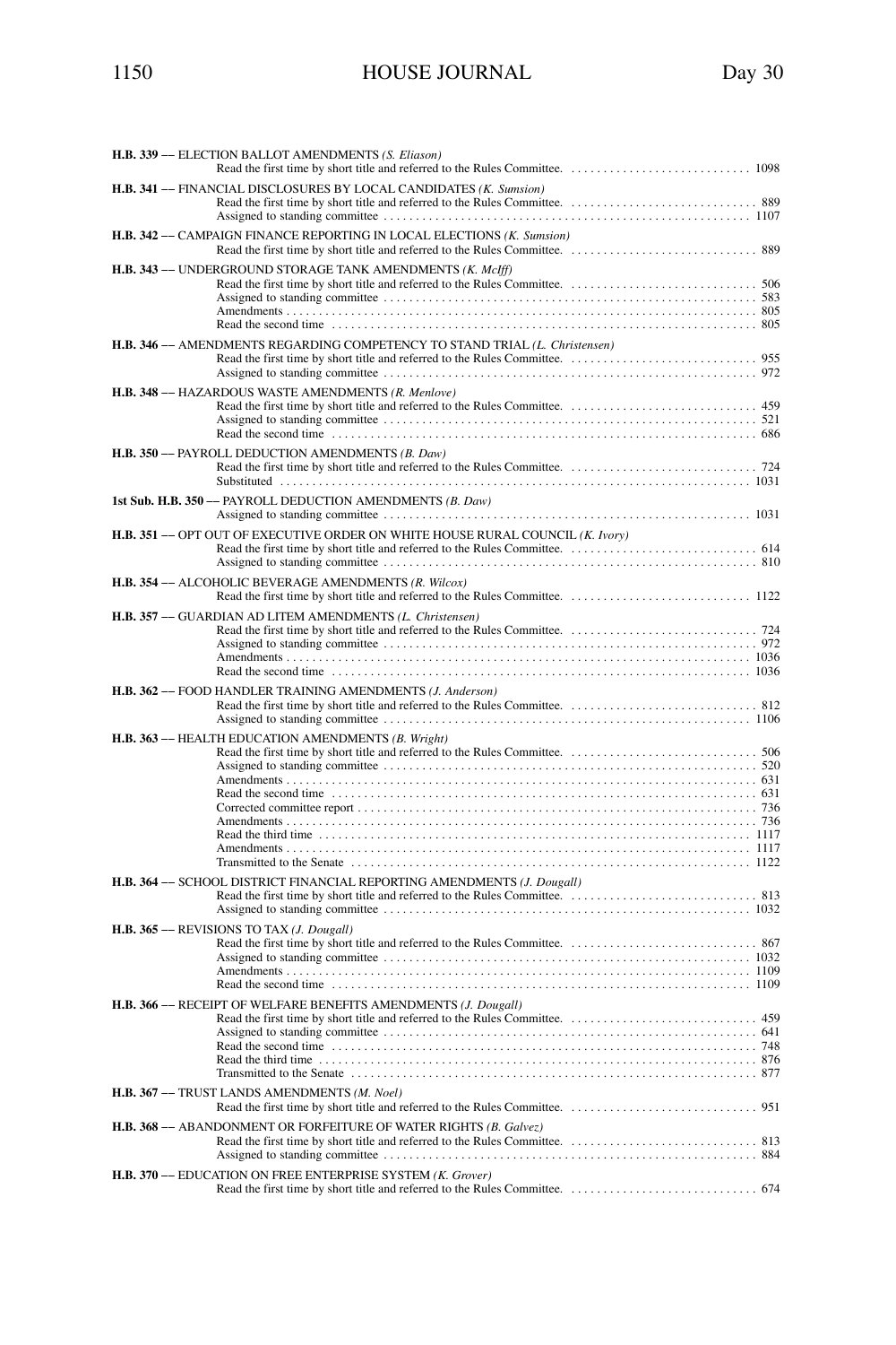**H.B. 339** –– ELECTION BALLOT AMENDMENTS *(S. Eliason)*
Read the first time by short title and referred to the Rules Committee. . . . . . . . . . . . . . . . . . . . . . . . . . . . 1098

**H.B. 341** –– FINANCIAL DISCLOSURES BY LOCAL CANDIDATES *(K. Sumsion)*
Read the first time by short title and referred to the Rules Committee. . . . . . . . . . . . . . . . . . . . . . . . . . . . 889
Assigned to standing committee . . . . . . . . . . . . . . . . . . . . . . . . . . . . . . . . . . . . . . . . . . . . . . . . . . . . . . . 1107

**H.B. 342** –– CAMPAIGN FINANCE REPORTING IN LOCAL ELECTIONS *(K. Sumsion)*
Read the first time by short title and referred to the Rules Committee. . . . . . . . . . . . . . . . . . . . . . . . . . . . 889

**H.B. 343** –– UNDERGROUND STORAGE TANK AMENDMENTS *(K. McIff)*
Read the first time by short title and referred to the Rules Committee. . . . . . . . . . . . . . . . . . . . . . . . . . . . 506
Assigned to standing committee . . . . . . . . . . . . . . . . . . . . . . . . . . . . . . . . . . . . . . . . . . . . . . . . . . . . . . . 583
Amendments . . . . . . . . . . . . . . . . . . . . . . . . . . . . . . . . . . . . . . . . . . . . . . . . . . . . . . . . . . . . . . . . . . . . . 805
Read the second time . . . . . . . . . . . . . . . . . . . . . . . . . . . . . . . . . . . . . . . . . . . . . . . . . . . . . . . . . . . . . . . 805

**H.B. 346** –– AMENDMENTS REGARDING COMPETENCY TO STAND TRIAL *(L. Christensen)*
Read the first time by short title and referred to the Rules Committee. . . . . . . . . . . . . . . . . . . . . . . . . . . . 955
Assigned to standing committee . . . . . . . . . . . . . . . . . . . . . . . . . . . . . . . . . . . . . . . . . . . . . . . . . . . . . . . 972

**H.B. 348** –– HAZARDOUS WASTE AMENDMENTS *(R. Menlove)*
Read the first time by short title and referred to the Rules Committee. . . . . . . . . . . . . . . . . . . . . . . . . . . . 459
Assigned to standing committee . . . . . . . . . . . . . . . . . . . . . . . . . . . . . . . . . . . . . . . . . . . . . . . . . . . . . . . 521
Read the second time . . . . . . . . . . . . . . . . . . . . . . . . . . . . . . . . . . . . . . . . . . . . . . . . . . . . . . . . . . . . . . . 686

**H.B. 350** –– PAYROLL DEDUCTION AMENDMENTS *(B. Daw)*
Read the first time by short title and referred to the Rules Committee. . . . . . . . . . . . . . . . . . . . . . . . . . . . 724
Substituted . . . . . . . . . . . . . . . . . . . . . . . . . . . . . . . . . . . . . . . . . . . . . . . . . . . . . . . . . . . . . . . . . . . . . . . 1031

**1st Sub. H.B. 350** –– PAYROLL DEDUCTION AMENDMENTS *(B. Daw)*
Assigned to standing committee . . . . . . . . . . . . . . . . . . . . . . . . . . . . . . . . . . . . . . . . . . . . . . . . . . . . . . . 1031

**H.B. 351** –– OPT OUT OF EXECUTIVE ORDER ON WHITE HOUSE RURAL COUNCIL *(K. Ivory)*
Read the first time by short title and referred to the Rules Committee. . . . . . . . . . . . . . . . . . . . . . . . . . . . 614
Assigned to standing committee . . . . . . . . . . . . . . . . . . . . . . . . . . . . . . . . . . . . . . . . . . . . . . . . . . . . . . . 810

**H.B. 354** –– ALCOHOLIC BEVERAGE AMENDMENTS *(R. Wilcox)*
Read the first time by short title and referred to the Rules Committee. . . . . . . . . . . . . . . . . . . . . . . . . . . . 1122

**H.B. 357** –– GUARDIAN AD LITEM AMENDMENTS *(L. Christensen)*
Read the first time by short title and referred to the Rules Committee. . . . . . . . . . . . . . . . . . . . . . . . . . . . 724
Assigned to standing committee . . . . . . . . . . . . . . . . . . . . . . . . . . . . . . . . . . . . . . . . . . . . . . . . . . . . . . . 972
Amendments . . . . . . . . . . . . . . . . . . . . . . . . . . . . . . . . . . . . . . . . . . . . . . . . . . . . . . . . . . . . . . . . . . . . . 1036
Read the second time . . . . . . . . . . . . . . . . . . . . . . . . . . . . . . . . . . . . . . . . . . . . . . . . . . . . . . . . . . . . . . . 1036

**H.B. 362** –– FOOD HANDLER TRAINING AMENDMENTS *(J. Anderson)*
Read the first time by short title and referred to the Rules Committee. . . . . . . . . . . . . . . . . . . . . . . . . . . . 812
Assigned to standing committee . . . . . . . . . . . . . . . . . . . . . . . . . . . . . . . . . . . . . . . . . . . . . . . . . . . . . . . 1106

**H.B. 363** –– HEALTH EDUCATION AMENDMENTS *(B. Wright)*
Read the first time by short title and referred to the Rules Committee. . . . . . . . . . . . . . . . . . . . . . . . . . . . 506
Assigned to standing committee . . . . . . . . . . . . . . . . . . . . . . . . . . . . . . . . . . . . . . . . . . . . . . . . . . . . . . . 520
Amendments . . . . . . . . . . . . . . . . . . . . . . . . . . . . . . . . . . . . . . . . . . . . . . . . . . . . . . . . . . . . . . . . . . . . . 631
Read the second time . . . . . . . . . . . . . . . . . . . . . . . . . . . . . . . . . . . . . . . . . . . . . . . . . . . . . . . . . . . . . . . 631
Corrected committee report . . . . . . . . . . . . . . . . . . . . . . . . . . . . . . . . . . . . . . . . . . . . . . . . . . . . . . . . . . 736
Amendments . . . . . . . . . . . . . . . . . . . . . . . . . . . . . . . . . . . . . . . . . . . . . . . . . . . . . . . . . . . . . . . . . . . . . 736
Read the third time . . . . . . . . . . . . . . . . . . . . . . . . . . . . . . . . . . . . . . . . . . . . . . . . . . . . . . . . . . . . . . . . . 1117
Amendments . . . . . . . . . . . . . . . . . . . . . . . . . . . . . . . . . . . . . . . . . . . . . . . . . . . . . . . . . . . . . . . . . . . . . 1117
Transmitted to the Senate . . . . . . . . . . . . . . . . . . . . . . . . . . . . . . . . . . . . . . . . . . . . . . . . . . . . . . . . . . . 1122

**H.B. 364** –– SCHOOL DISTRICT FINANCIAL REPORTING AMENDMENTS *(J. Dougall)*
Read the first time by short title and referred to the Rules Committee. . . . . . . . . . . . . . . . . . . . . . . . . . . . 813
Assigned to standing committee . . . . . . . . . . . . . . . . . . . . . . . . . . . . . . . . . . . . . . . . . . . . . . . . . . . . . . . 1032

**H.B. 365** –– REVISIONS TO TAX *(J. Dougall)*
Read the first time by short title and referred to the Rules Committee. . . . . . . . . . . . . . . . . . . . . . . . . . . . 867
Assigned to standing committee . . . . . . . . . . . . . . . . . . . . . . . . . . . . . . . . . . . . . . . . . . . . . . . . . . . . . . . 1032
Amendments . . . . . . . . . . . . . . . . . . . . . . . . . . . . . . . . . . . . . . . . . . . . . . . . . . . . . . . . . . . . . . . . . . . . . 1109
Read the second time . . . . . . . . . . . . . . . . . . . . . . . . . . . . . . . . . . . . . . . . . . . . . . . . . . . . . . . . . . . . . . . 1109

**H.B. 366** –– RECEIPT OF WELFARE BENEFITS AMENDMENTS *(J. Dougall)*
Read the first time by short title and referred to the Rules Committee. . . . . . . . . . . . . . . . . . . . . . . . . . . . 459
Assigned to standing committee . . . . . . . . . . . . . . . . . . . . . . . . . . . . . . . . . . . . . . . . . . . . . . . . . . . . . . . 641
Read the second time . . . . . . . . . . . . . . . . . . . . . . . . . . . . . . . . . . . . . . . . . . . . . . . . . . . . . . . . . . . . . . . 748
Read the third time . . . . . . . . . . . . . . . . . . . . . . . . . . . . . . . . . . . . . . . . . . . . . . . . . . . . . . . . . . . . . . . . . 876
Transmitted to the Senate . . . . . . . . . . . . . . . . . . . . . . . . . . . . . . . . . . . . . . . . . . . . . . . . . . . . . . . . . . . 877

**H.B. 367** –– TRUST LANDS AMENDMENTS *(M. Noel)*
Read the first time by short title and referred to the Rules Committee. . . . . . . . . . . . . . . . . . . . . . . . . . . . 951

**H.B. 368** –– ABANDONMENT OR FORFEITURE OF WATER RIGHTS *(B. Galvez)*
Read the first time by short title and referred to the Rules Committee. . . . . . . . . . . . . . . . . . . . . . . . . . . . 813
Assigned to standing committee . . . . . . . . . . . . . . . . . . . . . . . . . . . . . . . . . . . . . . . . . . . . . . . . . . . . . . . 884

**H.B. 370** –– EDUCATION ON FREE ENTERPRISE SYSTEM *(K. Grover)*
Read the first time by short title and referred to the Rules Committee. . . . . . . . . . . . . . . . . . . . . . . . . . . . 674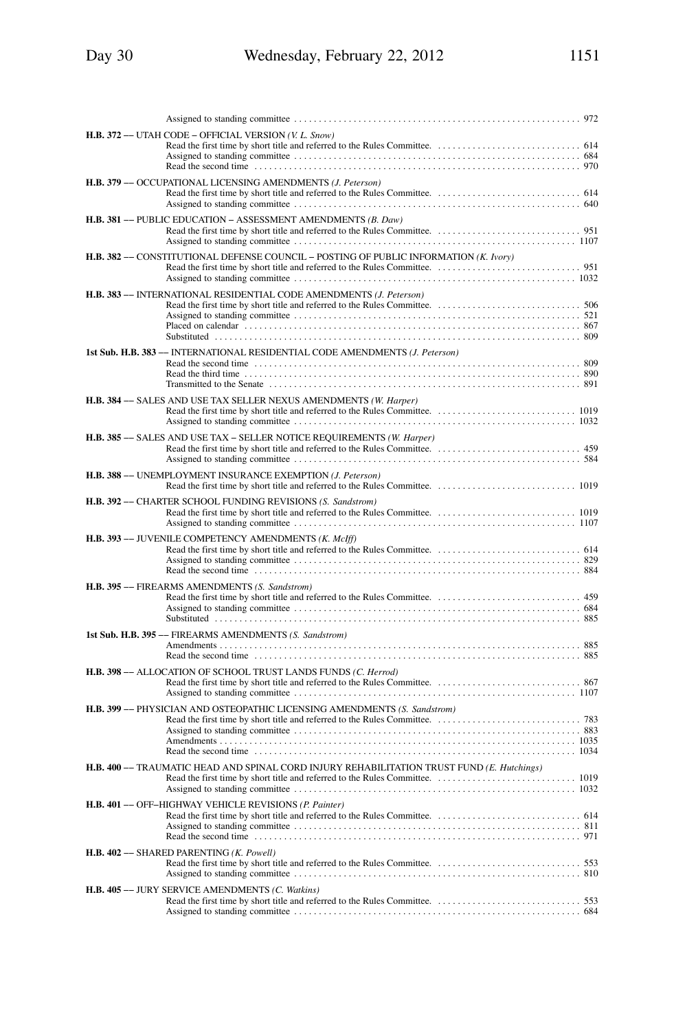Assigned to standing committee . . . . . . . . . . . . . . . . . . . . . . . . . . . . . . . . . . . . . . . . . . . . . . . . . . . . . . . . 972

**H.B. 372** –– UTAH CODE – OFFICIAL VERSION *(V. L. Snow)*
Read the first time by short title and referred to the Rules Committee. . . . . . . . . . . . . . . . . . . . . . . . . . . . . 614
Assigned to standing committee . . . . . . . . . . . . . . . . . . . . . . . . . . . . . . . . . . . . . . . . . . . . . . . . . . . . . . . . 684
Read the second time . . . . . . . . . . . . . . . . . . . . . . . . . . . . . . . . . . . . . . . . . . . . . . . . . . . . . . . . . . . . . . . 970

**H.B. 379** –– OCCUPATIONAL LICENSING AMENDMENTS *(J. Peterson)*
Read the first time by short title and referred to the Rules Committee. . . . . . . . . . . . . . . . . . . . . . . . . . . . . 614
Assigned to standing committee . . . . . . . . . . . . . . . . . . . . . . . . . . . . . . . . . . . . . . . . . . . . . . . . . . . . . . . . 640

**H.B. 381** –– PUBLIC EDUCATION – ASSESSMENT AMENDMENTS *(B. Daw)*
Read the first time by short title and referred to the Rules Committee. . . . . . . . . . . . . . . . . . . . . . . . . . . . . 951
Assigned to standing committee . . . . . . . . . . . . . . . . . . . . . . . . . . . . . . . . . . . . . . . . . . . . . . . . . . . . . . . . 1107

**H.B. 382** –– CONSTITUTIONAL DEFENSE COUNCIL – POSTING OF PUBLIC INFORMATION *(K. Ivory)*
Read the first time by short title and referred to the Rules Committee. . . . . . . . . . . . . . . . . . . . . . . . . . . . . 951
Assigned to standing committee . . . . . . . . . . . . . . . . . . . . . . . . . . . . . . . . . . . . . . . . . . . . . . . . . . . . . . . . 1032

**H.B. 383** –– INTERNATIONAL RESIDENTIAL CODE AMENDMENTS *(J. Peterson)*
Read the first time by short title and referred to the Rules Committee. . . . . . . . . . . . . . . . . . . . . . . . . . . . . 506
Assigned to standing committee . . . . . . . . . . . . . . . . . . . . . . . . . . . . . . . . . . . . . . . . . . . . . . . . . . . . . . . . 521
Placed on calendar . . . . . . . . . . . . . . . . . . . . . . . . . . . . . . . . . . . . . . . . . . . . . . . . . . . . . . . . . . . . . . . . . 867
Substituted . . . . . . . . . . . . . . . . . . . . . . . . . . . . . . . . . . . . . . . . . . . . . . . . . . . . . . . . . . . . . . . . . . . . . . 809

**1st Sub. H.B. 383** — INTERNATIONAL RESIDENTIAL CODE AMENDMENTS *(J. Peterson)*
Read the second time . . . . . . . . . . . . . . . . . . . . . . . . . . . . . . . . . . . . . . . . . . . . . . . . . . . . . . . . . . . . . . . 809
Read the third time . . . . . . . . . . . . . . . . . . . . . . . . . . . . . . . . . . . . . . . . . . . . . . . . . . . . . . . . . . . . . . . . . 890
Transmitted to the Senate . . . . . . . . . . . . . . . . . . . . . . . . . . . . . . . . . . . . . . . . . . . . . . . . . . . . . . . . . . . . 891

**H.B. 384** –– SALES AND USE TAX SELLER NEXUS AMENDMENTS *(W. Harper)*
Read the first time by short title and referred to the Rules Committee. . . . . . . . . . . . . . . . . . . . . . . . . . . . . 1019
Assigned to standing committee . . . . . . . . . . . . . . . . . . . . . . . . . . . . . . . . . . . . . . . . . . . . . . . . . . . . . . . . 1032

**H.B. 385** –– SALES AND USE TAX – SELLER NOTICE REQUIREMENTS *(W. Harper)*
Read the first time by short title and referred to the Rules Committee. . . . . . . . . . . . . . . . . . . . . . . . . . . . . 459
Assigned to standing committee . . . . . . . . . . . . . . . . . . . . . . . . . . . . . . . . . . . . . . . . . . . . . . . . . . . . . . . . 584

**H.B. 388** –– UNEMPLOYMENT INSURANCE EXEMPTION *(J. Peterson)*
Read the first time by short title and referred to the Rules Committee. . . . . . . . . . . . . . . . . . . . . . . . . . . . . 1019

**H.B. 392** –– CHARTER SCHOOL FUNDING REVISIONS *(S. Sandstrom)*
Read the first time by short title and referred to the Rules Committee. . . . . . . . . . . . . . . . . . . . . . . . . . . . . 1019
Assigned to standing committee . . . . . . . . . . . . . . . . . . . . . . . . . . . . . . . . . . . . . . . . . . . . . . . . . . . . . . . . 1107

**H.B. 393** –– JUVENILE COMPETENCY AMENDMENTS *(K. McIff)*
Read the first time by short title and referred to the Rules Committee. . . . . . . . . . . . . . . . . . . . . . . . . . . . . 614
Assigned to standing committee . . . . . . . . . . . . . . . . . . . . . . . . . . . . . . . . . . . . . . . . . . . . . . . . . . . . . . . . 829
Read the second time . . . . . . . . . . . . . . . . . . . . . . . . . . . . . . . . . . . . . . . . . . . . . . . . . . . . . . . . . . . . . . . 884

**H.B. 395** –– FIREARMS AMENDMENTS *(S. Sandstrom)*
Read the first time by short title and referred to the Rules Committee. . . . . . . . . . . . . . . . . . . . . . . . . . . . . 459
Assigned to standing committee . . . . . . . . . . . . . . . . . . . . . . . . . . . . . . . . . . . . . . . . . . . . . . . . . . . . . . . . 684
Substituted . . . . . . . . . . . . . . . . . . . . . . . . . . . . . . . . . . . . . . . . . . . . . . . . . . . . . . . . . . . . . . . . . . . . . . 885

**1st Sub. H.B. 395** –– FIREARMS AMENDMENTS *(S. Sandstrom)*
Amendments . . . . . . . . . . . . . . . . . . . . . . . . . . . . . . . . . . . . . . . . . . . . . . . . . . . . . . . . . . . . . . . . . . . . . 885
Read the second time . . . . . . . . . . . . . . . . . . . . . . . . . . . . . . . . . . . . . . . . . . . . . . . . . . . . . . . . . . . . . . . 885

**H.B. 398** –– ALLOCATION OF SCHOOL TRUST LANDS FUNDS *(C. Herrod)*
Read the first time by short title and referred to the Rules Committee. . . . . . . . . . . . . . . . . . . . . . . . . . . . . 867
Assigned to standing committee . . . . . . . . . . . . . . . . . . . . . . . . . . . . . . . . . . . . . . . . . . . . . . . . . . . . . . . . 1107

**H.B. 399** –– PHYSICIAN AND OSTEOPATHIC LICENSING AMENDMENTS *(S. Sandstrom)*
Read the first time by short title and referred to the Rules Committee. . . . . . . . . . . . . . . . . . . . . . . . . . . . . 783
Assigned to standing committee . . . . . . . . . . . . . . . . . . . . . . . . . . . . . . . . . . . . . . . . . . . . . . . . . . . . . . . . 883
Amendments . . . . . . . . . . . . . . . . . . . . . . . . . . . . . . . . . . . . . . . . . . . . . . . . . . . . . . . . . . . . . . . . . . . . . 1035
Read the second time . . . . . . . . . . . . . . . . . . . . . . . . . . . . . . . . . . . . . . . . . . . . . . . . . . . . . . . . . . . . . . . 1034

**H.B. 400** –– TRAUMATIC HEAD AND SPINAL CORD INJURY REHABILITATION TRUST FUND *(E. Hutchings)*
Read the first time by short title and referred to the Rules Committee. . . . . . . . . . . . . . . . . . . . . . . . . . . . . 1019
Assigned to standing committee . . . . . . . . . . . . . . . . . . . . . . . . . . . . . . . . . . . . . . . . . . . . . . . . . . . . . . . . 1032

**H.B. 401** –– OFF–HIGHWAY VEHICLE REVISIONS *(P. Painter)*
Read the first time by short title and referred to the Rules Committee. . . . . . . . . . . . . . . . . . . . . . . . . . . . . 614
Assigned to standing committee . . . . . . . . . . . . . . . . . . . . . . . . . . . . . . . . . . . . . . . . . . . . . . . . . . . . . . . . 811
Read the second time . . . . . . . . . . . . . . . . . . . . . . . . . . . . . . . . . . . . . . . . . . . . . . . . . . . . . . . . . . . . . . . 971

**H.B. 402** –– SHARED PARENTING *(K. Powell)*
Read the first time by short title and referred to the Rules Committee. . . . . . . . . . . . . . . . . . . . . . . . . . . . . 553
Assigned to standing committee . . . . . . . . . . . . . . . . . . . . . . . . . . . . . . . . . . . . . . . . . . . . . . . . . . . . . . . . 810

**H.B. 405** –– JURY SERVICE AMENDMENTS *(C. Watkins)*
Read the first time by short title and referred to the Rules Committee. . . . . . . . . . . . . . . . . . . . . . . . . . . . . 553
Assigned to standing committee . . . . . . . . . . . . . . . . . . . . . . . . . . . . . . . . . . . . . . . . . . . . . . . . . . . . . . . . 684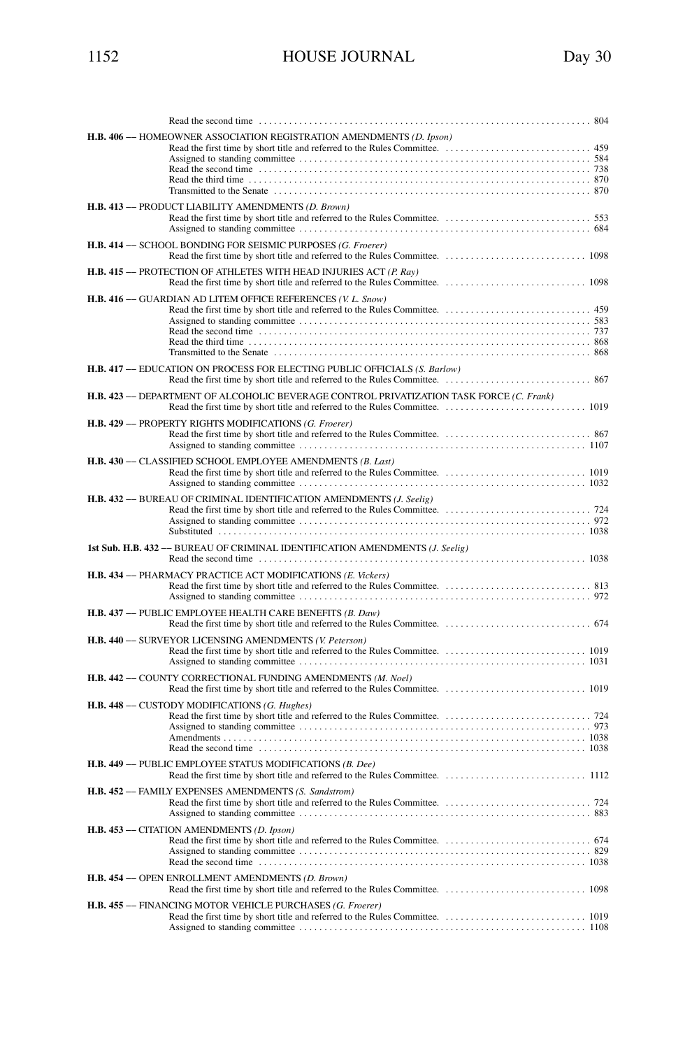Read the second time ..... 804

**H.B. 406** –– HOMEOWNER ASSOCIATION REGISTRATION AMENDMENTS *(D. Ipson)*
Read the first time by short title and referred to the Rules Committee. ..... 459
Assigned to standing committee ..... 584
Read the second time ..... 738
Read the third time ..... 870
Transmitted to the Senate ..... 870

**H.B. 413** –– PRODUCT LIABILITY AMENDMENTS *(D. Brown)*
Read the first time by short title and referred to the Rules Committee. ..... 553
Assigned to standing committee ..... 684

**H.B. 414** –– SCHOOL BONDING FOR SEISMIC PURPOSES *(G. Froerer)*
Read the first time by short title and referred to the Rules Committee. ..... 1098

**H.B. 415** –– PROTECTION OF ATHLETES WITH HEAD INJURIES ACT *(P. Ray)*
Read the first time by short title and referred to the Rules Committee. ..... 1098

**H.B. 416** –– GUARDIAN AD LITEM OFFICE REFERENCES *(V. L. Snow)*
Read the first time by short title and referred to the Rules Committee. ..... 459
Assigned to standing committee ..... 583
Read the second time ..... 737
Read the third time ..... 868
Transmitted to the Senate ..... 868

**H.B. 417** –– EDUCATION ON PROCESS FOR ELECTING PUBLIC OFFICIALS *(S. Barlow)*
Read the first time by short title and referred to the Rules Committee. ..... 867

**H.B. 423** –– DEPARTMENT OF ALCOHOLIC BEVERAGE CONTROL PRIVATIZATION TASK FORCE *(C. Frank)*
Read the first time by short title and referred to the Rules Committee. ..... 1019

**H.B. 429** –– PROPERTY RIGHTS MODIFICATIONS *(G. Froerer)*
Read the first time by short title and referred to the Rules Committee. ..... 867
Assigned to standing committee ..... 1107

**H.B. 430** –– CLASSIFIED SCHOOL EMPLOYEE AMENDMENTS *(B. Last)*
Read the first time by short title and referred to the Rules Committee. ..... 1019
Assigned to standing committee ..... 1032

**H.B. 432** –– BUREAU OF CRIMINAL IDENTIFICATION AMENDMENTS *(J. Seelig)*
Read the first time by short title and referred to the Rules Committee. ..... 724
Assigned to standing committee ..... 972
Substituted ..... 1038

**1st Sub. H.B. 432** — BUREAU OF CRIMINAL IDENTIFICATION AMENDMENTS *(J. Seelig)*
Read the second time ..... 1038

**H.B. 434** –– PHARMACY PRACTICE ACT MODIFICATIONS *(E. Vickers)*
Read the first time by short title and referred to the Rules Committee. ..... 813
Assigned to standing committee ..... 972

**H.B. 437** –– PUBLIC EMPLOYEE HEALTH CARE BENEFITS *(B. Daw)*
Read the first time by short title and referred to the Rules Committee. ..... 674

**H.B. 440** –– SURVEYOR LICENSING AMENDMENTS *(V. Peterson)*
Read the first time by short title and referred to the Rules Committee. ..... 1019
Assigned to standing committee ..... 1031

**H.B. 442** –– COUNTY CORRECTIONAL FUNDING AMENDMENTS *(M. Noel)*
Read the first time by short title and referred to the Rules Committee. ..... 1019

**H.B. 448** –– CUSTODY MODIFICATIONS *(G. Hughes)*
Read the first time by short title and referred to the Rules Committee. ..... 724
Assigned to standing committee ..... 973
Amendments ..... 1038
Read the second time ..... 1038

**H.B. 449** –– PUBLIC EMPLOYEE STATUS MODIFICATIONS *(B. Dee)*
Read the first time by short title and referred to the Rules Committee. ..... 1112

**H.B. 452** –– FAMILY EXPENSES AMENDMENTS *(S. Sandstrom)*
Read the first time by short title and referred to the Rules Committee. ..... 724
Assigned to standing committee ..... 883

**H.B. 453** –– CITATION AMENDMENTS *(D. Ipson)*
Read the first time by short title and referred to the Rules Committee. ..... 674
Assigned to standing committee ..... 829
Read the second time ..... 1038

**H.B. 454** –– OPEN ENROLLMENT AMENDMENTS *(D. Brown)*
Read the first time by short title and referred to the Rules Committee. ..... 1098

**H.B. 455** –– FINANCING MOTOR VEHICLE PURCHASES *(G. Froerer)*
Read the first time by short title and referred to the Rules Committee. ..... 1019
Assigned to standing committee ..... 1108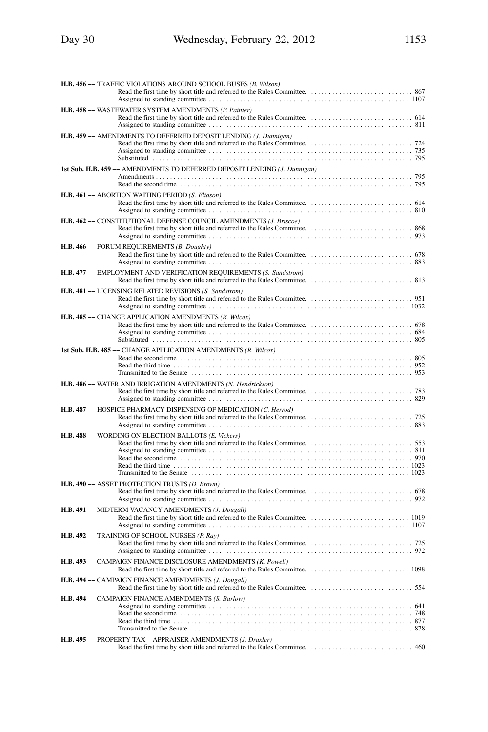**H.B. 456 –– TRAFFIC VIOLATIONS AROUND SCHOOL BUSES** *(B. Wilson)*
Read the first time by short title and referred to the Rules Committee. . . . . . . . . . . . . . . . . . . . . . . . . . . . . . 867
Assigned to standing committee . . . . . . . . . . . . . . . . . . . . . . . . . . . . . . . . . . . . . . . . . . . . . . . . . . . . . . . . 1107

**H.B. 458 –– WASTEWATER SYSTEM AMENDMENTS** *(P. Painter)*
Read the first time by short title and referred to the Rules Committee. . . . . . . . . . . . . . . . . . . . . . . . . . . . . . 614
Assigned to standing committee . . . . . . . . . . . . . . . . . . . . . . . . . . . . . . . . . . . . . . . . . . . . . . . . . . . . . . . . 811

**H.B. 459 –– AMENDMENTS TO DEFERRED DEPOSIT LENDING** *(J. Dunnigan)*
Read the first time by short title and referred to the Rules Committee. . . . . . . . . . . . . . . . . . . . . . . . . . . . . . 724
Assigned to standing committee . . . . . . . . . . . . . . . . . . . . . . . . . . . . . . . . . . . . . . . . . . . . . . . . . . . . . . . . 735
Substituted . . . . . . . . . . . . . . . . . . . . . . . . . . . . . . . . . . . . . . . . . . . . . . . . . . . . . . . . . . . . . . . . . . . . . . . 795

**1st Sub. H.B. 459 –– AMENDMENTS TO DEFERRED DEPOSIT LENDING** *(J. Dunnigan)*
Amendments . . . . . . . . . . . . . . . . . . . . . . . . . . . . . . . . . . . . . . . . . . . . . . . . . . . . . . . . . . . . . . . . . . . . . 795
Read the second time . . . . . . . . . . . . . . . . . . . . . . . . . . . . . . . . . . . . . . . . . . . . . . . . . . . . . . . . . . . . . . . 795

**H.B. 461 –– ABORTION WAITING PERIOD** *(S. Eliason)*
Read the first time by short title and referred to the Rules Committee. . . . . . . . . . . . . . . . . . . . . . . . . . . . . . 614
Assigned to standing committee . . . . . . . . . . . . . . . . . . . . . . . . . . . . . . . . . . . . . . . . . . . . . . . . . . . . . . . . 810

**H.B. 462 –– CONSTITUTIONAL DEFENSE COUNCIL AMENDMENTS** *(J. Briscoe)*
Read the first time by short title and referred to the Rules Committee. . . . . . . . . . . . . . . . . . . . . . . . . . . . . . 868
Assigned to standing committee . . . . . . . . . . . . . . . . . . . . . . . . . . . . . . . . . . . . . . . . . . . . . . . . . . . . . . . . 973

**H.B. 466 –– FORUM REQUIREMENTS** *(B. Doughty)*
Read the first time by short title and referred to the Rules Committee. . . . . . . . . . . . . . . . . . . . . . . . . . . . . . 678
Assigned to standing committee . . . . . . . . . . . . . . . . . . . . . . . . . . . . . . . . . . . . . . . . . . . . . . . . . . . . . . . . 883

**H.B. 477 –– EMPLOYMENT AND VERIFICATION REQUIREMENTS** *(S. Sandstrom)*
Read the first time by short title and referred to the Rules Committee. . . . . . . . . . . . . . . . . . . . . . . . . . . . . . 813

**H.B. 481 –– LICENSING RELATED REVISIONS** *(S. Sandstrom)*
Read the first time by short title and referred to the Rules Committee. . . . . . . . . . . . . . . . . . . . . . . . . . . . . . 951
Assigned to standing committee . . . . . . . . . . . . . . . . . . . . . . . . . . . . . . . . . . . . . . . . . . . . . . . . . . . . . . . . 1032

**H.B. 485 –– CHANGE APPLICATION AMENDMENTS** *(R. Wilcox)*
Read the first time by short title and referred to the Rules Committee. . . . . . . . . . . . . . . . . . . . . . . . . . . . . . 678
Assigned to standing committee . . . . . . . . . . . . . . . . . . . . . . . . . . . . . . . . . . . . . . . . . . . . . . . . . . . . . . . . 684
Substituted . . . . . . . . . . . . . . . . . . . . . . . . . . . . . . . . . . . . . . . . . . . . . . . . . . . . . . . . . . . . . . . . . . . . . . . 805

**1st Sub. H.B. 485 –– CHANGE APPLICATION AMENDMENTS** *(R. Wilcox)*
Read the second time . . . . . . . . . . . . . . . . . . . . . . . . . . . . . . . . . . . . . . . . . . . . . . . . . . . . . . . . . . . . . . . 805
Read the third time . . . . . . . . . . . . . . . . . . . . . . . . . . . . . . . . . . . . . . . . . . . . . . . . . . . . . . . . . . . . . . . . . 952
Transmitted to the Senate . . . . . . . . . . . . . . . . . . . . . . . . . . . . . . . . . . . . . . . . . . . . . . . . . . . . . . . . . . . . 953

**H.B. 486 –– WATER AND IRRIGATION AMENDMENTS** *(N. Hendrickson)*
Read the first time by short title and referred to the Rules Committee. . . . . . . . . . . . . . . . . . . . . . . . . . . . . . 783
Assigned to standing committee . . . . . . . . . . . . . . . . . . . . . . . . . . . . . . . . . . . . . . . . . . . . . . . . . . . . . . . . 829

**H.B. 487 –– HOSPICE PHARMACY DISPENSING OF MEDICATION** *(C. Herrod)*
Read the first time by short title and referred to the Rules Committee. . . . . . . . . . . . . . . . . . . . . . . . . . . . . . 725
Assigned to standing committee . . . . . . . . . . . . . . . . . . . . . . . . . . . . . . . . . . . . . . . . . . . . . . . . . . . . . . . . 883

**H.B. 488 –– WORDING ON ELECTION BALLOTS** *(E. Vickers)*
Read the first time by short title and referred to the Rules Committee. . . . . . . . . . . . . . . . . . . . . . . . . . . . . . 553
Assigned to standing committee . . . . . . . . . . . . . . . . . . . . . . . . . . . . . . . . . . . . . . . . . . . . . . . . . . . . . . . . 811
Read the second time . . . . . . . . . . . . . . . . . . . . . . . . . . . . . . . . . . . . . . . . . . . . . . . . . . . . . . . . . . . . . . . 970
Read the third time . . . . . . . . . . . . . . . . . . . . . . . . . . . . . . . . . . . . . . . . . . . . . . . . . . . . . . . . . . . . . . . . . 1023
Transmitted to the Senate . . . . . . . . . . . . . . . . . . . . . . . . . . . . . . . . . . . . . . . . . . . . . . . . . . . . . . . . . . . . 1023

**H.B. 490 –– ASSET PROTECTION TRUSTS** *(D. Brown)*
Read the first time by short title and referred to the Rules Committee. . . . . . . . . . . . . . . . . . . . . . . . . . . . . . 678
Assigned to standing committee . . . . . . . . . . . . . . . . . . . . . . . . . . . . . . . . . . . . . . . . . . . . . . . . . . . . . . . . 972

**H.B. 491 –– MIDTERM VACANCY AMENDMENTS** *(J. Dougall)*
Read the first time by short title and referred to the Rules Committee. . . . . . . . . . . . . . . . . . . . . . . . . . . . . . 1019
Assigned to standing committee . . . . . . . . . . . . . . . . . . . . . . . . . . . . . . . . . . . . . . . . . . . . . . . . . . . . . . . . 1107

**H.B. 492 –– TRAINING OF SCHOOL NURSES** *(P. Ray)*
Read the first time by short title and referred to the Rules Committee. . . . . . . . . . . . . . . . . . . . . . . . . . . . . . 725
Assigned to standing committee . . . . . . . . . . . . . . . . . . . . . . . . . . . . . . . . . . . . . . . . . . . . . . . . . . . . . . . . 972

**H.B. 493 –– CAMPAIGN FINANCE DISCLOSURE AMENDMENTS** *(K. Powell)*
Read the first time by short title and referred to the Rules Committee. . . . . . . . . . . . . . . . . . . . . . . . . . . . . . 1098

**H.B. 494 –– CAMPAIGN FINANCE AMENDMENTS** *(J. Dougall)*
Read the first time by short title and referred to the Rules Committee. . . . . . . . . . . . . . . . . . . . . . . . . . . . . . 554

**H.B. 494 –– CAMPAIGN FINANCE AMENDMENTS** *(S. Barlow)*
Assigned to standing committee . . . . . . . . . . . . . . . . . . . . . . . . . . . . . . . . . . . . . . . . . . . . . . . . . . . . . . . . 641
Read the second time . . . . . . . . . . . . . . . . . . . . . . . . . . . . . . . . . . . . . . . . . . . . . . . . . . . . . . . . . . . . . . . 748
Read the third time . . . . . . . . . . . . . . . . . . . . . . . . . . . . . . . . . . . . . . . . . . . . . . . . . . . . . . . . . . . . . . . . . 877
Transmitted to the Senate . . . . . . . . . . . . . . . . . . . . . . . . . . . . . . . . . . . . . . . . . . . . . . . . . . . . . . . . . . . . 878

**H.B. 495 –– PROPERTY TAX – APPRAISER AMENDMENTS** *(J. Draxler)*
Read the first time by short title and referred to the Rules Committee. . . . . . . . . . . . . . . . . . . . . . . . . . . . . . 460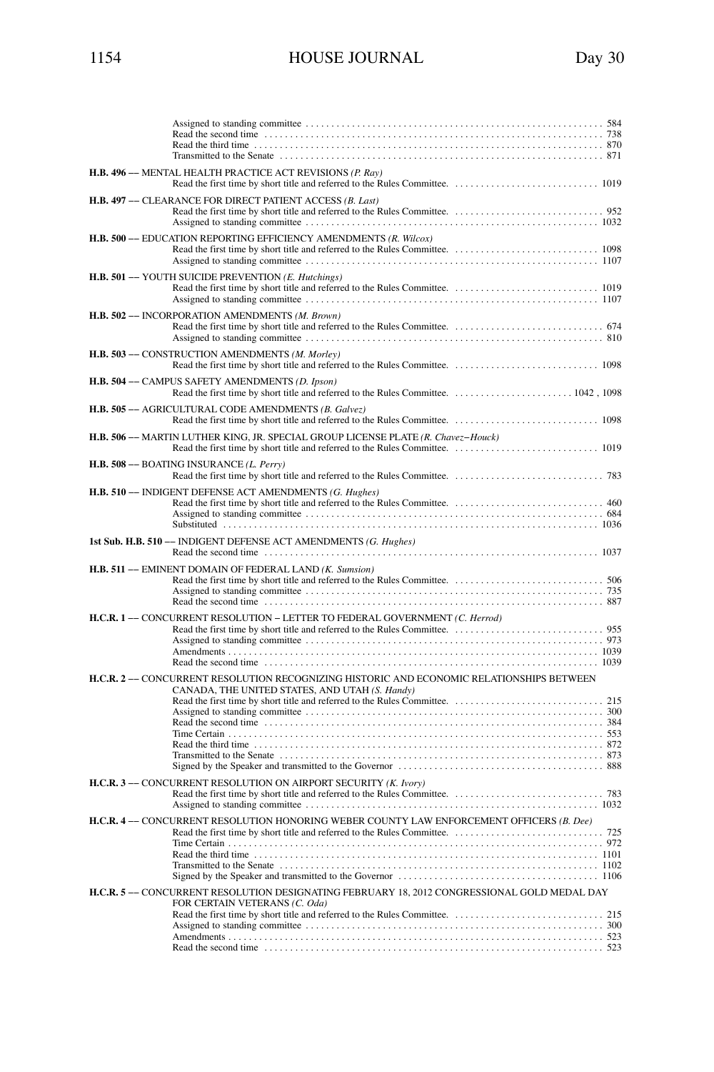Assigned to standing committee . . . . . . . . . . . . . . . . . . . . . . . . . . . . . . . . . . . . . . . . . . . . . . . . . . . . . . . . . 584
Read the second time . . . . . . . . . . . . . . . . . . . . . . . . . . . . . . . . . . . . . . . . . . . . . . . . . . . . . . . . . . . . . . . . . 738
Read the third time . . . . . . . . . . . . . . . . . . . . . . . . . . . . . . . . . . . . . . . . . . . . . . . . . . . . . . . . . . . . . . . . . . 870
Transmitted to the Senate . . . . . . . . . . . . . . . . . . . . . . . . . . . . . . . . . . . . . . . . . . . . . . . . . . . . . . . . . . . . . . 871

**H.B. 496 –– MENTAL HEALTH PRACTICE ACT REVISIONS** *(P. Ray)*
Read the first time by short title and referred to the Rules Committee. . . . . . . . . . . . . . . . . . . . . . . . . . . . 1019

**H.B. 497 –– CLEARANCE FOR DIRECT PATIENT ACCESS** *(B. Last)*
Read the first time by short title and referred to the Rules Committee. . . . . . . . . . . . . . . . . . . . . . . . . . . . . 952
Assigned to standing committee . . . . . . . . . . . . . . . . . . . . . . . . . . . . . . . . . . . . . . . . . . . . . . . . . . . . . . . . 1032

**H.B. 500 –– EDUCATION REPORTING EFFICIENCY AMENDMENTS** *(R. Wilcox)*
Read the first time by short title and referred to the Rules Committee. . . . . . . . . . . . . . . . . . . . . . . . . . . . 1098
Assigned to standing committee . . . . . . . . . . . . . . . . . . . . . . . . . . . . . . . . . . . . . . . . . . . . . . . . . . . . . . . . 1107

**H.B. 501 –– YOUTH SUICIDE PREVENTION** *(E. Hutchings)*
Read the first time by short title and referred to the Rules Committee. . . . . . . . . . . . . . . . . . . . . . . . . . . . 1019
Assigned to standing committee . . . . . . . . . . . . . . . . . . . . . . . . . . . . . . . . . . . . . . . . . . . . . . . . . . . . . . . . 1107

**H.B. 502 –– INCORPORATION AMENDMENTS** *(M. Brown)*
Read the first time by short title and referred to the Rules Committee. . . . . . . . . . . . . . . . . . . . . . . . . . . . . 674
Assigned to standing committee . . . . . . . . . . . . . . . . . . . . . . . . . . . . . . . . . . . . . . . . . . . . . . . . . . . . . . . . . 810

**H.B. 503 –– CONSTRUCTION AMENDMENTS** *(M. Morley)*
Read the first time by short title and referred to the Rules Committee. . . . . . . . . . . . . . . . . . . . . . . . . . . . 1098

**H.B. 504 –– CAMPUS SAFETY AMENDMENTS** *(D. Ipson)*
Read the first time by short title and referred to the Rules Committee. . . . . . . . . . . . . . . . . . . . . . . 1042 , 1098

**H.B. 505 –– AGRICULTURAL CODE AMENDMENTS** *(B. Galvez)*
Read the first time by short title and referred to the Rules Committee. . . . . . . . . . . . . . . . . . . . . . . . . . . . 1098

**H.B. 506 –– MARTIN LUTHER KING, JR. SPECIAL GROUP LICENSE PLATE** *(R. Chavez–Houck)*
Read the first time by short title and referred to the Rules Committee. . . . . . . . . . . . . . . . . . . . . . . . . . . . 1019

**H.B. 508 –– BOATING INSURANCE** *(L. Perry)*
Read the first time by short title and referred to the Rules Committee. . . . . . . . . . . . . . . . . . . . . . . . . . . . . 783

**H.B. 510 –– INDIGENT DEFENSE ACT AMENDMENTS** *(G. Hughes)*
Read the first time by short title and referred to the Rules Committee. . . . . . . . . . . . . . . . . . . . . . . . . . . . . 460
Assigned to standing committee . . . . . . . . . . . . . . . . . . . . . . . . . . . . . . . . . . . . . . . . . . . . . . . . . . . . . . . . . 684
Substituted . . . . . . . . . . . . . . . . . . . . . . . . . . . . . . . . . . . . . . . . . . . . . . . . . . . . . . . . . . . . . . . . . . . . . . . . 1036

**1st Sub. H.B. 510 –– INDIGENT DEFENSE ACT AMENDMENTS** *(G. Hughes)*
Read the second time . . . . . . . . . . . . . . . . . . . . . . . . . . . . . . . . . . . . . . . . . . . . . . . . . . . . . . . . . . . . . . . . 1037

**H.B. 511 –– EMINENT DOMAIN OF FEDERAL LAND** *(K. Sumsion)*
Read the first time by short title and referred to the Rules Committee. . . . . . . . . . . . . . . . . . . . . . . . . . . . . 506
Assigned to standing committee . . . . . . . . . . . . . . . . . . . . . . . . . . . . . . . . . . . . . . . . . . . . . . . . . . . . . . . . . 735
Read the second time . . . . . . . . . . . . . . . . . . . . . . . . . . . . . . . . . . . . . . . . . . . . . . . . . . . . . . . . . . . . . . . . . 887

**H.C.R. 1 –– CONCURRENT RESOLUTION – LETTER TO FEDERAL GOVERNMENT** *(C. Herrod)*
Read the first time by short title and referred to the Rules Committee. . . . . . . . . . . . . . . . . . . . . . . . . . . . . 955
Assigned to standing committee . . . . . . . . . . . . . . . . . . . . . . . . . . . . . . . . . . . . . . . . . . . . . . . . . . . . . . . . . 973
Amendments . . . . . . . . . . . . . . . . . . . . . . . . . . . . . . . . . . . . . . . . . . . . . . . . . . . . . . . . . . . . . . . . . . . . . . . 1039
Read the second time . . . . . . . . . . . . . . . . . . . . . . . . . . . . . . . . . . . . . . . . . . . . . . . . . . . . . . . . . . . . . . . . 1039

**H.C.R. 2 –– CONCURRENT RESOLUTION RECOGNIZING HISTORIC AND ECONOMIC RELATIONSHIPS BETWEEN CANADA, THE UNITED STATES, AND UTAH** *(S. Handy)*
Read the first time by short title and referred to the Rules Committee. . . . . . . . . . . . . . . . . . . . . . . . . . . . . 215
Assigned to standing committee . . . . . . . . . . . . . . . . . . . . . . . . . . . . . . . . . . . . . . . . . . . . . . . . . . . . . . . . . 300
Read the second time . . . . . . . . . . . . . . . . . . . . . . . . . . . . . . . . . . . . . . . . . . . . . . . . . . . . . . . . . . . . . . . . . 384
Time Certain . . . . . . . . . . . . . . . . . . . . . . . . . . . . . . . . . . . . . . . . . . . . . . . . . . . . . . . . . . . . . . . . . . . . . . . . 553
Read the third time . . . . . . . . . . . . . . . . . . . . . . . . . . . . . . . . . . . . . . . . . . . . . . . . . . . . . . . . . . . . . . . . . . 872
Transmitted to the Senate . . . . . . . . . . . . . . . . . . . . . . . . . . . . . . . . . . . . . . . . . . . . . . . . . . . . . . . . . . . . . . 873
Signed by the Speaker and transmitted to the Governor . . . . . . . . . . . . . . . . . . . . . . . . . . . . . . . . . . . . . . . 888

**H.C.R. 3 –– CONCURRENT RESOLUTION ON AIRPORT SECURITY** *(K. Ivory)*
Read the first time by short title and referred to the Rules Committee. . . . . . . . . . . . . . . . . . . . . . . . . . . . . 783
Assigned to standing committee . . . . . . . . . . . . . . . . . . . . . . . . . . . . . . . . . . . . . . . . . . . . . . . . . . . . . . . . 1032

**H.C.R. 4 –– CONCURRENT RESOLUTION HONORING WEBER COUNTY LAW ENFORCEMENT OFFICERS** *(B. Dee)*
Read the first time by short title and referred to the Rules Committee. . . . . . . . . . . . . . . . . . . . . . . . . . . . . 725
Time Certain . . . . . . . . . . . . . . . . . . . . . . . . . . . . . . . . . . . . . . . . . . . . . . . . . . . . . . . . . . . . . . . . . . . . . . . . 972
Read the third time . . . . . . . . . . . . . . . . . . . . . . . . . . . . . . . . . . . . . . . . . . . . . . . . . . . . . . . . . . . . . . . . . 1101
Transmitted to the Senate . . . . . . . . . . . . . . . . . . . . . . . . . . . . . . . . . . . . . . . . . . . . . . . . . . . . . . . . . . . . . 1102
Signed by the Speaker and transmitted to the Governor . . . . . . . . . . . . . . . . . . . . . . . . . . . . . . . . . . . . . . 1106

**H.C.R. 5 –– CONCURRENT RESOLUTION DESIGNATING FEBRUARY 18, 2012 CONGRESSIONAL GOLD MEDAL DAY FOR CERTAIN VETERANS** *(C. Oda)*
Read the first time by short title and referred to the Rules Committee. . . . . . . . . . . . . . . . . . . . . . . . . . . . . 215
Assigned to standing committee . . . . . . . . . . . . . . . . . . . . . . . . . . . . . . . . . . . . . . . . . . . . . . . . . . . . . . . . . 300
Amendments . . . . . . . . . . . . . . . . . . . . . . . . . . . . . . . . . . . . . . . . . . . . . . . . . . . . . . . . . . . . . . . . . . . . . . . . 523
Read the second time . . . . . . . . . . . . . . . . . . . . . . . . . . . . . . . . . . . . . . . . . . . . . . . . . . . . . . . . . . . . . . . . . 523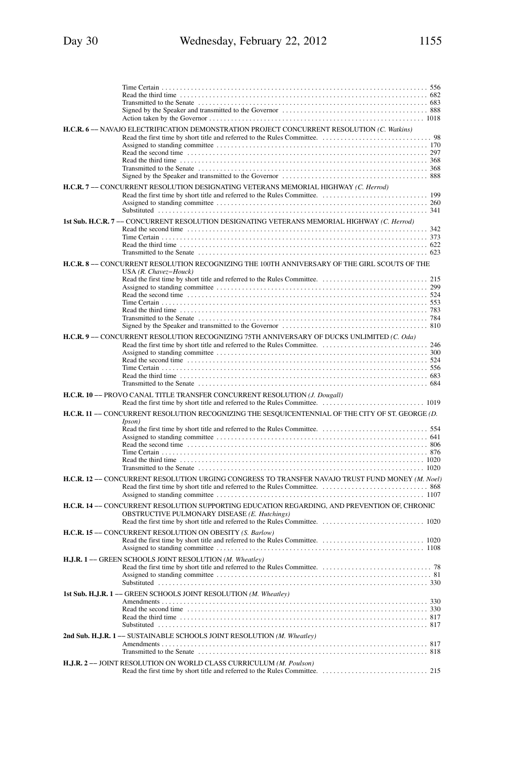Time Certain . . . . . . . . . . . . . . . . . . . . . . . . . . . . . . . . . . . . . . . . . . . . . . . . . . . . . . . . . . . . . . . . . . . . . . . . . 556
Read the third time . . . . . . . . . . . . . . . . . . . . . . . . . . . . . . . . . . . . . . . . . . . . . . . . . . . . . . . . . . . . . . . . . . . . . 682
Transmitted to the Senate . . . . . . . . . . . . . . . . . . . . . . . . . . . . . . . . . . . . . . . . . . . . . . . . . . . . . . . . . . . . . . . 683
Signed by the Speaker and transmitted to the Governor . . . . . . . . . . . . . . . . . . . . . . . . . . . . . . . . . . . . . . . 888
Action taken by the Governor . . . . . . . . . . . . . . . . . . . . . . . . . . . . . . . . . . . . . . . . . . . . . . . . . . . . . . . . . 1018

**H.C.R. 6** –– NAVAJO ELECTRIFICATION DEMONSTRATION PROJECT CONCURRENT RESOLUTION *(C. Watkins)*
Read the first time by short title and referred to the Rules Committee. . . . . . . . . . . . . . . . . . . . . . . . . . . . . . 98
Assigned to standing committee . . . . . . . . . . . . . . . . . . . . . . . . . . . . . . . . . . . . . . . . . . . . . . . . . . . . . . . . . 170
Read the second time . . . . . . . . . . . . . . . . . . . . . . . . . . . . . . . . . . . . . . . . . . . . . . . . . . . . . . . . . . . . . . . . 297
Read the third time . . . . . . . . . . . . . . . . . . . . . . . . . . . . . . . . . . . . . . . . . . . . . . . . . . . . . . . . . . . . . . . . . . 368
Transmitted to the Senate . . . . . . . . . . . . . . . . . . . . . . . . . . . . . . . . . . . . . . . . . . . . . . . . . . . . . . . . . . . . . 368
Signed by the Speaker and transmitted to the Governor . . . . . . . . . . . . . . . . . . . . . . . . . . . . . . . . . . . . . . . 888

**H.C.R. 7** –– CONCURRENT RESOLUTION DESIGNATING VETERANS MEMORIAL HIGHWAY *(C. Herrod)*
Read the first time by short title and referred to the Rules Committee. . . . . . . . . . . . . . . . . . . . . . . . . . . . . 199
Assigned to standing committee . . . . . . . . . . . . . . . . . . . . . . . . . . . . . . . . . . . . . . . . . . . . . . . . . . . . . . . . . 260
Substituted . . . . . . . . . . . . . . . . . . . . . . . . . . . . . . . . . . . . . . . . . . . . . . . . . . . . . . . . . . . . . . . . . . . . . . . . 341

**1st Sub. H.C.R. 7** –– CONCURRENT RESOLUTION DESIGNATING VETERANS MEMORIAL HIGHWAY *(C. Herrod)*
Read the second time . . . . . . . . . . . . . . . . . . . . . . . . . . . . . . . . . . . . . . . . . . . . . . . . . . . . . . . . . . . . . . . . 342
Time Certain . . . . . . . . . . . . . . . . . . . . . . . . . . . . . . . . . . . . . . . . . . . . . . . . . . . . . . . . . . . . . . . . . . . . . . . 373
Read the third time . . . . . . . . . . . . . . . . . . . . . . . . . . . . . . . . . . . . . . . . . . . . . . . . . . . . . . . . . . . . . . . . . . 622
Transmitted to the Senate . . . . . . . . . . . . . . . . . . . . . . . . . . . . . . . . . . . . . . . . . . . . . . . . . . . . . . . . . . . . . 623

**H.C.R. 8** –– CONCURRENT RESOLUTION RECOGNIZING THE 100TH ANNIVERSARY OF THE GIRL SCOUTS OF THE USA *(R. Chavez−Houck)*
Read the first time by short title and referred to the Rules Committee. . . . . . . . . . . . . . . . . . . . . . . . . . . . . 215
Assigned to standing committee . . . . . . . . . . . . . . . . . . . . . . . . . . . . . . . . . . . . . . . . . . . . . . . . . . . . . . . . . 299
Read the second time . . . . . . . . . . . . . . . . . . . . . . . . . . . . . . . . . . . . . . . . . . . . . . . . . . . . . . . . . . . . . . . . 524
Time Certain . . . . . . . . . . . . . . . . . . . . . . . . . . . . . . . . . . . . . . . . . . . . . . . . . . . . . . . . . . . . . . . . . . . . . . . 553
Read the third time . . . . . . . . . . . . . . . . . . . . . . . . . . . . . . . . . . . . . . . . . . . . . . . . . . . . . . . . . . . . . . . . . . 783
Transmitted to the Senate . . . . . . . . . . . . . . . . . . . . . . . . . . . . . . . . . . . . . . . . . . . . . . . . . . . . . . . . . . . . . 784
Signed by the Speaker and transmitted to the Governor . . . . . . . . . . . . . . . . . . . . . . . . . . . . . . . . . . . . . . . 810

**H.C.R. 9** –– CONCURRENT RESOLUTION RECOGNIZING 75TH ANNIVERSARY OF DUCKS UNLIMITED *(C. Oda)*
Read the first time by short title and referred to the Rules Committee. . . . . . . . . . . . . . . . . . . . . . . . . . . . . 246
Assigned to standing committee . . . . . . . . . . . . . . . . . . . . . . . . . . . . . . . . . . . . . . . . . . . . . . . . . . . . . . . . . 300
Read the second time . . . . . . . . . . . . . . . . . . . . . . . . . . . . . . . . . . . . . . . . . . . . . . . . . . . . . . . . . . . . . . . . 524
Time Certain . . . . . . . . . . . . . . . . . . . . . . . . . . . . . . . . . . . . . . . . . . . . . . . . . . . . . . . . . . . . . . . . . . . . . . . 556
Read the third time . . . . . . . . . . . . . . . . . . . . . . . . . . . . . . . . . . . . . . . . . . . . . . . . . . . . . . . . . . . . . . . . . . 683
Transmitted to the Senate . . . . . . . . . . . . . . . . . . . . . . . . . . . . . . . . . . . . . . . . . . . . . . . . . . . . . . . . . . . . . 684

**H.C.R. 10** –– PROVO CANAL TITLE TRANSFER CONCURRENT RESOLUTION *(J. Dougall)*
Read the first time by short title and referred to the Rules Committee. . . . . . . . . . . . . . . . . . . . . . . . . . . . 1019

**H.C.R. 11** –– CONCURRENT RESOLUTION RECOGNIZING THE SESQUICENTENNIAL OF THE CITY OF ST. GEORGE *(D. Ipson)*
Read the first time by short title and referred to the Rules Committee. . . . . . . . . . . . . . . . . . . . . . . . . . . . . 554
Assigned to standing committee . . . . . . . . . . . . . . . . . . . . . . . . . . . . . . . . . . . . . . . . . . . . . . . . . . . . . . . . . 641
Read the second time . . . . . . . . . . . . . . . . . . . . . . . . . . . . . . . . . . . . . . . . . . . . . . . . . . . . . . . . . . . . . . . . 806
Time Certain . . . . . . . . . . . . . . . . . . . . . . . . . . . . . . . . . . . . . . . . . . . . . . . . . . . . . . . . . . . . . . . . . . . . . . . 876
Read the third time . . . . . . . . . . . . . . . . . . . . . . . . . . . . . . . . . . . . . . . . . . . . . . . . . . . . . . . . . . . . . . . . . 1020
Transmitted to the Senate . . . . . . . . . . . . . . . . . . . . . . . . . . . . . . . . . . . . . . . . . . . . . . . . . . . . . . . . . . . . 1020

**H.C.R. 12** –– CONCURRENT RESOLUTION URGING CONGRESS TO TRANSFER NAVAJO TRUST FUND MONEY *(M. Noel)*
Read the first time by short title and referred to the Rules Committee. . . . . . . . . . . . . . . . . . . . . . . . . . . . . 868
Assigned to standing committee . . . . . . . . . . . . . . . . . . . . . . . . . . . . . . . . . . . . . . . . . . . . . . . . . . . . . . . . 1107

**H.C.R. 14** –– CONCURRENT RESOLUTION SUPPORTING EDUCATION REGARDING, AND PREVENTION OF, CHRONIC OBSTRUCTIVE PULMONARY DISEASE *(E. Hutchings)*
Read the first time by short title and referred to the Rules Committee. . . . . . . . . . . . . . . . . . . . . . . . . . . . 1020

**H.C.R. 15** –– CONCURRENT RESOLUTION ON OBESITY *(S. Barlow)*
Read the first time by short title and referred to the Rules Committee. . . . . . . . . . . . . . . . . . . . . . . . . . . . 1020
Assigned to standing committee . . . . . . . . . . . . . . . . . . . . . . . . . . . . . . . . . . . . . . . . . . . . . . . . . . . . . . . . 1108

**H.J.R. 1** –– GREEN SCHOOLS JOINT RESOLUTION *(M. Wheatley)*
Read the first time by short title and referred to the Rules Committee. . . . . . . . . . . . . . . . . . . . . . . . . . . . . . 78
Assigned to standing committee . . . . . . . . . . . . . . . . . . . . . . . . . . . . . . . . . . . . . . . . . . . . . . . . . . . . . . . . . . 81
Substituted . . . . . . . . . . . . . . . . . . . . . . . . . . . . . . . . . . . . . . . . . . . . . . . . . . . . . . . . . . . . . . . . . . . . . . . . 330

**1st Sub. H.J.R. 1** –– GREEN SCHOOLS JOINT RESOLUTION *(M. Wheatley)*
Amendments . . . . . . . . . . . . . . . . . . . . . . . . . . . . . . . . . . . . . . . . . . . . . . . . . . . . . . . . . . . . . . . . . . . . . . . 330
Read the second time . . . . . . . . . . . . . . . . . . . . . . . . . . . . . . . . . . . . . . . . . . . . . . . . . . . . . . . . . . . . . . . . 330
Read the third time . . . . . . . . . . . . . . . . . . . . . . . . . . . . . . . . . . . . . . . . . . . . . . . . . . . . . . . . . . . . . . . . . . 817
Substituted . . . . . . . . . . . . . . . . . . . . . . . . . . . . . . . . . . . . . . . . . . . . . . . . . . . . . . . . . . . . . . . . . . . . . . . . 817

**2nd Sub. H.J.R. 1** –– SUSTAINABLE SCHOOLS JOINT RESOLUTION *(M. Wheatley)*
Amendments . . . . . . . . . . . . . . . . . . . . . . . . . . . . . . . . . . . . . . . . . . . . . . . . . . . . . . . . . . . . . . . . . . . . . . . 817
Transmitted to the Senate . . . . . . . . . . . . . . . . . . . . . . . . . . . . . . . . . . . . . . . . . . . . . . . . . . . . . . . . . . . . . 818

**H.J.R. 2** –– JOINT RESOLUTION ON WORLD CLASS CURRICULUM *(M. Poulson)*
Read the first time by short title and referred to the Rules Committee. . . . . . . . . . . . . . . . . . . . . . . . . . . . . 215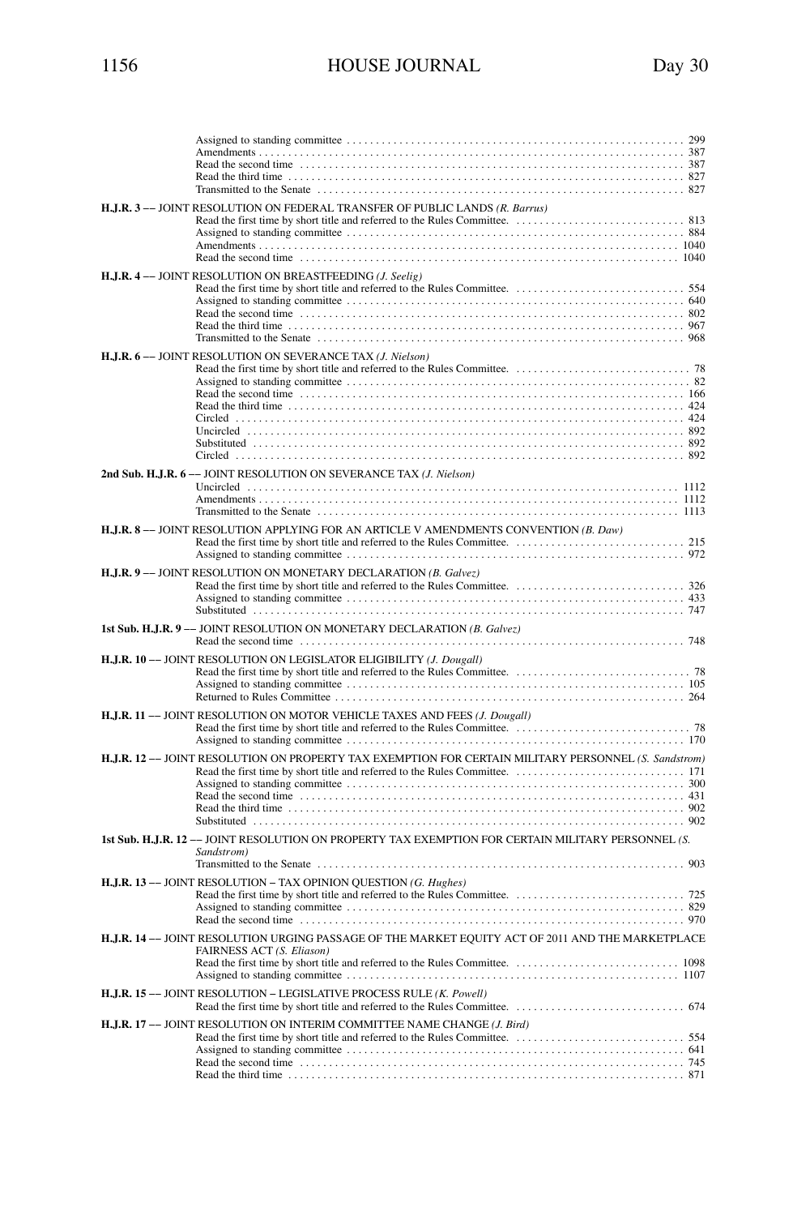Assigned to standing committee . . . . . . . . . . 299
Amendments . . . . . . . . . . 387
Read the second time . . . . . . . . . . 387
Read the third time . . . . . . . . . . 827
Transmitted to the Senate . . . . . . . . . . 827

**H.J.R. 3** –– JOINT RESOLUTION ON FEDERAL TRANSFER OF PUBLIC LANDS *(R. Barrus)*
Read the first time by short title and referred to the Rules Committee. . . . . . . . . . . 813
Assigned to standing committee . . . . . . . . . . 884
Amendments . . . . . . . . . . 1040
Read the second time . . . . . . . . . . 1040

**H.J.R. 4** –– JOINT RESOLUTION ON BREASTFEEDING *(J. Seelig)*
Read the first time by short title and referred to the Rules Committee. . . . . . . . . . . 554
Assigned to standing committee . . . . . . . . . . 640
Read the second time . . . . . . . . . . 802
Read the third time . . . . . . . . . . 967
Transmitted to the Senate . . . . . . . . . . 968

**H.J.R. 6** –– JOINT RESOLUTION ON SEVERANCE TAX *(J. Nielson)*
Read the first time by short title and referred to the Rules Committee. . . . . . . . . . . 78
Assigned to standing committee . . . . . . . . . . 82
Read the second time . . . . . . . . . . 166
Read the third time . . . . . . . . . . 424
Circled . . . . . . . . . . 424
Uncircled . . . . . . . . . . 892
Substituted . . . . . . . . . . 892
Circled . . . . . . . . . . 892

**2nd Sub. H.J.R. 6** –– JOINT RESOLUTION ON SEVERANCE TAX *(J. Nielson)*
Uncircled . . . . . . . . . . 1112
Amendments . . . . . . . . . . 1112
Transmitted to the Senate . . . . . . . . . . 1113

**H.J.R. 8** –– JOINT RESOLUTION APPLYING FOR AN ARTICLE V AMENDMENTS CONVENTION *(B. Daw)*
Read the first time by short title and referred to the Rules Committee. . . . . . . . . . . 215
Assigned to standing committee . . . . . . . . . . 972

**H.J.R. 9** –– JOINT RESOLUTION ON MONETARY DECLARATION *(B. Galvez)*
Read the first time by short title and referred to the Rules Committee. . . . . . . . . . . 326
Assigned to standing committee . . . . . . . . . . 433
Substituted . . . . . . . . . . 747

**1st Sub. H.J.R. 9** –– JOINT RESOLUTION ON MONETARY DECLARATION *(B. Galvez)*
Read the second time . . . . . . . . . . 748

**H.J.R. 10** –– JOINT RESOLUTION ON LEGISLATOR ELIGIBILITY *(J. Dougall)*
Read the first time by short title and referred to the Rules Committee. . . . . . . . . . . 78
Assigned to standing committee . . . . . . . . . . 105
Returned to Rules Committee . . . . . . . . . . 264

**H.J.R. 11** –– JOINT RESOLUTION ON MOTOR VEHICLE TAXES AND FEES *(J. Dougall)*
Read the first time by short title and referred to the Rules Committee. . . . . . . . . . . 78
Assigned to standing committee . . . . . . . . . . 170

**H.J.R. 12** –– JOINT RESOLUTION ON PROPERTY TAX EXEMPTION FOR CERTAIN MILITARY PERSONNEL *(S. Sandstrom)*
Read the first time by short title and referred to the Rules Committee. . . . . . . . . . . 171
Assigned to standing committee . . . . . . . . . . 300
Read the second time . . . . . . . . . . 431
Read the third time . . . . . . . . . . 902
Substituted . . . . . . . . . . 902

**1st Sub. H.J.R. 12** –– JOINT RESOLUTION ON PROPERTY TAX EXEMPTION FOR CERTAIN MILITARY PERSONNEL *(S. Sandstrom)*
Transmitted to the Senate . . . . . . . . . . 903

**H.J.R. 13** –– JOINT RESOLUTION – TAX OPINION QUESTION *(G. Hughes)*
Read the first time by short title and referred to the Rules Committee. . . . . . . . . . . 725
Assigned to standing committee . . . . . . . . . . 829
Read the second time . . . . . . . . . . 970

**H.J.R. 14** –– JOINT RESOLUTION URGING PASSAGE OF THE MARKET EQUITY ACT OF 2011 AND THE MARKETPLACE FAIRNESS ACT *(S. Eliason)*
Read the first time by short title and referred to the Rules Committee. . . . . . . . . . . 1098
Assigned to standing committee . . . . . . . . . . 1107

**H.J.R. 15** –– JOINT RESOLUTION – LEGISLATIVE PROCESS RULE *(K. Powell)*
Read the first time by short title and referred to the Rules Committee. . . . . . . . . . . 674

**H.J.R. 17** –– JOINT RESOLUTION ON INTERIM COMMITTEE NAME CHANGE *(J. Bird)*
Read the first time by short title and referred to the Rules Committee. . . . . . . . . . . 554
Assigned to standing committee . . . . . . . . . . 641
Read the second time . . . . . . . . . . 745
Read the third time . . . . . . . . . . 871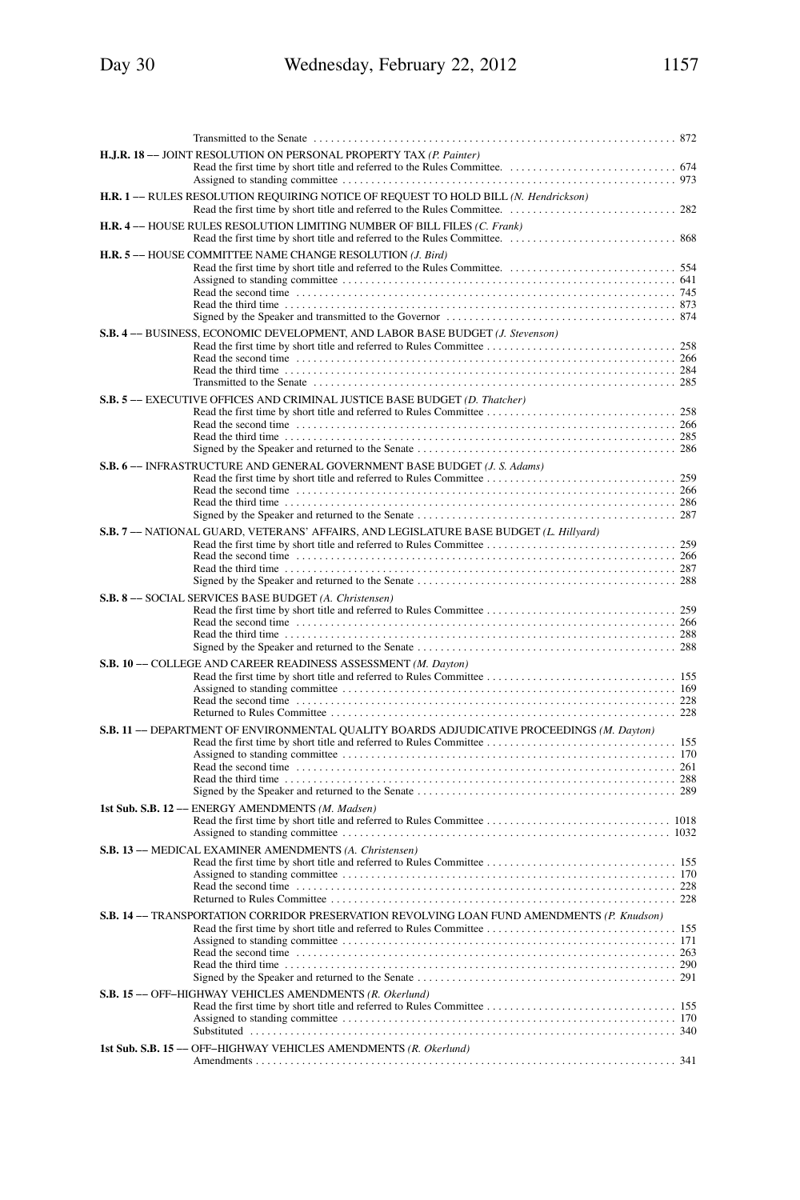Transmitted to the Senate . . . . . . . . . . . . . . . . . . . . . . . . . . . . . . . . . . . . . . . . . . . . . . . . . . . . . . . . . . . . . . . . . . . . 872

**H.J.R. 18** –– JOINT RESOLUTION ON PERSONAL PROPERTY TAX *(P. Painter)*

Read the first time by short title and referred to the Rules Committee. . . . . . . . . . . . . . . . . . . . . . . . . . . . . 674
Assigned to standing committee . . . . . . . . . . . . . . . . . . . . . . . . . . . . . . . . . . . . . . . . . . . . . . . . . . . . . . . . . 973

**H.R. 1** –– RULES RESOLUTION REQUIRING NOTICE OF REQUEST TO HOLD BILL *(N. Hendrickson)*

Read the first time by short title and referred to the Rules Committee. . . . . . . . . . . . . . . . . . . . . . . . . . . . . 282

**H.R. 4** –– HOUSE RULES RESOLUTION LIMITING NUMBER OF BILL FILES *(C. Frank)*

Read the first time by short title and referred to the Rules Committee. . . . . . . . . . . . . . . . . . . . . . . . . . . . . 868

**H.R. 5** –– HOUSE COMMITTEE NAME CHANGE RESOLUTION *(J. Bird)*

Read the first time by short title and referred to the Rules Committee. . . . . . . . . . . . . . . . . . . . . . . . . . . . . 554
Assigned to standing committee . . . . . . . . . . . . . . . . . . . . . . . . . . . . . . . . . . . . . . . . . . . . . . . . . . . . . . . . . 641
Read the second time . . . . . . . . . . . . . . . . . . . . . . . . . . . . . . . . . . . . . . . . . . . . . . . . . . . . . . . . . . . . . . . . 745
Read the third time . . . . . . . . . . . . . . . . . . . . . . . . . . . . . . . . . . . . . . . . . . . . . . . . . . . . . . . . . . . . . . . . . . 873
Signed by the Speaker and transmitted to the Governor . . . . . . . . . . . . . . . . . . . . . . . . . . . . . . . . . . . . . . . 874

**S.B. 4** –– BUSINESS, ECONOMIC DEVELOPMENT, AND LABOR BASE BUDGET *(J. Stevenson)*

Read the first time by short title and referred to Rules Committee . . . . . . . . . . . . . . . . . . . . . . . . . . . . . . . . 258
Read the second time . . . . . . . . . . . . . . . . . . . . . . . . . . . . . . . . . . . . . . . . . . . . . . . . . . . . . . . . . . . . . . . . 266
Read the third time . . . . . . . . . . . . . . . . . . . . . . . . . . . . . . . . . . . . . . . . . . . . . . . . . . . . . . . . . . . . . . . . . . 284
Transmitted to the Senate . . . . . . . . . . . . . . . . . . . . . . . . . . . . . . . . . . . . . . . . . . . . . . . . . . . . . . . . . . . . . 285

**S.B. 5** –– EXECUTIVE OFFICES AND CRIMINAL JUSTICE BASE BUDGET *(D. Thatcher)*

Read the first time by short title and referred to Rules Committee . . . . . . . . . . . . . . . . . . . . . . . . . . . . . . . . 258
Read the second time . . . . . . . . . . . . . . . . . . . . . . . . . . . . . . . . . . . . . . . . . . . . . . . . . . . . . . . . . . . . . . . . 266
Read the third time . . . . . . . . . . . . . . . . . . . . . . . . . . . . . . . . . . . . . . . . . . . . . . . . . . . . . . . . . . . . . . . . . . 285
Signed by the Speaker and returned to the Senate . . . . . . . . . . . . . . . . . . . . . . . . . . . . . . . . . . . . . . . . . . . . 286

**S.B. 6** –– INFRASTRUCTURE AND GENERAL GOVERNMENT BASE BUDGET *(J. S. Adams)*

Read the first time by short title and referred to Rules Committee . . . . . . . . . . . . . . . . . . . . . . . . . . . . . . . . 259
Read the second time . . . . . . . . . . . . . . . . . . . . . . . . . . . . . . . . . . . . . . . . . . . . . . . . . . . . . . . . . . . . . . . . 266
Read the third time . . . . . . . . . . . . . . . . . . . . . . . . . . . . . . . . . . . . . . . . . . . . . . . . . . . . . . . . . . . . . . . . . . 286
Signed by the Speaker and returned to the Senate . . . . . . . . . . . . . . . . . . . . . . . . . . . . . . . . . . . . . . . . . . . . 287

**S.B. 7** — NATIONAL GUARD, VETERANS' AFFAIRS, AND LEGISLATURE BASE BUDGET *(L. Hillyard)*

Read the first time by short title and referred to Rules Committee . . . . . . . . . . . . . . . . . . . . . . . . . . . . . . . . 259
Read the second time . . . . . . . . . . . . . . . . . . . . . . . . . . . . . . . . . . . . . . . . . . . . . . . . . . . . . . . . . . . . . . . . 266
Read the third time . . . . . . . . . . . . . . . . . . . . . . . . . . . . . . . . . . . . . . . . . . . . . . . . . . . . . . . . . . . . . . . . . . 287
Signed by the Speaker and returned to the Senate . . . . . . . . . . . . . . . . . . . . . . . . . . . . . . . . . . . . . . . . . . . . 288

**S.B. 8** –– SOCIAL SERVICES BASE BUDGET *(A. Christensen)*

Read the first time by short title and referred to Rules Committee . . . . . . . . . . . . . . . . . . . . . . . . . . . . . . . . 259
Read the second time . . . . . . . . . . . . . . . . . . . . . . . . . . . . . . . . . . . . . . . . . . . . . . . . . . . . . . . . . . . . . . . . 266
Read the third time . . . . . . . . . . . . . . . . . . . . . . . . . . . . . . . . . . . . . . . . . . . . . . . . . . . . . . . . . . . . . . . . . . 288
Signed by the Speaker and returned to the Senate . . . . . . . . . . . . . . . . . . . . . . . . . . . . . . . . . . . . . . . . . . . . 288

**S.B. 10** –– COLLEGE AND CAREER READINESS ASSESSMENT *(M. Dayton)*

Read the first time by short title and referred to Rules Committee . . . . . . . . . . . . . . . . . . . . . . . . . . . . . . . . 155
Assigned to standing committee . . . . . . . . . . . . . . . . . . . . . . . . . . . . . . . . . . . . . . . . . . . . . . . . . . . . . . . . . 169
Read the second time . . . . . . . . . . . . . . . . . . . . . . . . . . . . . . . . . . . . . . . . . . . . . . . . . . . . . . . . . . . . . . . . 228
Returned to Rules Committee . . . . . . . . . . . . . . . . . . . . . . . . . . . . . . . . . . . . . . . . . . . . . . . . . . . . . . . . . . . 228

**S.B. 11** –– DEPARTMENT OF ENVIRONMENTAL QUALITY BOARDS ADJUDICATIVE PROCEEDINGS *(M. Dayton)*

Read the first time by short title and referred to Rules Committee . . . . . . . . . . . . . . . . . . . . . . . . . . . . . . . . 155
Assigned to standing committee . . . . . . . . . . . . . . . . . . . . . . . . . . . . . . . . . . . . . . . . . . . . . . . . . . . . . . . . . 170
Read the second time . . . . . . . . . . . . . . . . . . . . . . . . . . . . . . . . . . . . . . . . . . . . . . . . . . . . . . . . . . . . . . . . 261
Read the third time . . . . . . . . . . . . . . . . . . . . . . . . . . . . . . . . . . . . . . . . . . . . . . . . . . . . . . . . . . . . . . . . . . 288
Signed by the Speaker and returned to the Senate . . . . . . . . . . . . . . . . . . . . . . . . . . . . . . . . . . . . . . . . . . . . 289

**1st Sub. S.B. 12** –– ENERGY AMENDMENTS *(M. Madsen)*

Read the first time by short title and referred to Rules Committee . . . . . . . . . . . . . . . . . . . . . . . . . . . . . . . 1018
Assigned to standing committee . . . . . . . . . . . . . . . . . . . . . . . . . . . . . . . . . . . . . . . . . . . . . . . . . . . . . . . . 1032

**S.B. 13** –– MEDICAL EXAMINER AMENDMENTS *(A. Christensen)*

Read the first time by short title and referred to Rules Committee . . . . . . . . . . . . . . . . . . . . . . . . . . . . . . . . 155
Assigned to standing committee . . . . . . . . . . . . . . . . . . . . . . . . . . . . . . . . . . . . . . . . . . . . . . . . . . . . . . . . . 170
Read the second time . . . . . . . . . . . . . . . . . . . . . . . . . . . . . . . . . . . . . . . . . . . . . . . . . . . . . . . . . . . . . . . . 228
Returned to Rules Committee . . . . . . . . . . . . . . . . . . . . . . . . . . . . . . . . . . . . . . . . . . . . . . . . . . . . . . . . . . . 228

**S.B. 14** –– TRANSPORTATION CORRIDOR PRESERVATION REVOLVING LOAN FUND AMENDMENTS *(P. Knudson)*

Read the first time by short title and referred to Rules Committee . . . . . . . . . . . . . . . . . . . . . . . . . . . . . . . . 155
Assigned to standing committee . . . . . . . . . . . . . . . . . . . . . . . . . . . . . . . . . . . . . . . . . . . . . . . . . . . . . . . . . 171
Read the second time . . . . . . . . . . . . . . . . . . . . . . . . . . . . . . . . . . . . . . . . . . . . . . . . . . . . . . . . . . . . . . . . 263
Read the third time . . . . . . . . . . . . . . . . . . . . . . . . . . . . . . . . . . . . . . . . . . . . . . . . . . . . . . . . . . . . . . . . . . 290
Signed by the Speaker and returned to the Senate . . . . . . . . . . . . . . . . . . . . . . . . . . . . . . . . . . . . . . . . . . . . 291

**S.B. 15** –– OFF–HIGHWAY VEHICLES AMENDMENTS *(R. Okerlund)*

Read the first time by short title and referred to Rules Committee . . . . . . . . . . . . . . . . . . . . . . . . . . . . . . . . 155
Assigned to standing committee . . . . . . . . . . . . . . . . . . . . . . . . . . . . . . . . . . . . . . . . . . . . . . . . . . . . . . . . . 170
Substituted . . . . . . . . . . . . . . . . . . . . . . . . . . . . . . . . . . . . . . . . . . . . . . . . . . . . . . . . . . . . . . . . . . . . . . . . . 340

**1st Sub. S.B. 15** — OFF–HIGHWAY VEHICLES AMENDMENTS *(R. Okerlund)*

Amendments . . . . . . . . . . . . . . . . . . . . . . . . . . . . . . . . . . . . . . . . . . . . . . . . . . . . . . . . . . . . . . . . . . . . . . . 341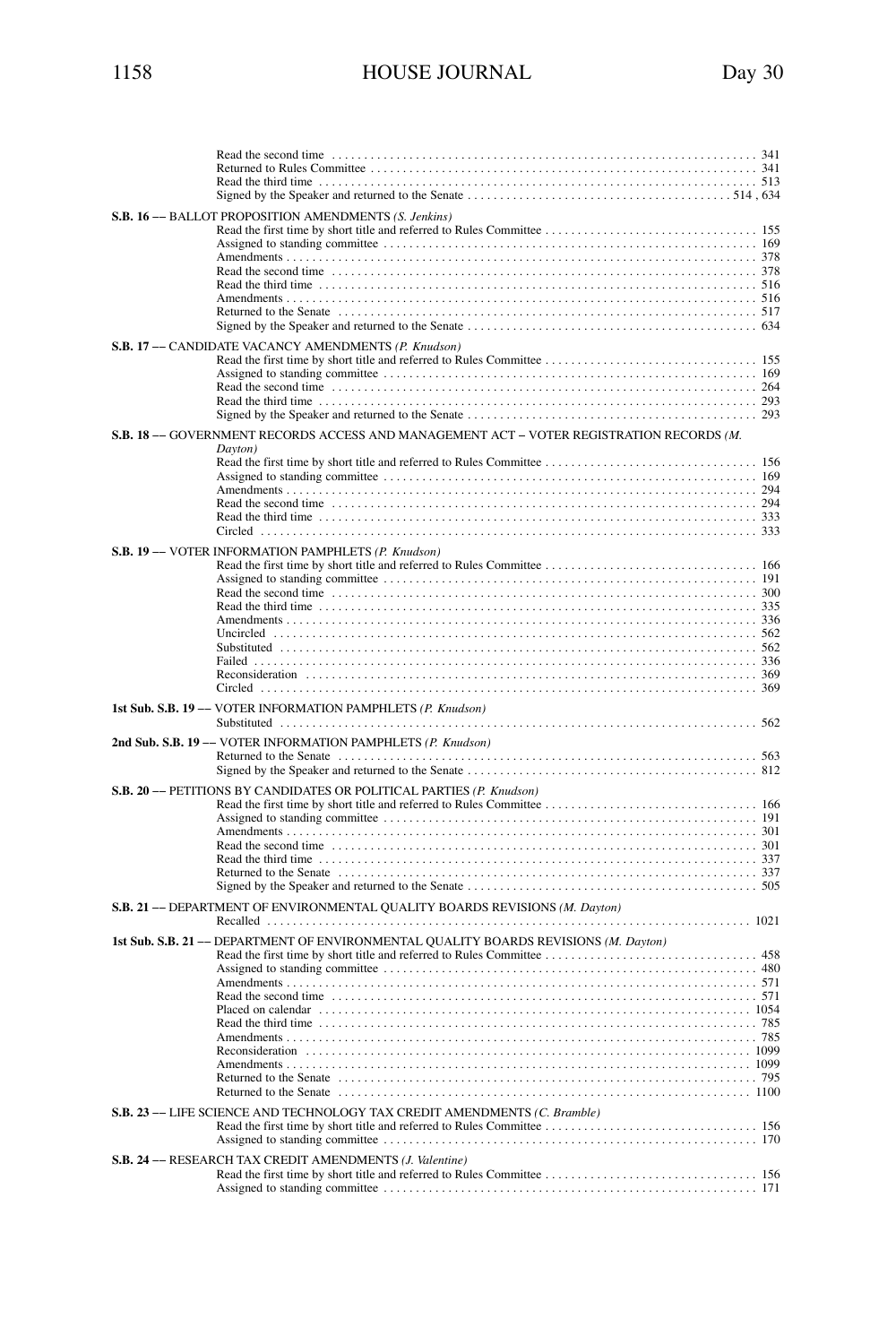Read the second time . . . . . . . . . . . . . . . . . . . . . . . . . . . . . . . . . . . . . . . . . . . . . . . . . . . . . . . . . . . . . . . . . 341
Returned to Rules Committee . . . . . . . . . . . . . . . . . . . . . . . . . . . . . . . . . . . . . . . . . . . . . . . . . . . . . . . . . . . . 341
Read the third time . . . . . . . . . . . . . . . . . . . . . . . . . . . . . . . . . . . . . . . . . . . . . . . . . . . . . . . . . . . . . . . . . . . 513
Signed by the Speaker and returned to the Senate . . . . . . . . . . . . . . . . . . . . . . . . . . . . . . . . . . . . . . . . . 514 , 634

**S.B. 16** –– BALLOT PROPOSITION AMENDMENTS *(S. Jenkins)*
Read the first time by short title and referred to Rules Committee . . . . . . . . . . . . . . . . . . . . . . . . . . . . . . . . 155
Assigned to standing committee . . . . . . . . . . . . . . . . . . . . . . . . . . . . . . . . . . . . . . . . . . . . . . . . . . . . . . . . . 169
Amendments . . . . . . . . . . . . . . . . . . . . . . . . . . . . . . . . . . . . . . . . . . . . . . . . . . . . . . . . . . . . . . . . . . . . . . . 378
Read the second time . . . . . . . . . . . . . . . . . . . . . . . . . . . . . . . . . . . . . . . . . . . . . . . . . . . . . . . . . . . . . . . . . 378
Read the third time . . . . . . . . . . . . . . . . . . . . . . . . . . . . . . . . . . . . . . . . . . . . . . . . . . . . . . . . . . . . . . . . . . . 516
Amendments . . . . . . . . . . . . . . . . . . . . . . . . . . . . . . . . . . . . . . . . . . . . . . . . . . . . . . . . . . . . . . . . . . . . . . . 516
Returned to the Senate . . . . . . . . . . . . . . . . . . . . . . . . . . . . . . . . . . . . . . . . . . . . . . . . . . . . . . . . . . . . . . . . 517
Signed by the Speaker and returned to the Senate . . . . . . . . . . . . . . . . . . . . . . . . . . . . . . . . . . . . . . . . . . . . 634

**S.B. 17** –– CANDIDATE VACANCY AMENDMENTS *(P. Knudson)*
Read the first time by short title and referred to Rules Committee . . . . . . . . . . . . . . . . . . . . . . . . . . . . . . . . 155
Assigned to standing committee . . . . . . . . . . . . . . . . . . . . . . . . . . . . . . . . . . . . . . . . . . . . . . . . . . . . . . . . . 169
Read the second time . . . . . . . . . . . . . . . . . . . . . . . . . . . . . . . . . . . . . . . . . . . . . . . . . . . . . . . . . . . . . . . . . 264
Read the third time . . . . . . . . . . . . . . . . . . . . . . . . . . . . . . . . . . . . . . . . . . . . . . . . . . . . . . . . . . . . . . . . . . . 293
Signed by the Speaker and returned to the Senate . . . . . . . . . . . . . . . . . . . . . . . . . . . . . . . . . . . . . . . . . . . . 293

**S.B. 18** –– GOVERNMENT RECORDS ACCESS AND MANAGEMENT ACT – VOTER REGISTRATION RECORDS *(M. Dayton)*
Read the first time by short title and referred to Rules Committee . . . . . . . . . . . . . . . . . . . . . . . . . . . . . . . . 156
Assigned to standing committee . . . . . . . . . . . . . . . . . . . . . . . . . . . . . . . . . . . . . . . . . . . . . . . . . . . . . . . . . 169
Amendments . . . . . . . . . . . . . . . . . . . . . . . . . . . . . . . . . . . . . . . . . . . . . . . . . . . . . . . . . . . . . . . . . . . . . . . 294
Read the second time . . . . . . . . . . . . . . . . . . . . . . . . . . . . . . . . . . . . . . . . . . . . . . . . . . . . . . . . . . . . . . . . . 294
Read the third time . . . . . . . . . . . . . . . . . . . . . . . . . . . . . . . . . . . . . . . . . . . . . . . . . . . . . . . . . . . . . . . . . . . 333
Circled . . . . . . . . . . . . . . . . . . . . . . . . . . . . . . . . . . . . . . . . . . . . . . . . . . . . . . . . . . . . . . . . . . . . . . . . . . . 333

**S.B. 19** –– VOTER INFORMATION PAMPHLETS *(P. Knudson)*
Read the first time by short title and referred to Rules Committee . . . . . . . . . . . . . . . . . . . . . . . . . . . . . . . . 166
Assigned to standing committee . . . . . . . . . . . . . . . . . . . . . . . . . . . . . . . . . . . . . . . . . . . . . . . . . . . . . . . . . 191
Read the second time . . . . . . . . . . . . . . . . . . . . . . . . . . . . . . . . . . . . . . . . . . . . . . . . . . . . . . . . . . . . . . . . . 300
Read the third time . . . . . . . . . . . . . . . . . . . . . . . . . . . . . . . . . . . . . . . . . . . . . . . . . . . . . . . . . . . . . . . . . . . 335
Amendments . . . . . . . . . . . . . . . . . . . . . . . . . . . . . . . . . . . . . . . . . . . . . . . . . . . . . . . . . . . . . . . . . . . . . . . 336
Uncircled . . . . . . . . . . . . . . . . . . . . . . . . . . . . . . . . . . . . . . . . . . . . . . . . . . . . . . . . . . . . . . . . . . . . . . . . . 562
Substituted . . . . . . . . . . . . . . . . . . . . . . . . . . . . . . . . . . . . . . . . . . . . . . . . . . . . . . . . . . . . . . . . . . . . . . . . 562
Failed . . . . . . . . . . . . . . . . . . . . . . . . . . . . . . . . . . . . . . . . . . . . . . . . . . . . . . . . . . . . . . . . . . . . . . . . . . . . 336
Reconsideration . . . . . . . . . . . . . . . . . . . . . . . . . . . . . . . . . . . . . . . . . . . . . . . . . . . . . . . . . . . . . . . . . . . . 369
Circled . . . . . . . . . . . . . . . . . . . . . . . . . . . . . . . . . . . . . . . . . . . . . . . . . . . . . . . . . . . . . . . . . . . . . . . . . . . 369

**1st Sub. S.B. 19** –– VOTER INFORMATION PAMPHLETS *(P. Knudson)*
Substituted . . . . . . . . . . . . . . . . . . . . . . . . . . . . . . . . . . . . . . . . . . . . . . . . . . . . . . . . . . . . . . . . . . . . . . . . 562

**2nd Sub. S.B. 19** –– VOTER INFORMATION PAMPHLETS *(P. Knudson)*
Returned to the Senate . . . . . . . . . . . . . . . . . . . . . . . . . . . . . . . . . . . . . . . . . . . . . . . . . . . . . . . . . . . . . . . . 563
Signed by the Speaker and returned to the Senate . . . . . . . . . . . . . . . . . . . . . . . . . . . . . . . . . . . . . . . . . . . . 812

**S.B. 20** –– PETITIONS BY CANDIDATES OR POLITICAL PARTIES *(P. Knudson)*
Read the first time by short title and referred to Rules Committee . . . . . . . . . . . . . . . . . . . . . . . . . . . . . . . . 166
Assigned to standing committee . . . . . . . . . . . . . . . . . . . . . . . . . . . . . . . . . . . . . . . . . . . . . . . . . . . . . . . . . 191
Amendments . . . . . . . . . . . . . . . . . . . . . . . . . . . . . . . . . . . . . . . . . . . . . . . . . . . . . . . . . . . . . . . . . . . . . . . 301
Read the second time . . . . . . . . . . . . . . . . . . . . . . . . . . . . . . . . . . . . . . . . . . . . . . . . . . . . . . . . . . . . . . . . . 301
Read the third time . . . . . . . . . . . . . . . . . . . . . . . . . . . . . . . . . . . . . . . . . . . . . . . . . . . . . . . . . . . . . . . . . . . 337
Returned to the Senate . . . . . . . . . . . . . . . . . . . . . . . . . . . . . . . . . . . . . . . . . . . . . . . . . . . . . . . . . . . . . . . . 337
Signed by the Speaker and returned to the Senate . . . . . . . . . . . . . . . . . . . . . . . . . . . . . . . . . . . . . . . . . . . . 505

**S.B. 21** –– DEPARTMENT OF ENVIRONMENTAL QUALITY BOARDS REVISIONS *(M. Dayton)*
Recalled . . . . . . . . . . . . . . . . . . . . . . . . . . . . . . . . . . . . . . . . . . . . . . . . . . . . . . . . . . . . . . . . . . . . . . . . . . 1021

**1st Sub. S.B. 21** –– DEPARTMENT OF ENVIRONMENTAL QUALITY BOARDS REVISIONS *(M. Dayton)*
Read the first time by short title and referred to Rules Committee . . . . . . . . . . . . . . . . . . . . . . . . . . . . . . . . 458
Assigned to standing committee . . . . . . . . . . . . . . . . . . . . . . . . . . . . . . . . . . . . . . . . . . . . . . . . . . . . . . . . . 480
Amendments . . . . . . . . . . . . . . . . . . . . . . . . . . . . . . . . . . . . . . . . . . . . . . . . . . . . . . . . . . . . . . . . . . . . . . . 571
Read the second time . . . . . . . . . . . . . . . . . . . . . . . . . . . . . . . . . . . . . . . . . . . . . . . . . . . . . . . . . . . . . . . . . 571
Placed on calendar . . . . . . . . . . . . . . . . . . . . . . . . . . . . . . . . . . . . . . . . . . . . . . . . . . . . . . . . . . . . . . . . . . 1054
Read the third time . . . . . . . . . . . . . . . . . . . . . . . . . . . . . . . . . . . . . . . . . . . . . . . . . . . . . . . . . . . . . . . . . . . 785
Amendments . . . . . . . . . . . . . . . . . . . . . . . . . . . . . . . . . . . . . . . . . . . . . . . . . . . . . . . . . . . . . . . . . . . . . . . 785
Reconsideration . . . . . . . . . . . . . . . . . . . . . . . . . . . . . . . . . . . . . . . . . . . . . . . . . . . . . . . . . . . . . . . . . . . . 1099
Amendments . . . . . . . . . . . . . . . . . . . . . . . . . . . . . . . . . . . . . . . . . . . . . . . . . . . . . . . . . . . . . . . . . . . . . . . 1099
Returned to the Senate . . . . . . . . . . . . . . . . . . . . . . . . . . . . . . . . . . . . . . . . . . . . . . . . . . . . . . . . . . . . . . . . 795
Returned to the Senate . . . . . . . . . . . . . . . . . . . . . . . . . . . . . . . . . . . . . . . . . . . . . . . . . . . . . . . . . . . . . . . . 1100

**S.B. 23** –– LIFE SCIENCE AND TECHNOLOGY TAX CREDIT AMENDMENTS *(C. Bramble)*
Read the first time by short title and referred to Rules Committee . . . . . . . . . . . . . . . . . . . . . . . . . . . . . . . . 156
Assigned to standing committee . . . . . . . . . . . . . . . . . . . . . . . . . . . . . . . . . . . . . . . . . . . . . . . . . . . . . . . . . 170

**S.B. 24** –– RESEARCH TAX CREDIT AMENDMENTS *(J. Valentine)*
Read the first time by short title and referred to Rules Committee . . . . . . . . . . . . . . . . . . . . . . . . . . . . . . . . 156
Assigned to standing committee . . . . . . . . . . . . . . . . . . . . . . . . . . . . . . . . . . . . . . . . . . . . . . . . . . . . . . . . . 171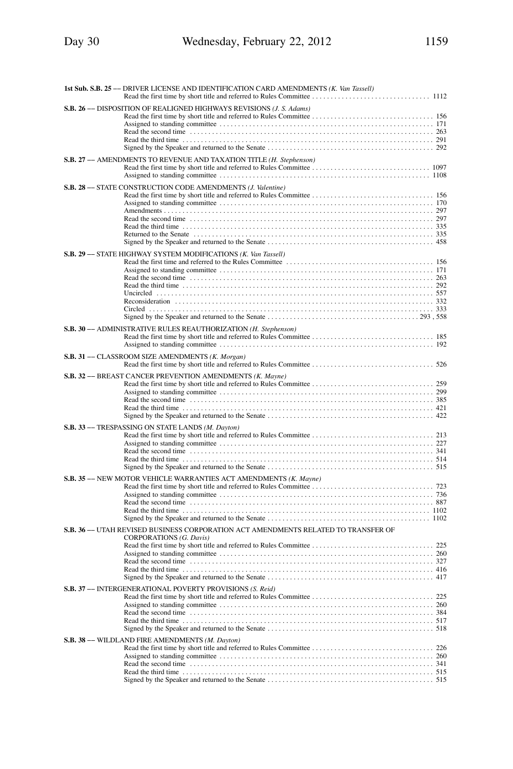**1st Sub. S.B. 25 –– DRIVER LICENSE AND IDENTIFICATION CARD AMENDMENTS** *(K. Van Tassell)*

Read the first time by short title and referred to Rules Committee . . . . . . . . . . 1112

**S.B. 26 –– DISPOSITION OF REALIGNED HIGHWAYS REVISIONS** *(J. S. Adams)*

Read the first time by short title and referred to Rules Committee . . . . . . . . . . 156
Assigned to standing committee . . . . . . . . . . 171
Read the second time . . . . . . . . . . 263
Read the third time . . . . . . . . . . 291
Signed by the Speaker and returned to the Senate . . . . . . . . . . 292

**S.B. 27 –– AMENDMENTS TO REVENUE AND TAXATION TITLE** *(H. Stephenson)*

Read the first time by short title and referred to Rules Committee . . . . . . . . . . 1097
Assigned to standing committee . . . . . . . . . . 1108

**S.B. 28 –– STATE CONSTRUCTION CODE AMENDMENTS** *(J. Valentine)*

Read the first time by short title and referred to Rules Committee . . . . . . . . . . 156
Assigned to standing committee . . . . . . . . . . 170
Amendments . . . . . . . . . . 297
Read the second time . . . . . . . . . . 297
Read the third time . . . . . . . . . . 335
Returned to the Senate . . . . . . . . . . 335
Signed by the Speaker and returned to the Senate . . . . . . . . . . 458

**S.B. 29 –– STATE HIGHWAY SYSTEM MODIFICATIONS** *(K. Van Tassell)*

Read the first time and referred to the Rules Committee . . . . . . . . . . 156
Assigned to standing committee . . . . . . . . . . 171
Read the second time . . . . . . . . . . 263
Read the third time . . . . . . . . . . 292
Uncircled . . . . . . . . . . 557
Reconsideration . . . . . . . . . . 332
Circled . . . . . . . . . . 333
Signed by the Speaker and returned to the Senate . . . . . . . . . . 293 , 558

**S.B. 30 –– ADMINISTRATIVE RULES REAUTHORIZATION** *(H. Stephenson)*

Read the first time by short title and referred to Rules Committee . . . . . . . . . . 185
Assigned to standing committee . . . . . . . . . . 192

**S.B. 31 –– CLASSROOM SIZE AMENDMENTS** *(K. Morgan)*

Read the first time by short title and referred to Rules Committee . . . . . . . . . . 526

**S.B. 32 –– BREAST CANCER PREVENTION AMENDMENTS** *(K. Mayne)*

Read the first time by short title and referred to Rules Committee . . . . . . . . . . 259
Assigned to standing committee . . . . . . . . . . 299
Read the second time . . . . . . . . . . 385
Read the third time . . . . . . . . . . 421
Signed by the Speaker and returned to the Senate . . . . . . . . . . 422

**S.B. 33 –– TRESPASSING ON STATE LANDS** *(M. Dayton)*

Read the first time by short title and referred to Rules Committee . . . . . . . . . . 213
Assigned to standing committee . . . . . . . . . . 227
Read the second time . . . . . . . . . . 341
Read the third time . . . . . . . . . . 514
Signed by the Speaker and returned to the Senate . . . . . . . . . . 515

**S.B. 35 –– NEW MOTOR VEHICLE WARRANTIES ACT AMENDMENTS** *(K. Mayne)*

Read the first time by short title and referred to Rules Committee . . . . . . . . . . 723
Assigned to standing committee . . . . . . . . . . 736
Read the second time . . . . . . . . . . 887
Read the third time . . . . . . . . . . 1102
Signed by the Speaker and returned to the Senate . . . . . . . . . . 1102

**S.B. 36 –– UTAH REVISED BUSINESS CORPORATION ACT AMENDMENTS RELATED TO TRANSFER OF CORPORATIONS** *(G. Davis)*

Read the first time by short title and referred to Rules Committee . . . . . . . . . . 225
Assigned to standing committee . . . . . . . . . . 260
Read the second time . . . . . . . . . . 327
Read the third time . . . . . . . . . . 416
Signed by the Speaker and returned to the Senate . . . . . . . . . . 417

**S.B. 37 –– INTERGENERATIONAL POVERTY PROVISIONS** *(S. Reid)*

Read the first time by short title and referred to Rules Committee . . . . . . . . . . 225
Assigned to standing committee . . . . . . . . . . 260
Read the second time . . . . . . . . . . 384
Read the third time . . . . . . . . . . 517
Signed by the Speaker and returned to the Senate . . . . . . . . . . 518

**S.B. 38 –– WILDLAND FIRE AMENDMENTS** *(M. Dayton)*

Read the first time by short title and referred to Rules Committee . . . . . . . . . . 226
Assigned to standing committee . . . . . . . . . . 260
Read the second time . . . . . . . . . . 341
Read the third time . . . . . . . . . . 515
Signed by the Speaker and returned to the Senate . . . . . . . . . . 515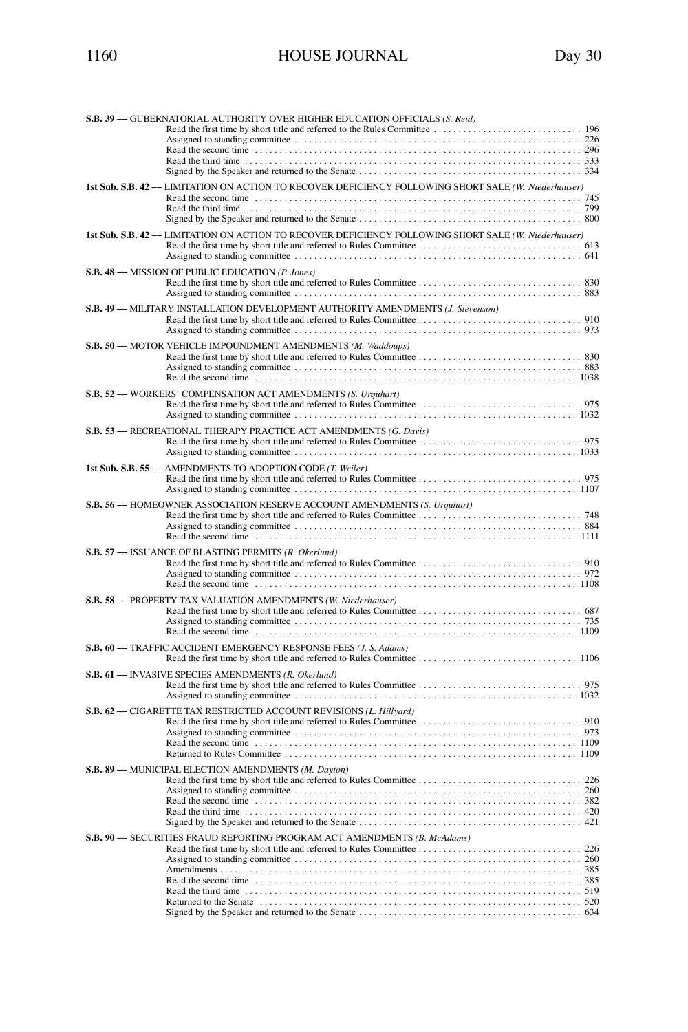**S.B. 39 –– GUBERNATORIAL AUTHORITY OVER HIGHER EDUCATION OFFICIALS** *(S. Reid)*

Read the first time by short title and referred to the Rules Committee . . . . . . . . . . . . . . . . . . . . . . . . . . . . . 196
Assigned to standing committee . . . . . . . . . . . . . . . . . . . . . . . . . . . . . . . . . . . . . . . . . . . . . . . . . . . . . . . . 226
Read the second time . . . . . . . . . . . . . . . . . . . . . . . . . . . . . . . . . . . . . . . . . . . . . . . . . . . . . . . . . . . . . . . 296
Read the third time . . . . . . . . . . . . . . . . . . . . . . . . . . . . . . . . . . . . . . . . . . . . . . . . . . . . . . . . . . . . . . . . . 333
Signed by the Speaker and returned to the Senate . . . . . . . . . . . . . . . . . . . . . . . . . . . . . . . . . . . . . . . . . . . 334

**1st Sub. S.B. 42 –– LIMITATION ON ACTION TO RECOVER DEFICIENCY FOLLOWING SHORT SALE** *(W. Niederhauser)*

Read the second time . . . . . . . . . . . . . . . . . . . . . . . . . . . . . . . . . . . . . . . . . . . . . . . . . . . . . . . . . . . . . . . 745
Read the third time . . . . . . . . . . . . . . . . . . . . . . . . . . . . . . . . . . . . . . . . . . . . . . . . . . . . . . . . . . . . . . . . . 799
Signed by the Speaker and returned to the Senate . . . . . . . . . . . . . . . . . . . . . . . . . . . . . . . . . . . . . . . . . . . 800

**1st Sub. S.B. 42 –– LIMITATION ON ACTION TO RECOVER DEFICIENCY FOLLOWING SHORT SALE** *(W. Niederhauser)*

Read the first time by short title and referred to Rules Committee . . . . . . . . . . . . . . . . . . . . . . . . . . . . . . . . 613
Assigned to standing committee . . . . . . . . . . . . . . . . . . . . . . . . . . . . . . . . . . . . . . . . . . . . . . . . . . . . . . . . 641

**S.B. 48 –– MISSION OF PUBLIC EDUCATION** *(P. Jones)*

Read the first time by short title and referred to Rules Committee . . . . . . . . . . . . . . . . . . . . . . . . . . . . . . . . 830
Assigned to standing committee . . . . . . . . . . . . . . . . . . . . . . . . . . . . . . . . . . . . . . . . . . . . . . . . . . . . . . . . 883

**S.B. 49 –– MILITARY INSTALLATION DEVELOPMENT AUTHORITY AMENDMENTS** *(J. Stevenson)*

Read the first time by short title and referred to Rules Committee . . . . . . . . . . . . . . . . . . . . . . . . . . . . . . . . 910
Assigned to standing committee . . . . . . . . . . . . . . . . . . . . . . . . . . . . . . . . . . . . . . . . . . . . . . . . . . . . . . . . 973

**S.B. 50 –– MOTOR VEHICLE IMPOUNDMENT AMENDMENTS** *(M. Waddoups)*

Read the first time by short title and referred to Rules Committee . . . . . . . . . . . . . . . . . . . . . . . . . . . . . . . . 830
Assigned to standing committee . . . . . . . . . . . . . . . . . . . . . . . . . . . . . . . . . . . . . . . . . . . . . . . . . . . . . . . . 883
Read the second time . . . . . . . . . . . . . . . . . . . . . . . . . . . . . . . . . . . . . . . . . . . . . . . . . . . . . . . . . . . . . . . 1038

**S.B. 52 –– WORKERS' COMPENSATION ACT AMENDMENTS** *(S. Urquhart)*

Read the first time by short title and referred to Rules Committee . . . . . . . . . . . . . . . . . . . . . . . . . . . . . . . . 975
Assigned to standing committee . . . . . . . . . . . . . . . . . . . . . . . . . . . . . . . . . . . . . . . . . . . . . . . . . . . . . . . . 1032

**S.B. 53 –– RECREATIONAL THERAPY PRACTICE ACT AMENDMENTS** *(G. Davis)*

Read the first time by short title and referred to Rules Committee . . . . . . . . . . . . . . . . . . . . . . . . . . . . . . . . 975
Assigned to standing committee . . . . . . . . . . . . . . . . . . . . . . . . . . . . . . . . . . . . . . . . . . . . . . . . . . . . . . . . 1033

**1st Sub. S.B. 55 –– AMENDMENTS TO ADOPTION CODE** *(T. Weiler)*

Read the first time by short title and referred to Rules Committee . . . . . . . . . . . . . . . . . . . . . . . . . . . . . . . . 975
Assigned to standing committee . . . . . . . . . . . . . . . . . . . . . . . . . . . . . . . . . . . . . . . . . . . . . . . . . . . . . . . . 1107

**S.B. 56 –– HOMEOWNER ASSOCIATION RESERVE ACCOUNT AMENDMENTS** *(S. Urquhart)*

Read the first time by short title and referred to Rules Committee . . . . . . . . . . . . . . . . . . . . . . . . . . . . . . . . 748
Assigned to standing committee . . . . . . . . . . . . . . . . . . . . . . . . . . . . . . . . . . . . . . . . . . . . . . . . . . . . . . . . 884
Read the second time . . . . . . . . . . . . . . . . . . . . . . . . . . . . . . . . . . . . . . . . . . . . . . . . . . . . . . . . . . . . . . . 1111

**S.B. 57 –– ISSUANCE OF BLASTING PERMITS** *(R. Okerlund)*

Read the first time by short title and referred to Rules Committee . . . . . . . . . . . . . . . . . . . . . . . . . . . . . . . . 910
Assigned to standing committee . . . . . . . . . . . . . . . . . . . . . . . . . . . . . . . . . . . . . . . . . . . . . . . . . . . . . . . . 972
Read the second time . . . . . . . . . . . . . . . . . . . . . . . . . . . . . . . . . . . . . . . . . . . . . . . . . . . . . . . . . . . . . . . 1108

**S.B. 58 –– PROPERTY TAX VALUATION AMENDMENTS** *(W. Niederhauser)*

Read the first time by short title and referred to Rules Committee . . . . . . . . . . . . . . . . . . . . . . . . . . . . . . . . 687
Assigned to standing committee . . . . . . . . . . . . . . . . . . . . . . . . . . . . . . . . . . . . . . . . . . . . . . . . . . . . . . . . 735
Read the second time . . . . . . . . . . . . . . . . . . . . . . . . . . . . . . . . . . . . . . . . . . . . . . . . . . . . . . . . . . . . . . . 1109

**S.B. 60 –– TRAFFIC ACCIDENT EMERGENCY RESPONSE FEES** *(J. S. Adams)*

Read the first time by short title and referred to Rules Committee . . . . . . . . . . . . . . . . . . . . . . . . . . . . . . . . 1106

**S.B. 61 –– INVASIVE SPECIES AMENDMENTS** *(R. Okerlund)*

Read the first time by short title and referred to Rules Committee . . . . . . . . . . . . . . . . . . . . . . . . . . . . . . . . 975
Assigned to standing committee . . . . . . . . . . . . . . . . . . . . . . . . . . . . . . . . . . . . . . . . . . . . . . . . . . . . . . . . 1032

**S.B. 62 –– CIGARETTE TAX RESTRICTED ACCOUNT REVISIONS** *(L. Hillyard)*

Read the first time by short title and referred to Rules Committee . . . . . . . . . . . . . . . . . . . . . . . . . . . . . . . . 910
Assigned to standing committee . . . . . . . . . . . . . . . . . . . . . . . . . . . . . . . . . . . . . . . . . . . . . . . . . . . . . . . . 973
Read the second time . . . . . . . . . . . . . . . . . . . . . . . . . . . . . . . . . . . . . . . . . . . . . . . . . . . . . . . . . . . . . . . 1109
Returned to Rules Committee . . . . . . . . . . . . . . . . . . . . . . . . . . . . . . . . . . . . . . . . . . . . . . . . . . . . . . . . . . 1109

**S.B. 89 –– MUNICIPAL ELECTION AMENDMENTS** *(M. Dayton)*

Read the first time by short title and referred to Rules Committee . . . . . . . . . . . . . . . . . . . . . . . . . . . . . . . . 226
Assigned to standing committee . . . . . . . . . . . . . . . . . . . . . . . . . . . . . . . . . . . . . . . . . . . . . . . . . . . . . . . . 260
Read the second time . . . . . . . . . . . . . . . . . . . . . . . . . . . . . . . . . . . . . . . . . . . . . . . . . . . . . . . . . . . . . . . 382
Read the third time . . . . . . . . . . . . . . . . . . . . . . . . . . . . . . . . . . . . . . . . . . . . . . . . . . . . . . . . . . . . . . . . . 420
Signed by the Speaker and returned to the Senate . . . . . . . . . . . . . . . . . . . . . . . . . . . . . . . . . . . . . . . . . . . 421

**S.B. 90 –– SECURITIES FRAUD REPORTING PROGRAM ACT AMENDMENTS** *(B. McAdams)*

Read the first time by short title and referred to Rules Committee . . . . . . . . . . . . . . . . . . . . . . . . . . . . . . . . 226
Assigned to standing committee . . . . . . . . . . . . . . . . . . . . . . . . . . . . . . . . . . . . . . . . . . . . . . . . . . . . . . . . 260
Amendments . . . . . . . . . . . . . . . . . . . . . . . . . . . . . . . . . . . . . . . . . . . . . . . . . . . . . . . . . . . . . . . . . . . . . . 385
Read the second time . . . . . . . . . . . . . . . . . . . . . . . . . . . . . . . . . . . . . . . . . . . . . . . . . . . . . . . . . . . . . . . 385
Read the third time . . . . . . . . . . . . . . . . . . . . . . . . . . . . . . . . . . . . . . . . . . . . . . . . . . . . . . . . . . . . . . . . . 519
Returned to the Senate . . . . . . . . . . . . . . . . . . . . . . . . . . . . . . . . . . . . . . . . . . . . . . . . . . . . . . . . . . . . . . 520
Signed by the Speaker and returned to the Senate . . . . . . . . . . . . . . . . . . . . . . . . . . . . . . . . . . . . . . . . . . . 634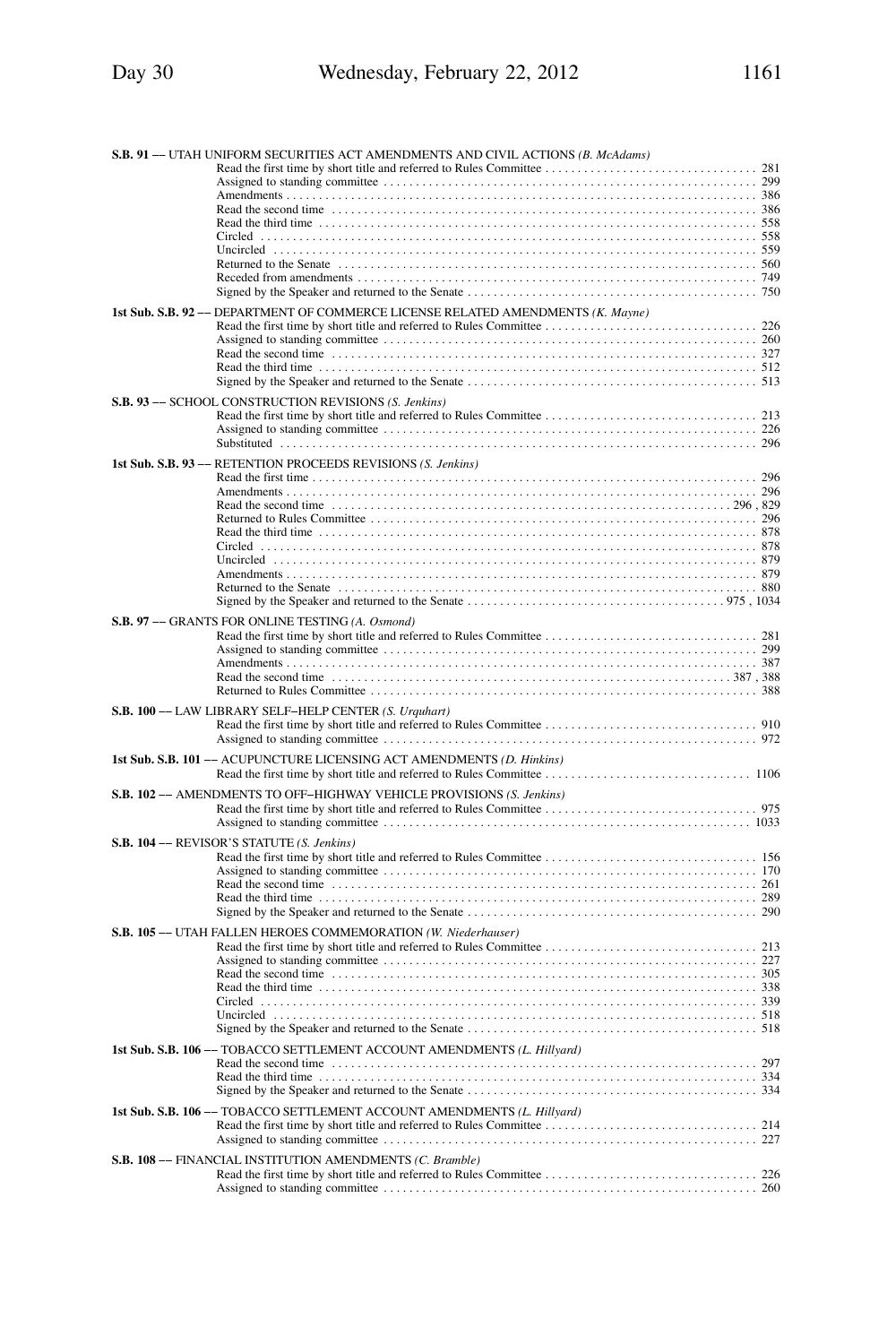**S.B. 91 –– UTAH UNIFORM SECURITIES ACT AMENDMENTS AND CIVIL ACTIONS** *(B. McAdams)*

Read the first time by short title and referred to Rules Committee . . . . . 281
Assigned to standing committee . . . . . 299
Amendments . . . . . 386
Read the second time . . . . . 386
Read the third time . . . . . 558
Circled . . . . . 558
Uncircled . . . . . 559
Returned to the Senate . . . . . 560
Receded from amendments . . . . . 749
Signed by the Speaker and returned to the Senate . . . . . 750

**1st Sub. S.B. 92 –– DEPARTMENT OF COMMERCE LICENSE RELATED AMENDMENTS** *(K. Mayne)*

Read the first time by short title and referred to Rules Committee . . . . . 226
Assigned to standing committee . . . . . 260
Read the second time . . . . . 327
Read the third time . . . . . 512
Signed by the Speaker and returned to the Senate . . . . . 513

**S.B. 93 –– SCHOOL CONSTRUCTION REVISIONS** *(S. Jenkins)*

Read the first time by short title and referred to Rules Committee . . . . . 213
Assigned to standing committee . . . . . 226
Substituted . . . . . 296

**1st Sub. S.B. 93 –– RETENTION PROCEEDS REVISIONS** *(S. Jenkins)*

Read the first time . . . . . 296
Amendments . . . . . 296
Read the second time . . . . . 296 , 829
Returned to Rules Committee . . . . . 296
Read the third time . . . . . 878
Circled . . . . . 878
Uncircled . . . . . 879
Amendments . . . . . 879
Returned to the Senate . . . . . 880
Signed by the Speaker and returned to the Senate . . . . . 975 , 1034

**S.B. 97 –– GRANTS FOR ONLINE TESTING** *(A. Osmond)*

Read the first time by short title and referred to Rules Committee . . . . . 281
Assigned to standing committee . . . . . 299
Amendments . . . . . 387
Read the second time . . . . . 387 , 388
Returned to Rules Committee . . . . . 388

**S.B. 100 –– LAW LIBRARY SELF–HELP CENTER** *(S. Urquhart)*

Read the first time by short title and referred to Rules Committee . . . . . 910
Assigned to standing committee . . . . . 972

**1st Sub. S.B. 101 –– ACUPUNCTURE LICENSING ACT AMENDMENTS** *(D. Hinkins)*

Read the first time by short title and referred to Rules Committee . . . . . 1106

**S.B. 102 –– AMENDMENTS TO OFF–HIGHWAY VEHICLE PROVISIONS** *(S. Jenkins)*

Read the first time by short title and referred to Rules Committee . . . . . 975
Assigned to standing committee . . . . . 1033

**S.B. 104 –– REVISOR'S STATUTE** *(S. Jenkins)*

Read the first time by short title and referred to Rules Committee . . . . . 156
Assigned to standing committee . . . . . 170
Read the second time . . . . . 261
Read the third time . . . . . 289
Signed by the Speaker and returned to the Senate . . . . . 290

**S.B. 105 –– UTAH FALLEN HEROES COMMEMORATION** *(W. Niederhauser)*

Read the first time by short title and referred to Rules Committee . . . . . 213
Assigned to standing committee . . . . . 227
Read the second time . . . . . 305
Read the third time . . . . . 338
Circled . . . . . 339
Uncircled . . . . . 518
Signed by the Speaker and returned to the Senate . . . . . 518

**1st Sub. S.B. 106 –– TOBACCO SETTLEMENT ACCOUNT AMENDMENTS** *(L. Hillyard)*

Read the second time . . . . . 297
Read the third time . . . . . 334
Signed by the Speaker and returned to the Senate . . . . . 334

**1st Sub. S.B. 106 –– TOBACCO SETTLEMENT ACCOUNT AMENDMENTS** *(L. Hillyard)*

Read the first time by short title and referred to Rules Committee . . . . . 214
Assigned to standing committee . . . . . 227

**S.B. 108 –– FINANCIAL INSTITUTION AMENDMENTS** *(C. Bramble)*

Read the first time by short title and referred to Rules Committee . . . . . 226
Assigned to standing committee . . . . . 260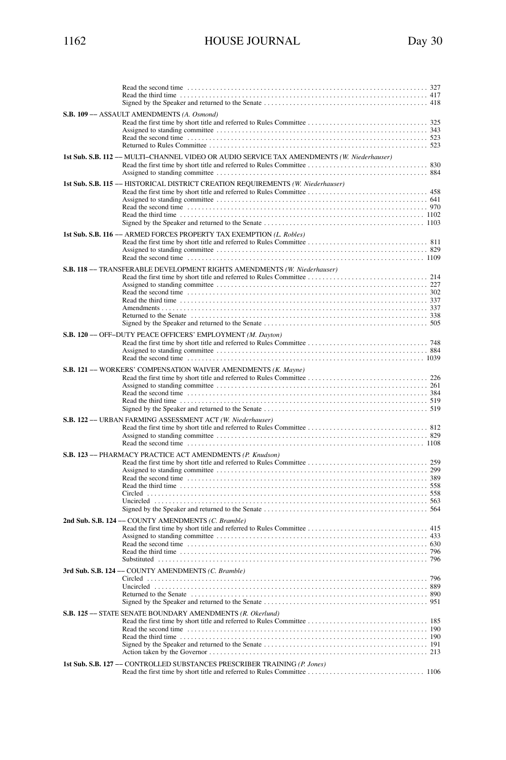Read the second time . . . . . . . . . . . . . . . . . . . . . . . . . . . . . . . . . . . . . . . . . . . . . . . . . . . . . . . . . . . . . . . . 327
Read the third time . . . . . . . . . . . . . . . . . . . . . . . . . . . . . . . . . . . . . . . . . . . . . . . . . . . . . . . . . . . . . . . . . . 417
Signed by the Speaker and returned to the Senate . . . . . . . . . . . . . . . . . . . . . . . . . . . . . . . . . . . . . . . . . . . . 418

**S.B. 109** –– ASSAULT AMENDMENTS *(A. Osmond)*
Read the first time by short title and referred to Rules Committee . . . . . . . . . . . . . . . . . . . . . . . . . . . . . . . . 325
Assigned to standing committee . . . . . . . . . . . . . . . . . . . . . . . . . . . . . . . . . . . . . . . . . . . . . . . . . . . . . . . . . 343
Read the second time . . . . . . . . . . . . . . . . . . . . . . . . . . . . . . . . . . . . . . . . . . . . . . . . . . . . . . . . . . . . . . . . 523
Returned to Rules Committee . . . . . . . . . . . . . . . . . . . . . . . . . . . . . . . . . . . . . . . . . . . . . . . . . . . . . . . . . . . 523

**1st Sub. S.B. 112** –– MULTI–CHANNEL VIDEO OR AUDIO SERVICE TAX AMENDMENTS *(W. Niederhauser)*
Read the first time by short title and referred to Rules Committee . . . . . . . . . . . . . . . . . . . . . . . . . . . . . . . . 830
Assigned to standing committee . . . . . . . . . . . . . . . . . . . . . . . . . . . . . . . . . . . . . . . . . . . . . . . . . . . . . . . . . 884

**1st Sub. S.B. 115** –– HISTORICAL DISTRICT CREATION REQUIREMENTS *(W. Niederhauser)*
Read the first time by short title and referred to Rules Committee . . . . . . . . . . . . . . . . . . . . . . . . . . . . . . . . 458
Assigned to standing committee . . . . . . . . . . . . . . . . . . . . . . . . . . . . . . . . . . . . . . . . . . . . . . . . . . . . . . . . . 641
Read the second time . . . . . . . . . . . . . . . . . . . . . . . . . . . . . . . . . . . . . . . . . . . . . . . . . . . . . . . . . . . . . . . . 970
Read the third time . . . . . . . . . . . . . . . . . . . . . . . . . . . . . . . . . . . . . . . . . . . . . . . . . . . . . . . . . . . . . . . . . . 1102
Signed by the Speaker and returned to the Senate . . . . . . . . . . . . . . . . . . . . . . . . . . . . . . . . . . . . . . . . . . . . 1103

**1st Sub. S.B. 116** –– ARMED FORCES PROPERTY TAX EXEMPTION *(L. Robles)*
Read the first time by short title and referred to Rules Committee . . . . . . . . . . . . . . . . . . . . . . . . . . . . . . . . 811
Assigned to standing committee . . . . . . . . . . . . . . . . . . . . . . . . . . . . . . . . . . . . . . . . . . . . . . . . . . . . . . . . . 829
Read the second time . . . . . . . . . . . . . . . . . . . . . . . . . . . . . . . . . . . . . . . . . . . . . . . . . . . . . . . . . . . . . . . . 1109

**S.B. 118** –– TRANSFERABLE DEVELOPMENT RIGHTS AMENDMENTS *(W. Niederhauser)*
Read the first time by short title and referred to Rules Committee . . . . . . . . . . . . . . . . . . . . . . . . . . . . . . . . 214
Assigned to standing committee . . . . . . . . . . . . . . . . . . . . . . . . . . . . . . . . . . . . . . . . . . . . . . . . . . . . . . . . . 227
Read the second time . . . . . . . . . . . . . . . . . . . . . . . . . . . . . . . . . . . . . . . . . . . . . . . . . . . . . . . . . . . . . . . . 302
Read the third time . . . . . . . . . . . . . . . . . . . . . . . . . . . . . . . . . . . . . . . . . . . . . . . . . . . . . . . . . . . . . . . . . . 337
Amendments . . . . . . . . . . . . . . . . . . . . . . . . . . . . . . . . . . . . . . . . . . . . . . . . . . . . . . . . . . . . . . . . . . . . . . . 337
Returned to the Senate . . . . . . . . . . . . . . . . . . . . . . . . . . . . . . . . . . . . . . . . . . . . . . . . . . . . . . . . . . . . . . . . 338
Signed by the Speaker and returned to the Senate . . . . . . . . . . . . . . . . . . . . . . . . . . . . . . . . . . . . . . . . . . . . 505

**S.B. 120** –– OFF–DUTY PEACE OFFICERS' EMPLOYMENT *(M. Dayton)*
Read the first time by short title and referred to Rules Committee . . . . . . . . . . . . . . . . . . . . . . . . . . . . . . . . 748
Assigned to standing committee . . . . . . . . . . . . . . . . . . . . . . . . . . . . . . . . . . . . . . . . . . . . . . . . . . . . . . . . . 884
Read the second time . . . . . . . . . . . . . . . . . . . . . . . . . . . . . . . . . . . . . . . . . . . . . . . . . . . . . . . . . . . . . . . . 1039

**S.B. 121** –– WORKERS' COMPENSATION WAIVER AMENDMENTS *(K. Mayne)*
Read the first time by short title and referred to Rules Committee . . . . . . . . . . . . . . . . . . . . . . . . . . . . . . . . 226
Assigned to standing committee . . . . . . . . . . . . . . . . . . . . . . . . . . . . . . . . . . . . . . . . . . . . . . . . . . . . . . . . . 261
Read the second time . . . . . . . . . . . . . . . . . . . . . . . . . . . . . . . . . . . . . . . . . . . . . . . . . . . . . . . . . . . . . . . . 384
Read the third time . . . . . . . . . . . . . . . . . . . . . . . . . . . . . . . . . . . . . . . . . . . . . . . . . . . . . . . . . . . . . . . . . . 519
Signed by the Speaker and returned to the Senate . . . . . . . . . . . . . . . . . . . . . . . . . . . . . . . . . . . . . . . . . . . . 519

**S.B. 122** –– URBAN FARMING ASSESSMENT ACT *(W. Niederhauser)*
Read the first time by short title and referred to Rules Committee . . . . . . . . . . . . . . . . . . . . . . . . . . . . . . . . 812
Assigned to standing committee . . . . . . . . . . . . . . . . . . . . . . . . . . . . . . . . . . . . . . . . . . . . . . . . . . . . . . . . . 829
Read the second time . . . . . . . . . . . . . . . . . . . . . . . . . . . . . . . . . . . . . . . . . . . . . . . . . . . . . . . . . . . . . . . . 1108

**S.B. 123** –– PHARMACY PRACTICE ACT AMENDMENTS *(P. Knudson)*
Read the first time by short title and referred to Rules Committee . . . . . . . . . . . . . . . . . . . . . . . . . . . . . . . . 259
Assigned to standing committee . . . . . . . . . . . . . . . . . . . . . . . . . . . . . . . . . . . . . . . . . . . . . . . . . . . . . . . . . 299
Read the second time . . . . . . . . . . . . . . . . . . . . . . . . . . . . . . . . . . . . . . . . . . . . . . . . . . . . . . . . . . . . . . . . 389
Read the third time . . . . . . . . . . . . . . . . . . . . . . . . . . . . . . . . . . . . . . . . . . . . . . . . . . . . . . . . . . . . . . . . . . 558
Circled . . . . . . . . . . . . . . . . . . . . . . . . . . . . . . . . . . . . . . . . . . . . . . . . . . . . . . . . . . . . . . . . . . . . . . . . . . . 558
Uncircled . . . . . . . . . . . . . . . . . . . . . . . . . . . . . . . . . . . . . . . . . . . . . . . . . . . . . . . . . . . . . . . . . . . . . . . . . 563
Signed by the Speaker and returned to the Senate . . . . . . . . . . . . . . . . . . . . . . . . . . . . . . . . . . . . . . . . . . . . 564

**2nd Sub. S.B. 124** –– COUNTY AMENDMENTS *(C. Bramble)*
Read the first time by short title and referred to Rules Committee . . . . . . . . . . . . . . . . . . . . . . . . . . . . . . . . 415
Assigned to standing committee . . . . . . . . . . . . . . . . . . . . . . . . . . . . . . . . . . . . . . . . . . . . . . . . . . . . . . . . . 433
Read the second time . . . . . . . . . . . . . . . . . . . . . . . . . . . . . . . . . . . . . . . . . . . . . . . . . . . . . . . . . . . . . . . . 630
Read the third time . . . . . . . . . . . . . . . . . . . . . . . . . . . . . . . . . . . . . . . . . . . . . . . . . . . . . . . . . . . . . . . . . . 796
Substituted . . . . . . . . . . . . . . . . . . . . . . . . . . . . . . . . . . . . . . . . . . . . . . . . . . . . . . . . . . . . . . . . . . . . . . . . 796

**3rd Sub. S.B. 124** –– COUNTY AMENDMENTS *(C. Bramble)*
Circled . . . . . . . . . . . . . . . . . . . . . . . . . . . . . . . . . . . . . . . . . . . . . . . . . . . . . . . . . . . . . . . . . . . . . . . . . . . 796
Uncircled . . . . . . . . . . . . . . . . . . . . . . . . . . . . . . . . . . . . . . . . . . . . . . . . . . . . . . . . . . . . . . . . . . . . . . . . . 889
Returned to the Senate . . . . . . . . . . . . . . . . . . . . . . . . . . . . . . . . . . . . . . . . . . . . . . . . . . . . . . . . . . . . . . . . 890
Signed by the Speaker and returned to the Senate . . . . . . . . . . . . . . . . . . . . . . . . . . . . . . . . . . . . . . . . . . . . 951

**S.B. 125** –– STATE SENATE BOUNDARY AMENDMENTS *(R. Okerlund)*
Read the first time by short title and referred to Rules Committee . . . . . . . . . . . . . . . . . . . . . . . . . . . . . . . . 185
Read the second time . . . . . . . . . . . . . . . . . . . . . . . . . . . . . . . . . . . . . . . . . . . . . . . . . . . . . . . . . . . . . . . . 190
Read the third time . . . . . . . . . . . . . . . . . . . . . . . . . . . . . . . . . . . . . . . . . . . . . . . . . . . . . . . . . . . . . . . . . . 190
Signed by the Speaker and returned to the Senate . . . . . . . . . . . . . . . . . . . . . . . . . . . . . . . . . . . . . . . . . . . . 191
Action taken by the Governor . . . . . . . . . . . . . . . . . . . . . . . . . . . . . . . . . . . . . . . . . . . . . . . . . . . . . . . . . . . 213

**1st Sub. S.B. 127** –– CONTROLLED SUBSTANCES PRESCRIBER TRAINING *(P. Jones)*
Read the first time by short title and referred to Rules Committee . . . . . . . . . . . . . . . . . . . . . . . . . . . . . . . . 1106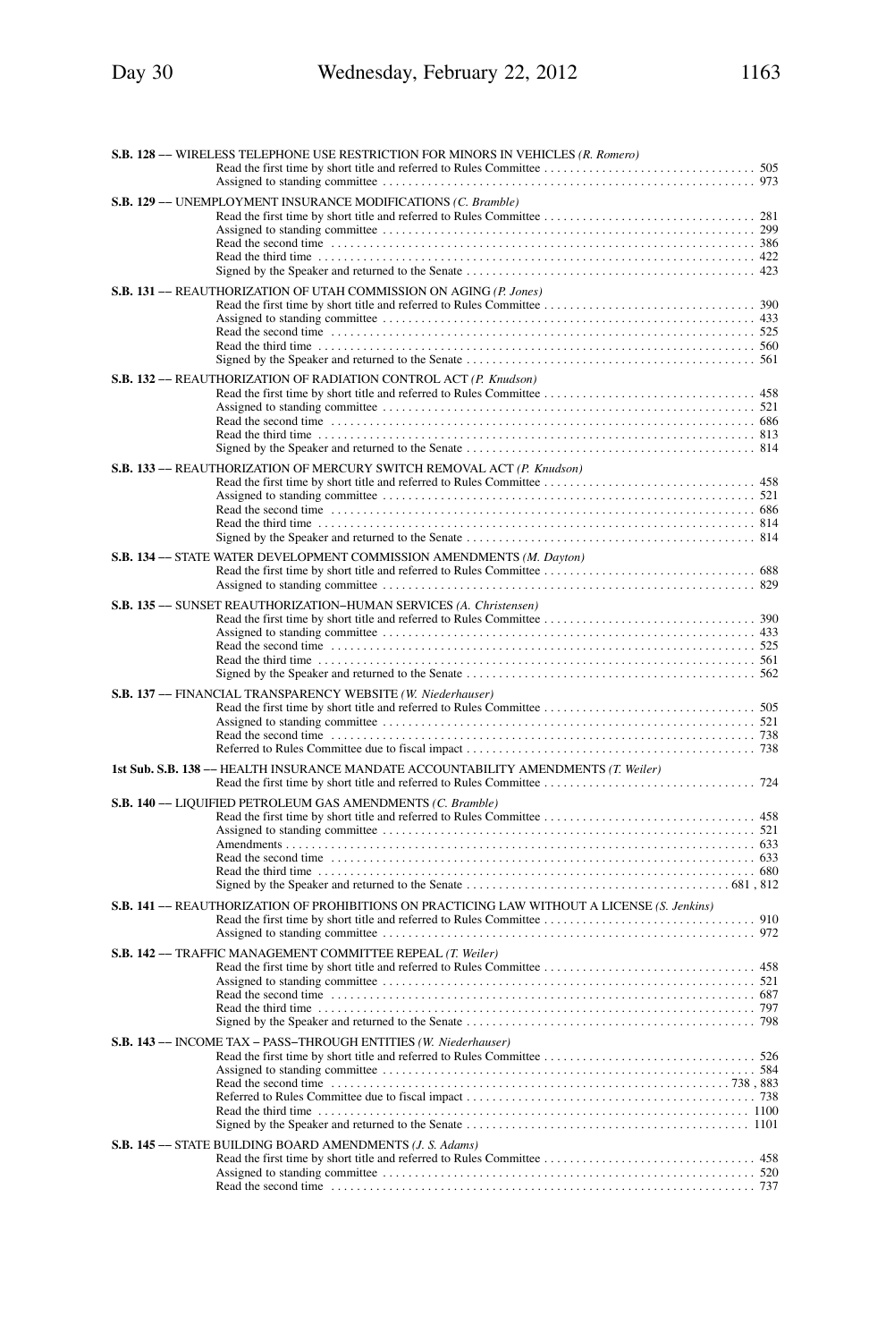**S.B. 128** –– WIRELESS TELEPHONE USE RESTRICTION FOR MINORS IN VEHICLES *(R. Romero)*
Read the first time by short title and referred to Rules Committee . . . . . . . . . . . . . . . . . . . . . . . . . . . . . . . . 505
Assigned to standing committee . . . . . . . . . . . . . . . . . . . . . . . . . . . . . . . . . . . . . . . . . . . . . . . . . . . . . . . . . 973

**S.B. 129** –– UNEMPLOYMENT INSURANCE MODIFICATIONS *(C. Bramble)*
Read the first time by short title and referred to Rules Committee . . . . . . . . . . . . . . . . . . . . . . . . . . . . . . . . 281
Assigned to standing committee . . . . . . . . . . . . . . . . . . . . . . . . . . . . . . . . . . . . . . . . . . . . . . . . . . . . . . . . . 299
Read the second time . . . . . . . . . . . . . . . . . . . . . . . . . . . . . . . . . . . . . . . . . . . . . . . . . . . . . . . . . . . . . . . . . 386
Read the third time . . . . . . . . . . . . . . . . . . . . . . . . . . . . . . . . . . . . . . . . . . . . . . . . . . . . . . . . . . . . . . . . . . . 422
Signed by the Speaker and returned to the Senate . . . . . . . . . . . . . . . . . . . . . . . . . . . . . . . . . . . . . . . . . . . . 423

**S.B. 131** –– REAUTHORIZATION OF UTAH COMMISSION ON AGING *(P. Jones)*
Read the first time by short title and referred to Rules Committee . . . . . . . . . . . . . . . . . . . . . . . . . . . . . . . . 390
Assigned to standing committee . . . . . . . . . . . . . . . . . . . . . . . . . . . . . . . . . . . . . . . . . . . . . . . . . . . . . . . . . 433
Read the second time . . . . . . . . . . . . . . . . . . . . . . . . . . . . . . . . . . . . . . . . . . . . . . . . . . . . . . . . . . . . . . . . . 525
Read the third time . . . . . . . . . . . . . . . . . . . . . . . . . . . . . . . . . . . . . . . . . . . . . . . . . . . . . . . . . . . . . . . . . . . 560
Signed by the Speaker and returned to the Senate . . . . . . . . . . . . . . . . . . . . . . . . . . . . . . . . . . . . . . . . . . . . 561

**S.B. 132** –– REAUTHORIZATION OF RADIATION CONTROL ACT *(P. Knudson)*
Read the first time by short title and referred to Rules Committee . . . . . . . . . . . . . . . . . . . . . . . . . . . . . . . . 458
Assigned to standing committee . . . . . . . . . . . . . . . . . . . . . . . . . . . . . . . . . . . . . . . . . . . . . . . . . . . . . . . . . 521
Read the second time . . . . . . . . . . . . . . . . . . . . . . . . . . . . . . . . . . . . . . . . . . . . . . . . . . . . . . . . . . . . . . . . . 686
Read the third time . . . . . . . . . . . . . . . . . . . . . . . . . . . . . . . . . . . . . . . . . . . . . . . . . . . . . . . . . . . . . . . . . . . 813
Signed by the Speaker and returned to the Senate . . . . . . . . . . . . . . . . . . . . . . . . . . . . . . . . . . . . . . . . . . . . 814

**S.B. 133** –– REAUTHORIZATION OF MERCURY SWITCH REMOVAL ACT *(P. Knudson)*
Read the first time by short title and referred to Rules Committee . . . . . . . . . . . . . . . . . . . . . . . . . . . . . . . . 458
Assigned to standing committee . . . . . . . . . . . . . . . . . . . . . . . . . . . . . . . . . . . . . . . . . . . . . . . . . . . . . . . . . 521
Read the second time . . . . . . . . . . . . . . . . . . . . . . . . . . . . . . . . . . . . . . . . . . . . . . . . . . . . . . . . . . . . . . . . . 686
Read the third time . . . . . . . . . . . . . . . . . . . . . . . . . . . . . . . . . . . . . . . . . . . . . . . . . . . . . . . . . . . . . . . . . . . 814
Signed by the Speaker and returned to the Senate . . . . . . . . . . . . . . . . . . . . . . . . . . . . . . . . . . . . . . . . . . . . 814

**S.B. 134** –– STATE WATER DEVELOPMENT COMMISSION AMENDMENTS *(M. Dayton)*
Read the first time by short title and referred to Rules Committee . . . . . . . . . . . . . . . . . . . . . . . . . . . . . . . . 688
Assigned to standing committee . . . . . . . . . . . . . . . . . . . . . . . . . . . . . . . . . . . . . . . . . . . . . . . . . . . . . . . . . 829

**S.B. 135** –– SUNSET REAUTHORIZATION–HUMAN SERVICES *(A. Christensen)*
Read the first time by short title and referred to Rules Committee . . . . . . . . . . . . . . . . . . . . . . . . . . . . . . . . 390
Assigned to standing committee . . . . . . . . . . . . . . . . . . . . . . . . . . . . . . . . . . . . . . . . . . . . . . . . . . . . . . . . . 433
Read the second time . . . . . . . . . . . . . . . . . . . . . . . . . . . . . . . . . . . . . . . . . . . . . . . . . . . . . . . . . . . . . . . . . 525
Read the third time . . . . . . . . . . . . . . . . . . . . . . . . . . . . . . . . . . . . . . . . . . . . . . . . . . . . . . . . . . . . . . . . . . . 561
Signed by the Speaker and returned to the Senate . . . . . . . . . . . . . . . . . . . . . . . . . . . . . . . . . . . . . . . . . . . . 562

**S.B. 137** –– FINANCIAL TRANSPARENCY WEBSITE *(W. Niederhauser)*
Read the first time by short title and referred to Rules Committee . . . . . . . . . . . . . . . . . . . . . . . . . . . . . . . . 505
Assigned to standing committee . . . . . . . . . . . . . . . . . . . . . . . . . . . . . . . . . . . . . . . . . . . . . . . . . . . . . . . . . 521
Read the second time . . . . . . . . . . . . . . . . . . . . . . . . . . . . . . . . . . . . . . . . . . . . . . . . . . . . . . . . . . . . . . . . . 738
Referred to Rules Committee due to fiscal impact . . . . . . . . . . . . . . . . . . . . . . . . . . . . . . . . . . . . . . . . . . . . 738

**1st Sub. S.B. 138** –– HEALTH INSURANCE MANDATE ACCOUNTABILITY AMENDMENTS *(T. Weiler)*
Read the first time by short title and referred to Rules Committee . . . . . . . . . . . . . . . . . . . . . . . . . . . . . . . . 724

**S.B. 140** –– LIQUIFIED PETROLEUM GAS AMENDMENTS *(C. Bramble)*
Read the first time by short title and referred to Rules Committee . . . . . . . . . . . . . . . . . . . . . . . . . . . . . . . . 458
Assigned to standing committee . . . . . . . . . . . . . . . . . . . . . . . . . . . . . . . . . . . . . . . . . . . . . . . . . . . . . . . . . 521
Amendments . . . . . . . . . . . . . . . . . . . . . . . . . . . . . . . . . . . . . . . . . . . . . . . . . . . . . . . . . . . . . . . . . . . . . . . 633
Read the second time . . . . . . . . . . . . . . . . . . . . . . . . . . . . . . . . . . . . . . . . . . . . . . . . . . . . . . . . . . . . . . . . . 633
Read the third time . . . . . . . . . . . . . . . . . . . . . . . . . . . . . . . . . . . . . . . . . . . . . . . . . . . . . . . . . . . . . . . . . . . 680
Signed by the Speaker and returned to the Senate . . . . . . . . . . . . . . . . . . . . . . . . . . . . . . . . . . . . . . . . . 681 , 812

**S.B. 141** –– REAUTHORIZATION OF PROHIBITIONS ON PRACTICING LAW WITHOUT A LICENSE *(S. Jenkins)*
Read the first time by short title and referred to Rules Committee . . . . . . . . . . . . . . . . . . . . . . . . . . . . . . . . 910
Assigned to standing committee . . . . . . . . . . . . . . . . . . . . . . . . . . . . . . . . . . . . . . . . . . . . . . . . . . . . . . . . . 972

**S.B. 142** –– TRAFFIC MANAGEMENT COMMITTEE REPEAL *(T. Weiler)*
Read the first time by short title and referred to Rules Committee . . . . . . . . . . . . . . . . . . . . . . . . . . . . . . . . 458
Assigned to standing committee . . . . . . . . . . . . . . . . . . . . . . . . . . . . . . . . . . . . . . . . . . . . . . . . . . . . . . . . . 521
Read the second time . . . . . . . . . . . . . . . . . . . . . . . . . . . . . . . . . . . . . . . . . . . . . . . . . . . . . . . . . . . . . . . . . 687
Read the third time . . . . . . . . . . . . . . . . . . . . . . . . . . . . . . . . . . . . . . . . . . . . . . . . . . . . . . . . . . . . . . . . . . . 797
Signed by the Speaker and returned to the Senate . . . . . . . . . . . . . . . . . . . . . . . . . . . . . . . . . . . . . . . . . . . . 798

**S.B. 143** –– INCOME TAX – PASS–THROUGH ENTITIES *(W. Niederhauser)*
Read the first time by short title and referred to Rules Committee . . . . . . . . . . . . . . . . . . . . . . . . . . . . . . . . 526
Assigned to standing committee . . . . . . . . . . . . . . . . . . . . . . . . . . . . . . . . . . . . . . . . . . . . . . . . . . . . . . . . . 584
Read the second time . . . . . . . . . . . . . . . . . . . . . . . . . . . . . . . . . . . . . . . . . . . . . . . . . . . . . . . . . . . . . 738 , 883
Referred to Rules Committee due to fiscal impact . . . . . . . . . . . . . . . . . . . . . . . . . . . . . . . . . . . . . . . . . . . . 738
Read the third time . . . . . . . . . . . . . . . . . . . . . . . . . . . . . . . . . . . . . . . . . . . . . . . . . . . . . . . . . . . . . . . . . . 1100
Signed by the Speaker and returned to the Senate . . . . . . . . . . . . . . . . . . . . . . . . . . . . . . . . . . . . . . . . . . . 1101

**S.B. 145** –– STATE BUILDING BOARD AMENDMENTS *(J. S. Adams)*
Read the first time by short title and referred to Rules Committee . . . . . . . . . . . . . . . . . . . . . . . . . . . . . . . . 458
Assigned to standing committee . . . . . . . . . . . . . . . . . . . . . . . . . . . . . . . . . . . . . . . . . . . . . . . . . . . . . . . . . 520
Read the second time . . . . . . . . . . . . . . . . . . . . . . . . . . . . . . . . . . . . . . . . . . . . . . . . . . . . . . . . . . . . . . . . . 737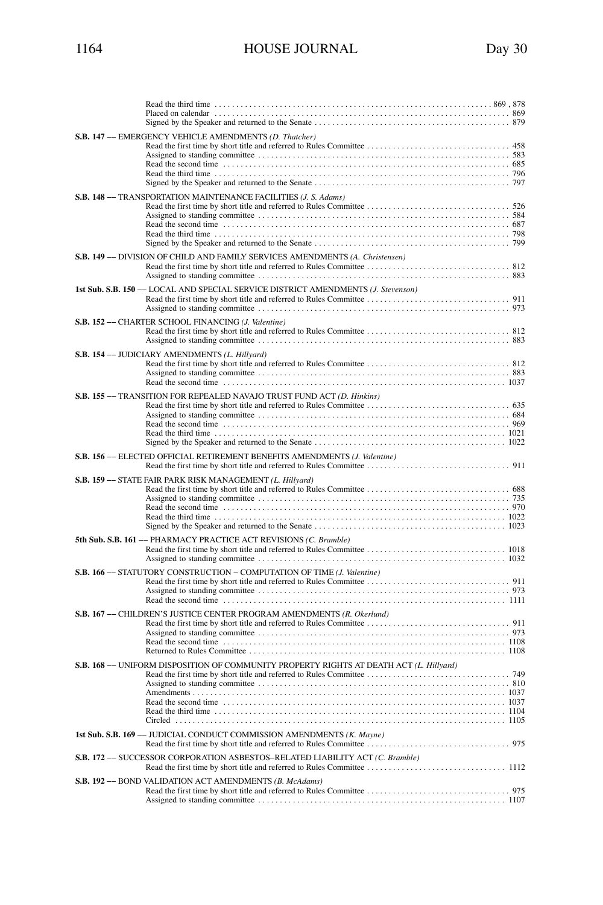Read the third time . . . . . . . . . . . . . . . . . . . . . . . . . . . . . . . . . . . . . . . . . . . . . . . . . . . . . . . . . . . . . . . . 869 , 878
Placed on calendar . . . . . . . . . . . . . . . . . . . . . . . . . . . . . . . . . . . . . . . . . . . . . . . . . . . . . . . . . . . . . . . . . . . . 869
Signed by the Speaker and returned to the Senate . . . . . . . . . . . . . . . . . . . . . . . . . . . . . . . . . . . . . . . . . . . . 879

**S.B. 147** –– EMERGENCY VEHICLE AMENDMENTS *(D. Thatcher)*
Read the first time by short title and referred to Rules Committee . . . . . . . . . . . . . . . . . . . . . . . . . . . . . . . . 458
Assigned to standing committee . . . . . . . . . . . . . . . . . . . . . . . . . . . . . . . . . . . . . . . . . . . . . . . . . . . . . . . . . 583
Read the second time . . . . . . . . . . . . . . . . . . . . . . . . . . . . . . . . . . . . . . . . . . . . . . . . . . . . . . . . . . . . . . . . . 685
Read the third time . . . . . . . . . . . . . . . . . . . . . . . . . . . . . . . . . . . . . . . . . . . . . . . . . . . . . . . . . . . . . . . . . . 796
Signed by the Speaker and returned to the Senate . . . . . . . . . . . . . . . . . . . . . . . . . . . . . . . . . . . . . . . . . . . . 797

**S.B. 148** –– TRANSPORTATION MAINTENANCE FACILITIES *(J. S. Adams)*
Read the first time by short title and referred to Rules Committee . . . . . . . . . . . . . . . . . . . . . . . . . . . . . . . . 526
Assigned to standing committee . . . . . . . . . . . . . . . . . . . . . . . . . . . . . . . . . . . . . . . . . . . . . . . . . . . . . . . . . 584
Read the second time . . . . . . . . . . . . . . . . . . . . . . . . . . . . . . . . . . . . . . . . . . . . . . . . . . . . . . . . . . . . . . . . . 687
Read the third time . . . . . . . . . . . . . . . . . . . . . . . . . . . . . . . . . . . . . . . . . . . . . . . . . . . . . . . . . . . . . . . . . . 798
Signed by the Speaker and returned to the Senate . . . . . . . . . . . . . . . . . . . . . . . . . . . . . . . . . . . . . . . . . . . . 799

**S.B. 149** –– DIVISION OF CHILD AND FAMILY SERVICES AMENDMENTS *(A. Christensen)*
Read the first time by short title and referred to Rules Committee . . . . . . . . . . . . . . . . . . . . . . . . . . . . . . . . 812
Assigned to standing committee . . . . . . . . . . . . . . . . . . . . . . . . . . . . . . . . . . . . . . . . . . . . . . . . . . . . . . . . . 883

**1st Sub. S.B. 150** –– LOCAL AND SPECIAL SERVICE DISTRICT AMENDMENTS *(J. Stevenson)*
Read the first time by short title and referred to Rules Committee . . . . . . . . . . . . . . . . . . . . . . . . . . . . . . . . 911
Assigned to standing committee . . . . . . . . . . . . . . . . . . . . . . . . . . . . . . . . . . . . . . . . . . . . . . . . . . . . . . . . . 973

**S.B. 152** –– CHARTER SCHOOL FINANCING *(J. Valentine)*
Read the first time by short title and referred to Rules Committee . . . . . . . . . . . . . . . . . . . . . . . . . . . . . . . . 812
Assigned to standing committee . . . . . . . . . . . . . . . . . . . . . . . . . . . . . . . . . . . . . . . . . . . . . . . . . . . . . . . . . 883

**S.B. 154** –– JUDICIARY AMENDMENTS *(L. Hillyard)*
Read the first time by short title and referred to Rules Committee . . . . . . . . . . . . . . . . . . . . . . . . . . . . . . . . 812
Assigned to standing committee . . . . . . . . . . . . . . . . . . . . . . . . . . . . . . . . . . . . . . . . . . . . . . . . . . . . . . . . . 883
Read the second time . . . . . . . . . . . . . . . . . . . . . . . . . . . . . . . . . . . . . . . . . . . . . . . . . . . . . . . . . . . . . . . . . 1037

**S.B. 155** –– TRANSITION FOR REPEALED NAVAJO TRUST FUND ACT *(D. Hinkins)*
Read the first time by short title and referred to Rules Committee . . . . . . . . . . . . . . . . . . . . . . . . . . . . . . . . 635
Assigned to standing committee . . . . . . . . . . . . . . . . . . . . . . . . . . . . . . . . . . . . . . . . . . . . . . . . . . . . . . . . . 684
Read the second time . . . . . . . . . . . . . . . . . . . . . . . . . . . . . . . . . . . . . . . . . . . . . . . . . . . . . . . . . . . . . . . . . 969
Read the third time . . . . . . . . . . . . . . . . . . . . . . . . . . . . . . . . . . . . . . . . . . . . . . . . . . . . . . . . . . . . . . . . . . 1021
Signed by the Speaker and returned to the Senate . . . . . . . . . . . . . . . . . . . . . . . . . . . . . . . . . . . . . . . . . . . . 1022

**S.B. 156** –– ELECTED OFFICIAL RETIREMENT BENEFITS AMENDMENTS *(J. Valentine)*
Read the first time by short title and referred to Rules Committee . . . . . . . . . . . . . . . . . . . . . . . . . . . . . . . . 911

**S.B. 159** –– STATE FAIR PARK RISK MANAGEMENT *(L. Hillyard)*
Read the first time by short title and referred to Rules Committee . . . . . . . . . . . . . . . . . . . . . . . . . . . . . . . . 688
Assigned to standing committee . . . . . . . . . . . . . . . . . . . . . . . . . . . . . . . . . . . . . . . . . . . . . . . . . . . . . . . . . 735
Read the second time . . . . . . . . . . . . . . . . . . . . . . . . . . . . . . . . . . . . . . . . . . . . . . . . . . . . . . . . . . . . . . . . . 970
Read the third time . . . . . . . . . . . . . . . . . . . . . . . . . . . . . . . . . . . . . . . . . . . . . . . . . . . . . . . . . . . . . . . . . . 1022
Signed by the Speaker and returned to the Senate . . . . . . . . . . . . . . . . . . . . . . . . . . . . . . . . . . . . . . . . . . . . 1023

**5th Sub. S.B. 161** –– PHARMACY PRACTICE ACT REVISIONS *(C. Bramble)*
Read the first time by short title and referred to Rules Committee . . . . . . . . . . . . . . . . . . . . . . . . . . . . . . . . 1018
Assigned to standing committee . . . . . . . . . . . . . . . . . . . . . . . . . . . . . . . . . . . . . . . . . . . . . . . . . . . . . . . . . 1032

**S.B. 166** –– STATUTORY CONSTRUCTION – COMPUTATION OF TIME *(J. Valentine)*
Read the first time by short title and referred to Rules Committee . . . . . . . . . . . . . . . . . . . . . . . . . . . . . . . . 911
Assigned to standing committee . . . . . . . . . . . . . . . . . . . . . . . . . . . . . . . . . . . . . . . . . . . . . . . . . . . . . . . . . 973
Read the second time . . . . . . . . . . . . . . . . . . . . . . . . . . . . . . . . . . . . . . . . . . . . . . . . . . . . . . . . . . . . . . . . . 1111

**S.B. 167** –– CHILDREN'S JUSTICE CENTER PROGRAM AMENDMENTS *(R. Okerlund)*
Read the first time by short title and referred to Rules Committee . . . . . . . . . . . . . . . . . . . . . . . . . . . . . . . . 911
Assigned to standing committee . . . . . . . . . . . . . . . . . . . . . . . . . . . . . . . . . . . . . . . . . . . . . . . . . . . . . . . . . 973
Read the second time . . . . . . . . . . . . . . . . . . . . . . . . . . . . . . . . . . . . . . . . . . . . . . . . . . . . . . . . . . . . . . . . . 1108
Returned to Rules Committee . . . . . . . . . . . . . . . . . . . . . . . . . . . . . . . . . . . . . . . . . . . . . . . . . . . . . . . . . . . 1108

**S.B. 168** –– UNIFORM DISPOSITION OF COMMUNITY PROPERTY RIGHTS AT DEATH ACT *(L. Hillyard)*
Read the first time by short title and referred to Rules Committee . . . . . . . . . . . . . . . . . . . . . . . . . . . . . . . . 749
Assigned to standing committee . . . . . . . . . . . . . . . . . . . . . . . . . . . . . . . . . . . . . . . . . . . . . . . . . . . . . . . . . 810
Amendments . . . . . . . . . . . . . . . . . . . . . . . . . . . . . . . . . . . . . . . . . . . . . . . . . . . . . . . . . . . . . . . . . . . . . . . 1037
Read the second time . . . . . . . . . . . . . . . . . . . . . . . . . . . . . . . . . . . . . . . . . . . . . . . . . . . . . . . . . . . . . . . . . 1037
Read the third time . . . . . . . . . . . . . . . . . . . . . . . . . . . . . . . . . . . . . . . . . . . . . . . . . . . . . . . . . . . . . . . . . . 1104
Circled . . . . . . . . . . . . . . . . . . . . . . . . . . . . . . . . . . . . . . . . . . . . . . . . . . . . . . . . . . . . . . . . . . . . . . . . . . . 1105

**1st Sub. S.B. 169** –– JUDICIAL CONDUCT COMMISSION AMENDMENTS *(K. Mayne)*
Read the first time by short title and referred to Rules Committee . . . . . . . . . . . . . . . . . . . . . . . . . . . . . . . . 975

**S.B. 172** –– SUCCESSOR CORPORATION ASBESTOS–RELATED LIABILITY ACT *(C. Bramble)*
Read the first time by short title and referred to Rules Committee . . . . . . . . . . . . . . . . . . . . . . . . . . . . . . . . 1112

**S.B. 192** –– BOND VALIDATION ACT AMENDMENTS *(B. McAdams)*
Read the first time by short title and referred to Rules Committee . . . . . . . . . . . . . . . . . . . . . . . . . . . . . . . . 975
Assigned to standing committee . . . . . . . . . . . . . . . . . . . . . . . . . . . . . . . . . . . . . . . . . . . . . . . . . . . . . . . . . 1107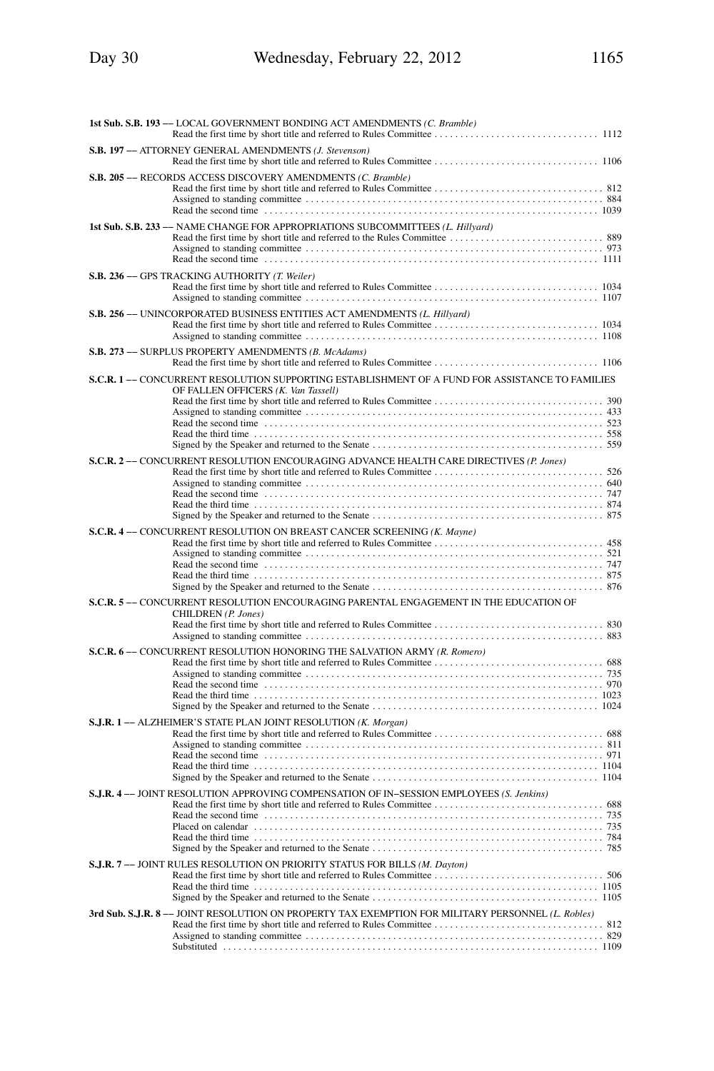**1st Sub. S.B. 193** –– LOCAL GOVERNMENT BONDING ACT AMENDMENTS *(C. Bramble)*
Read the first time by short title and referred to Rules Committee . . . . . . . . . . 1112

**S.B. 197** –– ATTORNEY GENERAL AMENDMENTS *(J. Stevenson)*
Read the first time by short title and referred to Rules Committee . . . . . . . . . . 1106

**S.B. 205** –– RECORDS ACCESS DISCOVERY AMENDMENTS *(C. Bramble)*
Read the first time by short title and referred to Rules Committee . . . . . . . . . . 812
Assigned to standing committee . . . . . . . . . . 884
Read the second time . . . . . . . . . . 1039

**1st Sub. S.B. 233** –– NAME CHANGE FOR APPROPRIATIONS SUBCOMMITTEES *(L. Hillyard)*
Read the first time by short title and referred to the Rules Committee . . . . . . . . . . 889
Assigned to standing committee . . . . . . . . . . 973
Read the second time . . . . . . . . . . 1111

**S.B. 236** –– GPS TRACKING AUTHORITY *(T. Weiler)*
Read the first time by short title and referred to Rules Committee . . . . . . . . . . 1034
Assigned to standing committee . . . . . . . . . . 1107

**S.B. 256** –– UNINCORPORATED BUSINESS ENTITIES ACT AMENDMENTS *(L. Hillyard)*
Read the first time by short title and referred to Rules Committee . . . . . . . . . . 1034
Assigned to standing committee . . . . . . . . . . 1108

**S.B. 273** –– SURPLUS PROPERTY AMENDMENTS *(B. McAdams)*
Read the first time by short title and referred to Rules Committee . . . . . . . . . . 1106

**S.C.R. 1** –– CONCURRENT RESOLUTION SUPPORTING ESTABLISHMENT OF A FUND FOR ASSISTANCE TO FAMILIES OF FALLEN OFFICERS *(K. Van Tassell)*
Read the first time by short title and referred to Rules Committee . . . . . . . . . . 390
Assigned to standing committee . . . . . . . . . . 433
Read the second time . . . . . . . . . . 523
Read the third time . . . . . . . . . . 558
Signed by the Speaker and returned to the Senate . . . . . . . . . . 559

**S.C.R. 2** –– CONCURRENT RESOLUTION ENCOURAGING ADVANCE HEALTH CARE DIRECTIVES *(P. Jones)*
Read the first time by short title and referred to Rules Committee . . . . . . . . . . 526
Assigned to standing committee . . . . . . . . . . 640
Read the second time . . . . . . . . . . 747
Read the third time . . . . . . . . . . 874
Signed by the Speaker and returned to the Senate . . . . . . . . . . 875

**S.C.R. 4** –– CONCURRENT RESOLUTION ON BREAST CANCER SCREENING *(K. Mayne)*
Read the first time by short title and referred to Rules Committee . . . . . . . . . . 458
Assigned to standing committee . . . . . . . . . . 521
Read the second time . . . . . . . . . . 747
Read the third time . . . . . . . . . . 875
Signed by the Speaker and returned to the Senate . . . . . . . . . . 876

**S.C.R. 5** –– CONCURRENT RESOLUTION ENCOURAGING PARENTAL ENGAGEMENT IN THE EDUCATION OF CHILDREN *(P. Jones)*
Read the first time by short title and referred to Rules Committee . . . . . . . . . . 830
Assigned to standing committee . . . . . . . . . . 883

**S.C.R. 6** –– CONCURRENT RESOLUTION HONORING THE SALVATION ARMY *(R. Romero)*
Read the first time by short title and referred to Rules Committee . . . . . . . . . . 688
Assigned to standing committee . . . . . . . . . . 735
Read the second time . . . . . . . . . . 970
Read the third time . . . . . . . . . . 1023
Signed by the Speaker and returned to the Senate . . . . . . . . . . 1024

**S.J.R. 1** –– ALZHEIMER'S STATE PLAN JOINT RESOLUTION *(K. Morgan)*
Read the first time by short title and referred to Rules Committee . . . . . . . . . . 688
Assigned to standing committee . . . . . . . . . . 811
Read the second time . . . . . . . . . . 971
Read the third time . . . . . . . . . . 1104
Signed by the Speaker and returned to the Senate . . . . . . . . . . 1104

**S.J.R. 4** –– JOINT RESOLUTION APPROVING COMPENSATION OF IN–SESSION EMPLOYEES *(S. Jenkins)*
Read the first time by short title and referred to Rules Committee . . . . . . . . . . 688
Read the second time . . . . . . . . . . 735
Placed on calendar . . . . . . . . . . 735
Read the third time . . . . . . . . . . 784
Signed by the Speaker and returned to the Senate . . . . . . . . . . 785

**S.J.R. 7** –– JOINT RULES RESOLUTION ON PRIORITY STATUS FOR BILLS *(M. Dayton)*
Read the first time by short title and referred to Rules Committee . . . . . . . . . . 506
Read the third time . . . . . . . . . . 1105
Signed by the Speaker and returned to the Senate . . . . . . . . . . 1105

**3rd Sub. S.J.R. 8** –– JOINT RESOLUTION ON PROPERTY TAX EXEMPTION FOR MILITARY PERSONNEL *(L. Robles)*
Read the first time by short title and referred to Rules Committee . . . . . . . . . . 812
Assigned to standing committee . . . . . . . . . . 829
Substituted . . . . . . . . . . 1109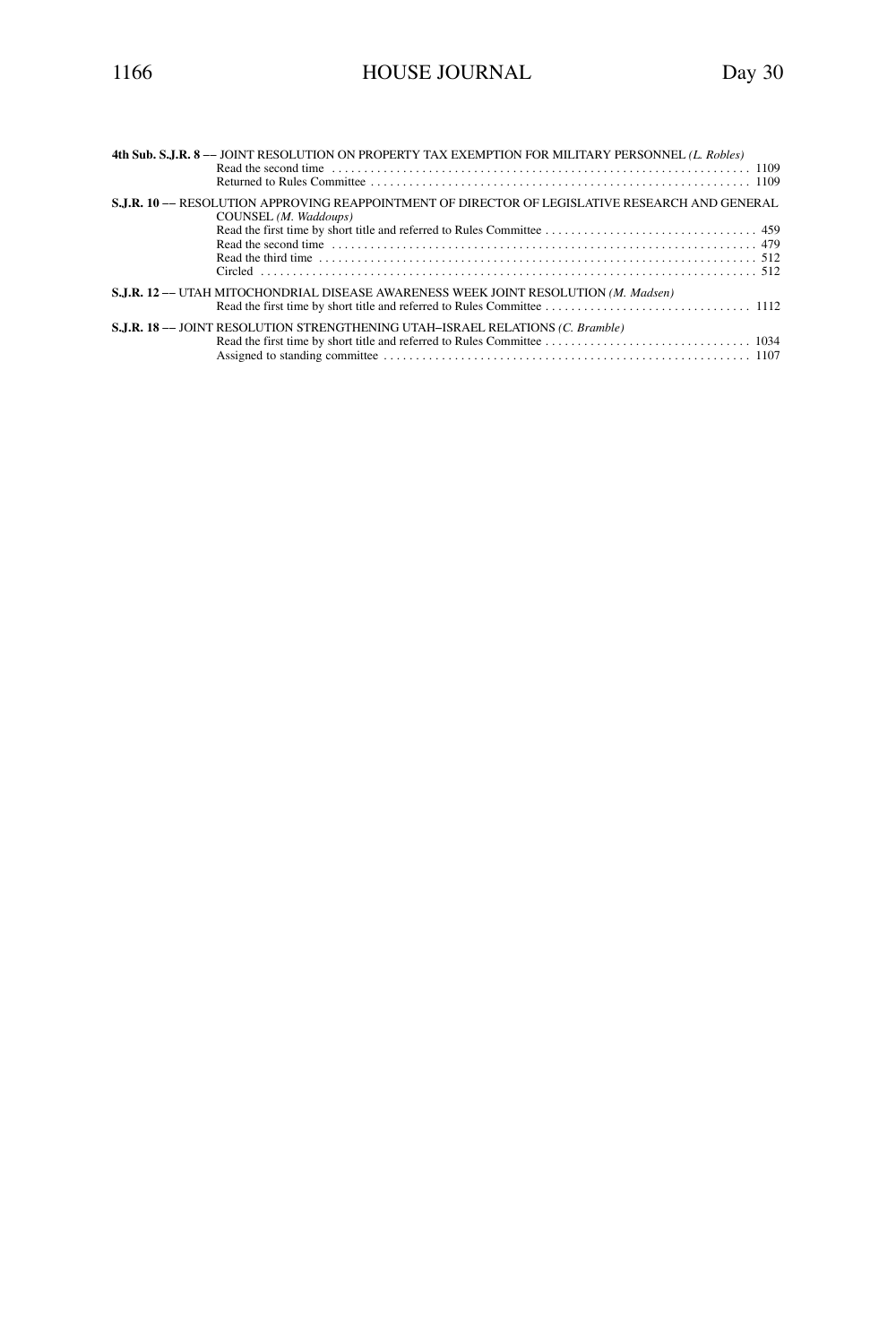**4th Sub. S.J.R. 8** –– JOINT RESOLUTION ON PROPERTY TAX EXEMPTION FOR MILITARY PERSONNEL *(L. Robles)*

Read the second time . . . . . . . . . . . . . . . . . . . . . . . . . . . . . . . . . . . . . . . . . . . . . . . . . . . . . . . . . . . . . . . . 1109
Returned to Rules Committee . . . . . . . . . . . . . . . . . . . . . . . . . . . . . . . . . . . . . . . . . . . . . . . . . . . . . . . . . . 1109

**S.J.R. 10** –– RESOLUTION APPROVING REAPPOINTMENT OF DIRECTOR OF LEGISLATIVE RESEARCH AND GENERAL COUNSEL *(M. Waddoups)*

Read the first time by short title and referred to Rules Committee . . . . . . . . . . . . . . . . . . . . . . . . . . . . . . . . 459
Read the second time . . . . . . . . . . . . . . . . . . . . . . . . . . . . . . . . . . . . . . . . . . . . . . . . . . . . . . . . . . . . . . . . 479
Read the third time . . . . . . . . . . . . . . . . . . . . . . . . . . . . . . . . . . . . . . . . . . . . . . . . . . . . . . . . . . . . . . . . . . 512
Circled . . . . . . . . . . . . . . . . . . . . . . . . . . . . . . . . . . . . . . . . . . . . . . . . . . . . . . . . . . . . . . . . . . . . . . . . . . . 512

**S.J.R. 12** –– UTAH MITOCHONDRIAL DISEASE AWARENESS WEEK JOINT RESOLUTION *(M. Madsen)*

Read the first time by short title and referred to Rules Committee . . . . . . . . . . . . . . . . . . . . . . . . . . . . . . . 1112

**S.J.R. 18** –– JOINT RESOLUTION STRENGTHENING UTAH–ISRAEL RELATIONS *(C. Bramble)*

Read the first time by short title and referred to Rules Committee . . . . . . . . . . . . . . . . . . . . . . . . . . . . . . . 1034
Assigned to standing committee . . . . . . . . . . . . . . . . . . . . . . . . . . . . . . . . . . . . . . . . . . . . . . . . . . . . . . . . 1107